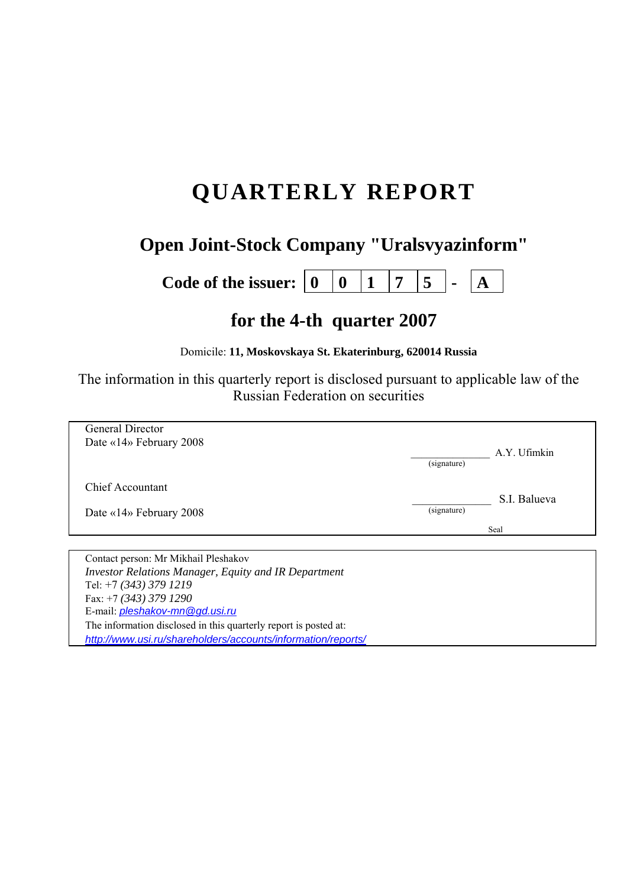# QUARTERLY REPORT

## Open Joint-Stock Company "Uralsvyazinform"

**Code of the issuer: 0 0 1 7 5 - A**

## for the 4-th quarter 2007

Domicile: **11, Moskovskaya St. Ekaterinburg, 620014 Russia**

The information in this quarterly report is disclosed pursuant to applicable law of the Russian Federation on securities

| | | |
|---|---|---|
| General Director<br>Date «14» February 2008 | ______________<br>(signature) | A.Y. Ufimkin |
| Chief Accountant<br>Date «14» February 2008 | ______________<br>(signature) | S.I. Balueva |
| | Seal | |

Contact person: Mr Mikhail Pleshakov
*Investor Relations Manager, Equity and IR Department*
Tel: +7 *(343) 379 1219*
Fax: +7 *(343) 379 1290*
E-mail: *pleshakov-mn@gd.usi.ru*
The information disclosed in this quarterly report is posted at:
*http://www.usi.ru/shareholders/accounts/information/reports/*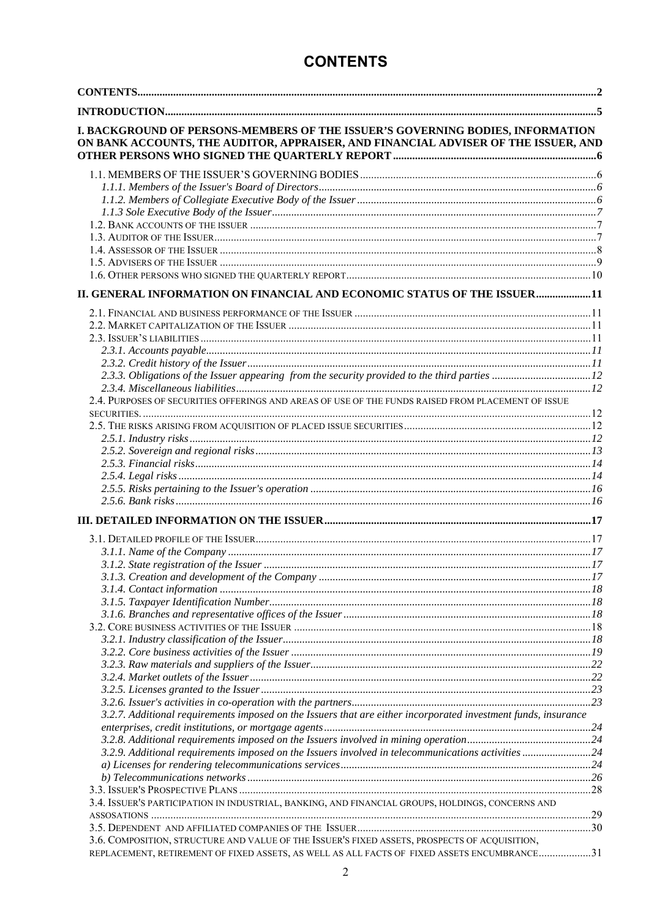# CONTENTS

CONTENTS ..... 2

INTRODUCTION ..... 5

I. BACKGROUND OF PERSONS-MEMBERS OF THE ISSUER'S GOVERNING BODIES, INFORMATION ON BANK ACCOUNTS, THE AUDITOR, APPRAISER, AND FINANCIAL ADVISER OF THE ISSUER, AND OTHER PERSONS WHO SIGNED THE QUARTERLY REPORT ..... 6

- 1.1. MEMBERS OF THE ISSUER'S GOVERNING BODIES ..... 6
  - *1.1.1. Members of the Issuer's Board of Directors ..... 6*
  - *1.1.2. Members of Collegiate Executive Body of the Issuer ..... 6*
  - *1.1.3 Sole Executive Body of the Issuer ..... 7*
- 1.2. BANK ACCOUNTS OF THE ISSUER ..... 7
- 1.3. AUDITOR OF THE ISSUER ..... 7
- 1.4. ASSESSOR OF THE ISSUER ..... 8
- 1.5. ADVISERS OF THE ISSUER ..... 9
- 1.6. OTHER PERSONS WHO SIGNED THE QUARTERLY REPORT ..... 10

II. GENERAL INFORMATION ON FINANCIAL AND ECONOMIC STATUS OF THE ISSUER ..... 11

- 2.1. FINANCIAL AND BUSINESS PERFORMANCE OF THE ISSUER ..... 11
- 2.2. MARKET CAPITALIZATION OF THE ISSUER ..... 11
- 2.3. ISSUER'S LIABILITIES ..... 11
  - *2.3.1. Accounts payable ..... 11*
  - *2.3.2. Credit history of the Issuer ..... 11*
  - *2.3.3. Obligations of the Issuer appearing from the security provided to the third parties ..... 12*
  - *2.3.4. Miscellaneous liabilities ..... 12*
- 2.4. PURPOSES OF SECURITIES OFFERINGS AND AREAS OF USE OF THE FUNDS RAISED FROM PLACEMENT OF ISSUE SECURITIES. ..... 12
- 2.5. THE RISKS ARISING FROM ACQUISITION OF PLACED ISSUE SECURITIES ..... 12
  - *2.5.1. Industry risks ..... 12*
  - *2.5.2. Sovereign and regional risks ..... 13*
  - *2.5.3. Financial risks ..... 14*
  - *2.5.4. Legal risks ..... 14*
  - *2.5.5. Risks pertaining to the Issuer's operation ..... 16*
  - *2.5.6. Bank risks ..... 16*

III. DETAILED INFORMATION ON THE ISSUER ..... 17

- 3.1. DETAILED PROFILE OF THE ISSUER ..... 17
  - *3.1.1. Name of the Company ..... 17*
  - *3.1.2. State registration of the Issuer ..... 17*
  - *3.1.3. Creation and development of the Company ..... 17*
  - *3.1.4. Contact information ..... 18*
  - *3.1.5. Taxpayer Identification Number ..... 18*
  - *3.1.6. Branches and representative offices of the Issuer ..... 18*
- 3.2. CORE BUSINESS ACTIVITIES OF THE ISSUER ..... 18
  - *3.2.1. Industry classification of the Issuer ..... 18*
  - *3.2.2. Core business activities of the Issuer ..... 19*
  - *3.2.3. Raw materials and suppliers of the Issuer ..... 22*
  - *3.2.4. Market outlets of the Issuer ..... 22*
  - *3.2.5. Licenses granted to the Issuer ..... 23*
  - *3.2.6. Issuer's activities in co-operation with the partners ..... 23*
  - *3.2.7. Additional requirements imposed on the Issuers that are either incorporated investment funds, insurance enterprises, credit institutions, or mortgage agents ..... 24*
  - *3.2.8. Additional requirements imposed on the Issuers involved in mining operation ..... 24*
  - *3.2.9. Additional requirements imposed on the Issuers involved in telecommunications activities ..... 24*
  - *a) Licenses for rendering telecommunications services ..... 24*
  - *b) Telecommunications networks ..... 26*
- 3.3. ISSUER'S PROSPECTIVE PLANS ..... 28
- 3.4. ISSUER'S PARTICIPATION IN INDUSTRIAL, BANKING, AND FINANCIAL GROUPS, HOLDINGS, CONCERNS AND ASSOSATIONS ..... 29
- 3.5. DEPENDENT AND AFFILIATED COMPANIES OF THE ISSUER ..... 30
- 3.6. COMPOSITION, STRUCTURE AND VALUE OF THE ISSUER'S FIXED ASSETS, PROSPECTS OF ACQUISITION, REPLACEMENT, RETIREMENT OF FIXED ASSETS, AS WELL AS ALL FACTS OF FIXED ASSETS ENCUMBRANCE ..... 31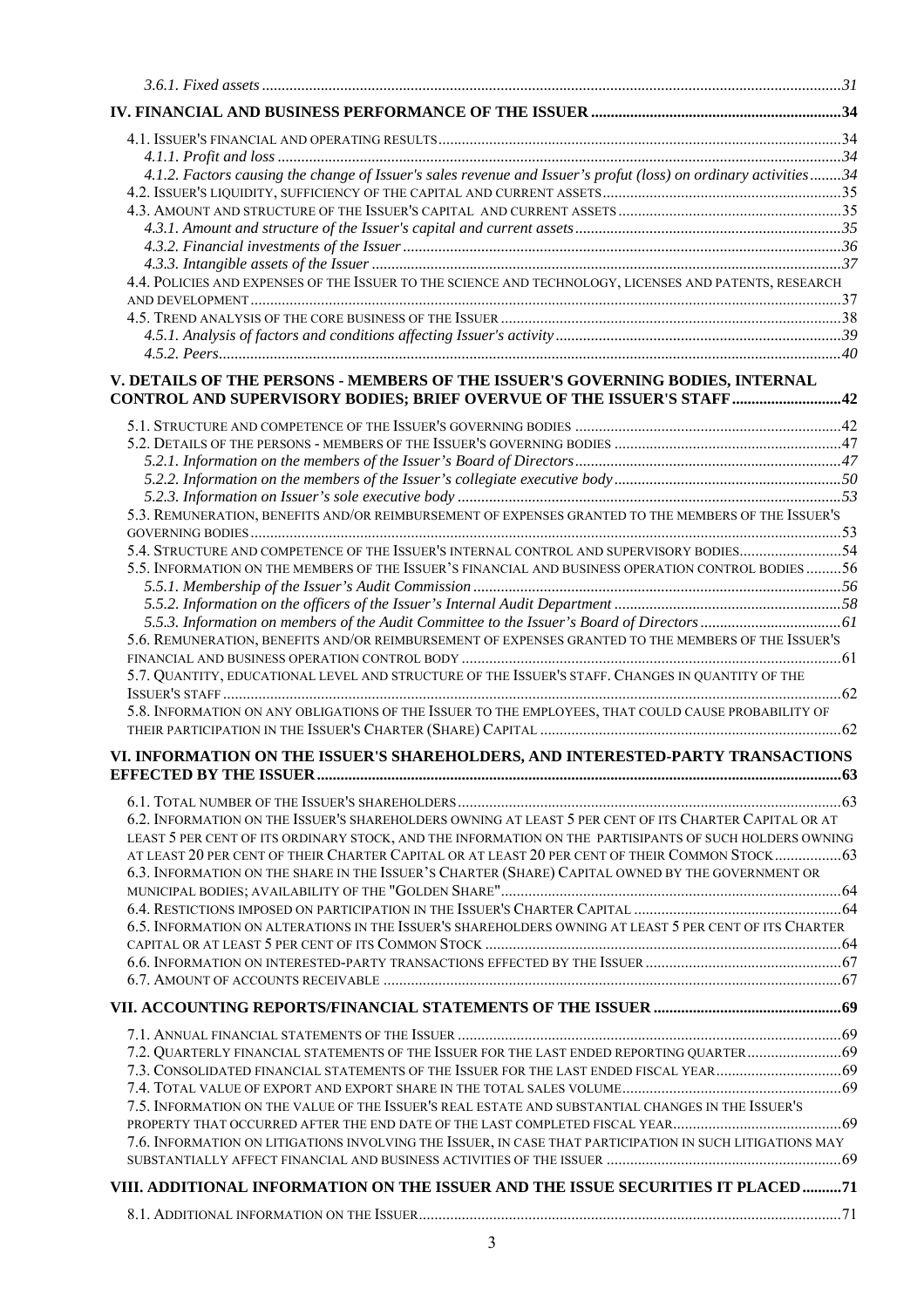*3.6.1. Fixed assets* ..... 31

**IV. FINANCIAL AND BUSINESS PERFORMANCE OF THE ISSUER** ..... 34

4.1. ISSUER'S FINANCIAL AND OPERATING RESULTS ..... 34
*4.1.1. Profit and loss* ..... 34
*4.1.2. Factors causing the change of Issuer's sales revenue and Issuer's profut (loss) on ordinary activities* ..... 34
4.2. ISSUER'S LIQUIDITY, SUFFICIENCY OF THE CAPITAL AND CURRENT ASSETS ..... 35
4.3. AMOUNT AND STRUCTURE OF THE ISSUER'S CAPITAL AND CURRENT ASSETS ..... 35
*4.3.1. Amount and structure of the Issuer's capital and current assets* ..... 35
*4.3.2. Financial investments of the Issuer* ..... 36
*4.3.3. Intangible assets of the Issuer* ..... 37
4.4. POLICIES AND EXPENSES OF THE ISSUER TO THE SCIENCE AND TECHNOLOGY, LICENSES AND PATENTS, RESEARCH AND DEVELOPMENT ..... 37
4.5. TREND ANALYSIS OF THE CORE BUSINESS OF THE ISSUER ..... 38
*4.5.1. Analysis of factors and conditions affecting Issuer's activity* ..... 39
*4.5.2. Peers* ..... 40

**V. DETAILS OF THE PERSONS - MEMBERS OF THE ISSUER'S GOVERNING BODIES, INTERNAL CONTROL AND SUPERVISORY BODIES; BRIEF OVERVUE OF THE ISSUER'S STAFF** ..... 42

5.1. STRUCTURE AND COMPETENCE OF THE ISSUER'S GOVERNING BODIES ..... 42
5.2. DETAILS OF THE PERSONS - MEMBERS OF THE ISSUER'S GOVERNING BODIES ..... 47
*5.2.1. Information on the members of the Issuer's Board of Directors* ..... 47
*5.2.2. Information on the members of the Issuer's collegiate executive body* ..... 50
*5.2.3. Information on Issuer's sole executive body* ..... 53
5.3. REMUNERATION, BENEFITS AND/OR REIMBURSEMENT OF EXPENSES GRANTED TO THE MEMBERS OF THE ISSUER'S GOVERNING BODIES ..... 53
5.4. STRUCTURE AND COMPETENCE OF THE ISSUER'S INTERNAL CONTROL AND SUPERVISORY BODIES ..... 54
5.5. INFORMATION ON THE MEMBERS OF THE ISSUER'S FINANCIAL AND BUSINESS OPERATION CONTROL BODIES ..... 56
*5.5.1. Membership of the Issuer's Audit Commission* ..... 56
*5.5.2. Information on the officers of the Issuer's Internal Audit Department* ..... 58
*5.5.3. Information on members of the Audit Committee to the Issuer's Board of Directors* ..... 61
5.6. REMUNERATION, BENEFITS AND/OR REIMBURSEMENT OF EXPENSES GRANTED TO THE MEMBERS OF THE ISSUER'S FINANCIAL AND BUSINESS OPERATION CONTROL BODY ..... 61
5.7. QUANTITY, EDUCATIONAL LEVEL AND STRUCTURE OF THE ISSUER'S STAFF. CHANGES IN QUANTITY OF THE ISSUER'S STAFF ..... 62
5.8. INFORMATION ON ANY OBLIGATIONS OF THE ISSUER TO THE EMPLOYEES, THAT COULD CAUSE PROBABILITY OF THEIR PARTICIPATION IN THE ISSUER'S CHARTER (SHARE) CAPITAL ..... 62

**VI. INFORMATION ON THE ISSUER'S SHAREHOLDERS, AND INTERESTED-PARTY TRANSACTIONS EFFECTED BY THE ISSUER** ..... 63

6.1. TOTAL NUMBER OF THE ISSUER'S SHAREHOLDERS ..... 63
6.2. INFORMATION ON THE ISSUER'S SHAREHOLDERS OWNING AT LEAST 5 PER CENT OF ITS CHARTER CAPITAL OR AT LEAST 5 PER CENT OF ITS ORDINARY STOCK, AND THE INFORMATION ON THE PARTISIPANTS OF SUCH HOLDERS OWNING AT LEAST 20 PER CENT OF THEIR CHARTER CAPITAL OR AT LEAST 20 PER CENT OF THEIR COMMON STOCK ..... 63
6.3. INFORMATION ON THE SHARE IN THE ISSUER'S CHARTER (SHARE) CAPITAL OWNED BY THE GOVERNMENT OR MUNICIPAL BODIES; AVAILABILITY OF THE "GOLDEN SHARE" ..... 64
6.4. RESTICTIONS IMPOSED ON PARTICIPATION IN THE ISSUER'S CHARTER CAPITAL ..... 64
6.5. INFORMATION ON ALTERATIONS IN THE ISSUER'S SHAREHOLDERS OWNING AT LEAST 5 PER CENT OF ITS CHARTER CAPITAL OR AT LEAST 5 PER CENT OF ITS COMMON STOCK ..... 64
6.6. INFORMATION ON INTERESTED-PARTY TRANSACTIONS EFFECTED BY THE ISSUER ..... 67
6.7. AMOUNT OF ACCOUNTS RECEIVABLE ..... 67

**VII. ACCOUNTING REPORTS/FINANCIAL STATEMENTS OF THE ISSUER** ..... 69

7.1. ANNUAL FINANCIAL STATEMENTS OF THE ISSUER ..... 69
7.2. QUARTERLY FINANCIAL STATEMENTS OF THE ISSUER FOR THE LAST ENDED REPORTING QUARTER ..... 69
7.3. CONSOLIDATED FINANCIAL STATEMENTS OF THE ISSUER FOR THE LAST ENDED FISCAL YEAR ..... 69
7.4. TOTAL VALUE OF EXPORT AND EXPORT SHARE IN THE TOTAL SALES VOLUME ..... 69
7.5. INFORMATION ON THE VALUE OF THE ISSUER'S REAL ESTATE AND SUBSTANTIAL CHANGES IN THE ISSUER'S PROPERTY THAT OCCURRED AFTER THE END DATE OF THE LAST COMPLETED FISCAL YEAR ..... 69
7.6. INFORMATION ON LITIGATIONS INVOLVING THE ISSUER, IN CASE THAT PARTICIPATION IN SUCH LITIGATIONS MAY SUBSTANTIALLY AFFECT FINANCIAL AND BUSINESS ACTIVITIES OF THE ISSUER ..... 69

**VIII. ADDITIONAL INFORMATION ON THE ISSUER AND THE ISSUE SECURITIES IT PLACED** ..... 71

8.1. ADDITIONAL INFORMATION ON THE ISSUER ..... 71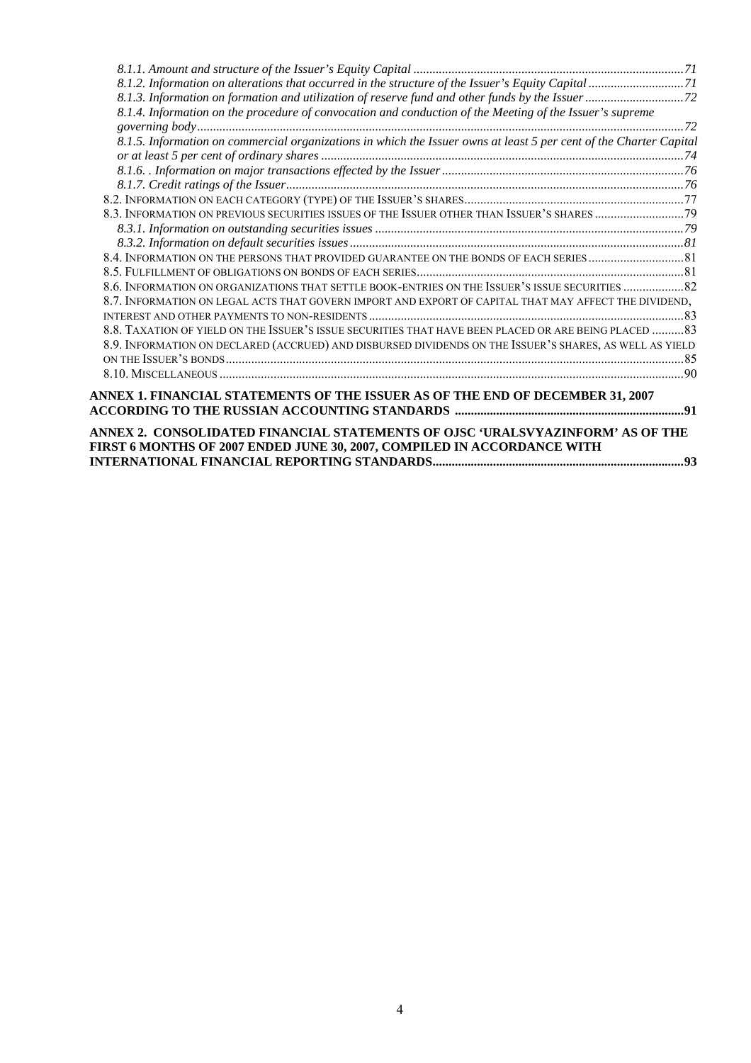*8.1.1. Amount and structure of the Issuer's Equity Capital* ...71

*8.1.2. Information on alterations that occurred in the structure of the Issuer's Equity Capital* ...71

*8.1.3. Information on formation and utilization of reserve fund and other funds by the Issuer* ...72

*8.1.4. Information on the procedure of convocation and conduction of the Meeting of the Issuer's supreme governing body* ...72

*8.1.5. Information on commercial organizations in which the Issuer owns at least 5 per cent of the Charter Capital or at least 5 per cent of ordinary shares* ...74

*8.1.6. . Information on major transactions effected by the Issuer* ...76

*8.1.7. Credit ratings of the Issuer* ...76

8.2. INFORMATION ON EACH CATEGORY (TYPE) OF THE ISSUER'S SHARES ...77

8.3. INFORMATION ON PREVIOUS SECURITIES ISSUES OF THE ISSUER OTHER THAN ISSUER'S SHARES ...79

*8.3.1. Information on outstanding securities issues* ...79

*8.3.2. Information on default securities issues* ...81

8.4. INFORMATION ON THE PERSONS THAT PROVIDED GUARANTEE ON THE BONDS OF EACH SERIES ...81

8.5. FULFILLMENT OF OBLIGATIONS ON BONDS OF EACH SERIES ...81

8.6. INFORMATION ON ORGANIZATIONS THAT SETTLE BOOK-ENTRIES ON THE ISSUER'S ISSUE SECURITIES ...82

8.7. INFORMATION ON LEGAL ACTS THAT GOVERN IMPORT AND EXPORT OF CAPITAL THAT MAY AFFECT THE DIVIDEND, INTEREST AND OTHER PAYMENTS TO NON-RESIDENTS ...83

8.8. TAXATION OF YIELD ON THE ISSUER'S ISSUE SECURITIES THAT HAVE BEEN PLACED OR ARE BEING PLACED ...83

8.9. INFORMATION ON DECLARED (ACCRUED) AND DISBURSED DIVIDENDS ON THE ISSUER'S SHARES, AS WELL AS YIELD ON THE ISSUER'S BONDS ...85

8.10. MISCELLANEOUS ...90

**ANNEX 1. FINANCIAL STATEMENTS OF THE ISSUER AS OF THE END OF DECEMBER 31, 2007 ACCORDING TO THE RUSSIAN ACCOUNTING STANDARDS ...91**

**ANNEX 2. CONSOLIDATED FINANCIAL STATEMENTS OF OJSC 'URALSVYAZINFORM' AS OF THE FIRST 6 MONTHS OF 2007 ENDED JUNE 30, 2007, COMPILED IN ACCORDANCE WITH INTERNATIONAL FINANCIAL REPORTING STANDARDS...93**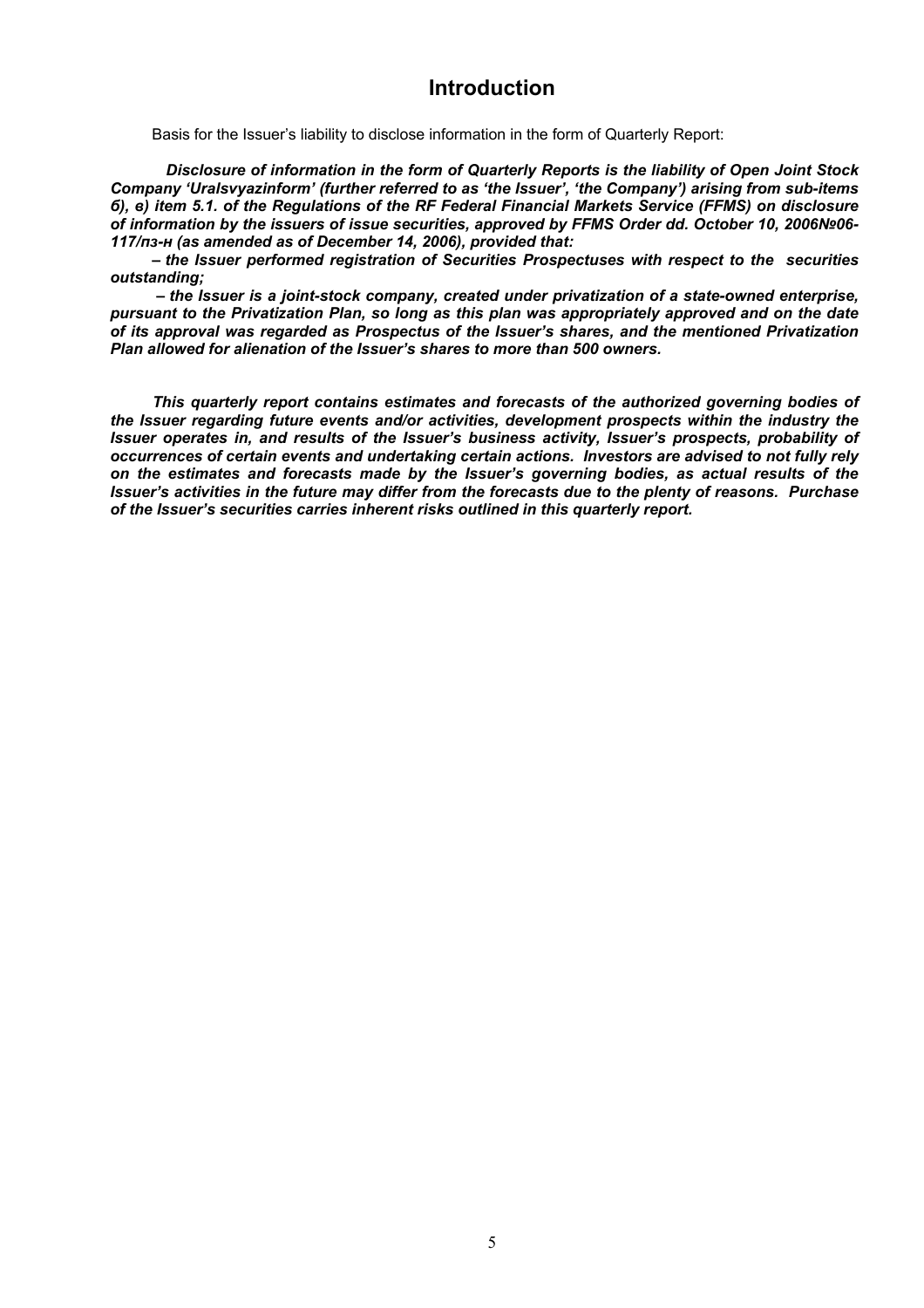# Introduction

Basis for the Issuer's liability to disclose information in the form of Quarterly Report:

***Disclosure of information in the form of Quarterly Reports is the liability of Open Joint Stock Company 'Uralsvyazinform' (further referred to as 'the Issuer', 'the Company') arising from sub-items б), в) item 5.1. of the Regulations of the RF Federal Financial Markets Service (FFMS) on disclosure of information by the issuers of issue securities, approved by FFMS Order dd. October 10, 2006№06-117/пз-н (as amended as of December 14, 2006), provided that:***

***– the Issuer performed registration of Securities Prospectuses with respect to the securities outstanding;***

***– the Issuer is a joint-stock company, created under privatization of a state-owned enterprise, pursuant to the Privatization Plan, so long as this plan was appropriately approved and on the date of its approval was regarded as Prospectus of the Issuer's shares, and the mentioned Privatization Plan allowed for alienation of the Issuer's shares to more than 500 owners.***

***This quarterly report contains estimates and forecasts of the authorized governing bodies of the Issuer regarding future events and/or activities, development prospects within the industry the Issuer operates in, and results of the Issuer's business activity, Issuer's prospects, probability of occurrences of certain events and undertaking certain actions. Investors are advised to not fully rely on the estimates and forecasts made by the Issuer's governing bodies, as actual results of the Issuer's activities in the future may differ from the forecasts due to the plenty of reasons. Purchase of the Issuer's securities carries inherent risks outlined in this quarterly report.***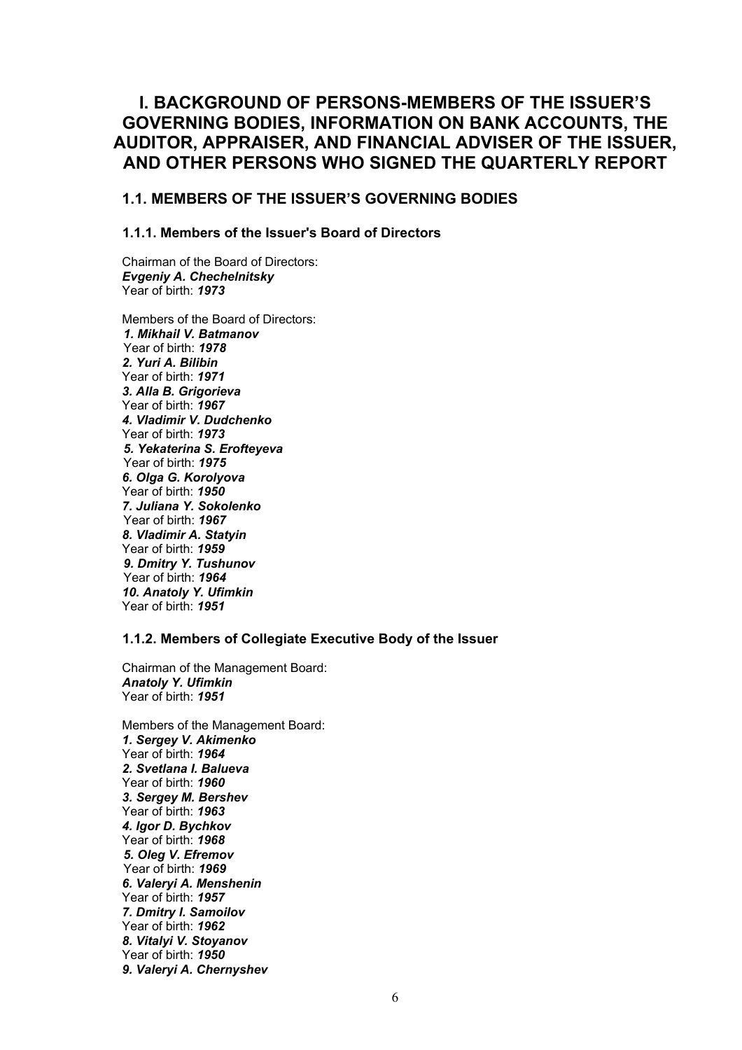# I. BACKGROUND OF PERSONS-MEMBERS OF THE ISSUER'S GOVERNING BODIES, INFORMATION ON BANK ACCOUNTS, THE AUDITOR, APPRAISER, AND FINANCIAL ADVISER OF THE ISSUER, AND OTHER PERSONS WHO SIGNED THE QUARTERLY REPORT

## 1.1. MEMBERS OF THE ISSUER'S GOVERNING BODIES

### 1.1.1. Members of the Issuer's Board of Directors

Chairman of the Board of Directors:
***Evgeniy A. Chechelnitsky***
Year of birth: ***1973***

Members of the Board of Directors:
***1. Mikhail V. Batmanov***
Year of birth: ***1978***
***2. Yuri A. Bilibin***
Year of birth: ***1971***
***3. Alla B. Grigorieva***
Year of birth: ***1967***
***4. Vladimir V. Dudchenko***
Year of birth: ***1973***
***5. Yekaterina S. Erofteyeva***
Year of birth: ***1975***
***6. Olga G. Korolyova***
Year of birth: ***1950***
***7. Juliana Y. Sokolenko***
Year of birth: ***1967***
***8. Vladimir A. Statyin***
Year of birth: ***1959***
***9. Dmitry Y. Tushunov***
Year of birth: ***1964***
***10. Anatoly Y. Ufimkin***
Year of birth: ***1951***

### 1.1.2. Members of Collegiate Executive Body of the Issuer

Chairman of the Management Board:
***Anatoly Y. Ufimkin***
Year of birth: ***1951***

Members of the Management Board:
***1. Sergey V. Akimenko***
Year of birth: ***1964***
***2. Svetlana I. Balueva***
Year of birth: ***1960***
***3. Sergey M. Bershev***
Year of birth: ***1963***
***4. Igor D. Bychkov***
Year of birth: ***1968***
***5. Oleg V. Efremov***
Year of birth: ***1969***
***6. Valeryi A. Menshenin***
Year of birth: ***1957***
***7. Dmitry I. Samoilov***
Year of birth: ***1962***
***8. Vitalyi V. Stoyanov***
Year of birth: ***1950***
***9. Valeryi A. Chernyshev***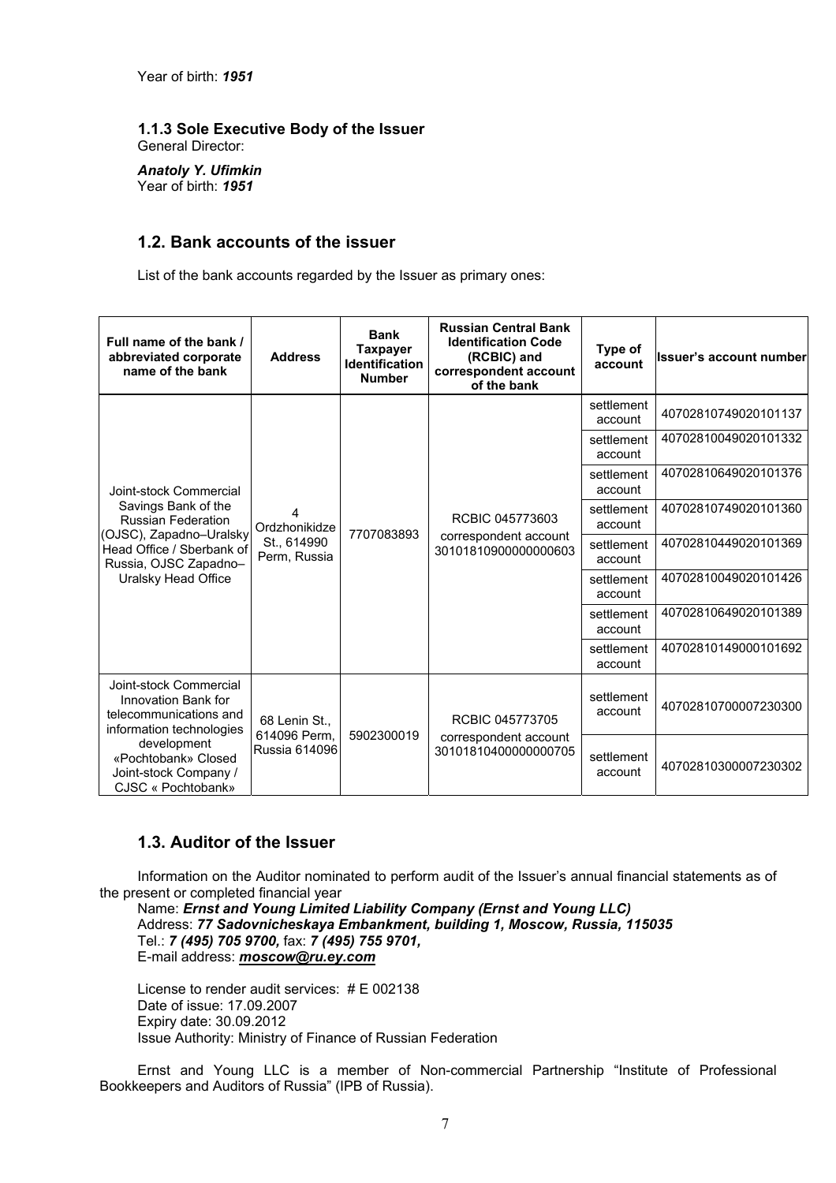Year of birth: ***1951***

### 1.1.3 Sole Executive Body of the Issuer

General Director:

***Anatoly Y. Ufimkin***
Year of birth: ***1951***

## 1.2. Bank accounts of the issuer

List of the bank accounts regarded by the Issuer as primary ones:

| Full name of the bank / abbreviated corporate name of the bank | Address | Bank Taxpayer Identification Number | Russian Central Bank Identification Code (RCBIC) and correspondent account of the bank | Type of account | Issuer's account number |
|---|---|---|---|---|---|
| Joint-stock Commercial Savings Bank of the Russian Federation (OJSC), Zapadno–Uralsky Head Office / Sberbank of Russia, OJSC Zapadno–Uralsky Head Office | 4 Ordzhonikidze St., 614990 Perm, Russia | 7707083893 | RCBIC 045773603 correspondent account 30101810900000000603 | settlement account | 40702810749020101137 |
| | | | | settlement account | 40702810049020101332 |
| | | | | settlement account | 40702810649020101376 |
| | | | | settlement account | 40702810749020101360 |
| | | | | settlement account | 40702810449020101369 |
| | | | | settlement account | 40702810049020101426 |
| | | | | settlement account | 40702810649020101389 |
| | | | | settlement account | 40702810149000101692 |
| Joint-stock Commercial Innovation Bank for telecommunications and information technologies development «Pochtobank» Closed Joint-stock Company / CJSC « Pochtobank» | 68 Lenin St., 614096 Perm, Russia 614096 | 5902300019 | RCBIC 045773705 correspondent account 30101810400000000705 | settlement account | 40702810700007230300 |
| | | | | settlement account | 40702810300007230302 |

## 1.3. Auditor of the Issuer

Information on the Auditor nominated to perform audit of the Issuer's annual financial statements as of the present or completed financial year

Name: ***Ernst and Young Limited Liability Company (Ernst and Young LLC)***
Address: ***77 Sadovnicheskaya Embankment, building 1, Moscow, Russia, 115035***
Tel.: ***7 (495) 705 9700,*** fax: ***7 (495) 755 9701,***
E-mail address: ***moscow@ru.ey.com***

License to render audit services: # E 002138
Date of issue: 17.09.2007
Expiry date: 30.09.2012
Issue Authority: Ministry of Finance of Russian Federation

Ernst and Young LLC is a member of Non-commercial Partnership "Institute of Professional Bookkeepers and Auditors of Russia" (IPB of Russia).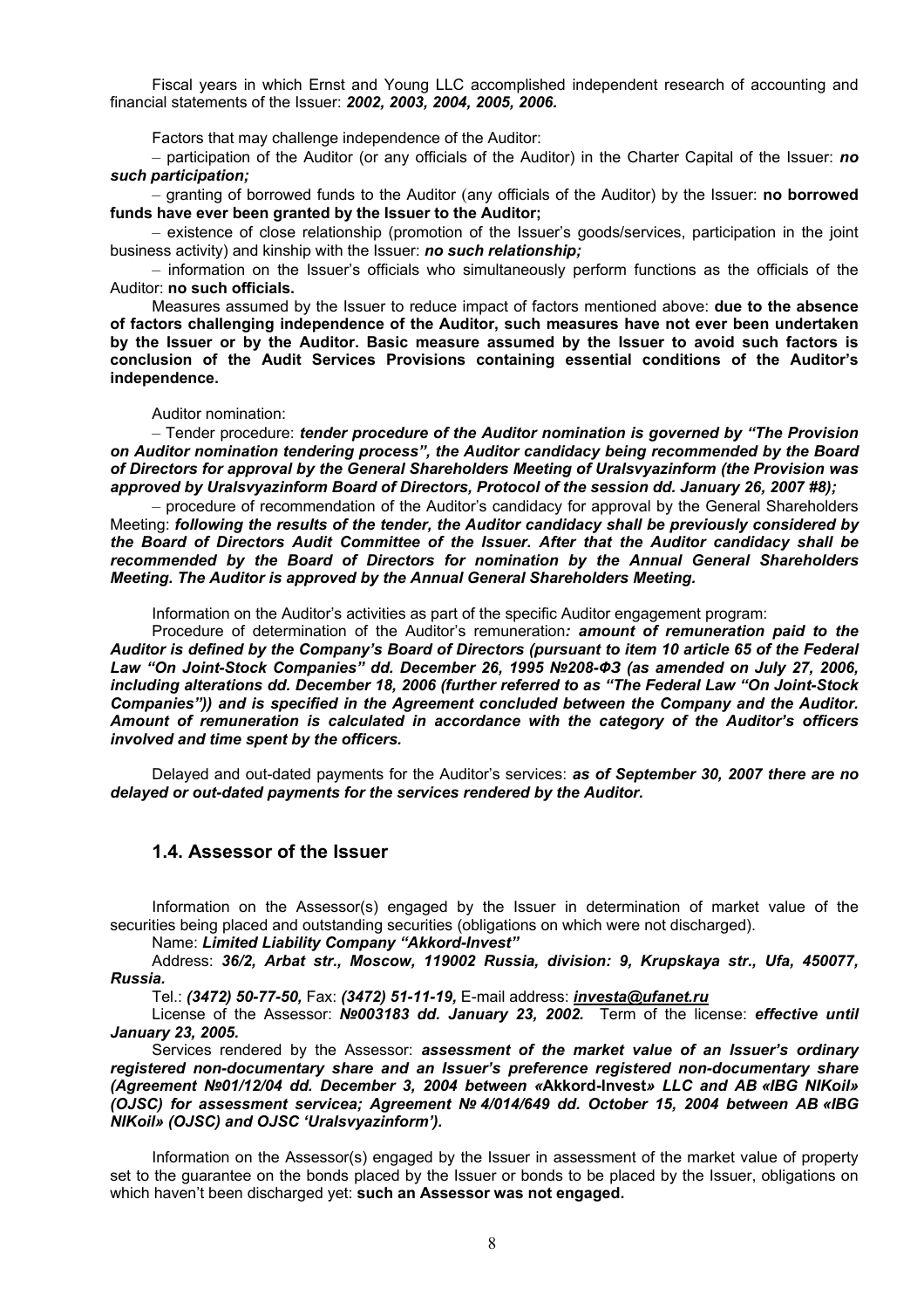Fiscal years in which Ernst and Young LLC accomplished independent research of accounting and financial statements of the Issuer: ***2002, 2003, 2004, 2005, 2006.***

Factors that may challenge independence of the Auditor:

– participation of the Auditor (or any officials of the Auditor) in the Charter Capital of the Issuer: ***no such participation;***

– granting of borrowed funds to the Auditor (any officials of the Auditor) by the Issuer: **no borrowed funds have ever been granted by the Issuer to the Auditor;**

– existence of close relationship (promotion of the Issuer's goods/services, participation in the joint business activity) and kinship with the Issuer: ***no such relationship;***

– information on the Issuer's officials who simultaneously perform functions as the officials of the Auditor: **no such officials.**

Measures assumed by the Issuer to reduce impact of factors mentioned above: **due to the absence of factors challenging independence of the Auditor, such measures have not ever been undertaken by the Issuer or by the Auditor. Basic measure assumed by the Issuer to avoid such factors is conclusion of the Audit Services Provisions containing essential conditions of the Auditor's independence.**

Auditor nomination:

– Tender procedure: ***tender procedure of the Auditor nomination is governed by "The Provision on Auditor nomination tendering process", the Auditor candidacy being recommended by the Board of Directors for approval by the General Shareholders Meeting of Uralsvyazinform (the Provision was approved by Uralsvyazinform Board of Directors, Protocol of the session dd. January 26, 2007 #8);***

– procedure of recommendation of the Auditor's candidacy for approval by the General Shareholders Meeting: ***following the results of the tender, the Auditor candidacy shall be previously considered by the Board of Directors Audit Committee of the Issuer. After that the Auditor candidacy shall be recommended by the Board of Directors for nomination by the Annual General Shareholders Meeting. The Auditor is approved by the Annual General Shareholders Meeting.***

Information on the Auditor's activities as part of the specific Auditor engagement program:

Procedure of determination of the Auditor's remuneration***: amount of remuneration paid to the Auditor is defined by the Company's Board of Directors (pursuant to item 10 article 65 of the Federal Law "On Joint-Stock Companies" dd. December 26, 1995 №208-ФЗ (as amended on July 27, 2006, including alterations dd. December 18, 2006 (further referred to as "The Federal Law "On Joint-Stock Companies")) and is specified in the Agreement concluded between the Company and the Auditor. Amount of remuneration is calculated in accordance with the category of the Auditor's officers involved and time spent by the officers.***

Delayed and out-dated payments for the Auditor's services: ***as of September 30, 2007 there are no delayed or out-dated payments for the services rendered by the Auditor.***

## 1.4. Assessor of the Issuer

Information on the Assessor(s) engaged by the Issuer in determination of market value of the securities being placed and outstanding securities (obligations on which were not discharged).

Name: ***Limited Liability Company "Akkord-Invest"***

Address: ***36/2, Arbat str., Moscow, 119002 Russia, division: 9, Krupskaya str., Ufa, 450077, Russia.***

Tel.: ***(3472) 50-77-50,*** Fax: ***(3472) 51-11-19,*** E-mail address: ***investa@ufanet.ru***

License of the Assessor: ***№003183 dd. January 23, 2002.*** Term of the license: ***effective until January 23, 2005.***

Services rendered by the Assessor: ***assessment of the market value of an Issuer's ordinary registered non-documentary share and an Issuer's preference registered non-documentary share (Agreement №01/12/04 dd. December 3, 2004 between «*Akkord-Invest*» LLC and AB «IBG NIKoil» (OJSC) for assessment servicea; Agreement № 4/014/649 dd. October 15, 2004 between AB «IBG NIKoil» (OJSC) and OJSC 'Uralsvyazinform').***

Information on the Assessor(s) engaged by the Issuer in assessment of the market value of property set to the guarantee on the bonds placed by the Issuer or bonds to be placed by the Issuer, obligations on which haven't been discharged yet: **such an Assessor was not engaged.**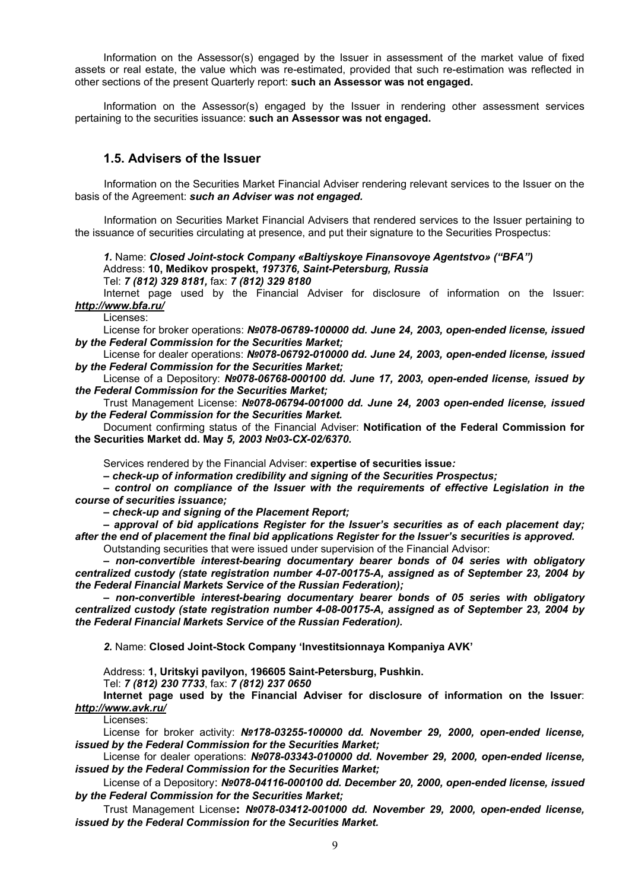Information on the Assessor(s) engaged by the Issuer in assessment of the market value of fixed assets or real estate, the value which was re-estimated, provided that such re-estimation was reflected in other sections of the present Quarterly report: **such an Assessor was not engaged.**

Information on the Assessor(s) engaged by the Issuer in rendering other assessment services pertaining to the securities issuance: **such an Assessor was not engaged.**

## 1.5. Advisers of the Issuer

Information on the Securities Market Financial Adviser rendering relevant services to the Issuer on the basis of the Agreement: ***such an Adviser was not engaged.***

Information on Securities Market Financial Advisers that rendered services to the Issuer pertaining to the issuance of securities circulating at presence, and put their signature to the Securities Prospectus:

***1.*** Name: ***Closed Joint-stock Company «Baltiyskoye Finansovoye Agentstvo» ("BFA")***
Address: **10, Medikov prospekt,** ***197376, Saint-Petersburg, Russia***
Tel: ***7 (812) 329 8181,*** fax: ***7 (812) 329 8180***

Internet page used by the Financial Adviser for disclosure of information on the Issuer: ***http://www.bfa.ru/***

Licenses:

License for broker operations: ***№078-06789-100000 dd. June 24, 2003, open-ended license, issued by the Federal Commission for the Securities Market;***

License for dealer operations: ***№078-06792-010000 dd. June 24, 2003, open-ended license, issued by the Federal Commission for the Securities Market;***

License of a Depository: ***№078-06768-000100 dd. June 17, 2003, open-ended license, issued by the Federal Commission for the Securities Market;***

Trust Management License: ***№078-06794-001000 dd. June 24, 2003 open-ended license, issued by the Federal Commission for the Securities Market.***

Document confirming status of the Financial Adviser: **Notification of the Federal Commission for the Securities Market dd. May** ***5, 2003 №03-CX-02/6370.***

Services rendered by the Financial Adviser: **expertise of securities issue*:***

***– check-up of information credibility and signing of the Securities Prospectus;***

***– control on compliance of the Issuer with the requirements of effective Legislation in the course of securities issuance;***

***– check-up and signing of the Placement Report;***

***– approval of bid applications Register for the Issuer's securities as of each placement day; after the end of placement the final bid applications Register for the Issuer's securities is approved.***

Outstanding securities that were issued under supervision of the Financial Advisor:

***– non-convertible interest-bearing documentary bearer bonds of 04 series with obligatory centralized custody (state registration number 4-07-00175-A, assigned as of September 23, 2004 by the Federal Financial Markets Service of the Russian Federation);***

***– non-convertible interest-bearing documentary bearer bonds of 05 series with obligatory centralized custody (state registration number 4-08-00175-A, assigned as of September 23, 2004 by the Federal Financial Markets Service of the Russian Federation).***

***2.*** Name: **Closed Joint-Stock Company 'Investitsionnaya Kompaniya AVK'**

Address: **1, Uritskyi pavilyon, 196605 Saint-Petersburg, Pushkin.**

Tel: ***7 (812) 230 7733***, fax: ***7 (812) 237 0650***

**Internet page used by the Financial Adviser for disclosure of information on the Issuer**: ***http://www.avk.ru/***

Licenses:

License for broker activity: ***№178-03255-100000 dd. November 29, 2000, open-ended license, issued by the Federal Commission for the Securities Market;***

License for dealer operations: ***№078-03343-010000 dd. November 29, 2000, open-ended license, issued by the Federal Commission for the Securities Market;***

License of a Depository: ***№078-04116-000100 dd. December 20, 2000, open-ended license, issued by the Federal Commission for the Securities Market;***

Trust Management License**:** ***№078-03412-001000 dd. November 29, 2000, open-ended license, issued by the Federal Commission for the Securities Market.***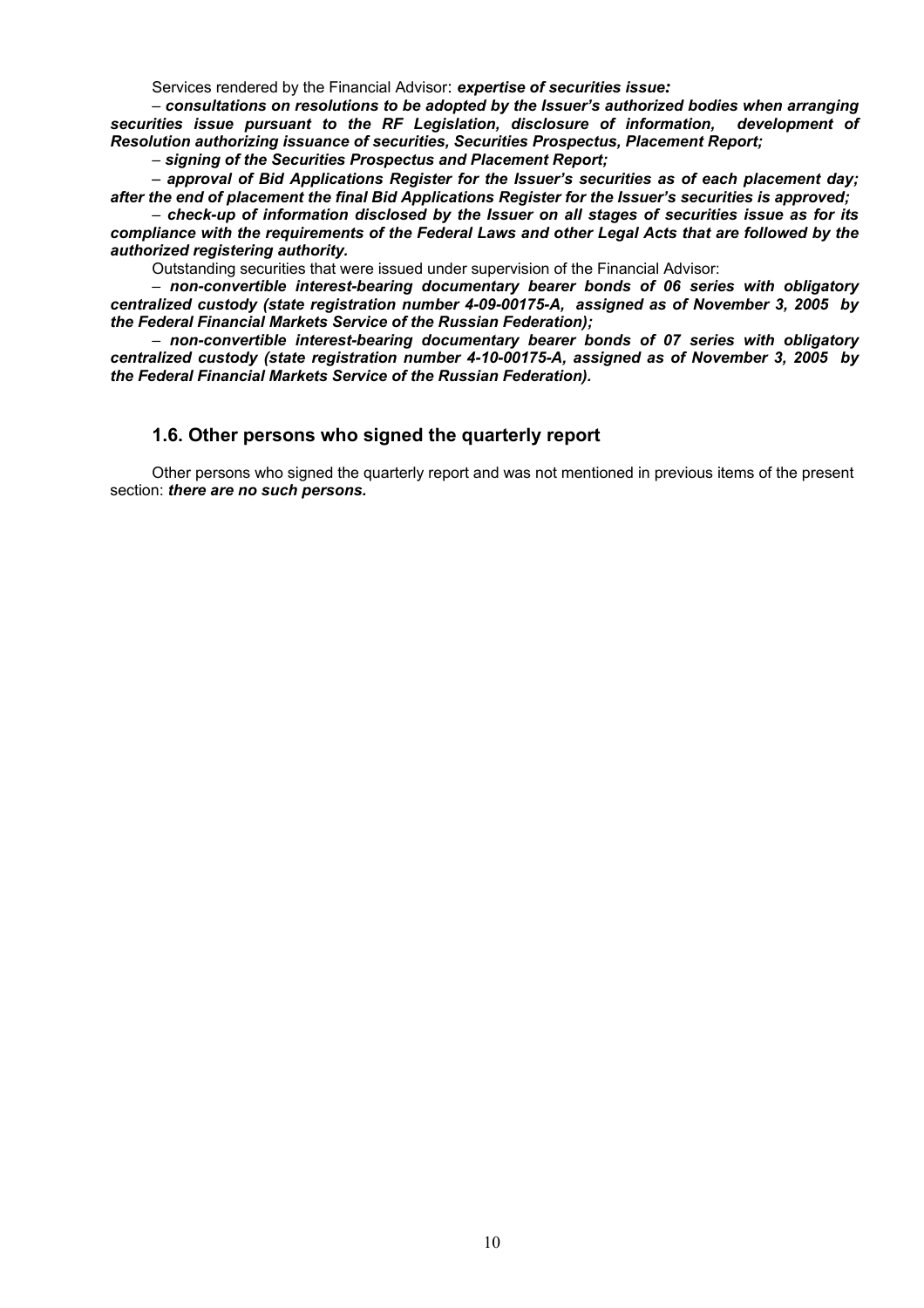Services rendered by the Financial Advisor: ***expertise of securities issue:***

– ***consultations on resolutions to be adopted by the Issuer's authorized bodies when arranging securities issue pursuant to the RF Legislation, disclosure of information, development of Resolution authorizing issuance of securities, Securities Prospectus, Placement Report;***

– ***signing of the Securities Prospectus and Placement Report;***

– ***approval of Bid Applications Register for the Issuer's securities as of each placement day; after the end of placement the final Bid Applications Register for the Issuer's securities is approved;***

– ***check-up of information disclosed by the Issuer on all stages of securities issue as for its compliance with the requirements of the Federal Laws and other Legal Acts that are followed by the authorized registering authority.***

Outstanding securities that were issued under supervision of the Financial Advisor:

– ***non-convertible interest-bearing documentary bearer bonds of 06 series with obligatory centralized custody (state registration number 4-09-00175-A, assigned as of November 3, 2005 by the Federal Financial Markets Service of the Russian Federation);***

– ***non-convertible interest-bearing documentary bearer bonds of 07 series with obligatory centralized custody (state registration number 4-10-00175-A, assigned as of November 3, 2005 by the Federal Financial Markets Service of the Russian Federation).***

## 1.6. Other persons who signed the quarterly report

Other persons who signed the quarterly report and was not mentioned in previous items of the present section: ***there are no such persons.***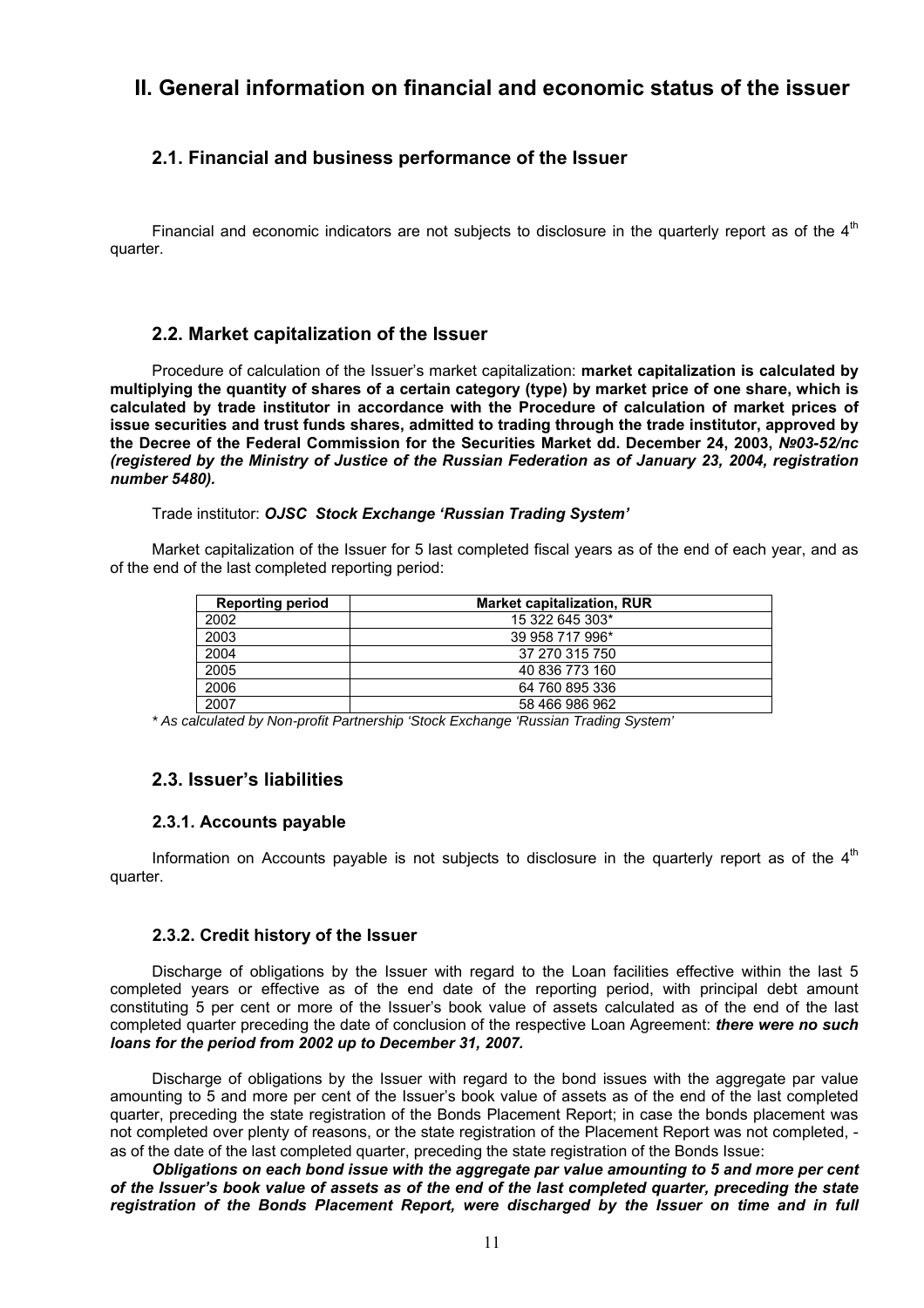# II. General information on financial and economic status of the issuer

## 2.1. Financial and business performance of the Issuer

Financial and economic indicators are not subjects to disclosure in the quarterly report as of the 4th quarter.

## 2.2. Market capitalization of the Issuer

Procedure of calculation of the Issuer's market capitalization: **market capitalization is calculated by multiplying the quantity of shares of a certain category (type) by market price of one share, which is calculated by trade institutor in accordance with the Procedure of calculation of market prices of issue securities and trust funds shares, admitted to trading through the trade institutor, approved by the Decree of the Federal Commission for the Securities Market dd. December 24, 2003, *№03-52/пс (registered by the Ministry of Justice of the Russian Federation as of January 23, 2004, registration number 5480).***

Trade institutor: ***OJSC Stock Exchange 'Russian Trading System'***

Market capitalization of the Issuer for 5 last completed fiscal years as of the end of each year, and as of the end of the last completed reporting period:

| Reporting period | Market capitalization, RUR |
|---|---|
| 2002 | 15 322 645 303* |
| 2003 | 39 958 717 996* |
| 2004 | 37 270 315 750 |
| 2005 | 40 836 773 160 |
| 2006 | 64 760 895 336 |
| 2007 | 58 466 986 962 |

*\* As calculated by Non-profit Partnership 'Stock Exchange 'Russian Trading System'*

## 2.3. Issuer's liabilities

### 2.3.1. Accounts payable

Information on Accounts payable is not subjects to disclosure in the quarterly report as of the 4th quarter.

### 2.3.2. Credit history of the Issuer

Discharge of obligations by the Issuer with regard to the Loan facilities effective within the last 5 completed years or effective as of the end date of the reporting period, with principal debt amount constituting 5 per cent or more of the Issuer's book value of assets calculated as of the end of the last completed quarter preceding the date of conclusion of the respective Loan Agreement: ***there were no such loans for the period from 2002 up to December 31, 2007.***

Discharge of obligations by the Issuer with regard to the bond issues with the aggregate par value amounting to 5 and more per cent of the Issuer's book value of assets as of the end of the last completed quarter, preceding the state registration of the Bonds Placement Report; in case the bonds placement was not completed over plenty of reasons, or the state registration of the Placement Report was not completed, - as of the date of the last completed quarter, preceding the state registration of the Bonds Issue:

***Obligations on each bond issue with the aggregate par value amounting to 5 and more per cent of the Issuer's book value of assets as of the end of the last completed quarter, preceding the state registration of the Bonds Placement Report, were discharged by the Issuer on time and in full***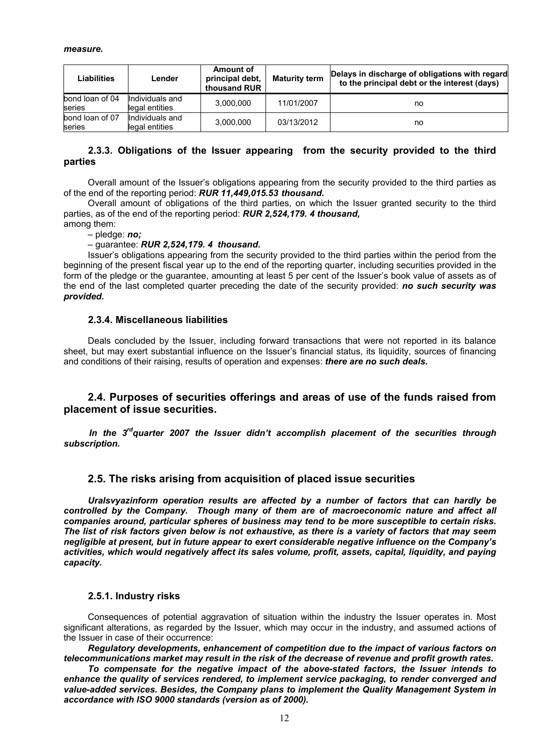***measure.***

| Liabilities | Lender | Amount of principal debt, thousand RUR | Maturity term | Delays in discharge of obligations with regard to the principal debt or the interest (days) |
|---|---|---|---|---|
| bond loan of 04 series | Individuals and legal entities | 3,000,000 | 11/01/2007 | no |
| bond loan of 07 series | Individuals and legal entities | 3,000,000 | 03/13/2012 | no |

### 2.3.3. Obligations of the Issuer appearing from the security provided to the third parties

Overall amount of the Issuer's obligations appearing from the security provided to the third parties as of the end of the reporting period: ***RUR 11,449,015.53 thousand.***

Overall amount of obligations of the third parties, on which the Issuer granted security to the third parties, as of the end of the reporting period: ***RUR 2,524,179. 4 thousand,***
among them:

– pledge: ***no;***

– guarantee: ***RUR 2,524,179. 4 thousand.***

Issuer's obligations appearing from the security provided to the third parties within the period from the beginning of the present fiscal year up to the end of the reporting quarter, including securities provided in the form of the pledge or the guarantee, amounting at least 5 per cent of the Issuer's book value of assets as of the end of the last completed quarter preceding the date of the security provided: ***no such security was provided.***

### 2.3.4. Miscellaneous liabilities

Deals concluded by the Issuer, including forward transactions that were not reported in its balance sheet, but may exert substantial influence on the Issuer's financial status, its liquidity, sources of financing and conditions of their raising, results of operation and expenses: ***there are no such deals.***

## 2.4. Purposes of securities offerings and areas of use of the funds raised from placement of issue securities.

***In the 3rd quarter 2007 the Issuer didn't accomplish placement of the securities through subscription.***

## 2.5. The risks arising from acquisition of placed issue securities

***Uralsvyazinform operation results are affected by a number of factors that can hardly be controlled by the Company. Though many of them are of macroeconomic nature and affect all companies around, particular spheres of business may tend to be more susceptible to certain risks. The list of risk factors given below is not exhaustive, as there is a variety of factors that may seem negligible at present, but in future appear to exert considerable negative influence on the Company's activities, which would negatively affect its sales volume, profit, assets, capital, liquidity, and paying capacity.***

### 2.5.1. Industry risks

Consequences of potential aggravation of situation within the industry the Issuer operates in. Most significant alterations, as regarded by the Issuer, which may occur in the industry, and assumed actions of the Issuer in case of their occurrence:

***Regulatory developments, enhancement of competition due to the impact of various factors on telecommunications market may result in the risk of the decrease of revenue and profit growth rates.***

***To compensate for the negative impact of the above-stated factors, the Issuer intends to enhance the quality of services rendered, to implement service packaging, to render converged and value-added services. Besides, the Company plans to implement the Quality Management System in accordance with ISO 9000 standards (version as of 2000).***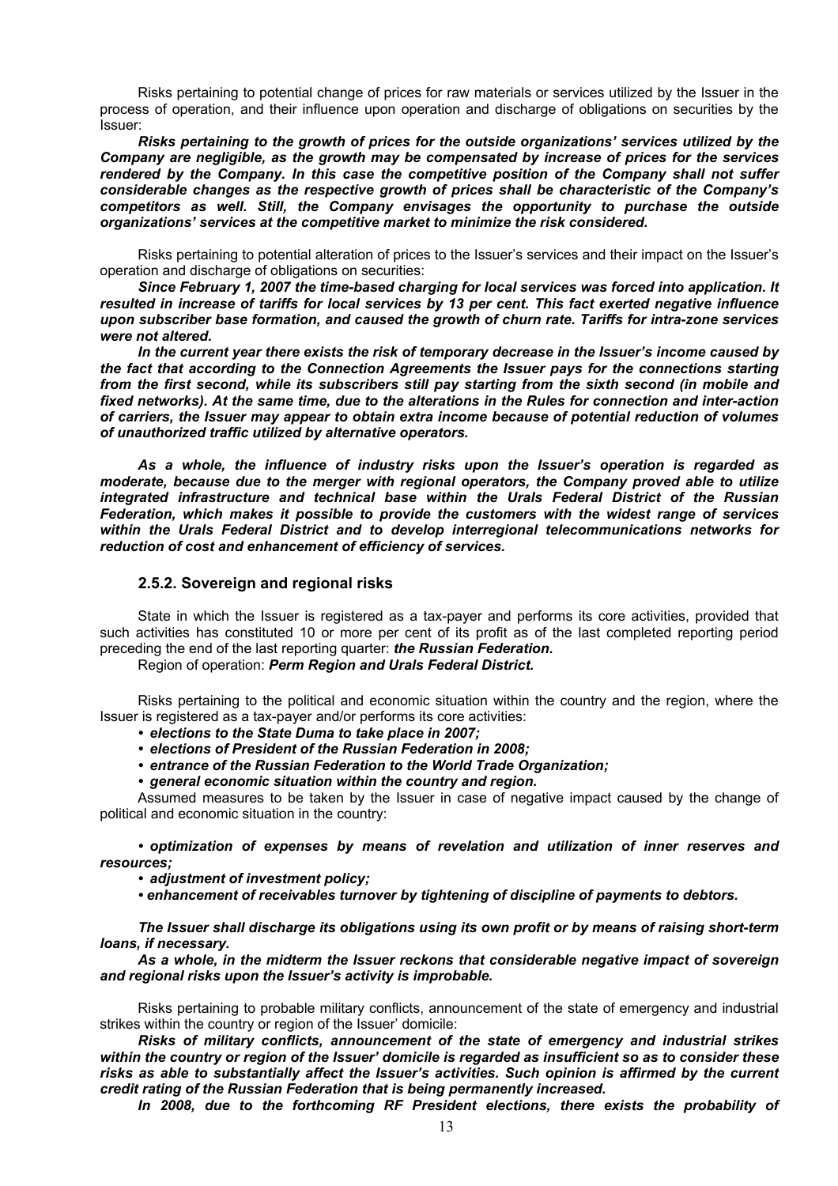Risks pertaining to potential change of prices for raw materials or services utilized by the Issuer in the process of operation, and their influence upon operation and discharge of obligations on securities by the Issuer:

***Risks pertaining to the growth of prices for the outside organizations' services utilized by the Company are negligible, as the growth may be compensated by increase of prices for the services rendered by the Company. In this case the competitive position of the Company shall not suffer considerable changes as the respective growth of prices shall be characteristic of the Company's competitors as well. Still, the Company envisages the opportunity to purchase the outside organizations' services at the competitive market to minimize the risk considered.***

Risks pertaining to potential alteration of prices to the Issuer's services and their impact on the Issuer's operation and discharge of obligations on securities:

***Since February 1, 2007 the time-based charging for local services was forced into application. It resulted in increase of tariffs for local services by 13 per cent. This fact exerted negative influence upon subscriber base formation, and caused the growth of churn rate. Tariffs for intra-zone services were not altered.***

***In the current year there exists the risk of temporary decrease in the Issuer's income caused by the fact that according to the Connection Agreements the Issuer pays for the connections starting from the first second, while its subscribers still pay starting from the sixth second (in mobile and fixed networks). At the same time, due to the alterations in the Rules for connection and inter-action of carriers, the Issuer may appear to obtain extra income because of potential reduction of volumes of unauthorized traffic utilized by alternative operators.***

***As a whole, the influence of industry risks upon the Issuer's operation is regarded as moderate, because due to the merger with regional operators, the Company proved able to utilize integrated infrastructure and technical base within the Urals Federal District of the Russian Federation, which makes it possible to provide the customers with the widest range of services within the Urals Federal District and to develop interregional telecommunications networks for reduction of cost and enhancement of efficiency of services.***

### 2.5.2. Sovereign and regional risks

State in which the Issuer is registered as a tax-payer and performs its core activities, provided that such activities has constituted 10 or more per cent of its profit as of the last completed reporting period preceding the end of the last reporting quarter: ***the Russian Federation.***

Region of operation: ***Perm Region and Urals Federal District.***

Risks pertaining to the political and economic situation within the country and the region, where the Issuer is registered as a tax-payer and/or performs its core activities:

- ***elections to the State Duma to take place in 2007;***
- ***elections of President of the Russian Federation in 2008;***
- ***entrance of the Russian Federation to the World Trade Organization;***
- ***general economic situation within the country and region.***

Assumed measures to be taken by the Issuer in case of negative impact caused by the change of political and economic situation in the country:

- ***optimization of expenses by means of revelation and utilization of inner reserves and resources;***
- ***adjustment of investment policy;***
- ***enhancement of receivables turnover by tightening of discipline of payments to debtors.***

***The Issuer shall discharge its obligations using its own profit or by means of raising short-term loans, if necessary.***

***As a whole, in the midterm the Issuer reckons that considerable negative impact of sovereign and regional risks upon the Issuer's activity is improbable.***

Risks pertaining to probable military conflicts, announcement of the state of emergency and industrial strikes within the country or region of the Issuer' domicile:

***Risks of military conflicts, announcement of the state of emergency and industrial strikes within the country or region of the Issuer' domicile is regarded as insufficient so as to consider these risks as able to substantially affect the Issuer's activities. Such opinion is affirmed by the current credit rating of the Russian Federation that is being permanently increased.***

***In 2008, due to the forthcoming RF President elections, there exists the probability of***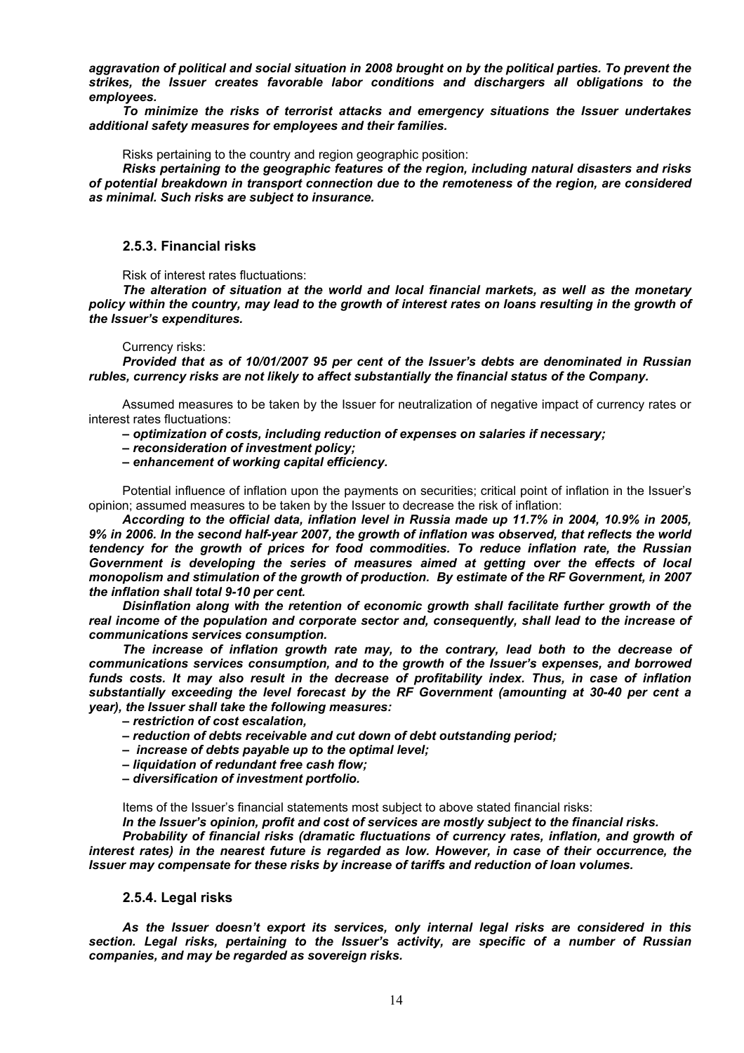***aggravation of political and social situation in 2008 brought on by the political parties. To prevent the strikes, the Issuer creates favorable labor conditions and dischargers all obligations to the employees.***

***To minimize the risks of terrorist attacks and emergency situations the Issuer undertakes additional safety measures for employees and their families.***

Risks pertaining to the country and region geographic position:

***Risks pertaining to the geographic features of the region, including natural disasters and risks of potential breakdown in transport connection due to the remoteness of the region, are considered as minimal. Such risks are subject to insurance.***

### 2.5.3. Financial risks

Risk of interest rates fluctuations:

***The alteration of situation at the world and local financial markets, as well as the monetary policy within the country, may lead to the growth of interest rates on loans resulting in the growth of the Issuer's expenditures.***

Currency risks:

***Provided that as of 10/01/2007 95 per cent of the Issuer's debts are denominated in Russian rubles, currency risks are not likely to affect substantially the financial status of the Company.***

Assumed measures to be taken by the Issuer for neutralization of negative impact of currency rates or interest rates fluctuations:

***– optimization of costs, including reduction of expenses on salaries if necessary;***

***– reconsideration of investment policy;***

***– enhancement of working capital efficiency.***

Potential influence of inflation upon the payments on securities; critical point of inflation in the Issuer's opinion; assumed measures to be taken by the Issuer to decrease the risk of inflation:

***According to the official data, inflation level in Russia made up 11.7% in 2004, 10.9% in 2005, 9% in 2006. In the second half-year 2007, the growth of inflation was observed, that reflects the world tendency for the growth of prices for food commodities. To reduce inflation rate, the Russian Government is developing the series of measures aimed at getting over the effects of local monopolism and stimulation of the growth of production. By estimate of the RF Government, in 2007 the inflation shall total 9-10 per cent.***

***Disinflation along with the retention of economic growth shall facilitate further growth of the real income of the population and corporate sector and, consequently, shall lead to the increase of communications services consumption.***

***The increase of inflation growth rate may, to the contrary, lead both to the decrease of communications services consumption, and to the growth of the Issuer's expenses, and borrowed funds costs. It may also result in the decrease of profitability index. Thus, in case of inflation substantially exceeding the level forecast by the RF Government (amounting at 30-40 per cent a year), the Issuer shall take the following measures:***

***– restriction of cost escalation,***

***– reduction of debts receivable and cut down of debt outstanding period;***

***– increase of debts payable up to the optimal level;***

***– liquidation of redundant free cash flow;***

***– diversification of investment portfolio.***

Items of the Issuer's financial statements most subject to above stated financial risks:

***In the Issuer's opinion, profit and cost of services are mostly subject to the financial risks.***

***Probability of financial risks (dramatic fluctuations of currency rates, inflation, and growth of interest rates) in the nearest future is regarded as low. However, in case of their occurrence, the Issuer may compensate for these risks by increase of tariffs and reduction of loan volumes.***

### 2.5.4. Legal risks

***As the Issuer doesn't export its services, only internal legal risks are considered in this section. Legal risks, pertaining to the Issuer's activity, are specific of a number of Russian companies, and may be regarded as sovereign risks.***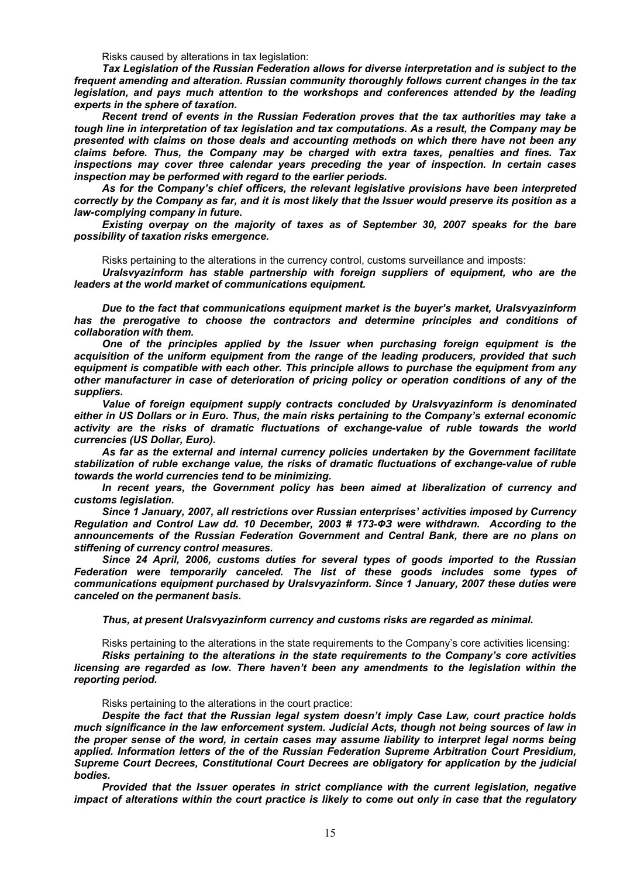Risks caused by alterations in tax legislation:

***Tax Legislation of the Russian Federation allows for diverse interpretation and is subject to the frequent amending and alteration. Russian community thoroughly follows current changes in the tax legislation, and pays much attention to the workshops and conferences attended by the leading experts in the sphere of taxation.***

***Recent trend of events in the Russian Federation proves that the tax authorities may take a tough line in interpretation of tax legislation and tax computations. As a result, the Company may be presented with claims on those deals and accounting methods on which there have not been any claims before. Thus, the Company may be charged with extra taxes, penalties and fines. Tax inspections may cover three calendar years preceding the year of inspection. In certain cases inspection may be performed with regard to the earlier periods.***

***As for the Company's chief officers, the relevant legislative provisions have been interpreted correctly by the Company as far, and it is most likely that the Issuer would preserve its position as a law-complying company in future.***

***Existing overpay on the majority of taxes as of September 30, 2007 speaks for the bare possibility of taxation risks emergence.***

Risks pertaining to the alterations in the currency control, customs surveillance and imposts:

***Uralsvyazinform has stable partnership with foreign suppliers of equipment, who are the leaders at the world market of communications equipment.***

***Due to the fact that communications equipment market is the buyer's market, Uralsvyazinform has the prerogative to choose the contractors and determine principles and conditions of collaboration with them.***

***One of the principles applied by the Issuer when purchasing foreign equipment is the acquisition of the uniform equipment from the range of the leading producers, provided that such equipment is compatible with each other. This principle allows to purchase the equipment from any other manufacturer in case of deterioration of pricing policy or operation conditions of any of the suppliers.***

***Value of foreign equipment supply contracts concluded by Uralsvyazinform is denominated either in US Dollars or in Euro. Thus, the main risks pertaining to the Company's external economic activity are the risks of dramatic fluctuations of exchange-value of ruble towards the world currencies (US Dollar, Euro).***

***As far as the external and internal currency policies undertaken by the Government facilitate stabilization of ruble exchange value, the risks of dramatic fluctuations of exchange-value of ruble towards the world currencies tend to be minimizing.***

***In recent years, the Government policy has been aimed at liberalization of currency and customs legislation.***

***Since 1 January, 2007, all restrictions over Russian enterprises' activities imposed by Currency Regulation and Control Law dd. 10 December, 2003 # 173-ФЗ were withdrawn. According to the announcements of the Russian Federation Government and Central Bank, there are no plans on stiffening of currency control measures.***

***Since 24 April, 2006, customs duties for several types of goods imported to the Russian Federation were temporarily canceled. The list of these goods includes some types of communications equipment purchased by Uralsvyazinform. Since 1 January, 2007 these duties were canceled on the permanent basis.***

***Thus, at present Uralsvyazinform currency and customs risks are regarded as minimal.***

Risks pertaining to the alterations in the state requirements to the Company's core activities licensing:

***Risks pertaining to the alterations in the state requirements to the Company's core activities licensing are regarded as low. There haven't been any amendments to the legislation within the reporting period.***

Risks pertaining to the alterations in the court practice:

***Despite the fact that the Russian legal system doesn't imply Case Law, court practice holds much significance in the law enforcement system. Judicial Acts, though not being sources of law in the proper sense of the word, in certain cases may assume liability to interpret legal norms being applied. Information letters of the of the Russian Federation Supreme Arbitration Court Presidium, Supreme Court Decrees, Constitutional Court Decrees are obligatory for application by the judicial bodies.***

***Provided that the Issuer operates in strict compliance with the current legislation, negative impact of alterations within the court practice is likely to come out only in case that the regulatory***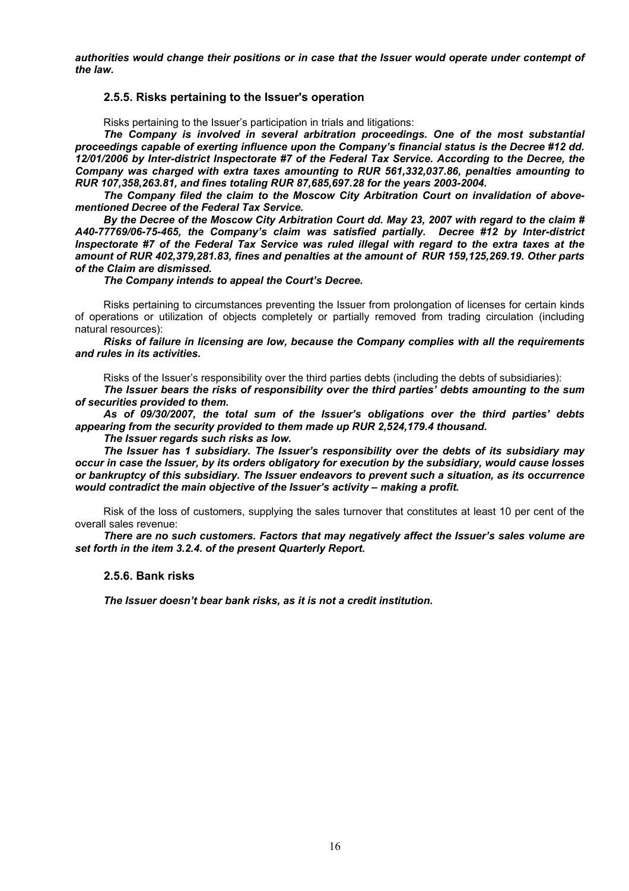***authorities would change their positions or in case that the Issuer would operate under contempt of the law.***

### 2.5.5. Risks pertaining to the Issuer's operation

Risks pertaining to the Issuer's participation in trials and litigations:

***The Company is involved in several arbitration proceedings. One of the most substantial proceedings capable of exerting influence upon the Company's financial status is the Decree #12 dd. 12/01/2006 by Inter-district Inspectorate #7 of the Federal Tax Service. According to the Decree, the Company was charged with extra taxes amounting to RUR 561,332,037.86, penalties amounting to RUR 107,358,263.81, and fines totaling RUR 87,685,697.28 for the years 2003-2004.***

***The Company filed the claim to the Moscow City Arbitration Court on invalidation of above-mentioned Decree of the Federal Tax Service.***

***By the Decree of the Moscow City Arbitration Court dd. May 23, 2007 with regard to the claim # A40-77769/06-75-465, the Company's claim was satisfied partially. Decree #12 by Inter-district Inspectorate #7 of the Federal Tax Service was ruled illegal with regard to the extra taxes at the amount of RUR 402,379,281.83, fines and penalties at the amount of RUR 159,125,269.19. Other parts of the Claim are dismissed.***

***The Company intends to appeal the Court's Decree.***

Risks pertaining to circumstances preventing the Issuer from prolongation of licenses for certain kinds of operations or utilization of objects completely or partially removed from trading circulation (including natural resources):

***Risks of failure in licensing are low, because the Company complies with all the requirements and rules in its activities.***

Risks of the Issuer's responsibility over the third parties debts (including the debts of subsidiaries):

***The Issuer bears the risks of responsibility over the third parties' debts amounting to the sum of securities provided to them.***

***As of 09/30/2007, the total sum of the Issuer's obligations over the third parties' debts appearing from the security provided to them made up RUR 2,524,179.4 thousand.***

***The Issuer regards such risks as low.***

***The Issuer has 1 subsidiary. The Issuer's responsibility over the debts of its subsidiary may occur in case the Issuer, by its orders obligatory for execution by the subsidiary, would cause losses or bankruptcy of this subsidiary. The Issuer endeavors to prevent such a situation, as its occurrence would contradict the main objective of the Issuer's activity – making a profit.***

Risk of the loss of customers, supplying the sales turnover that constitutes at least 10 per cent of the overall sales revenue:

***There are no such customers. Factors that may negatively affect the Issuer's sales volume are set forth in the item 3.2.4. of the present Quarterly Report.***

### 2.5.6. Bank risks

***The Issuer doesn't bear bank risks, as it is not a credit institution.***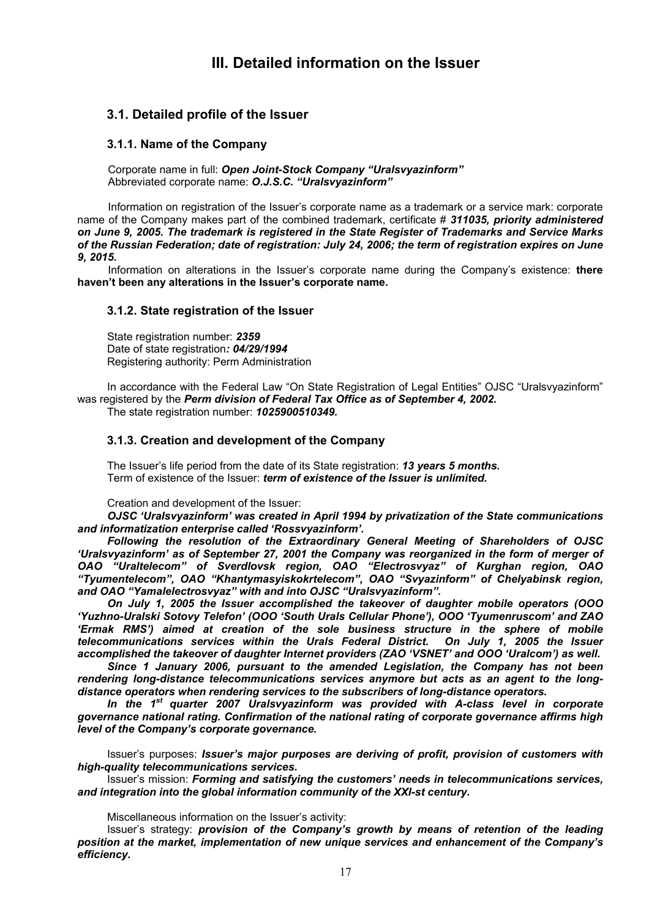# III. Detailed information on the Issuer

## 3.1. Detailed profile of the Issuer

### 3.1.1. Name of the Company

Corporate name in full: ***Open Joint-Stock Company "Uralsvyazinform"***
Abbreviated corporate name: ***O.J.S.C. "Uralsvyazinform"***

Information on registration of the Issuer's corporate name as a trademark or a service mark: corporate name of the Company makes part of the combined trademark, certificate # ***311035, priority administered on June 9, 2005. The trademark is registered in the State Register of Trademarks and Service Marks of the Russian Federation; date of registration: July 24, 2006; the term of registration expires on June 9, 2015.***

Information on alterations in the Issuer's corporate name during the Company's existence: **there haven't been any alterations in the Issuer's corporate name.**

### 3.1.2. State registration of the Issuer

State registration number: ***2359***
Date of state registration***: 04/29/1994***
Registering authority: Perm Administration

In accordance with the Federal Law "On State Registration of Legal Entities" OJSC "Uralsvyazinform" was registered by the ***Perm division of Federal Tax Office as of September 4, 2002.***
The state registration number: ***1025900510349.***

### 3.1.3. Creation and development of the Company

The Issuer's life period from the date of its State registration: ***13 years 5 months.***
Term of existence of the Issuer: ***term of existence of the Issuer is unlimited.***

Creation and development of the Issuer:

***OJSC 'Uralsvyazinform' was created in April 1994 by privatization of the State communications and informatization enterprise called 'Rossvyazinform'.***

***Following the resolution of the Extraordinary General Meeting of Shareholders of OJSC 'Uralsvyazinform' as of September 27, 2001 the Company was reorganized in the form of merger of OAO "Uraltelecom" of Sverdlovsk region, OAO "Electrosvyaz" of Kurghan region, OAO "Tyumentelecom", OAO "Khantymasyiskokrtelecom", OAO "Svyazinform" of Chelyabinsk region, and OAO "Yamalelectrosvyaz" with and into OJSC "Uralsvyazinform".***

***On July 1, 2005 the Issuer accomplished the takeover of daughter mobile operators (OOO 'Yuzhno-Uralski Sotovy Telefon' (OOO 'South Urals Cellular Phone'), OOO 'Tyumenruscom' and ZAO 'Ermak RMS') aimed at creation of the sole business structure in the sphere of mobile telecommunications services within the Urals Federal District. On July 1, 2005 the Issuer accomplished the takeover of daughter Internet providers (ZAO 'VSNET' and OOO 'Uralcom') as well.***

***Since 1 January 2006, pursuant to the amended Legislation, the Company has not been rendering long-distance telecommunications services anymore but acts as an agent to the long-distance operators when rendering services to the subscribers of long-distance operators.***

***In the 1st quarter 2007 Uralsvyazinform was provided with A-class level in corporate governance national rating. Confirmation of the national rating of corporate governance affirms high level of the Company's corporate governance.***

Issuer's purposes: ***Issuer's major purposes are deriving of profit, provision of customers with high-quality telecommunications services.***

Issuer's mission: ***Forming and satisfying the customers' needs in telecommunications services, and integration into the global information community of the XXI-st century.***

Miscellaneous information on the Issuer's activity:

Issuer's strategy: ***provision of the Company's growth by means of retention of the leading position at the market, implementation of new unique services and enhancement of the Company's efficiency.***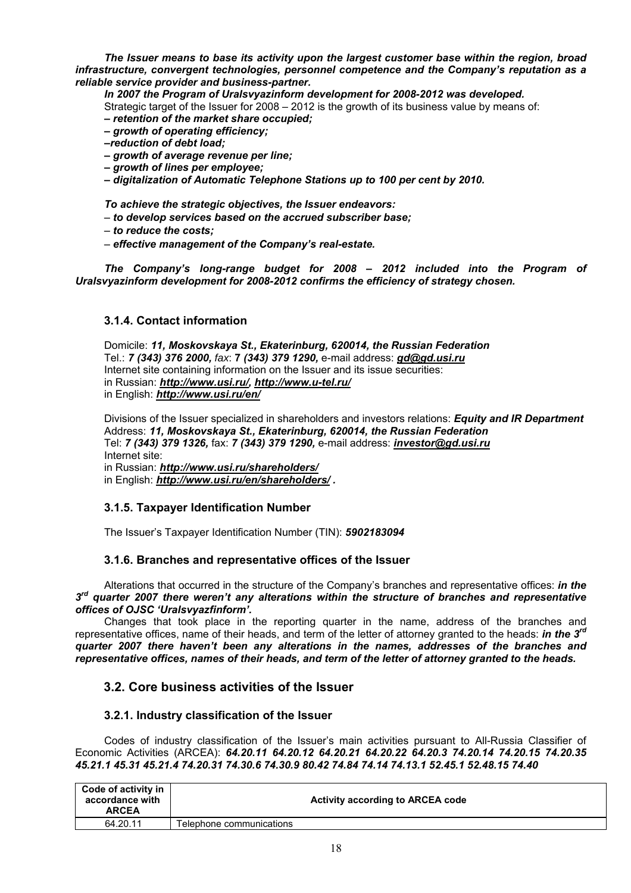***The Issuer means to base its activity upon the largest customer base within the region, broad infrastructure, convergent technologies, personnel competence and the Company's reputation as a reliable service provider and business-partner.***

***In 2007 the Program of Uralsvyazinform development for 2008-2012 was developed.***

Strategic target of the Issuer for 2008 – 2012 is the growth of its business value by means of:

***– retention of the market share occupied;***

***– growth of operating efficiency;***

***–reduction of debt load;***

***– growth of average revenue per line;***

***– growth of lines per employee;***

***– digitalization of Automatic Telephone Stations up to 100 per cent by 2010.***

***To achieve the strategic objectives, the Issuer endeavors:***

– ***to develop services based on the accrued subscriber base;***

– ***to reduce the costs;***

– ***effective management of the Company's real-estate.***

***The Company's long-range budget for 2008 – 2012 included into the Program of Uralsvyazinform development for 2008-2012 confirms the efficiency of strategy chosen.***

### 3.1.4. Contact information

Domicile: ***11, Moskovskaya St., Ekaterinburg, 620014, the Russian Federation***
Tel.: ***7 (343) 376 2000,*** *fax*: **7 *(343) 379 1290,*** e-mail address: ***gd@gd.usi.ru***
Internet site containing information on the Issuer and its issue securities:
in Russian: ***http://www.usi.ru/, http://www.u-tel.ru/***
in English: ***http://www.usi.ru/en/***

Divisions of the Issuer specialized in shareholders and investors relations: ***Equity and IR Department***
Address: ***11, Moskovskaya St., Ekaterinburg, 620014, the Russian Federation***
Tel: ***7 (343) 379 1326,*** fax: ***7 (343) 379 1290,*** e-mail address: ***investor@gd.usi.ru***
Internet site:
in Russian: ***http://www.usi.ru/shareholders/***
in English: ***http://www.usi.ru/en/shareholders/ .***

### 3.1.5. Taxpayer Identification Number

The Issuer's Taxpayer Identification Number (TIN): ***5902183094***

### 3.1.6. Branches and representative offices of the Issuer

Alterations that occurred in the structure of the Company's branches and representative offices: ***in the 3rd quarter 2007 there weren't any alterations within the structure of branches and representative offices of OJSC 'Uralsvyazfinform'.***

Changes that took place in the reporting quarter in the name, address of the branches and representative offices, name of their heads, and term of the letter of attorney granted to the heads: ***in the 3rd quarter 2007 there haven't been any alterations in the names, addresses of the branches and representative offices, names of their heads, and term of the letter of attorney granted to the heads.***

## 3.2. Core business activities of the Issuer

### 3.2.1. Industry classification of the Issuer

Codes of industry classification of the Issuer's main activities pursuant to All-Russia Classifier of Economic Activities (ARCEA): ***64.20.11 64.20.12 64.20.21 64.20.22 64.20.3 74.20.14 74.20.15 74.20.35 45.21.1 45.31 45.21.4 74.20.31 74.30.6 74.30.9 80.42 74.84 74.14 74.13.1 52.45.1 52.48.15 74.40***

| Code of activity in accordance with ARCEA | Activity according to ARCEA code |
|---|---|
| 64.20.11 | Telephone communications |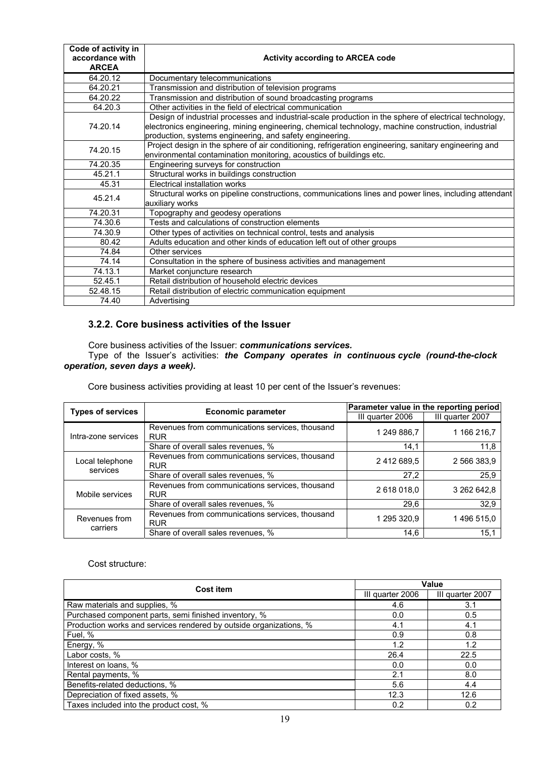| Code of activity in accordance with ARCEA | Activity according to ARCEA code |
|---|---|
| 64.20.12 | Documentary telecommunications |
| 64.20.21 | Transmission and distribution of television programs |
| 64.20.22 | Transmission and distribution of sound broadcasting programs |
| 64.20.3 | Other activities in the field of electrical communication |
| 74.20.14 | Design of industrial processes and industrial-scale production in the sphere of electrical technology, electronics engineering, mining engineering, chemical technology, machine construction, industrial production, systems engineering, and safety engineering. |
| 74.20.15 | Project design in the sphere of air conditioning, refrigeration engineering, sanitary engineering and environmental contamination monitoring, acoustics of buildings etc. |
| 74.20.35 | Engineering surveys for construction |
| 45.21.1 | Structural works in buildings construction |
| 45.31 | Electrical installation works |
| 45.21.4 | Structural works on pipeline constructions, communications lines and power lines, including attendant auxiliary works |
| 74.20.31 | Topography and geodesy operations |
| 74.30.6 | Tests and calculations of construction elements |
| 74.30.9 | Other types of activities on technical control, tests and analysis |
| 80.42 | Adults education and other kinds of education left out of other groups |
| 74.84 | Other services |
| 74.14 | Consultation in the sphere of business activities and management |
| 74.13.1 | Market conjuncture research |
| 52.45.1 | Retail distribution of household electric devices |
| 52.48.15 | Retail distribution of electric communication equipment |
| 74.40 | Advertising |

### 3.2.2. Core business activities of the Issuer

Core business activities of the Issuer: ***communications services.***

Type of the Issuer's activities: ***the Company operates in continuous cycle (round-the-clock operation, seven days a week).***

Core business activities providing at least 10 per cent of the Issuer's revenues:

| Types of services | Economic parameter | Parameter value in the reporting period | |
|---|---|---|---|
| | | III quarter 2006 | III quarter 2007 |
| Intra-zone services | Revenues from communications services, thousand RUR | 1 249 886,7 | 1 166 216,7 |
| | Share of overall sales revenues, % | 14,1 | 11,8 |
| Local telephone services | Revenues from communications services, thousand RUR | 2 412 689,5 | 2 566 383,9 |
| | Share of overall sales revenues, % | 27,2 | 25,9 |
| Mobile services | Revenues from communications services, thousand RUR | 2 618 018,0 | 3 262 642,8 |
| | Share of overall sales revenues, % | 29,6 | 32,9 |
| Revenues from carriers | Revenues from communications services, thousand RUR | 1 295 320,9 | 1 496 515,0 |
| | Share of overall sales revenues, % | 14,6 | 15,1 |

Cost structure:

| Cost item | Value | |
|---|---|---|
| | III quarter 2006 | III quarter 2007 |
| Raw materials and supplies, % | 4.6 | 3.1 |
| Purchased component parts, semi finished inventory, % | 0.0 | 0.5 |
| Production works and services rendered by outside organizations, % | 4.1 | 4.1 |
| Fuel, % | 0.9 | 0.8 |
| Energy, % | 1.2 | 1.2 |
| Labor costs, % | 26.4 | 22.5 |
| Interest on loans, % | 0.0 | 0.0 |
| Rental payments, % | 2.1 | 8.0 |
| Benefits-related deductions, % | 5.6 | 4.4 |
| Depreciation of fixed assets, % | 12.3 | 12.6 |
| Taxes included into the product cost, % | 0.2 | 0.2 |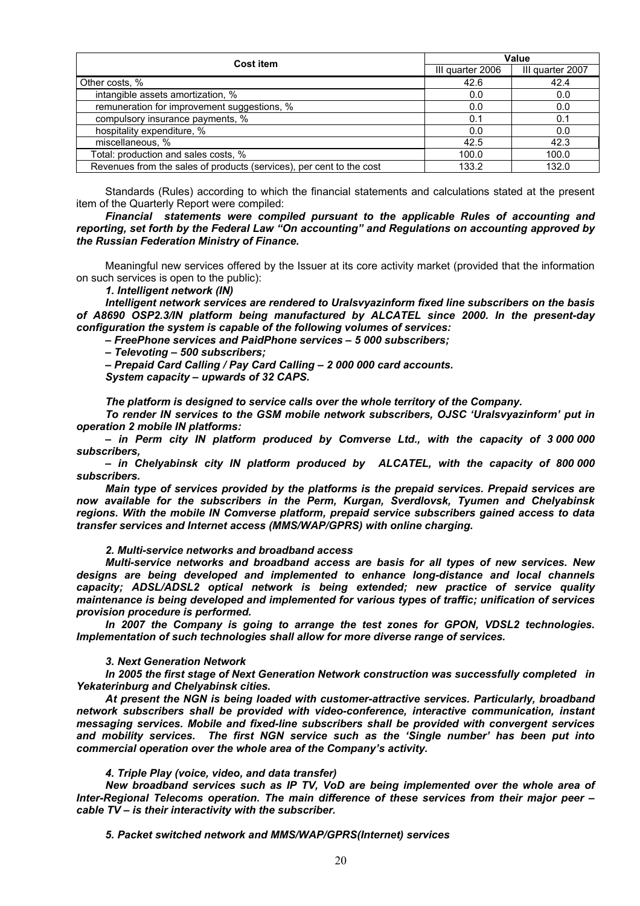| Cost item | Value | |
|---|---|---|
| | III quarter 2006 | III quarter 2007 |
| Other costs, % | 42.6 | 42.4 |
| intangible assets amortization, % | 0.0 | 0.0 |
| remuneration for improvement suggestions, % | 0.0 | 0.0 |
| compulsory insurance payments, % | 0.1 | 0.1 |
| hospitality expenditure, % | 0.0 | 0.0 |
| miscellaneous, % | 42.5 | 42.3 |
| Total: production and sales costs, % | 100.0 | 100.0 |
| Revenues from the sales of products (services), per cent to the cost | 133.2 | 132.0 |

Standards (Rules) according to which the financial statements and calculations stated at the present item of the Quarterly Report were compiled:

***Financial statements were compiled pursuant to the applicable Rules of accounting and reporting, set forth by the Federal Law "On accounting" and Regulations on accounting approved by the Russian Federation Ministry of Finance.***

Meaningful new services offered by the Issuer at its core activity market (provided that the information on such services is open to the public):

***1. Intelligent network (IN)***

***Intelligent network services are rendered to Uralsvyazinform fixed line subscribers on the basis of A8690 OSP2.3/IN platform being manufactured by ALCATEL since 2000. In the present-day configuration the system is capable of the following volumes of services:***

***– FreePhone services and PaidPhone services – 5 000 subscribers;***

***– Televoting – 500 subscribers;***

***– Prepaid Card Calling / Pay Card Calling – 2 000 000 card accounts.***

***System capacity – upwards of 32 CAPS.***

***The platform is designed to service calls over the whole territory of the Company.***

***To render IN services to the GSM mobile network subscribers, OJSC 'Uralsvyazinform' put in operation 2 mobile IN platforms:***

***– in Perm city IN platform produced by Comverse Ltd., with the capacity of 3 000 000 subscribers,***

***– in Chelyabinsk city IN platform produced by ALCATEL, with the capacity of 800 000 subscribers.***

***Main type of services provided by the platforms is the prepaid services. Prepaid services are now available for the subscribers in the Perm, Kurgan, Sverdlovsk, Tyumen and Chelyabinsk regions. With the mobile IN Comverse platform, prepaid service subscribers gained access to data transfer services and Internet access (MMS/WAP/GPRS) with online charging.***

***2. Multi-service networks and broadband access***

***Multi-service networks and broadband access are basis for all types of new services. New designs are being developed and implemented to enhance long-distance and local channels capacity; ADSL/ADSL2 optical network is being extended; new practice of service quality maintenance is being developed and implemented for various types of traffic; unification of services provision procedure is performed.***

***In 2007 the Company is going to arrange the test zones for GPON, VDSL2 technologies. Implementation of such technologies shall allow for more diverse range of services.***

***3. Next Generation Network***

***In 2005 the first stage of Next Generation Network construction was successfully completed in Yekaterinburg and Chelyabinsk cities.***

***At present the NGN is being loaded with customer-attractive services. Particularly, broadband network subscribers shall be provided with video-conference, interactive communication, instant messaging services. Mobile and fixed-line subscribers shall be provided with convergent services and mobility services. The first NGN service such as the 'Single number' has been put into commercial operation over the whole area of the Company's activity.***

***4. Triple Play (voice, video, and data transfer)***

***New broadband services such as IP TV, VoD are being implemented over the whole area of Inter-Regional Telecoms operation. The main difference of these services from their major peer – cable TV – is their interactivity with the subscriber.***

***5. Packet switched network and MMS/WAP/GPRS(Internet) services***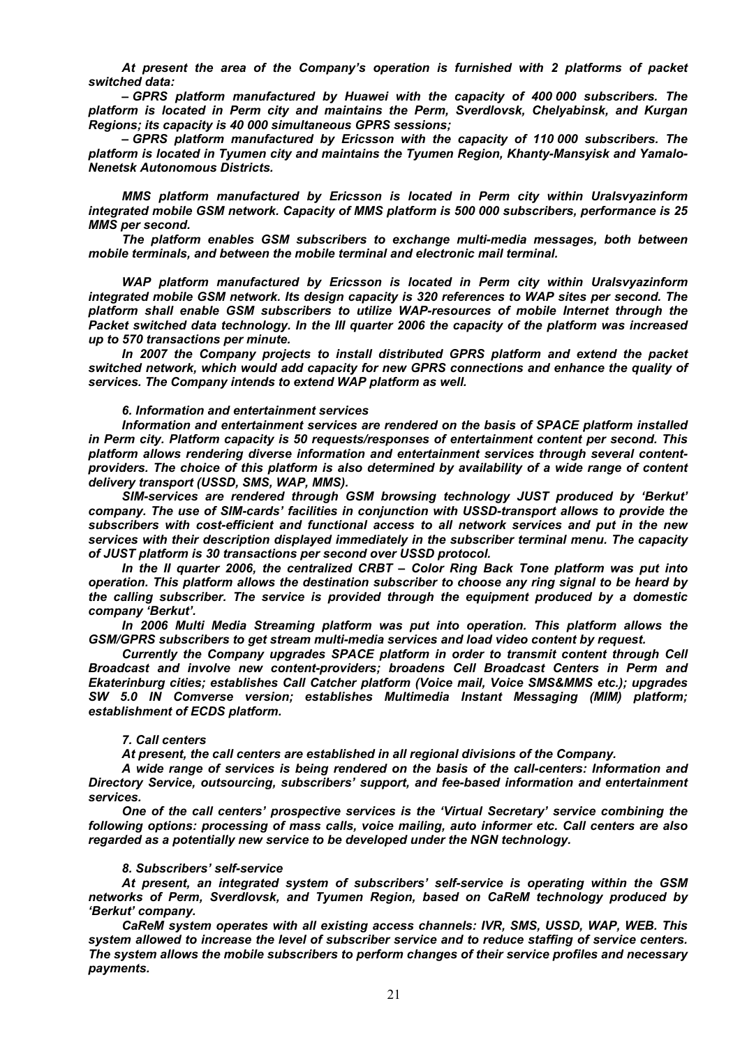*At present the area of the Company's operation is furnished with 2 platforms of packet switched data:*

*– GPRS platform manufactured by Huawei with the capacity of 400 000 subscribers. The platform is located in Perm city and maintains the Perm, Sverdlovsk, Chelyabinsk, and Kurgan Regions; its capacity is 40 000 simultaneous GPRS sessions;*

*– GPRS platform manufactured by Ericsson with the capacity of 110 000 subscribers. The platform is located in Tyumen city and maintains the Tyumen Region, Khanty-Mansyisk and Yamalo-Nenetsk Autonomous Districts.*

*MMS platform manufactured by Ericsson is located in Perm city within Uralsvyazinform integrated mobile GSM network. Capacity of MMS platform is 500 000 subscribers, performance is 25 MMS per second.*

*The platform enables GSM subscribers to exchange multi-media messages, both between mobile terminals, and between the mobile terminal and electronic mail terminal.*

*WAP platform manufactured by Ericsson is located in Perm city within Uralsvyazinform integrated mobile GSM network. Its design capacity is 320 references to WAP sites per second. The platform shall enable GSM subscribers to utilize WAP-resources of mobile Internet through the Packet switched data technology. In the III quarter 2006 the capacity of the platform was increased up to 570 transactions per minute.*

*In 2007 the Company projects to install distributed GPRS platform and extend the packet switched network, which would add capacity for new GPRS connections and enhance the quality of services. The Company intends to extend WAP platform as well.*

### *6. Information and entertainment services*

*Information and entertainment services are rendered on the basis of SPACE platform installed in Perm city. Platform capacity is 50 requests/responses of entertainment content per second. This platform allows rendering diverse information and entertainment services through several content-providers. The choice of this platform is also determined by availability of a wide range of content delivery transport (USSD, SMS, WAP, MMS).*

*SIM-services are rendered through GSM browsing technology JUST produced by 'Berkut' company. The use of SIM-cards' facilities in conjunction with USSD-transport allows to provide the subscribers with cost-efficient and functional access to all network services and put in the new services with their description displayed immediately in the subscriber terminal menu. The capacity of JUST platform is 30 transactions per second over USSD protocol.*

*In the II quarter 2006, the centralized CRBT – Color Ring Back Tone platform was put into operation. This platform allows the destination subscriber to choose any ring signal to be heard by the calling subscriber. The service is provided through the equipment produced by a domestic company 'Berkut'.*

*In 2006 Multi Media Streaming platform was put into operation. This platform allows the GSM/GPRS subscribers to get stream multi-media services and load video content by request.*

*Currently the Company upgrades SPACE platform in order to transmit content through Cell Broadcast and involve new content-providers; broadens Cell Broadcast Centers in Perm and Ekaterinburg cities; establishes Call Catcher platform (Voice mail, Voice SMS&MMS etc.); upgrades SW 5.0 IN Comverse version; establishes Multimedia Instant Messaging (MIM) platform; establishment of ECDS platform.*

### *7. Call centers*

*At present, the call centers are established in all regional divisions of the Company.*

*A wide range of services is being rendered on the basis of the call-centers: Information and Directory Service, outsourcing, subscribers' support, and fee-based information and entertainment services.*

*One of the call centers' prospective services is the 'Virtual Secretary' service combining the following options: processing of mass calls, voice mailing, auto informer etc. Call centers are also regarded as a potentially new service to be developed under the NGN technology.*

### *8. Subscribers' self-service*

*At present, an integrated system of subscribers' self-service is operating within the GSM networks of Perm, Sverdlovsk, and Tyumen Region, based on CaReM technology produced by 'Berkut' company.*

*CaReM system operates with all existing access channels: IVR, SMS, USSD, WAP, WEB. This system allowed to increase the level of subscriber service and to reduce staffing of service centers. The system allows the mobile subscribers to perform changes of their service profiles and necessary payments.*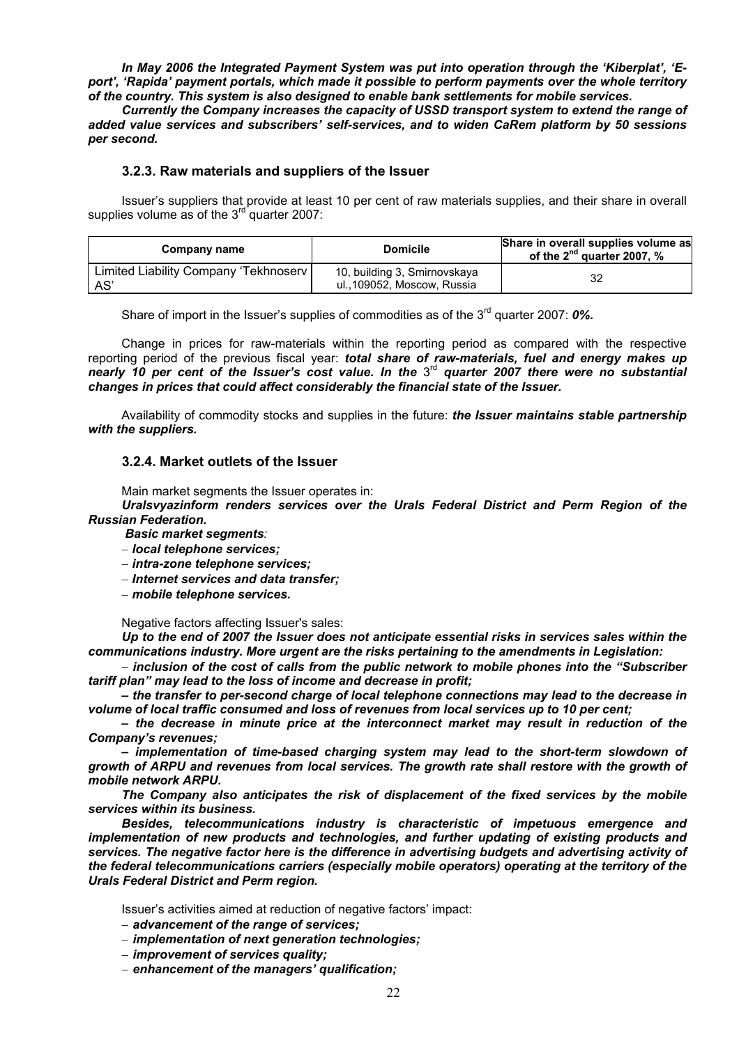***In May 2006 the Integrated Payment System was put into operation through the 'Kiberplat', 'E-port', 'Rapida' payment portals, which made it possible to perform payments over the whole territory of the country. This system is also designed to enable bank settlements for mobile services.***

***Currently the Company increases the capacity of USSD transport system to extend the range of added value services and subscribers' self-services, and to widen CaRem platform by 50 sessions per second.***

### 3.2.3. Raw materials and suppliers of the Issuer

Issuer's suppliers that provide at least 10 per cent of raw materials supplies, and their share in overall supplies volume as of the 3rd quarter 2007:

| Company name | Domicile | Share in overall supplies volume as of the 2nd quarter 2007, % |
|---|---|---|
| Limited Liability Company 'Tekhnoserv AS' | 10, building 3, Smirnovskaya ul.,109052, Moscow, Russia | 32 |

Share of import in the Issuer's supplies of commodities as of the 3rd quarter 2007: ***0%.***

Change in prices for raw-materials within the reporting period as compared with the respective reporting period of the previous fiscal year: ***total share of raw-materials, fuel and energy makes up nearly 10 per cent of the Issuer's cost value. In the*** 3rd ***quarter 2007 there were no substantial changes in prices that could affect considerably the financial state of the Issuer.***

Availability of commodity stocks and supplies in the future: ***the Issuer maintains stable partnership with the suppliers.***

### 3.2.4. Market outlets of the Issuer

Main market segments the Issuer operates in:

***Uralsvyazinform renders services over the Urals Federal District and Perm Region of the Russian Federation.***

***Basic market segments:***

- ***local telephone services;***
- ***intra-zone telephone services;***
- ***Internet services and data transfer;***
- ***mobile telephone services.***

Negative factors affecting Issuer's sales:

***Up to the end of 2007 the Issuer does not anticipate essential risks in services sales within the communications industry. More urgent are the risks pertaining to the amendments in Legislation:***

- ***inclusion of the cost of calls from the public network to mobile phones into the "Subscriber tariff plan" may lead to the loss of income and decrease in profit;***
- ***the transfer to per-second charge of local telephone connections may lead to the decrease in volume of local traffic consumed and loss of revenues from local services up to 10 per cent;***
- ***the decrease in minute price at the interconnect market may result in reduction of the Company's revenues;***
- ***implementation of time-based charging system may lead to the short-term slowdown of growth of ARPU and revenues from local services. The growth rate shall restore with the growth of mobile network ARPU.***

***The Company also anticipates the risk of displacement of the fixed services by the mobile services within its business.***

***Besides, telecommunications industry is characteristic of impetuous emergence and implementation of new products and technologies, and further updating of existing products and services. The negative factor here is the difference in advertising budgets and advertising activity of the federal telecommunications carriers (especially mobile operators) operating at the territory of the Urals Federal District and Perm region.***

Issuer's activities aimed at reduction of negative factors' impact:

- ***advancement of the range of services;***
- ***implementation of next generation technologies;***
- ***improvement of services quality;***
- ***enhancement of the managers' qualification;***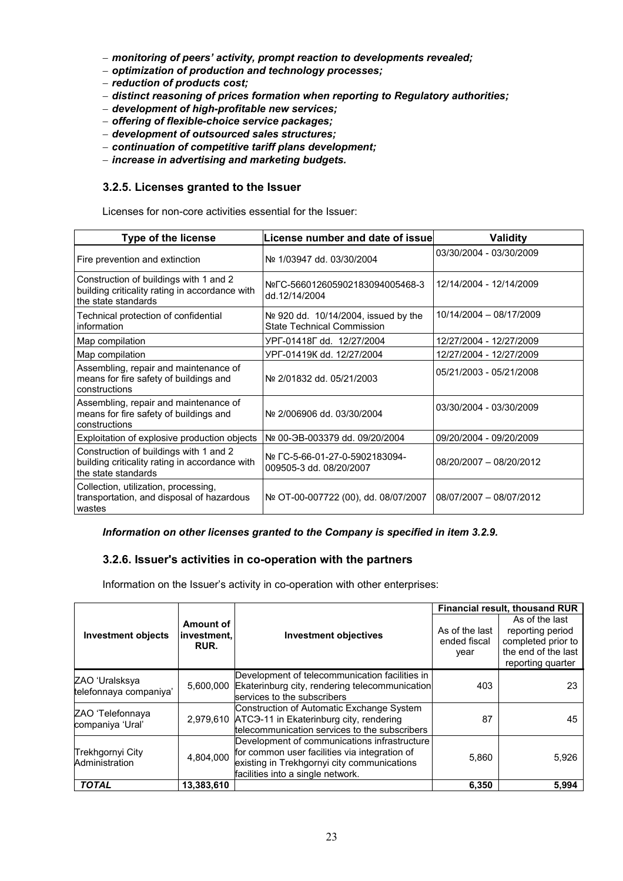- *monitoring of peers' activity, prompt reaction to developments revealed;*
- *optimization of production and technology processes;*
- *reduction of products cost;*
- *distinct reasoning of prices formation when reporting to Regulatory authorities;*
- *development of high-profitable new services;*
- *offering of flexible-choice service packages;*
- *development of outsourced sales structures;*
- *continuation of competitive tariff plans development;*
- *increase in advertising and marketing budgets.*

### 3.2.5. Licenses granted to the Issuer

Licenses for non-core activities essential for the Issuer:

| Type of the license | License number and date of issue | Validity |
|---|---|---|
| Fire prevention and extinction | № 1/03947 dd. 03/30/2004 | 03/30/2004 - 03/30/2009 |
| Construction of buildings with 1 and 2 building criticality rating in accordance with the state standards | №ГС-5660126059021830940054​68-3 dd.12/14/2004 | 12/14/2004 - 12/14/2009 |
| Technical protection of confidential information | № 920 dd. 10/14/2004, issued by the State Technical Commission | 10/14/2004 – 08/17/2009 |
| Map compilation | УРГ-01418Г dd. 12/27/2004 | 12/27/2004 - 12/27/2009 |
| Map compilation | УРГ-01419К dd. 12/27/2004 | 12/27/2004 - 12/27/2009 |
| Assembling, repair and maintenance of means for fire safety of buildings and constructions | № 2/01832 dd. 05/21/2003 | 05/21/2003 - 05/21/2008 |
| Assembling, repair and maintenance of means for fire safety of buildings and constructions | № 2/006906 dd. 03/30/2004 | 03/30/2004 - 03/30/2009 |
| Exploitation of explosive production objects | № 00-ЭВ-003379 dd. 09/20/2004 | 09/20/2004 - 09/20/2009 |
| Construction of buildings with 1 and 2 building criticality rating in accordance with the state standards | № ГС-5-66-01-27-0-5902183094-009505-3 dd. 08/20/2007 | 08/20/2007 – 08/20/2012 |
| Collection, utilization, processing, transportation, and disposal of hazardous wastes | № ОТ-00-007722 (00), dd. 08/07/2007 | 08/07/2007 – 08/07/2012 |

***Information on other licenses granted to the Company is specified in item 3.2.9.***

### 3.2.6. Issuer's activities in co-operation with the partners

Information on the Issuer's activity in co-operation with other enterprises:

| Investment objects | Amount of investment, RUR. | Investment objectives | Financial result, thousand RUR | |
|---|---|---|---|---|
| | | | As of the last ended fiscal year | As of the last reporting period completed prior to the end of the last reporting quarter |
| ZAO 'Uralsksya telefonnaya companiya' | 5,600,000 | Development of telecommunication facilities in Ekaterinburg city, rendering telecommunication services to the subscribers | 403 | 23 |
| ZAO 'Telefonnaya companiya 'Ural' | 2,979,610 | Construction of Automatic Exchange System АТСЭ-11 in Ekaterinburg city, rendering telecommunication services to the subscribers | 87 | 45 |
| Trekhgornyi City Administration | 4,804,000 | Development of communications infrastructure for common user facilities via integration of existing in Trekhgornyi city communications facilities into a single network. | 5,860 | 5,926 |
| ***TOTAL*** | **13,383,610** | | **6,350** | **5,994** |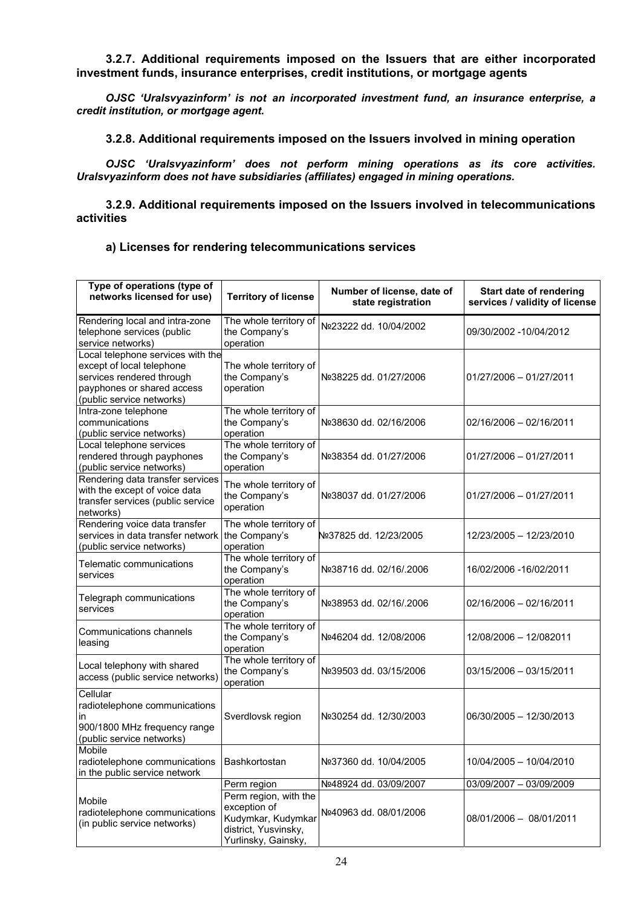**3.2.7. Additional requirements imposed on the Issuers that are either incorporated investment funds, insurance enterprises, credit institutions, or mortgage agents**

***OJSC 'Uralsvyazinform' is not an incorporated investment fund, an insurance enterprise, a credit institution, or mortgage agent.***

**3.2.8. Additional requirements imposed on the Issuers involved in mining operation**

***OJSC 'Uralsvyazinform' does not perform mining operations as its core activities. Uralsvyazinform does not have subsidiaries (affiliates) engaged in mining operations.***

**3.2.9. Additional requirements imposed on the Issuers involved in telecommunications activities**

**a) Licenses for rendering telecommunications services**

| Type of operations (type of networks licensed for use) | Territory of license | Number of license, date of state registration | Start date of rendering services / validity of license |
|---|---|---|---|
| Rendering local and intra-zone telephone services (public service networks) | The whole territory of the Company's operation | №23222 dd. 10/04/2002 | 09/30/2002 -10/04/2012 |
| Local telephone services with the except of local telephone services rendered through payphones or shared access (public service networks) | The whole territory of the Company's operation | №38225 dd. 01/27/2006 | 01/27/2006 – 01/27/2011 |
| Intra-zone telephone communications (public service networks) | The whole territory of the Company's operation | №38630 dd. 02/16/2006 | 02/16/2006 – 02/16/2011 |
| Local telephone services rendered through payphones (public service networks) | The whole territory of the Company's operation | №38354 dd. 01/27/2006 | 01/27/2006 – 01/27/2011 |
| Rendering data transfer services with the except of voice data transfer services (public service networks) | The whole territory of the Company's operation | №38037 dd. 01/27/2006 | 01/27/2006 – 01/27/2011 |
| Rendering voice data transfer services in data transfer network (public service networks) | The whole territory of the Company's operation | №37825 dd. 12/23/2005 | 12/23/2005 – 12/23/2010 |
| Telematic communications services | The whole territory of the Company's operation | №38716 dd. 02/16/.2006 | 16/02/2006 -16/02/2011 |
| Telegraph communications services | The whole territory of the Company's operation | №38953 dd. 02/16/.2006 | 02/16/2006 – 02/16/2011 |
| Communications channels leasing | The whole territory of the Company's operation | №46204 dd. 12/08/2006 | 12/08/2006 – 12/082011 |
| Local telephony with shared access (public service networks) | The whole territory of the Company's operation | №39503 dd. 03/15/2006 | 03/15/2006 – 03/15/2011 |
| Cellular radiotelephone communications in 900/1800 MHz frequency range (public service networks) | Sverdlovsk region | №30254 dd. 12/30/2003 | 06/30/2005 – 12/30/2013 |
| Mobile radiotelephone communications in the public service network | Bashkortostan | №37360 dd. 10/04/2005 | 10/04/2005 – 10/04/2010 |
| Mobile radiotelephone communications (in public service networks) | Perm region | №48924 dd. 03/09/2007 | 03/09/2007 – 03/09/2009 |
| | Perm region, with the exception of Kudymkar, Kudymkar district, Yusvinsky, Yurlinsky, Gainsky, | №40963 dd. 08/01/2006 | 08/01/2006 – 08/01/2011 |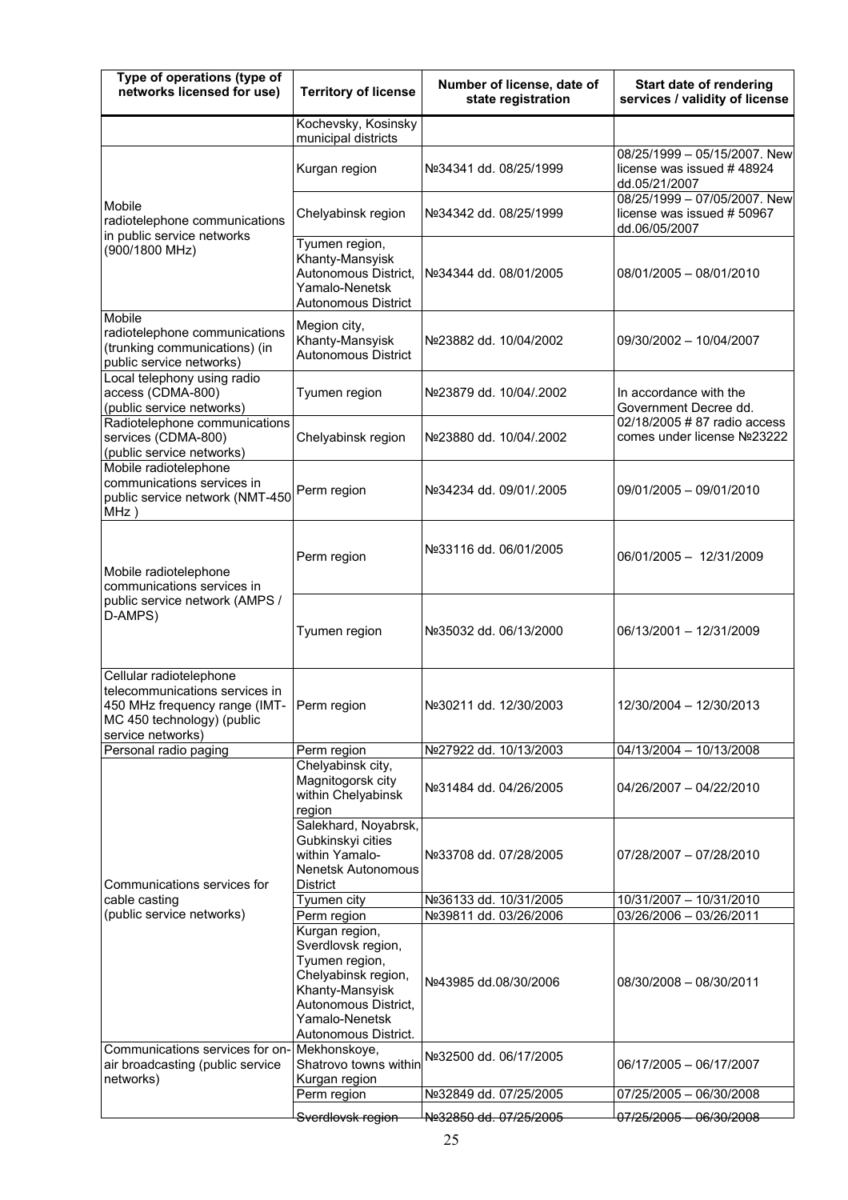| Type of operations (type of networks licensed for use) | Territory of license | Number of license, date of state registration | Start date of rendering services / validity of license |
|---|---|---|---|
| | Kochevsky, Kosinsky municipal districts | | |
| Mobile radiotelephone communications in public service networks (900/1800 MHz) | Kurgan region | №34341 dd. 08/25/1999 | 08/25/1999 – 05/15/2007. New license was issued # 48924 dd.05/21/2007 |
| | Chelyabinsk region | №34342 dd. 08/25/1999 | 08/25/1999 – 07/05/2007. New license was issued # 50967 dd.06/05/2007 |
| | Tyumen region, Khanty-Mansyisk Autonomous District, Yamalo-Nenetsk Autonomous District | №34344 dd. 08/01/2005 | 08/01/2005 – 08/01/2010 |
| Mobile radiotelephone communications (trunking communications) (in public service networks) | Megion city, Khanty-Mansyisk Autonomous District | №23882 dd. 10/04/2002 | 09/30/2002 – 10/04/2007 |
| Local telephony using radio access (CDMA-800) (public service networks) | Tyumen region | №23879 dd. 10/04/.2002 | In accordance with the Government Decree dd. 02/18/2005 # 87 radio access comes under license №23222 |
| Radiotelephone communications services (CDMA-800) (public service networks) | Chelyabinsk region | №23880 dd. 10/04/.2002 | |
| Mobile radiotelephone communications services in public service network (NMT-450 MHz ) | Perm region | №34234 dd. 09/01/.2005 | 09/01/2005 – 09/01/2010 |
| Mobile radiotelephone communications services in public service network (AMPS / D-AMPS) | Perm region | №33116 dd. 06/01/2005 | 06/01/2005 – 12/31/2009 |
| | Tyumen region | №35032 dd. 06/13/2000 | 06/13/2001 – 12/31/2009 |
| Cellular radiotelephone telecommunications services in 450 MHz frequency range (IMT-MC 450 technology) (public service networks) | Perm region | №30211 dd. 12/30/2003 | 12/30/2004 – 12/30/2013 |
| Personal radio paging | Perm region | №27922 dd. 10/13/2003 | 04/13/2004 – 10/13/2008 |
| Communications services for cable casting (public service networks) | Chelyabinsk city, Magnitogorsk city within Chelyabinsk region | №31484 dd. 04/26/2005 | 04/26/2007 – 04/22/2010 |
| | Salekhard, Noyabrsk, Gubkinskyi cities within Yamalo-Nenetsk Autonomous District | №33708 dd. 07/28/2005 | 07/28/2007 – 07/28/2010 |
| | Tyumen city | №36133 dd. 10/31/2005 | 10/31/2007 – 10/31/2010 |
| | Perm region | №39811 dd. 03/26/2006 | 03/26/2006 – 03/26/2011 |
| | Kurgan region, Sverdlovsk region, Tyumen region, Chelyabinsk region, Khanty-Mansyisk Autonomous District, Yamalo-Nenetsk Autonomous District. | №43985 dd.08/30/2006 | 08/30/2008 – 08/30/2011 |
| Communications services for on-air broadcasting (public service networks) | Mekhonskoye, Shatrovo towns within Kurgan region | №32500 dd. 06/17/2005 | 06/17/2005 – 06/17/2007 |
| | Perm region | №32849 dd. 07/25/2005 | 07/25/2005 – 06/30/2008 |
| | Sverdlovsk region | №32850 dd. 07/25/2005 | 07/25/2005 – 06/30/2008 |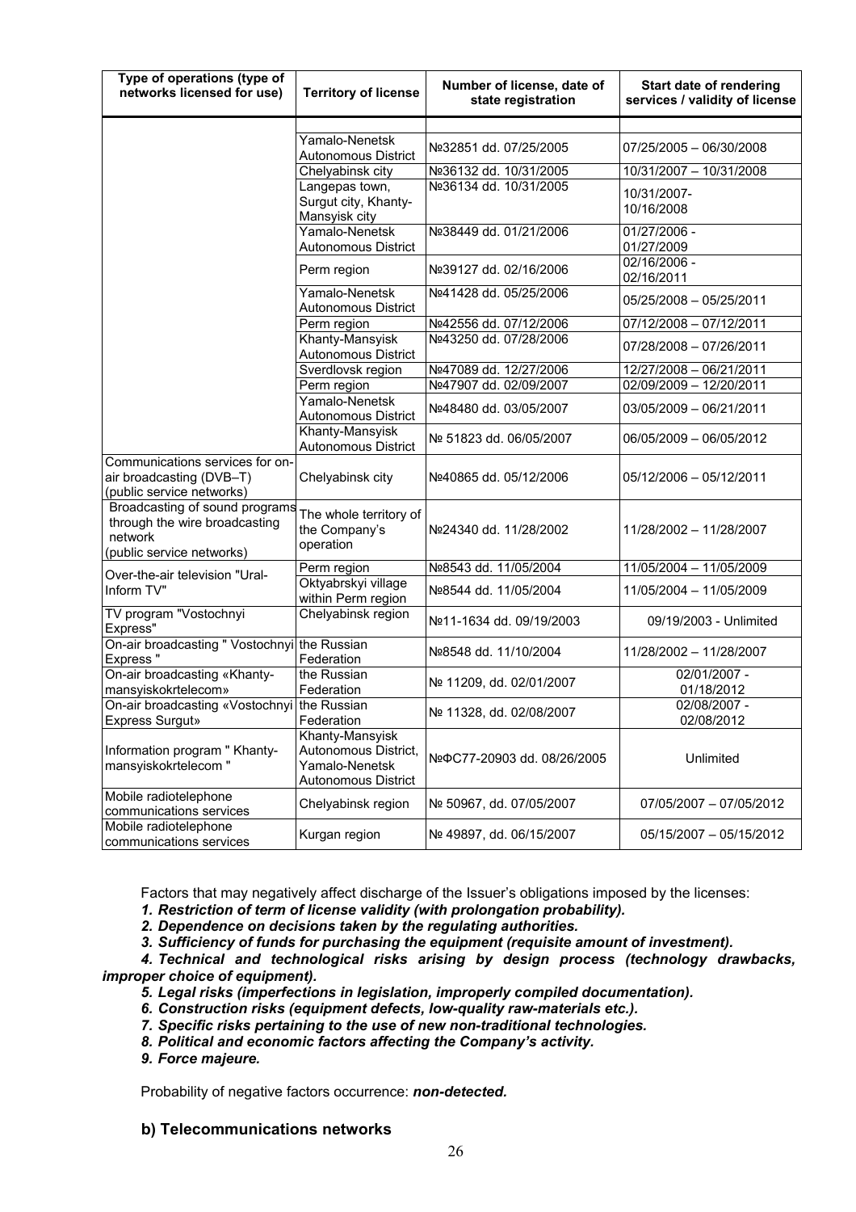| Type of operations (type of networks licensed for use) | Territory of license | Number of license, date of state registration | Start date of rendering services / validity of license |
|---|---|---|---|
| | | | |
| | Yamalo-Nenetsk Autonomous District | №32851 dd. 07/25/2005 | 07/25/2005 – 06/30/2008 |
| | Chelyabinsk city | №36132 dd. 10/31/2005 | 10/31/2007 – 10/31/2008 |
| | Langepas town, Surgut city, Khanty-Mansyisk city | №36134 dd. 10/31/2005 | 10/31/2007- 10/16/2008 |
| | Yamalo-Nenetsk Autonomous District | №38449 dd. 01/21/2006 | 01/27/2006 - 01/27/2009 |
| | Perm region | №39127 dd. 02/16/2006 | 02/16/2006 - 02/16/2011 |
| | Yamalo-Nenetsk Autonomous District | №41428 dd. 05/25/2006 | 05/25/2008 – 05/25/2011 |
| | Perm region | №42556 dd. 07/12/2006 | 07/12/2008 – 07/12/2011 |
| | Khanty-Mansyisk Autonomous District | №43250 dd. 07/28/2006 | 07/28/2008 – 07/26/2011 |
| | Sverdlovsk region | №47089 dd. 12/27/2006 | 12/27/2008 – 06/21/2011 |
| | Perm region | №47907 dd. 02/09/2007 | 02/09/2009 – 12/20/2011 |
| | Yamalo-Nenetsk Autonomous District | №48480 dd. 03/05/2007 | 03/05/2009 – 06/21/2011 |
| | Khanty-Mansyisk Autonomous District | № 51823 dd. 06/05/2007 | 06/05/2009 – 06/05/2012 |
| Communications services for on-air broadcasting (DVB–T) (public service networks) | Chelyabinsk city | №40865 dd. 05/12/2006 | 05/12/2006 – 05/12/2011 |
| Broadcasting of sound programs through the wire broadcasting network (public service networks) | The whole territory of the Company's operation | №24340 dd. 11/28/2002 | 11/28/2002 – 11/28/2007 |
| Over-the-air television "Ural-Inform TV" | Perm region | №8543 dd. 11/05/2004 | 11/05/2004 – 11/05/2009 |
| | Oktyabrskyi village within Perm region | №8544 dd. 11/05/2004 | 11/05/2004 – 11/05/2009 |
| TV program "Vostochnyi Express" | Chelyabinsk region | №11-1634 dd. 09/19/2003 | 09/19/2003 - Unlimited |
| On-air broadcasting " Vostochnyi Express " | the Russian Federation | №8548 dd. 11/10/2004 | 11/28/2002 – 11/28/2007 |
| On-air broadcasting «Khanty-mansyiskokrtelecom» | the Russian Federation | № 11209, dd. 02/01/2007 | 02/01/2007 - 01/18/2012 |
| On-air broadcasting «Vostochnyi Express Surgut» | the Russian Federation | № 11328, dd. 02/08/2007 | 02/08/2007 - 02/08/2012 |
| Information program " Khanty-mansyiskokrtelecom " | Khanty-Mansyisk Autonomous District, Yamalo-Nenetsk Autonomous District | №ФС77-20903 dd. 08/26/2005 | Unlimited |
| Mobile radiotelephone communications services | Chelyabinsk region | № 50967, dd. 07/05/2007 | 07/05/2007 – 07/05/2012 |
| Mobile radiotelephone communications services | Kurgan region | № 49897, dd. 06/15/2007 | 05/15/2007 – 05/15/2012 |

Factors that may negatively affect discharge of the Issuer's obligations imposed by the licenses:

***1. Restriction of term of license validity (with prolongation probability).***

***2. Dependence on decisions taken by the regulating authorities.***

***3. Sufficiency of funds for purchasing the equipment (requisite amount of investment).***

***4. Technical and technological risks arising by design process (technology drawbacks, improper choice of equipment).***

***5. Legal risks (imperfections in legislation, improperly compiled documentation).***

***6. Construction risks (equipment defects, low-quality raw-materials etc.).***

***7. Specific risks pertaining to the use of new non-traditional technologies.***

***8. Political and economic factors affecting the Company's activity.***

***9. Force majeure.***

Probability of negative factors occurrence: ***non-detected.***

### b) Telecommunications networks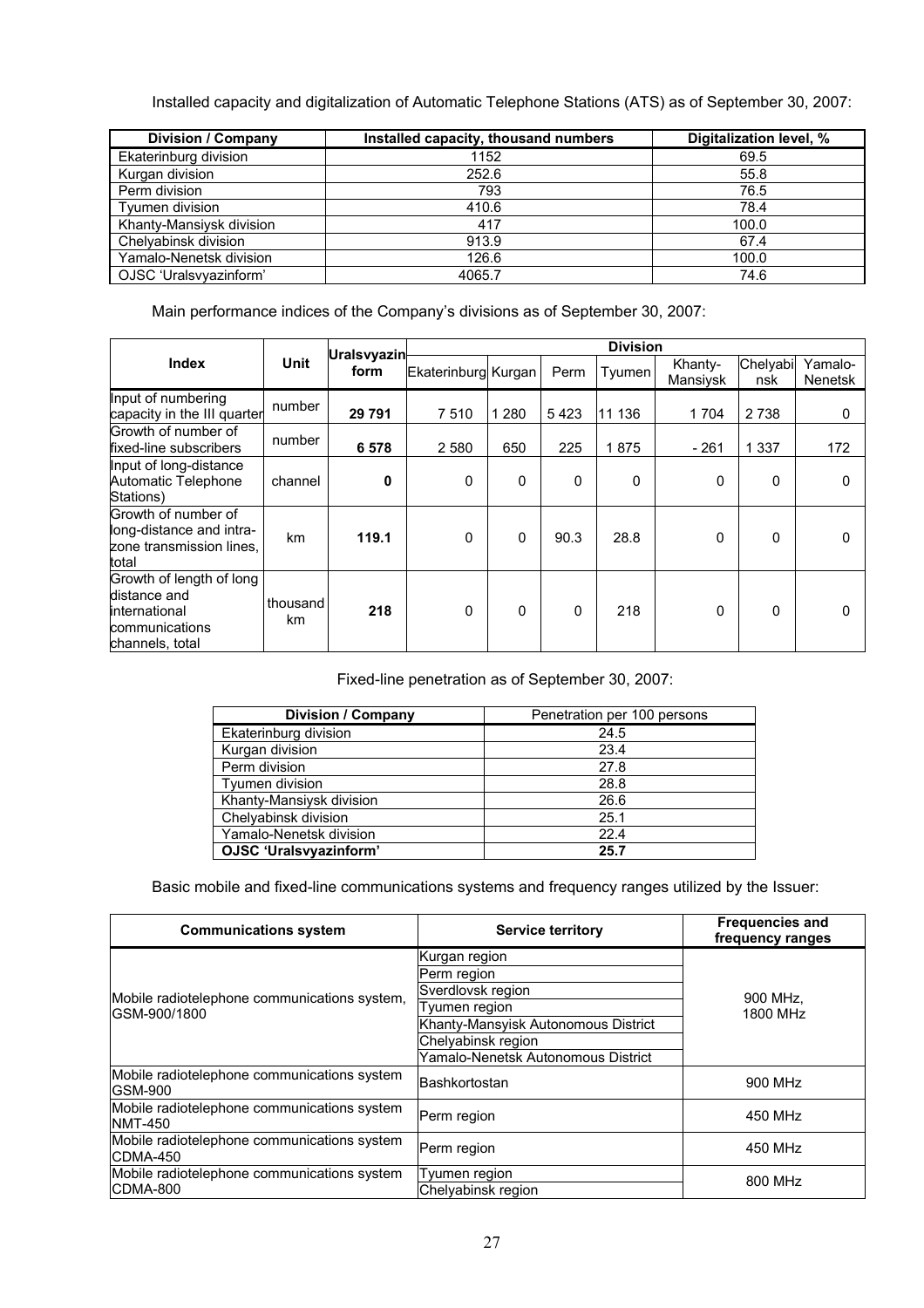Installed capacity and digitalization of Automatic Telephone Stations (ATS) as of September 30, 2007:

| Division / Company | Installed capacity, thousand numbers | Digitalization level, % |
|---|---|---|
| Ekaterinburg division | 1152 | 69.5 |
| Kurgan division | 252.6 | 55.8 |
| Perm division | 793 | 76.5 |
| Tyumen division | 410.6 | 78.4 |
| Khanty-Mansiysk division | 417 | 100.0 |
| Chelyabinsk division | 913.9 | 67.4 |
| Yamalo-Nenetsk division | 126.6 | 100.0 |
| OJSC 'Uralsvyazinform' | 4065.7 | 74.6 |

Main performance indices of the Company's divisions as of September 30, 2007:

| Index | Unit | Uralsvyazin form | Division | | | | | | |
|---|---|---|---|---|---|---|---|---|---|
| | | | Ekaterinburg | Kurgan | Perm | Tyumen | Khanty-Mansiysk | Chelyabinsk | Yamalo-Nenetsk |
| Input of numbering capacity in the III quarter | number | **29 791** | 7 510 | 1 280 | 5 423 | 11 136 | 1 704 | 2 738 | 0 |
| Growth of number of fixed-line subscribers | number | **6 578** | 2 580 | 650 | 225 | 1 875 | - 261 | 1 337 | 172 |
| Input of long-distance Automatic Telephone Stations) | channel | **0** | 0 | 0 | 0 | 0 | 0 | 0 | 0 |
| Growth of number of long-distance and intra-zone transmission lines, total | km | **119.1** | 0 | 0 | 90.3 | 28.8 | 0 | 0 | 0 |
| Growth of length of long distance and international communications channels, total | thousand km | **218** | 0 | 0 | 0 | 218 | 0 | 0 | 0 |

Fixed-line penetration as of September 30, 2007:

| Division / Company | Penetration per 100 persons |
|---|---|
| Ekaterinburg division | 24.5 |
| Kurgan division | 23.4 |
| Perm division | 27.8 |
| Tyumen division | 28.8 |
| Khanty-Mansiysk division | 26.6 |
| Chelyabinsk division | 25.1 |
| Yamalo-Nenetsk division | 22.4 |
| **OJSC 'Uralsvyazinform'** | **25.7** |

Basic mobile and fixed-line communications systems and frequency ranges utilized by the Issuer:

| Communications system | Service territory | Frequencies and frequency ranges |
|---|---|---|
| Mobile radiotelephone communications system, GSM-900/1800 | Kurgan region | 900 MHz, 1800 MHz |
| | Perm region | |
| | Sverdlovsk region | |
| | Tyumen region | |
| | Khanty-Mansiysk Autonomous District | |
| | Chelyabinsk region | |
| | Yamalo-Nenetsk Autonomous District | |
| Mobile radiotelephone communications system GSM-900 | Bashkortostan | 900 MHz |
| Mobile radiotelephone communications system NMT-450 | Perm region | 450 MHz |
| Mobile radiotelephone communications system CDMA-450 | Perm region | 450 MHz |
| Mobile radiotelephone communications system CDMA-800 | Tyumen region | 800 MHz |
| | Chelyabinsk region | |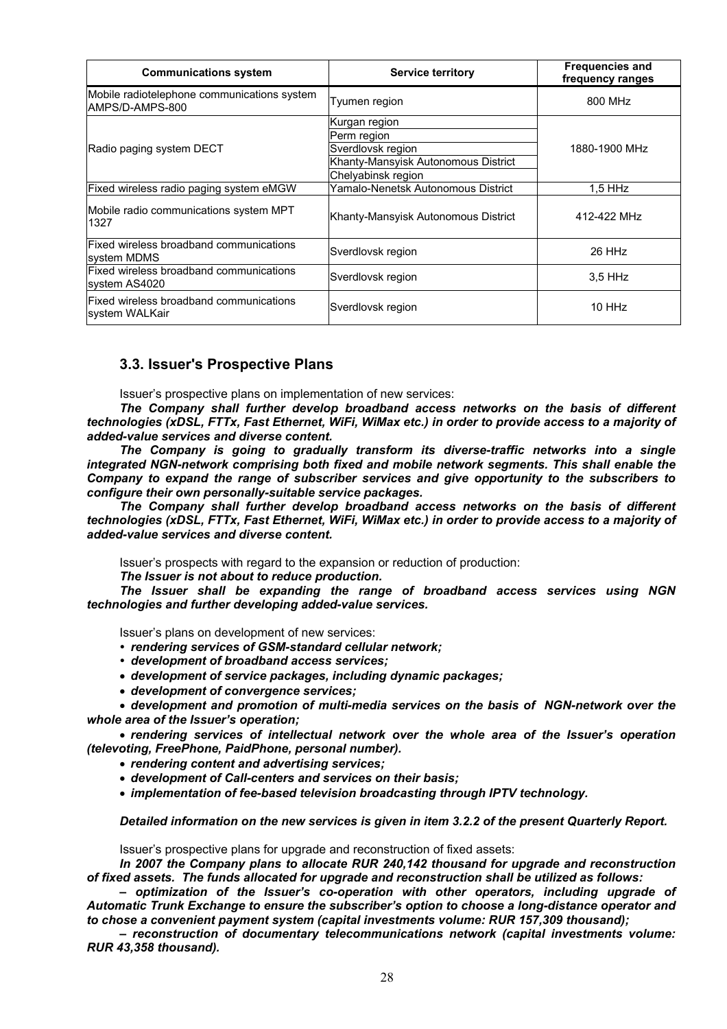| Communications system | Service territory | Frequencies and frequency ranges |
|---|---|---|
| Mobile radiotelephone communications system AMPS/D-AMPS-800 | Tyumen region | 800 MHz |
| Radio paging system DECT | Kurgan region | 1880-1900 MHz |
| | Perm region | |
| | Sverdlovsk region | |
| | Khanty-Mansyisk Autonomous District | |
| | Chelyabinsk region | |
| Fixed wireless radio paging system eMGW | Yamalo-Nenetsk Autonomous District | 1,5 HHz |
| Mobile radio communications system MPT 1327 | Khanty-Mansyisk Autonomous District | 412-422 MHz |
| Fixed wireless broadband communications system MDMS | Sverdlovsk region | 26 HHz |
| Fixed wireless broadband communications system AS4020 | Sverdlovsk region | 3,5 HHz |
| Fixed wireless broadband communications system WALKair | Sverdlovsk region | 10 HHz |

### 3.3. Issuer's Prospective Plans

Issuer's prospective plans on implementation of new services:

***The Company shall further develop broadband access networks on the basis of different technologies (xDSL, FTTx, Fast Ethernet, WiFi, WiMax etc.) in order to provide access to a majority of added-value services and diverse content.***

***The Company is going to gradually transform its diverse-traffic networks into a single integrated NGN-network comprising both fixed and mobile network segments. This shall enable the Company to expand the range of subscriber services and give opportunity to the subscribers to configure their own personally-suitable service packages.***

***The Company shall further develop broadband access networks on the basis of different technologies (xDSL, FTTx, Fast Ethernet, WiFi, WiMax etc.) in order to provide access to a majority of added-value services and diverse content.***

Issuer's prospects with regard to the expansion or reduction of production:

***The Issuer is not about to reduce production.***

***The Issuer shall be expanding the range of broadband access services using NGN technologies and further developing added-value services.***

Issuer's plans on development of new services:

- ***rendering services of GSM-standard cellular network;***
- ***development of broadband access services;***
- ***development of service packages, including dynamic packages;***
- ***development of convergence services;***
- ***development and promotion of multi-media services on the basis of NGN-network over the whole area of the Issuer's operation;***
- ***rendering services of intellectual network over the whole area of the Issuer's operation (televoting, FreePhone, PaidPhone, personal number).***
- ***rendering content and advertising services;***
- ***development of Call-centers and services on their basis;***
- ***implementation of fee-based television broadcasting through IPTV technology.***

***Detailed information on the new services is given in item 3.2.2 of the present Quarterly Report.***

Issuer's prospective plans for upgrade and reconstruction of fixed assets:

***In 2007 the Company plans to allocate RUR 240,142 thousand for upgrade and reconstruction of fixed assets. The funds allocated for upgrade and reconstruction shall be utilized as follows:***

***– optimization of the Issuer's co-operation with other operators, including upgrade of Automatic Trunk Exchange to ensure the subscriber's option to choose a long-distance operator and to chose a convenient payment system (capital investments volume: RUR 157,309 thousand);***

***– reconstruction of documentary telecommunications network (capital investments volume: RUR 43,358 thousand).***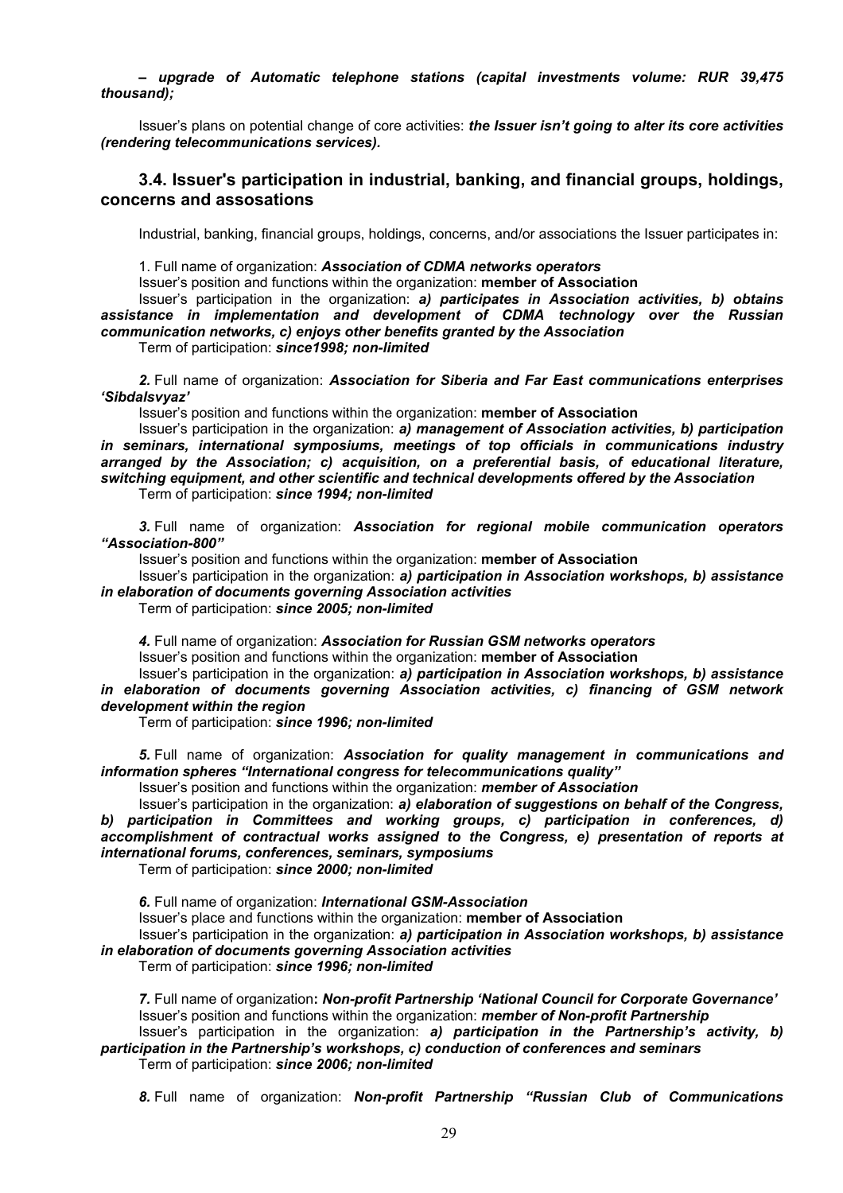***– upgrade of Automatic telephone stations (capital investments volume: RUR 39,475 thousand);***

Issuer's plans on potential change of core activities: ***the Issuer isn't going to alter its core activities (rendering telecommunications services).***

## 3.4. Issuer's participation in industrial, banking, and financial groups, holdings, concerns and assosations

Industrial, banking, financial groups, holdings, concerns, and/or associations the Issuer participates in:

1. Full name of organization: ***Association of CDMA networks operators***
Issuer's position and functions within the organization: **member of Association**
Issuer's participation in the organization: ***a) participates in Association activities, b) obtains assistance in implementation and development of CDMA technology over the Russian communication networks, c) enjoys other benefits granted by the Association***
Term of participation: ***since1998; non-limited***

***2.*** Full name of organization: ***Association for Siberia and Far East communications enterprises 'Sibdalsvyaz'***
Issuer's position and functions within the organization: **member of Association**
Issuer's participation in the organization: ***a) management of Association activities, b) participation in seminars, international symposiums, meetings of top officials in communications industry arranged by the Association; c) acquisition, on a preferential basis, of educational literature, switching equipment, and other scientific and technical developments offered by the Association***
Term of participation: ***since 1994; non-limited***

***3.*** Full name of organization: ***Association for regional mobile communication operators "Association-800"***
Issuer's position and functions within the organization: **member of Association**
Issuer's participation in the organization: ***a) participation in Association workshops, b) assistance in elaboration of documents governing Association activities***
Term of participation: ***since 2005; non-limited***

***4.*** Full name of organization: ***Association for Russian GSM networks operators***
Issuer's position and functions within the organization: **member of Association**
Issuer's participation in the organization: ***a) participation in Association workshops, b) assistance in elaboration of documents governing Association activities, c) financing of GSM network development within the region***
Term of participation: ***since 1996; non-limited***

***5.*** Full name of organization: ***Association for quality management in communications and information spheres "International congress for telecommunications quality"***
Issuer's position and functions within the organization: ***member of Association***
Issuer's participation in the organization: ***a) elaboration of suggestions on behalf of the Congress, b) participation in Committees and working groups, c) participation in conferences, d) accomplishment of contractual works assigned to the Congress, e) presentation of reports at international forums, conferences, seminars, symposiums***
Term of participation: ***since 2000; non-limited***

***6.*** Full name of organization: ***International GSM-Association***
Issuer's place and functions within the organization: **member of Association**
Issuer's participation in the organization: ***a) participation in Association workshops, b) assistance in elaboration of documents governing Association activities***
Term of participation: ***since 1996; non-limited***

***7.*** Full name of organization**:** ***Non-profit Partnership 'National Council for Corporate Governance'***
Issuer's position and functions within the organization: ***member of Non-profit Partnership***
Issuer's participation in the organization: ***a) participation in the Partnership's activity, b) participation in the Partnership's workshops, c) conduction of conferences and seminars***
Term of participation: ***since 2006; non-limited***

***8.*** Full name of organization: ***Non-profit Partnership "Russian Club of Communications***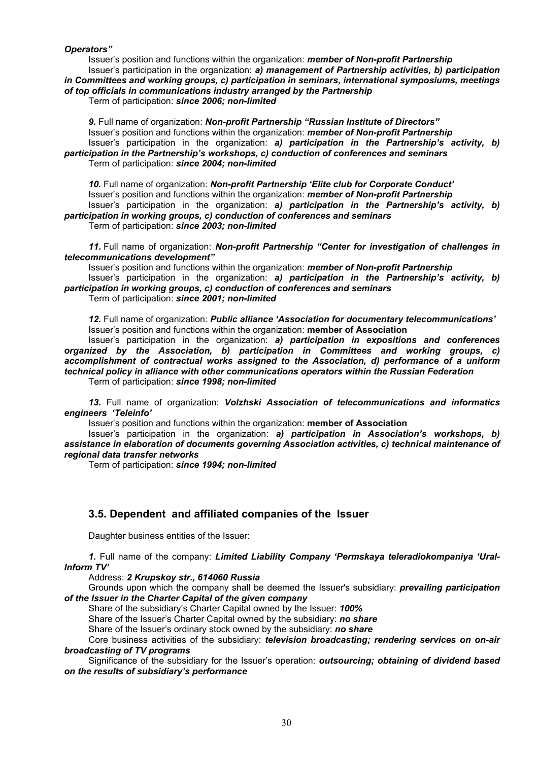***Operators"***

Issuer's position and functions within the organization: ***member of Non-profit Partnership***

Issuer's participation in the organization: ***a) management of Partnership activities, b) participation in Committees and working groups, c) participation in seminars, international symposiums, meetings of top officials in communications industry arranged by the Partnership***

Term of participation: ***since 2006; non-limited***

***9.*** Full name of organization: ***Non-profit Partnership "Russian Institute of Directors"***

Issuer's position and functions within the organization: ***member of Non-profit Partnership***

Issuer's participation in the organization: ***a) participation in the Partnership's activity, b) participation in the Partnership's workshops, c) conduction of conferences and seminars***

Term of participation: ***since 2004; non-limited***

***10.*** Full name of organization: ***Non-profit Partnership 'Elite club for Corporate Conduct'***

Issuer's position and functions within the organization: ***member of Non-profit Partnership***

Issuer's participation in the organization: ***a) participation in the Partnership's activity, b) participation in working groups, c) conduction of conferences and seminars***

Term of participation: ***since 2003; non-limited***

***11.*** Full name of organization: ***Non-profit Partnership "Center for investigation of challenges in telecommunications development"***

Issuer's position and functions within the organization: ***member of Non-profit Partnership***

Issuer's participation in the organization: ***a) participation in the Partnership's activity, b) participation in working groups, c) conduction of conferences and seminars***

Term of participation: ***since 2001; non-limited***

***12.*** Full name of organization: ***Public alliance 'Association for documentary telecommunications'***

Issuer's position and functions within the organization: **member of Association**

Issuer's participation in the organization: ***a) participation in expositions and conferences organized by the Association, b) participation in Committees and working groups, c) accomplishment of contractual works assigned to the Association, d) performance of a uniform technical policy in alliance with other communications operators within the Russian Federation***

Term of participation: ***since 1998; non-limited***

***13.*** Full name of organization: ***Volzhski Association of telecommunications and informatics engineers 'Teleinfo'***

Issuer's position and functions within the organization: **member of Association**

Issuer's participation in the organization: ***a) participation in Association's workshops, b) assistance in elaboration of documents governing Association activities, c) technical maintenance of regional data transfer networks***

Term of participation: ***since 1994; non-limited***

## 3.5. Dependent and affiliated companies of the Issuer

Daughter business entities of the Issuer:

***1.*** Full name of the company: ***Limited Liability Company 'Permskaya teleradiokompaniya 'Ural-Inform TV'***

Address: ***2 Krupskoy str., 614060 Russia***

Grounds upon which the company shall be deemed the Issuer's subsidiary: ***prevailing participation of the Issuer in the Charter Capital of the given company***

Share of the subsidiary's Charter Capital owned by the Issuer: ***100%***

Share of the Issuer's Charter Capital owned by the subsidiary: ***no share***

Share of the Issuer's ordinary stock owned by the subsidiary: ***no share***

Core business activities of the subsidiary: ***television broadcasting; rendering services on on-air broadcasting of TV programs***

Significance of the subsidiary for the Issuer's operation: ***outsourcing; obtaining of dividend based on the results of subsidiary's performance***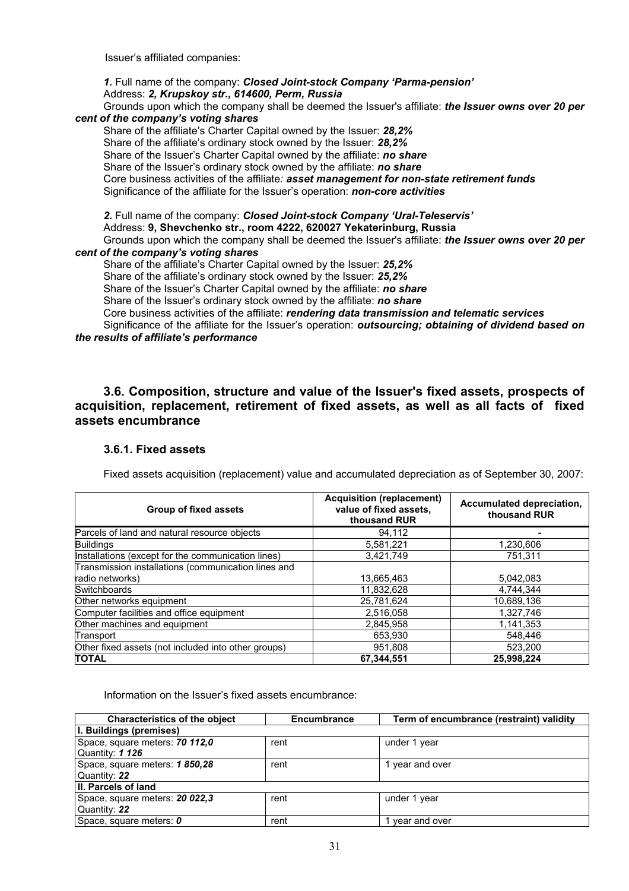Issuer's affiliated companies:

***1.*** Full name of the company: ***Closed Joint-stock Company 'Parma-pension'***
Address: ***2, Krupskoy str., 614600, Perm, Russia***
Grounds upon which the company shall be deemed the Issuer's affiliate: ***the Issuer owns over 20 per cent of the company's voting shares***
Share of the affiliate's Charter Capital owned by the Issuer: ***28,2%***
Share of the affiliate's ordinary stock owned by the Issuer: ***28,2%***
Share of the Issuer's Charter Capital owned by the affiliate: ***no share***
Share of the Issuer's ordinary stock owned by the affiliate: ***no share***
Core business activities of the affiliate: ***asset management for non-state retirement funds***
Significance of the affiliate for the Issuer's operation: ***non-core activities***

***2.*** Full name of the company: ***Closed Joint-stock Company 'Ural-Teleservis'***
Address: **9, Shevchenko str., room 4222, 620027 Yekaterinburg, Russia**
Grounds upon which the company shall be deemed the Issuer's affiliate: ***the Issuer owns over 20 per cent of the company's voting shares***
Share of the affiliate's Charter Capital owned by the Issuer: ***25,2%***
Share of the affiliate's ordinary stock owned by the Issuer: ***25,2%***
Share of the Issuer's Charter Capital owned by the affiliate: ***no share***
Share of the Issuer's ordinary stock owned by the affiliate: ***no share***
Core business activities of the affiliate: ***rendering data transmission and telematic services***
Significance of the affiliate for the Issuer's operation: ***outsourcing; obtaining of dividend based on the results of affiliate's performance***

## 3.6. Composition, structure and value of the Issuer's fixed assets, prospects of acquisition, replacement, retirement of fixed assets, as well as all facts of fixed assets encumbrance

### 3.6.1. Fixed assets

Fixed assets acquisition (replacement) value and accumulated depreciation as of September 30, 2007:

| Group of fixed assets | Acquisition (replacement) value of fixed assets, thousand RUR | Accumulated depreciation, thousand RUR |
|---|---|---|
| Parcels of land and natural resource objects | 94,112 | - |
| Buildings | 5,581,221 | 1,230,606 |
| Installations (except for the communication lines) | 3,421,749 | 751,311 |
| Transmission installations (communication lines and radio networks) | 13,665,463 | 5,042,083 |
| Switchboards | 11,832,628 | 4,744,344 |
| Other networks equipment | 25,781,624 | 10,689,136 |
| Computer facilities and office equipment | 2,516,058 | 1,327,746 |
| Other machines and equipment | 2,845,958 | 1,141,353 |
| Transport | 653,930 | 548,446 |
| Other fixed assets (not included into other groups) | 951,808 | 523,200 |
| **TOTAL** | **67,344,551** | **25,998,224** |

Information on the Issuer's fixed assets encumbrance:

| Characteristics of the object | Encumbrance | Term of encumbrance (restraint) validity |
|---|---|---|
| **I. Buildings (premises)** | | |
| Space, square meters: ***70 112,0***<br>Quantity: ***1 126*** | rent | under 1 year |
| Space, square meters: ***1 850,28***<br>Quantity: ***22*** | rent | 1 year and over |
| **II. Parcels of land** | | |
| Space, square meters: ***20 022,3***<br>Quantity: ***22*** | rent | under 1 year |
| Space, square meters: ***0*** | rent | 1 year and over |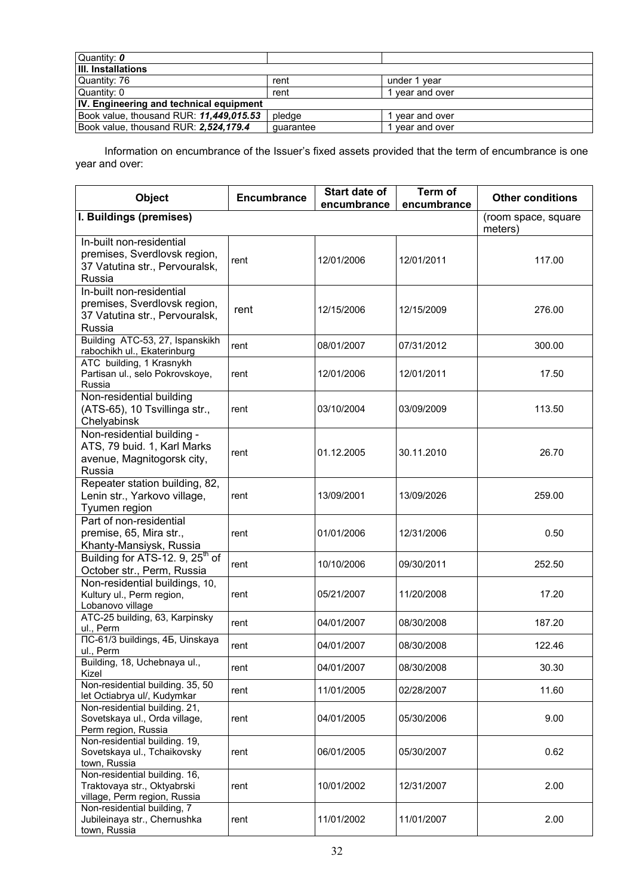| Quantity: *0* | | |
|---|---|---|
| **III. Installations** | | |
| Quantity: 76 | rent | under 1 year |
| Quantity: 0 | rent | 1 year and over |
| **IV. Engineering and technical equipment** | | |
| Book value, thousand RUR: ***11,449,015.53*** | pledge | 1 year and over |
| Book value, thousand RUR: ***2,524,179.4*** | guarantee | 1 year and over |

Information on encumbrance of the Issuer's fixed assets provided that the term of encumbrance is one year and over:

| Object | Encumbrance | Start date of encumbrance | Term of encumbrance | Other conditions |
|---|---|---|---|---|
| **I. Buildings (premises)** | | | | (room space, square meters) |
| In-built non-residential premises, Sverdlovsk region, 37 Vatutina str., Pervouralsk, Russia | rent | 12/01/2006 | 12/01/2011 | 117.00 |
| In-built non-residential premises, Sverdlovsk region, 37 Vatutina str., Pervouralsk, Russia | rent | 12/15/2006 | 12/15/2009 | 276.00 |
| Building ATC-53, 27, Ispanskikh rabochikh ul., Ekaterinburg | rent | 08/01/2007 | 07/31/2012 | 300.00 |
| ATC building, 1 Krasnykh Partisan ul., selo Pokrovskoye, Russia | rent | 12/01/2006 | 12/01/2011 | 17.50 |
| Non-residential building (ATS-65), 10 Tsvillinga str., Chelyabinsk | rent | 03/10/2004 | 03/09/2009 | 113.50 |
| Non-residential building - ATS, 79 buid. 1, Karl Marks avenue, Magnitogorsk city, Russia | rent | 01.12.2005 | 30.11.2010 | 26.70 |
| Repeater station building, 82, Lenin str., Yarkovo village, Tyumen region | rent | 13/09/2001 | 13/09/2026 | 259.00 |
| Part of non-residential premise, 65, Mira str., Khanty-Mansiysk, Russia | rent | 01/01/2006 | 12/31/2006 | 0.50 |
| Building for ATS-12. 9, 25th of October str., Perm, Russia | rent | 10/10/2006 | 09/30/2011 | 252.50 |
| Non-residential buildings, 10, Kultury ul., Perm region, Lobanovo village | rent | 05/21/2007 | 11/20/2008 | 17.20 |
| ATC-25 building, 63, Karpinsky ul., Perm | rent | 04/01/2007 | 08/30/2008 | 187.20 |
| ПС-61/3 buildings, 4Б, Uinskaya ul., Perm | rent | 04/01/2007 | 08/30/2008 | 122.46 |
| Building, 18, Uchebnaya ul., Kizel | rent | 04/01/2007 | 08/30/2008 | 30.30 |
| Non-residential building. 35, 50 let Octiabrya ul/, Kudymkar | rent | 11/01/2005 | 02/28/2007 | 11.60 |
| Non-residential building. 21, Sovetskaya ul., Orda village, Perm region, Russia | rent | 04/01/2005 | 05/30/2006 | 9.00 |
| Non-residential building. 19, Sovetskaya ul., Tchaikovsky town, Russia | rent | 06/01/2005 | 05/30/2007 | 0.62 |
| Non-residential building. 16, Traktovaya str., Oktyabrski village, Perm region, Russia | rent | 10/01/2002 | 12/31/2007 | 2.00 |
| Non-residential building, 7 Jubileinaya str., Chernushka town, Russia | rent | 11/01/2002 | 11/01/2007 | 2.00 |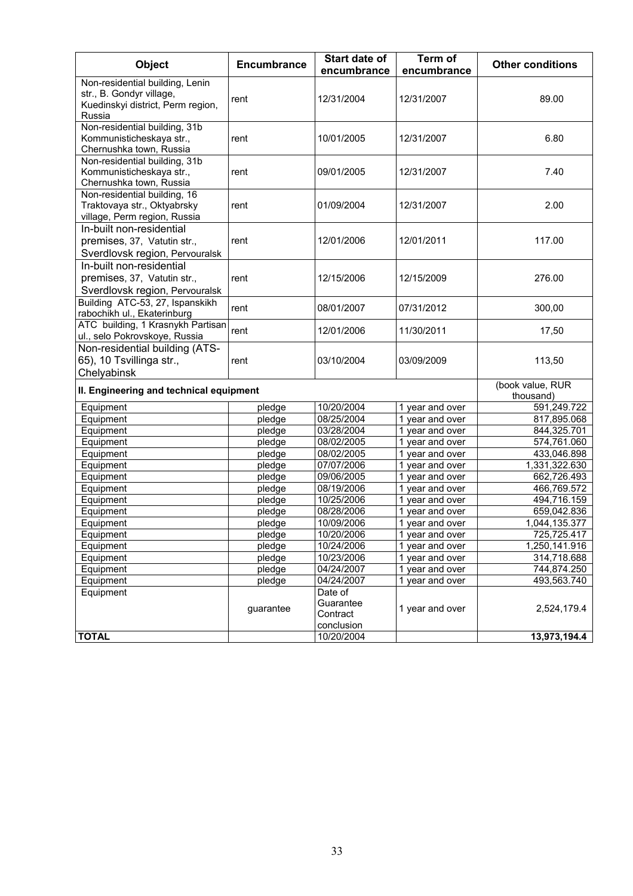| Object | Encumbrance | Start date of encumbrance | Term of encumbrance | Other conditions |
|---|---|---|---|---|
| Non-residential building, Lenin str., B. Gondyr village, Kuedinskyi district, Perm region, Russia | rent | 12/31/2004 | 12/31/2007 | 89.00 |
| Non-residential building, 31b Kommunisticheskaya str., Chernushka town, Russia | rent | 10/01/2005 | 12/31/2007 | 6.80 |
| Non-residential building, 31b Kommunisticheskaya str., Chernushka town, Russia | rent | 09/01/2005 | 12/31/2007 | 7.40 |
| Non-residential building, 16 Traktovaya str., Oktyabrsky village, Perm region, Russia | rent | 01/09/2004 | 12/31/2007 | 2.00 |
| In-built non-residential premises, 37, Vatutin str., Sverdlovsk region, Pervouralsk | rent | 12/01/2006 | 12/01/2011 | 117.00 |
| In-built non-residential premises, 37, Vatutin str., Sverdlovsk region, Pervouralsk | rent | 12/15/2006 | 12/15/2009 | 276.00 |
| Building ATC-53, 27, Ispanskikh rabochikh ul., Ekaterinburg | rent | 08/01/2007 | 07/31/2012 | 300,00 |
| ATC building, 1 Krasnykh Partisan ul., selo Pokrovskoye, Russia | rent | 12/01/2006 | 11/30/2011 | 17,50 |
| Non-residential building (ATS-65), 10 Tsvillinga str., Chelyabinsk | rent | 03/10/2004 | 03/09/2009 | 113,50 |
| **II. Engineering and technical equipment** | | | | (book value, RUR thousand) |
| Equipment | pledge | 10/20/2004 | 1 year and over | 591,249.722 |
| Equipment | pledge | 08/25/2004 | 1 year and over | 817,895.068 |
| Equipment | pledge | 03/28/2004 | 1 year and over | 844,325.701 |
| Equipment | pledge | 08/02/2005 | 1 year and over | 574,761.060 |
| Equipment | pledge | 08/02/2005 | 1 year and over | 433,046.898 |
| Equipment | pledge | 07/07/2006 | 1 year and over | 1,331,322.630 |
| Equipment | pledge | 09/06/2005 | 1 year and over | 662,726.493 |
| Equipment | pledge | 08/19/2006 | 1 year and over | 466,769.572 |
| Equipment | pledge | 10/25/2006 | 1 year and over | 494,716.159 |
| Equipment | pledge | 08/28/2006 | 1 year and over | 659,042.836 |
| Equipment | pledge | 10/09/2006 | 1 year and over | 1,044,135.377 |
| Equipment | pledge | 10/20/2006 | 1 year and over | 725,725.417 |
| Equipment | pledge | 10/24/2006 | 1 year and over | 1,250,141.916 |
| Equipment | pledge | 10/23/2006 | 1 year and over | 314,718.688 |
| Equipment | pledge | 04/24/2007 | 1 year and over | 744,874.250 |
| Equipment | pledge | 04/24/2007 | 1 year and over | 493,563.740 |
| Equipment | guarantee | Date of Guarantee Contract conclusion | 1 year and over | 2,524,179.4 |
| **TOTAL** | | 10/20/2004 | | **13,973,194.4** |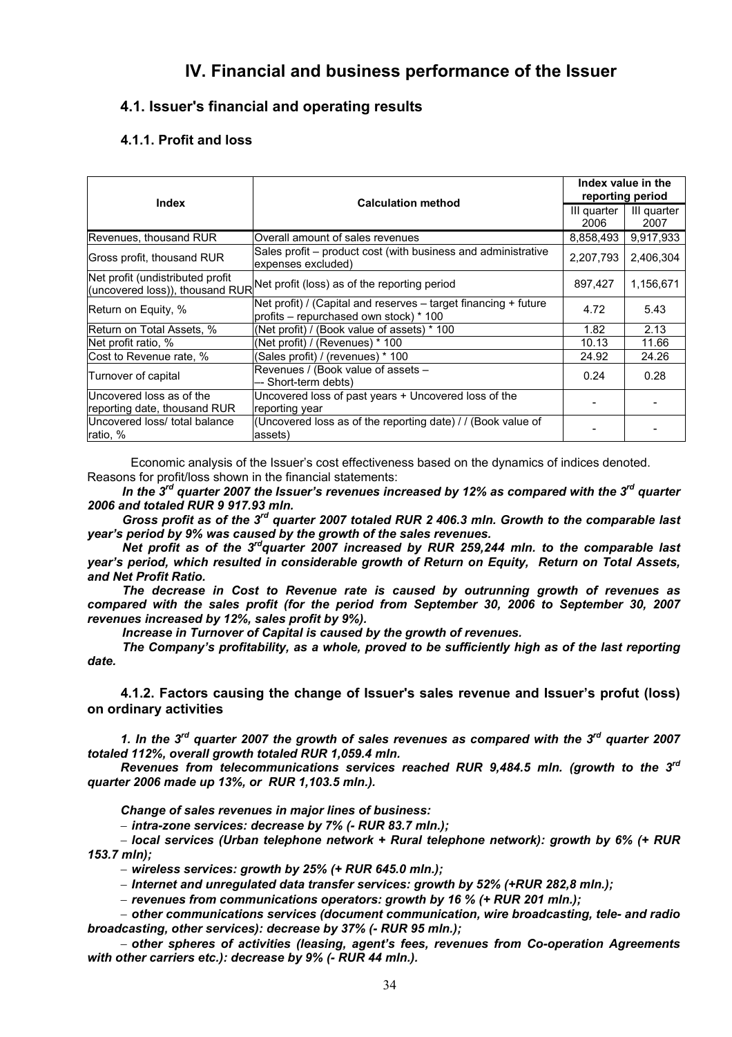# IV. Financial and business performance of the Issuer

## 4.1. Issuer's financial and operating results

### 4.1.1. Profit and loss

| Index | Calculation method | Index value in the reporting period | |
|---|---|---|---|
| | | III quarter 2006 | III quarter 2007 |
| Revenues, thousand RUR | Overall amount of sales revenues | 8,858,493 | 9,917,933 |
| Gross profit, thousand RUR | Sales profit – product cost (with business and administrative expenses excluded) | 2,207,793 | 2,406,304 |
| Net profit (undistributed profit (uncovered loss)), thousand RUR | Net profit (loss) as of the reporting period | 897,427 | 1,156,671 |
| Return on Equity, % | Net profit) / (Capital and reserves – target financing + future profits – repurchased own stock) * 100 | 4.72 | 5.43 |
| Return on Total Assets, % | (Net profit) / (Book value of assets) * 100 | 1.82 | 2.13 |
| Net profit ratio, % | (Net profit) / (Revenues) * 100 | 10.13 | 11.66 |
| Cost to Revenue rate, % | (Sales profit) / (revenues) * 100 | 24.92 | 24.26 |
| Turnover of capital | Revenues / (Book value of assets – –- Short-term debts) | 0.24 | 0.28 |
| Uncovered loss as of the reporting date, thousand RUR | Uncovered loss of past years + Uncovered loss of the reporting year | - | - |
| Uncovered loss/ total balance ratio, % | (Uncovered loss as of the reporting date) / / (Book value of assets) | - | - |

Economic analysis of the Issuer's cost effectiveness based on the dynamics of indices denoted. Reasons for profit/loss shown in the financial statements:

***In the 3rd quarter 2007 the Issuer's revenues increased by 12% as compared with the 3rd quarter 2006 and totaled RUR 9 917.93 mln.***

***Gross profit as of the 3rd quarter 2007 totaled RUR 2 406.3 mln. Growth to the comparable last year's period by 9% was caused by the growth of the sales revenues.***

***Net profit as of the 3rdquarter 2007 increased by RUR 259,244 mln. to the comparable last year's period, which resulted in considerable growth of Return on Equity, Return on Total Assets, and Net Profit Ratio.***

***The decrease in Cost to Revenue rate is caused by outrunning growth of revenues as compared with the sales profit (for the period from September 30, 2006 to September 30, 2007 revenues increased by 12%, sales profit by 9%).***

***Increase in Turnover of Capital is caused by the growth of revenues.***

***The Company's profitability, as a whole, proved to be sufficiently high as of the last reporting date.***

### 4.1.2. Factors causing the change of Issuer's sales revenue and Issuer's profut (loss) on ordinary activities

***1. In the 3rd quarter 2007 the growth of sales revenues as compared with the 3rd quarter 2007 totaled 112%, overall growth totaled RUR 1,059.4 mln.***

***Revenues from telecommunications services reached RUR 9,484.5 mln. (growth to the 3rd quarter 2006 made up 13%, or RUR 1,103.5 mln.).***

***Change of sales revenues in major lines of business:***

- ***intra-zone services: decrease by 7% (- RUR 83.7 mln.);***
- ***local services (Urban telephone network + Rural telephone network): growth by 6% (+ RUR 153.7 mln);***
- ***wireless services: growth by 25% (+ RUR 645.0 mln.);***
- ***Internet and unregulated data transfer services: growth by 52% (+RUR 282,8 mln.);***
- ***revenues from communications operators: growth by 16 % (+ RUR 201 mln.);***
- ***other communications services (document communication, wire broadcasting, tele- and radio broadcasting, other services): decrease by 37% (- RUR 95 mln.);***
- ***other spheres of activities (leasing, agent's fees, revenues from Co-operation Agreements with other carriers etc.): decrease by 9% (- RUR 44 mln.).***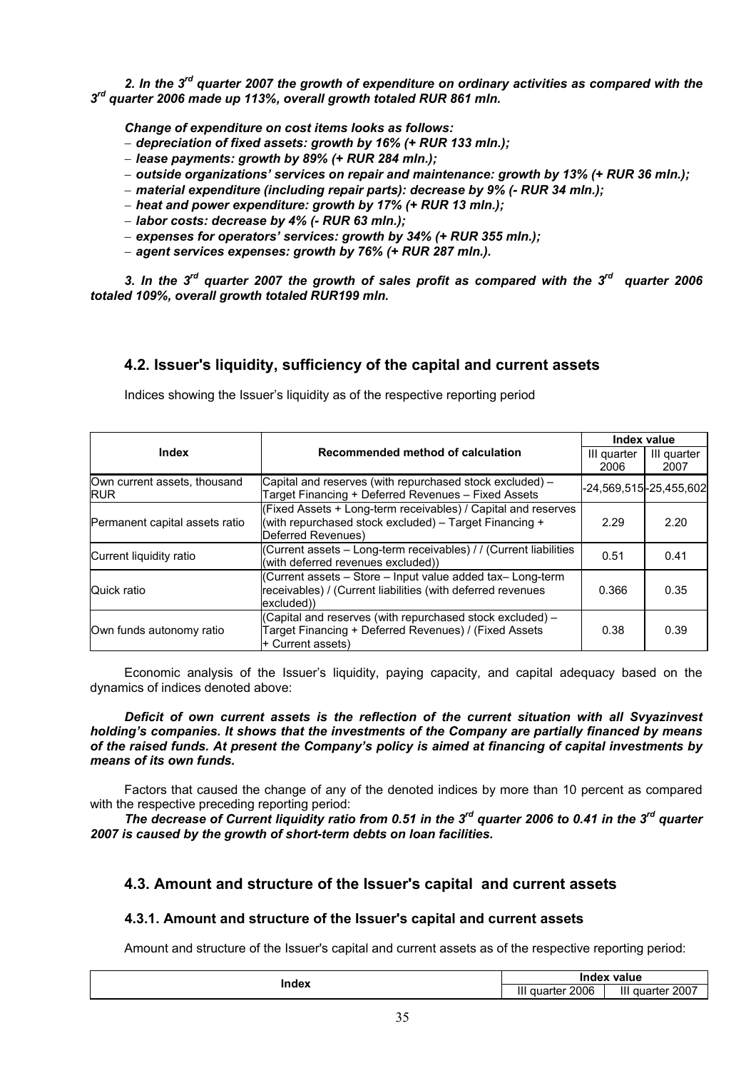***2. In the 3rd quarter 2007 the growth of expenditure on ordinary activities as compared with the 3rd quarter 2006 made up 113%, overall growth totaled RUR 861 mln.***

***Change of expenditure on cost items looks as follows:***

- ***depreciation of fixed assets: growth by 16% (+ RUR 133 mln.);***
- ***lease payments: growth by 89% (+ RUR 284 mln.);***
- ***outside organizations' services on repair and maintenance: growth by 13% (+ RUR 36 mln.);***
- ***material expenditure (including repair parts): decrease by 9% (- RUR 34 mln.);***
- ***heat and power expenditure: growth by 17% (+ RUR 13 mln.);***
- ***labor costs: decrease by 4% (- RUR 63 mln.);***
- ***expenses for operators' services: growth by 34% (+ RUR 355 mln.);***
- ***agent services expenses: growth by 76% (+ RUR 287 mln.).***

***3. In the 3rd quarter 2007 the growth of sales profit as compared with the 3rd quarter 2006 totaled 109%, overall growth totaled RUR199 mln.***

## 4.2. Issuer's liquidity, sufficiency of the capital and current assets

Indices showing the Issuer's liquidity as of the respective reporting period

| Index | Recommended method of calculation | Index value | |
|---|---|---|---|
| | | III quarter 2006 | III quarter 2007 |
| Own current assets, thousand RUR | Capital and reserves (with repurchased stock excluded) – Target Financing + Deferred Revenues – Fixed Assets | -24,569,515 | -25,455,602 |
| Permanent capital assets ratio | (Fixed Assets + Long-term receivables) / Capital and reserves (with repurchased stock excluded) – Target Financing + Deferred Revenues) | 2.29 | 2.20 |
| Current liquidity ratio | (Current assets – Long-term receivables) / / (Current liabilities (with deferred revenues excluded)) | 0.51 | 0.41 |
| Quick ratio | (Current assets – Store – Input value added tax– Long-term receivables) / (Current liabilities (with deferred revenues excluded)) | 0.366 | 0.35 |
| Own funds autonomy ratio | (Capital and reserves (with repurchased stock excluded) – Target Financing + Deferred Revenues) / (Fixed Assets + Current assets) | 0.38 | 0.39 |

Economic analysis of the Issuer's liquidity, paying capacity, and capital adequacy based on the dynamics of indices denoted above:

***Deficit of own current assets is the reflection of the current situation with all Svyazinvest holding's companies. It shows that the investments of the Company are partially financed by means of the raised funds. At present the Company's policy is aimed at financing of capital investments by means of its own funds.***

Factors that caused the change of any of the denoted indices by more than 10 percent as compared with the respective preceding reporting period:

***The decrease of Current liquidity ratio from 0.51 in the 3rd quarter 2006 to 0.41 in the 3rd quarter 2007 is caused by the growth of short-term debts on loan facilities.***

## 4.3. Amount and structure of the Issuer's capital and current assets

### 4.3.1. Amount and structure of the Issuer's capital and current assets

Amount and structure of the Issuer's capital and current assets as of the respective reporting period:

| Index | Index value | |
|---|---|---|
| | III quarter 2006 | III quarter 2007 |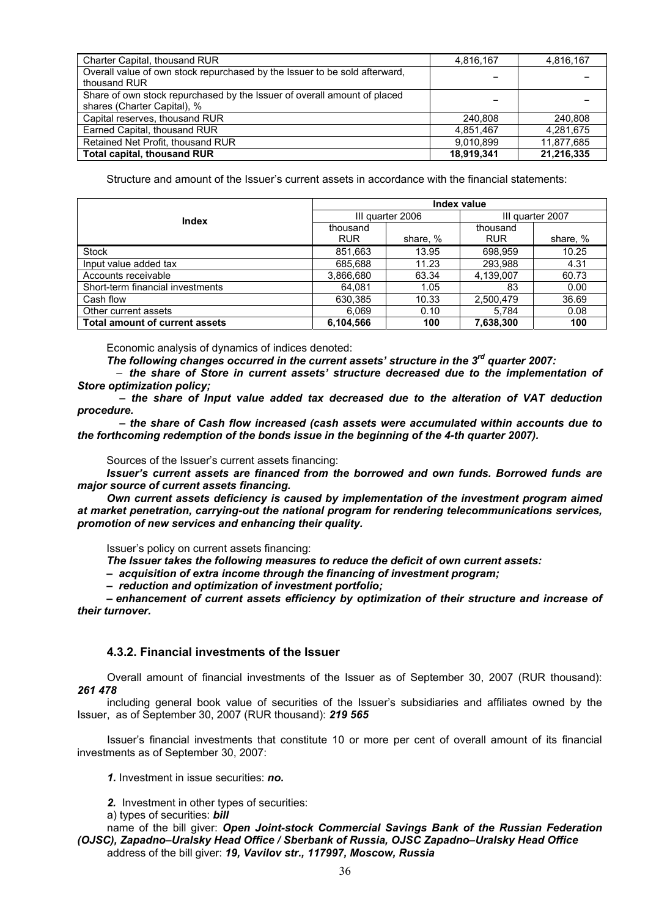| | | |
|---|---|---|
| Charter Capital, thousand RUR | 4,816,167 | 4,816,167 |
| Overall value of own stock repurchased by the Issuer to be sold afterward, thousand RUR | – | – |
| Share of own stock repurchased by the Issuer of overall amount of placed shares (Charter Capital), % | – | – |
| Capital reserves, thousand RUR | 240,808 | 240,808 |
| Earned Capital, thousand RUR | 4,851,467 | 4,281,675 |
| Retained Net Profit, thousand RUR | 9,010,899 | 11,877,685 |
| **Total capital, thousand RUR** | **18,919,341** | **21,216,335** |

Structure and amount of the Issuer's current assets in accordance with the financial statements:

| Index | Index value | | | |
|---|---|---|---|---|
| | III quarter 2006 | | III quarter 2007 | |
| | thousand RUR | share, % | thousand RUR | share, % |
| Stock | 851,663 | 13.95 | 698,959 | 10.25 |
| Input value added tax | 685,688 | 11.23 | 293,988 | 4.31 |
| Accounts receivable | 3,866,680 | 63.34 | 4,139,007 | 60.73 |
| Short-term financial investments | 64,081 | 1.05 | 83 | 0.00 |
| Cash flow | 630,385 | 10.33 | 2,500,479 | 36.69 |
| Other current assets | 6,069 | 0.10 | 5,784 | 0.08 |
| **Total amount of current assets** | **6,104,566** | **100** | **7,638,300** | **100** |

Economic analysis of dynamics of indices denoted:

***The following changes occurred in the current assets' structure in the 3rd quarter 2007:***

– ***the share of Store in current assets' structure decreased due to the implementation of Store optimization policy;***

***– the share of Input value added tax decreased due to the alteration of VAT deduction procedure.***

***– the share of Cash flow increased (cash assets were accumulated within accounts due to the forthcoming redemption of the bonds issue in the beginning of the 4-th quarter 2007).***

Sources of the Issuer's current assets financing:

***Issuer's current assets are financed from the borrowed and own funds. Borrowed funds are major source of current assets financing.***

***Own current assets deficiency is caused by implementation of the investment program aimed at market penetration, carrying-out the national program for rendering telecommunications services, promotion of new services and enhancing their quality.***

Issuer's policy on current assets financing:

***The Issuer takes the following measures to reduce the deficit of own current assets:***

***– acquisition of extra income through the financing of investment program;***

***– reduction and optimization of investment portfolio;***

***– enhancement of current assets efficiency by optimization of their structure and increase of their turnover.***

### 4.3.2. Financial investments of the Issuer

Overall amount of financial investments of the Issuer as of September 30, 2007 (RUR thousand): ***261 478***

including general book value of securities of the Issuer's subsidiaries and affiliates owned by the Issuer, as of September 30, 2007 (RUR thousand): ***219 565***

Issuer's financial investments that constitute 10 or more per cent of overall amount of its financial investments as of September 30, 2007:

***1.*** Investment in issue securities: ***no.***

***2.*** Investment in other types of securities:

a) types of securities: ***bill***

name of the bill giver: ***Open Joint-stock Commercial Savings Bank of the Russian Federation (OJSC), Zapadno–Uralsky Head Office / Sberbank of Russia, OJSC Zapadno–Uralsky Head Office***

address of the bill giver: ***19, Vavilov str., 117997, Moscow, Russia***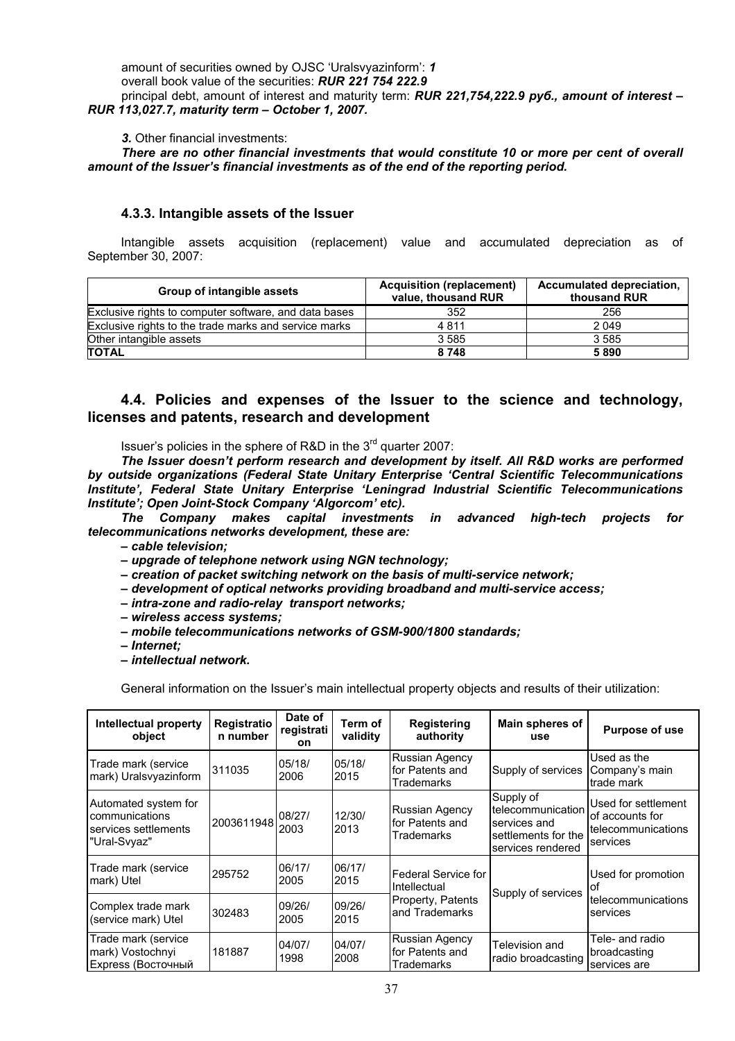amount of securities owned by OJSC 'Uralsvyazinform': ***1***

overall book value of the securities: ***RUR 221 754 222.9***

principal debt, amount of interest and maturity term: ***RUR 221,754,222.9 руб., amount of interest – RUR 113,027.7, maturity term – October 1, 2007.***

***3.*** Other financial investments:

***There are no other financial investments that would constitute 10 or more per cent of overall amount of the Issuer's financial investments as of the end of the reporting period.***

### 4.3.3. Intangible assets of the Issuer

Intangible assets acquisition (replacement) value and accumulated depreciation as of September 30, 2007:

| Group of intangible assets | Acquisition (replacement) value, thousand RUR | Accumulated depreciation, thousand RUR |
|---|---|---|
| Exclusive rights to computer software, and data bases | 352 | 256 |
| Exclusive rights to the trade marks and service marks | 4 811 | 2 049 |
| Other intangible assets | 3 585 | 3 585 |
| **TOTAL** | **8 748** | **5 890** |

## 4.4. Policies and expenses of the Issuer to the science and technology, licenses and patents, research and development

Issuer's policies in the sphere of R&D in the 3rd quarter 2007:

***The Issuer doesn't perform research and development by itself. All R&D works are performed by outside organizations (Federal State Unitary Enterprise 'Central Scientific Telecommunications Institute', Federal State Unitary Enterprise 'Leningrad Industrial Scientific Telecommunications Institute'; Open Joint-Stock Company 'Algorcom' etc).***

***The Company makes capital investments in advanced high-tech projects for telecommunications networks development, these are:***

***– cable television;***

***– upgrade of telephone network using NGN technology;***

***– creation of packet switching network on the basis of multi-service network;***

***– development of optical networks providing broadband and multi-service access;***

***– intra-zone and radio-relay transport networks;***

***– wireless access systems;***

***– mobile telecommunications networks of GSM-900/1800 standards;***

***– Internet;***

***– intellectual network.***

General information on the Issuer's main intellectual property objects and results of their utilization:

| Intellectual property object | Registration number | Date of registration | Term of validity | Registering authority | Main spheres of use | Purpose of use |
|---|---|---|---|---|---|---|
| Trade mark (service mark) Uralsvyazinform | 311035 | 05/18/ 2006 | 05/18/ 2015 | Russian Agency for Patents and Trademarks | Supply of services | Used as the Company's main trade mark |
| Automated system for communications services settlements "Ural-Svyaz" | 2003611948 | 08/27/ 2003 | 12/30/ 2013 | Russian Agency for Patents and Trademarks | Supply of telecommunication services and settlements for the services rendered | Used for settlement of accounts for telecommunications services |
| Trade mark (service mark) Utel | 295752 | 06/17/ 2005 | 06/17/ 2015 | Federal Service for Intellectual Property, Patents and Trademarks | Supply of services | Used for promotion of telecommunications services |
| Complex trade mark (service mark) Utel | 302483 | 09/26/ 2005 | 09/26/ 2015 | | | |
| Trade mark (service mark) Vostochnyi Express (Восточный | 181887 | 04/07/ 1998 | 04/07/ 2008 | Russian Agency for Patents and Trademarks | Television and radio broadcasting | Tele- and radio broadcasting services are |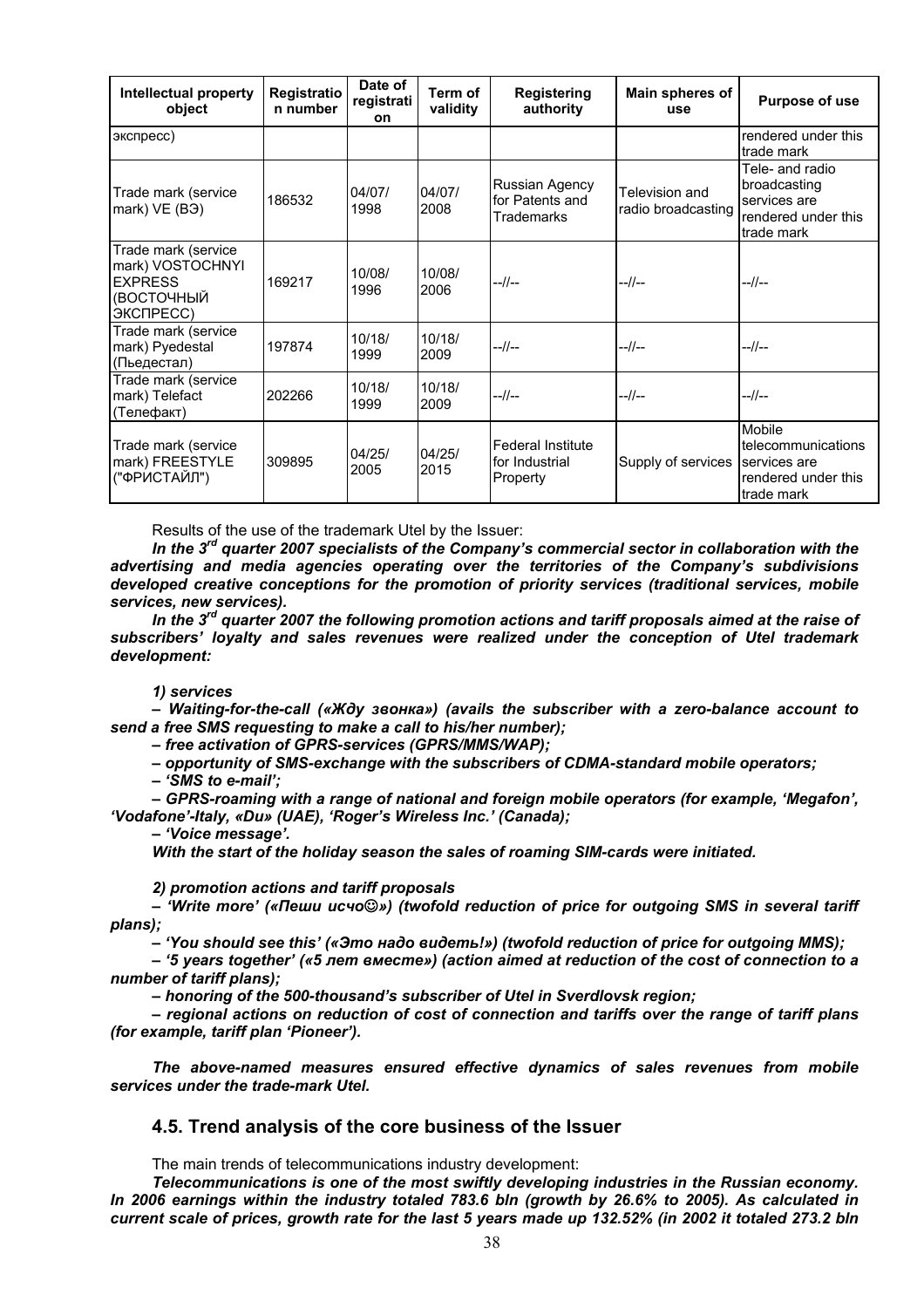| Intellectual property object | Registration number | Date of registration | Term of validity | Registering authority | Main spheres of use | Purpose of use |
|---|---|---|---|---|---|---|
| экспресс) | | | | | | rendered under this trade mark |
| Trade mark (service mark) VE (ВЭ) | 186532 | 04/07/ 1998 | 04/07/ 2008 | Russian Agency for Patents and Trademarks | Television and radio broadcasting | Tele- and radio broadcasting services are rendered under this trade mark |
| Trade mark (service mark) VOSTOCHNYI EXPRESS (ВОСТОЧНЫЙ ЭКСПРЕСС) | 169217 | 10/08/ 1996 | 10/08/ 2006 | --//-- | --//-- | --//-- |
| Trade mark (service mark) Pyedestal (Пьедестал) | 197874 | 10/18/ 1999 | 10/18/ 2009 | --//-- | --//-- | --//-- |
| Trade mark (service mark) Telefact (Телефакт) | 202266 | 10/18/ 1999 | 10/18/ 2009 | --//-- | --//-- | --//-- |
| Trade mark (service mark) FREESTYLE ("ФРИСТАЙЛ") | 309895 | 04/25/ 2005 | 04/25/ 2015 | Federal Institute for Industrial Property | Supply of services | Mobile telecommunications services are rendered under this trade mark |

Results of the use of the trademark Utel by the Issuer:

***In the 3rd quarter 2007 specialists of the Company's commercial sector in collaboration with the advertising and media agencies operating over the territories of the Company's subdivisions developed creative conceptions for the promotion of priority services (traditional services, mobile services, new services).***

***In the 3rd quarter 2007 the following promotion actions and tariff proposals aimed at the raise of subscribers' loyalty and sales revenues were realized under the conception of Utel trademark development:***

***1) services***

***– Waiting-for-the-call («Жду звонка») (avails the subscriber with a zero-balance account to send a free SMS requesting to make a call to his/her number);***

***– free activation of GPRS-services (GPRS/MMS/WAP);***

***– opportunity of SMS-exchange with the subscribers of CDMA-standard mobile operators;***

***– 'SMS to e-mail';***

***– GPRS-roaming with a range of national and foreign mobile operators (for example, 'Megafon', 'Vodafone'-Italy, «Du» (UAE), 'Roger's Wireless Inc.' (Canada);***

***– 'Voice message'.***

***With the start of the holiday season the sales of roaming SIM-cards were initiated.***

***2) promotion actions and tariff proposals***

***– 'Write more' («Пеши исчо☺») (twofold reduction of price for outgoing SMS in several tariff plans);***

***– 'You should see this' («Это надо видеть!») (twofold reduction of price for outgoing MMS);***

***– '5 years together' («5 лет вместе») (action aimed at reduction of the cost of connection to a number of tariff plans);***

***– honoring of the 500-thousand's subscriber of Utel in Sverdlovsk region;***

***– regional actions on reduction of cost of connection and tariffs over the range of tariff plans (for example, tariff plan 'Pioneer').***

***The above-named measures ensured effective dynamics of sales revenues from mobile services under the trade-mark Utel.***

## 4.5. Trend analysis of the core business of the Issuer

The main trends of telecommunications industry development:

***Telecommunications is one of the most swiftly developing industries in the Russian economy. In 2006 earnings within the industry totaled 783.6 bln (growth by 26.6% to 2005). As calculated in current scale of prices, growth rate for the last 5 years made up 132.52% (in 2002 it totaled 273.2 bln***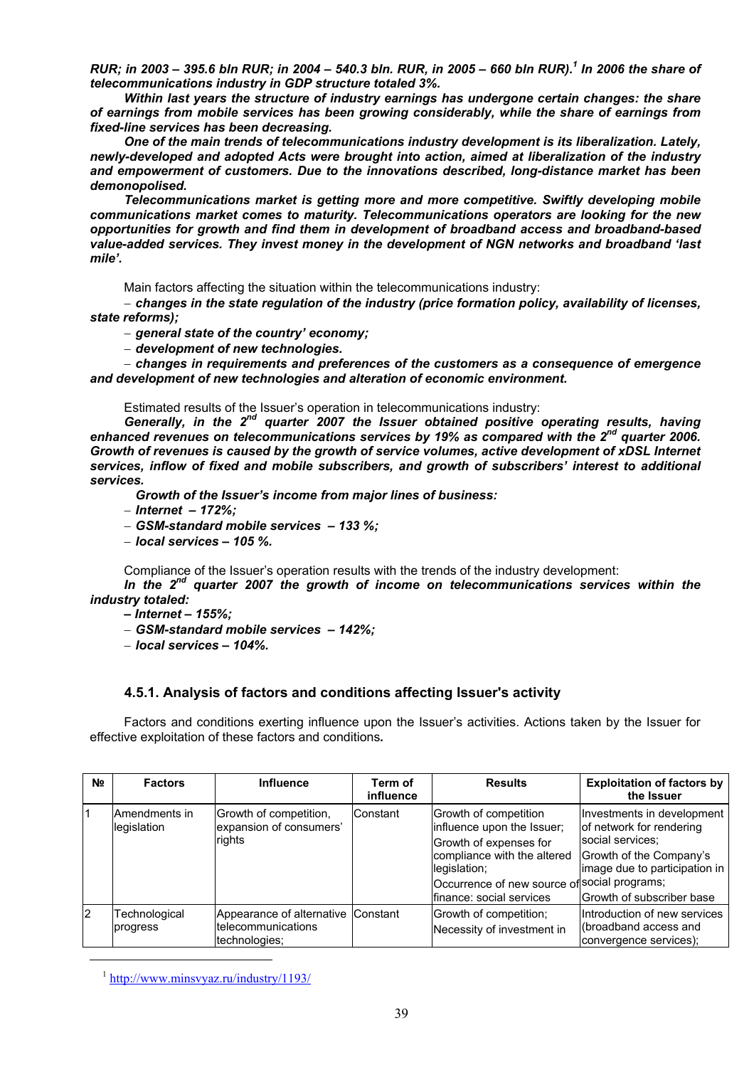***RUR; in 2003 – 395.6 bln RUR; in 2004 – 540.3 bln. RUR, in 2005 – 660 bln RUR).[1] In 2006 the share of telecommunications industry in GDP structure totaled 3%.***

***Within last years the structure of industry earnings has undergone certain changes: the share of earnings from mobile services has been growing considerably, while the share of earnings from fixed-line services has been decreasing.***

***One of the main trends of telecommunications industry development is its liberalization. Lately, newly-developed and adopted Acts were brought into action, aimed at liberalization of the industry and empowerment of customers. Due to the innovations described, long-distance market has been demonopolised.***

***Telecommunications market is getting more and more competitive. Swiftly developing mobile communications market comes to maturity. Telecommunications operators are looking for the new opportunities for growth and find them in development of broadband access and broadband-based value-added services. They invest money in the development of NGN networks and broadband 'last mile'.***

Main factors affecting the situation within the telecommunications industry:

- ***changes in the state regulation of the industry (price formation policy, availability of licenses, state reforms);***
- ***general state of the country' economy;***
- ***development of new technologies.***
- ***changes in requirements and preferences of the customers as a consequence of emergence and development of new technologies and alteration of economic environment.***

Estimated results of the Issuer's operation in telecommunications industry:

***Generally, in the 2nd quarter 2007 the Issuer obtained positive operating results, having enhanced revenues on telecommunications services by 19% as compared with the 2nd quarter 2006. Growth of revenues is caused by the growth of service volumes, active development of xDSL Internet services, inflow of fixed and mobile subscribers, and growth of subscribers' interest to additional services.***

***Growth of the Issuer's income from major lines of business:***

- ***Internet – 172%;***
- ***GSM-standard mobile services – 133 %;***
- ***local services – 105 %.***

Compliance of the Issuer's operation results with the trends of the industry development:

***In the 2nd quarter 2007 the growth of income on telecommunications services within the industry totaled:***

- ***Internet – 155%;***
- ***GSM-standard mobile services – 142%;***
- ***local services – 104%.***

### 4.5.1. Analysis of factors and conditions affecting Issuer's activity

Factors and conditions exerting influence upon the Issuer's activities. Actions taken by the Issuer for effective exploitation of these factors and conditions**.**

| № | Factors | Influence | Term of influence | Results | Exploitation of factors by the Issuer |
|---|---|---|---|---|---|
| 1 | Amendments in legislation | Growth of competition, expansion of consumers' rights | Constant | Growth of competition influence upon the Issuer; Growth of expenses for compliance with the altered legislation; Occurrence of new source of finance: social services | Investments in development of network for rendering social services; Growth of the Company's image due to participation in social programs; Growth of subscriber base |
| 2 | Technological progress | Appearance of alternative telecommunications technologies; | Constant | Growth of competition; Necessity of investment in | Introduction of new services (broadband access and convergence services); |

[1] http://www.minsvyaz.ru/industry/1193/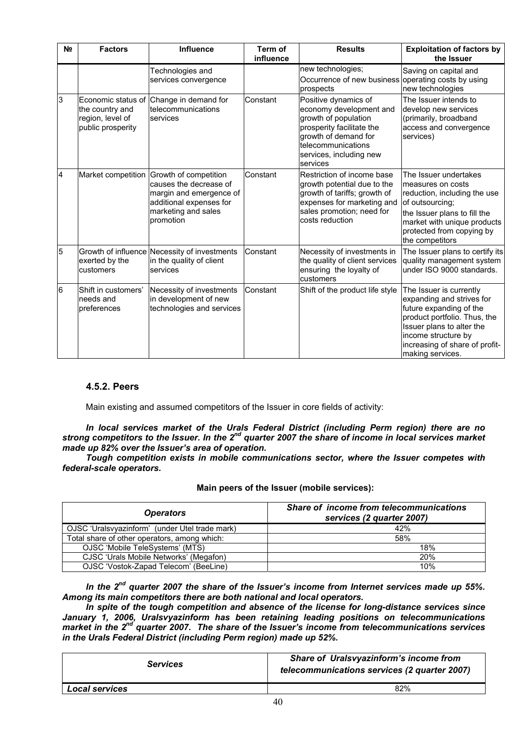| № | Factors | Influence | Term of influence | Results | Exploitation of factors by the Issuer |
|---|---|---|---|---|---|
| | | Technologies and services convergence | | new technologies; Occurrence of new business prospects | Saving on capital and operating costs by using new technologies |
| 3 | Economic status of the country and region, level of public prosperity | Change in demand for telecommunications services | Constant | Positive dynamics of economy development and growth of population prosperity facilitate the growth of demand for telecommunications services, including new services | The Issuer intends to develop new services (primarily, broadband access and convergence services) |
| 4 | Market competition | Growth of competition causes the decrease of margin and emergence of additional expenses for marketing and sales promotion | Constant | Restriction of income base growth potential due to the growth of tariffs; growth of expenses for marketing and sales promotion; need for costs reduction | The Issuer undertakes measures on costs reduction, including the use of outsourcing; the Issuer plans to fill the market with unique products protected from copying by the competitors |
| 5 | Growth of influence exerted by the customers | Necessity of investments in the quality of client services | Constant | Necessity of investments in the quality of client services ensuring the loyalty of customers | The Issuer plans to certify its quality management system under ISO 9000 standards. |
| 6 | Shift in customers' needs and preferences | Necessity of investments in development of new technologies and services | Constant | Shift of the product life style | The Issuer is currently expanding and strives for future expanding of the product portfolio. Thus, the Issuer plans to alter the income structure by increasing of share of profit-making services. |

### 4.5.2. Peers

Main existing and assumed competitors of the Issuer in core fields of activity:

***In local services market of the Urals Federal District (including Perm region) there are no strong competitors to the Issuer. In the 2nd quarter 2007 the share of income in local services market made up 82% over the Issuer's area of operation.***

***Tough competition exists in mobile communications sector, where the Issuer competes with federal-scale operators.***

**Main peers of the Issuer (mobile services):**

| *Operators* | *Share of income from telecommunications services (2 quarter 2007)* |
|---|---|
| OJSC 'Uralsvyazinform' (under Utel trade mark) | 42% |
| Total share of other operators, among which: | 58% |
| OJSC 'Mobile TeleSystems' (MTS) | 18% |
| CJSC 'Urals Mobile Networks' (Megafon) | 20% |
| OJSC 'Vostok-Zapad Telecom' (BeeLine) | 10% |

***In the 2nd quarter 2007 the share of the Issuer's income from Internet services made up 55%. Among its main competitors there are both national and local operators.***

***In spite of the tough competition and absence of the license for long-distance services since January 1, 2006, Uralsvyazinform has been retaining leading positions on telecommunications market in the 2nd quarter 2007. The share of the Issuer's income from telecommunications services in the Urals Federal District (including Perm region) made up 52%.***

| *Services* | *Share of Uralsvyazinform's income from telecommunications services (2 quarter 2007)* |
|---|---|
| ***Local services*** | 82% |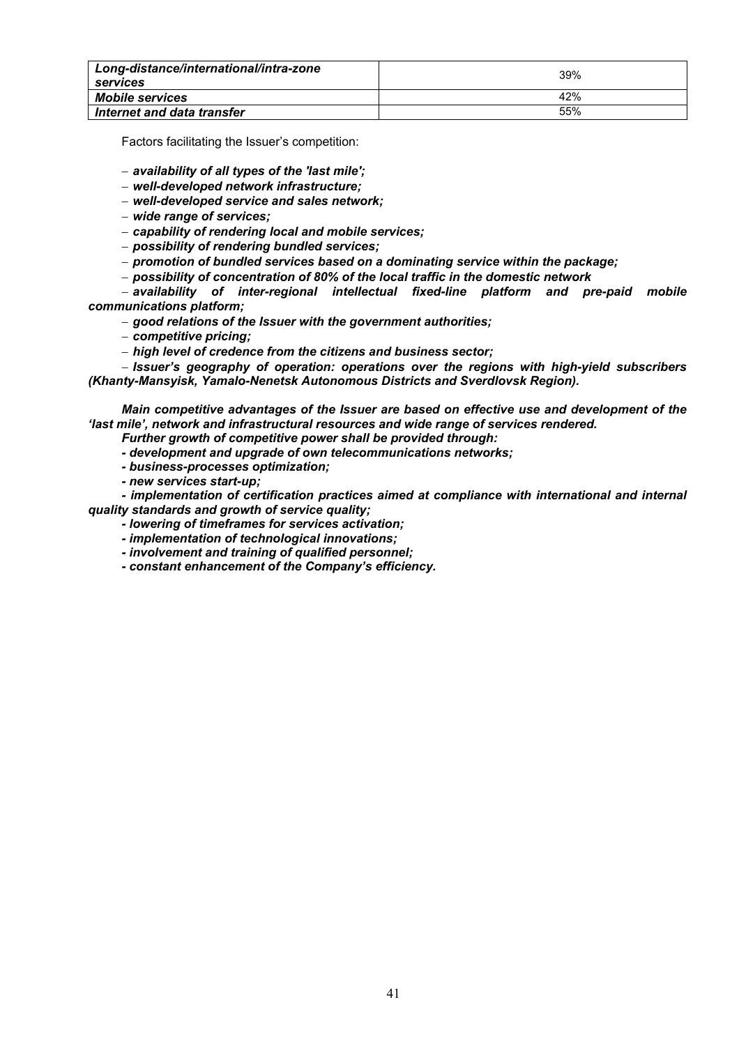| | |
|---|---|
| ***Long-distance/international/intra-zone services*** | 39% |
| ***Mobile services*** | 42% |
| ***Internet and data transfer*** | 55% |

Factors facilitating the Issuer's competition:

- ***availability of all types of the 'last mile';***
- ***well-developed network infrastructure;***
- ***well-developed service and sales network;***
- ***wide range of services;***
- ***capability of rendering local and mobile services;***
- ***possibility of rendering bundled services;***
- ***promotion of bundled services based on a dominating service within the package;***
- ***possibility of concentration of 80% of the local traffic in the domestic network***
- ***availability of inter-regional intellectual fixed-line platform and pre-paid mobile communications platform;***
- ***good relations of the Issuer with the government authorities;***
- ***competitive pricing;***
- ***high level of credence from the citizens and business sector;***
- ***Issuer's geography of operation: operations over the regions with high-yield subscribers (Khanty-Mansyisk, Yamalo-Nenetsk Autonomous Districts and Sverdlovsk Region).***

***Main competitive advantages of the Issuer are based on effective use and development of the 'last mile', network and infrastructural resources and wide range of services rendered.***

***Further growth of competitive power shall be provided through:***

- ***development and upgrade of own telecommunications networks;***
- ***business-processes optimization;***
- ***new services start-up;***
- ***implementation of certification practices aimed at compliance with international and internal quality standards and growth of service quality;***
- ***lowering of timeframes for services activation;***
- ***implementation of technological innovations;***
- ***involvement and training of qualified personnel;***
- ***constant enhancement of the Company's efficiency.***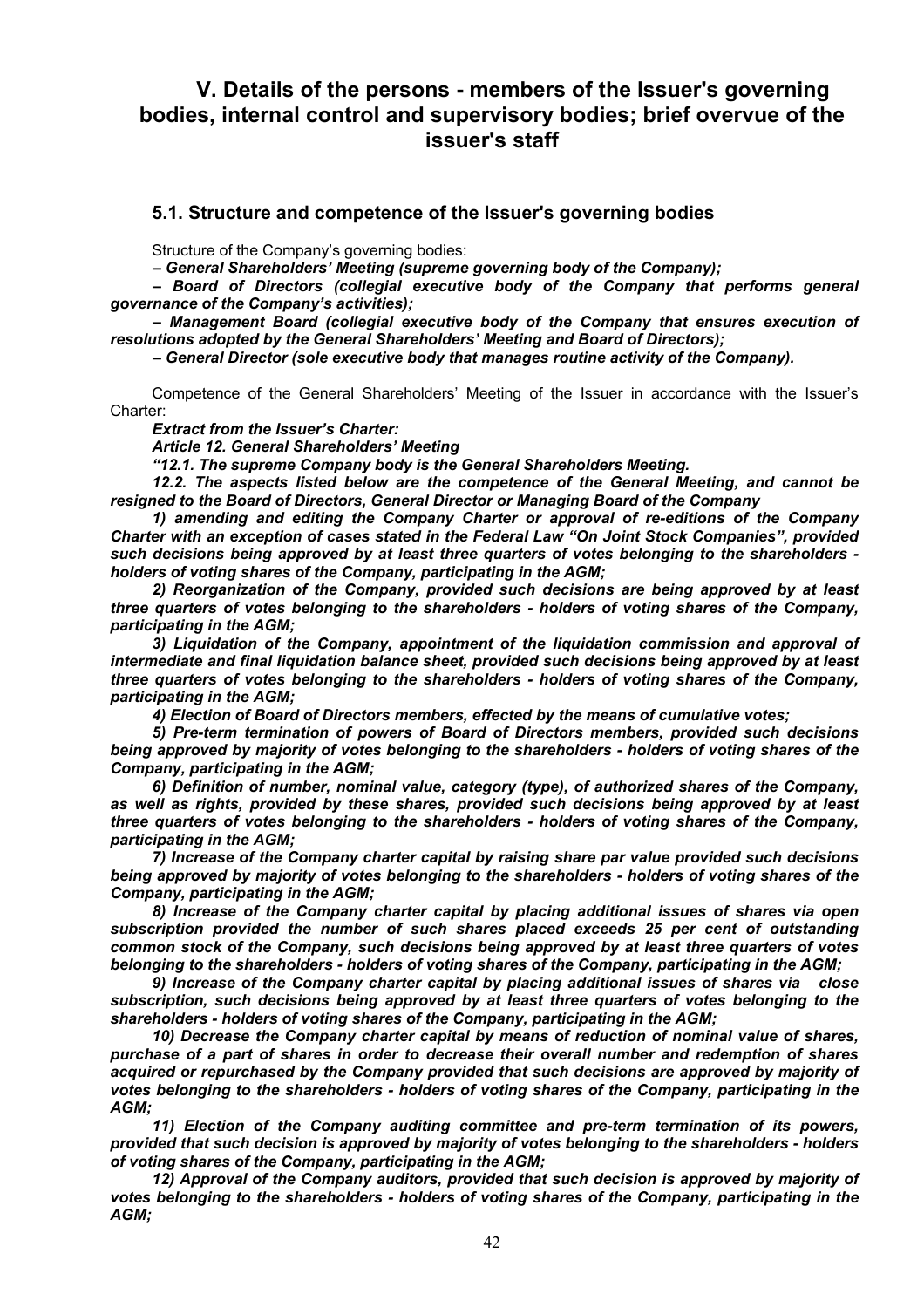# V. Details of the persons - members of the Issuer's governing bodies, internal control and supervisory bodies; brief overvue of the issuer's staff

## 5.1. Structure and competence of the Issuer's governing bodies

Structure of the Company's governing bodies:

***– General Shareholders' Meeting (supreme governing body of the Company);***

***– Board of Directors (collegial executive body of the Company that performs general governance of the Company's activities);***

***– Management Board (collegial executive body of the Company that ensures execution of resolutions adopted by the General Shareholders' Meeting and Board of Directors);***

***– General Director (sole executive body that manages routine activity of the Company).***

Competence of the General Shareholders' Meeting of the Issuer in accordance with the Issuer's Charter:

***Extract from the Issuer's Charter:***

***Article 12. General Shareholders' Meeting***

***"12.1. The supreme Company body is the General Shareholders Meeting.***

***12.2. The aspects listed below are the competence of the General Meeting, and cannot be resigned to the Board of Directors, General Director or Managing Board of the Company***

***1) amending and editing the Company Charter or approval of re-editions of the Company Charter with an exception of cases stated in the Federal Law "On Joint Stock Companies", provided such decisions being approved by at least three quarters of votes belonging to the shareholders - holders of voting shares of the Company, participating in the AGM;***

***2) Reorganization of the Company, provided such decisions are being approved by at least three quarters of votes belonging to the shareholders - holders of voting shares of the Company, participating in the AGM;***

***3) Liquidation of the Company, appointment of the liquidation commission and approval of intermediate and final liquidation balance sheet, provided such decisions being approved by at least three quarters of votes belonging to the shareholders - holders of voting shares of the Company, participating in the AGM;***

***4) Election of Board of Directors members, effected by the means of cumulative votes;***

***5) Pre-term termination of powers of Board of Directors members, provided such decisions being approved by majority of votes belonging to the shareholders - holders of voting shares of the Company, participating in the AGM;***

***6) Definition of number, nominal value, category (type), of authorized shares of the Company, as well as rights, provided by these shares, provided such decisions being approved by at least three quarters of votes belonging to the shareholders - holders of voting shares of the Company, participating in the AGM;***

***7) Increase of the Company charter capital by raising share par value provided such decisions being approved by majority of votes belonging to the shareholders - holders of voting shares of the Company, participating in the AGM;***

***8) Increase of the Company charter capital by placing additional issues of shares via open subscription provided the number of such shares placed exceeds 25 per cent of outstanding common stock of the Company, such decisions being approved by at least three quarters of votes belonging to the shareholders - holders of voting shares of the Company, participating in the AGM;***

***9) Increase of the Company charter capital by placing additional issues of shares via close subscription, such decisions being approved by at least three quarters of votes belonging to the shareholders - holders of voting shares of the Company, participating in the AGM;***

***10) Decrease the Company charter capital by means of reduction of nominal value of shares, purchase of a part of shares in order to decrease their overall number and redemption of shares acquired or repurchased by the Company provided that such decisions are approved by majority of votes belonging to the shareholders - holders of voting shares of the Company, participating in the AGM;***

***11) Election of the Company auditing committee and pre-term termination of its powers, provided that such decision is approved by majority of votes belonging to the shareholders - holders of voting shares of the Company, participating in the AGM;***

***12) Approval of the Company auditors, provided that such decision is approved by majority of votes belonging to the shareholders - holders of voting shares of the Company, participating in the AGM;***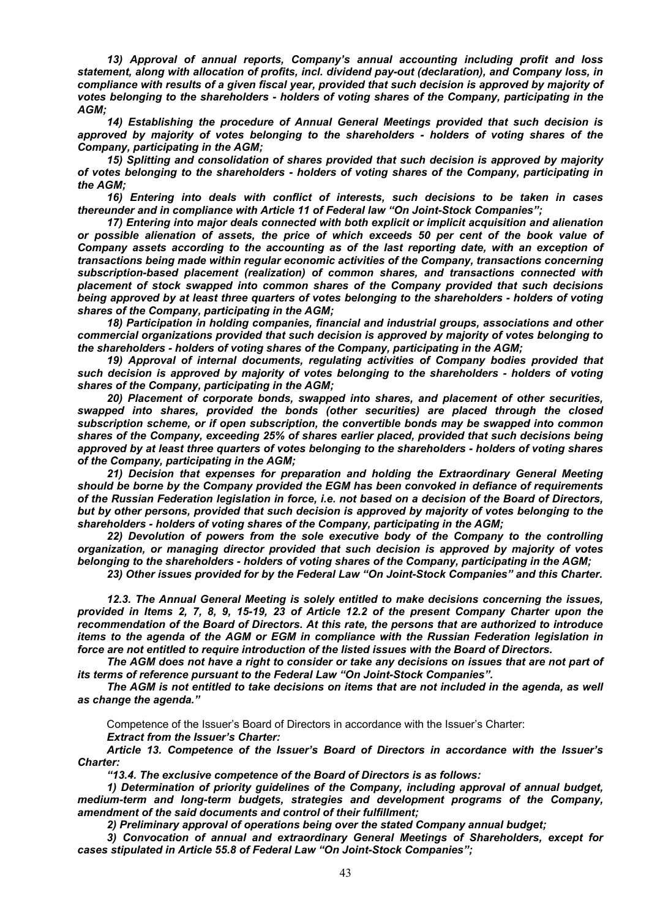*13) Approval of annual reports, Company's annual accounting including profit and loss statement, along with allocation of profits, incl. dividend pay-out (declaration), and Company loss, in compliance with results of a given fiscal year, provided that such decision is approved by majority of votes belonging to the shareholders - holders of voting shares of the Company, participating in the AGM;*

*14) Establishing the procedure of Annual General Meetings provided that such decision is approved by majority of votes belonging to the shareholders - holders of voting shares of the Company, participating in the AGM;*

*15) Splitting and consolidation of shares provided that such decision is approved by majority of votes belonging to the shareholders - holders of voting shares of the Company, participating in the AGM;*

*16) Entering into deals with conflict of interests, such decisions to be taken in cases thereunder and in compliance with Article 11 of Federal law "On Joint-Stock Companies";*

*17) Entering into major deals connected with both explicit or implicit acquisition and alienation or possible alienation of assets, the price of which exceeds 50 per cent of the book value of Company assets according to the accounting as of the last reporting date, with an exception of transactions being made within regular economic activities of the Company, transactions concerning subscription-based placement (realization) of common shares, and transactions connected with placement of stock swapped into common shares of the Company provided that such decisions being approved by at least three quarters of votes belonging to the shareholders - holders of voting shares of the Company, participating in the AGM;*

*18) Participation in holding companies, financial and industrial groups, associations and other commercial organizations provided that such decision is approved by majority of votes belonging to the shareholders - holders of voting shares of the Company, participating in the AGM;*

*19) Approval of internal documents, regulating activities of Company bodies provided that such decision is approved by majority of votes belonging to the shareholders - holders of voting shares of the Company, participating in the AGM;*

*20) Placement of corporate bonds, swapped into shares, and placement of other securities, swapped into shares, provided the bonds (other securities) are placed through the closed subscription scheme, or if open subscription, the convertible bonds may be swapped into common shares of the Company, exceeding 25% of shares earlier placed, provided that such decisions being approved by at least three quarters of votes belonging to the shareholders - holders of voting shares of the Company, participating in the AGM;*

*21) Decision that expenses for preparation and holding the Extraordinary General Meeting should be borne by the Company provided the EGM has been convoked in defiance of requirements of the Russian Federation legislation in force, i.e. not based on a decision of the Board of Directors, but by other persons, provided that such decision is approved by majority of votes belonging to the shareholders - holders of voting shares of the Company, participating in the AGM;*

*22) Devolution of powers from the sole executive body of the Company to the controlling organization, or managing director provided that such decision is approved by majority of votes belonging to the shareholders - holders of voting shares of the Company, participating in the AGM;*

*23) Other issues provided for by the Federal Law "On Joint-Stock Companies" and this Charter.*

*12.3. The Annual General Meeting is solely entitled to make decisions concerning the issues, provided in Items 2, 7, 8, 9, 15-19, 23 of Article 12.2 of the present Company Charter upon the recommendation of the Board of Directors. At this rate, the persons that are authorized to introduce items to the agenda of the AGM or EGM in compliance with the Russian Federation legislation in force are not entitled to require introduction of the listed issues with the Board of Directors.*

*The AGM does not have a right to consider or take any decisions on issues that are not part of its terms of reference pursuant to the Federal Law "On Joint-Stock Companies".*

*The AGM is not entitled to take decisions on items that are not included in the agenda, as well as change the agenda."*

Competence of the Issuer's Board of Directors in accordance with the Issuer's Charter:

*Extract from the Issuer's Charter:*

*Article 13. Competence of the Issuer's Board of Directors in accordance with the Issuer's Charter:*

*"13.4. The exclusive competence of the Board of Directors is as follows:*

*1) Determination of priority guidelines of the Company, including approval of annual budget, medium-term and long-term budgets, strategies and development programs of the Company, amendment of the said documents and control of their fulfillment;*

*2) Preliminary approval of operations being over the stated Company annual budget;*

*3) Convocation of annual and extraordinary General Meetings of Shareholders, except for cases stipulated in Article 55.8 of Federal Law "On Joint-Stock Companies";*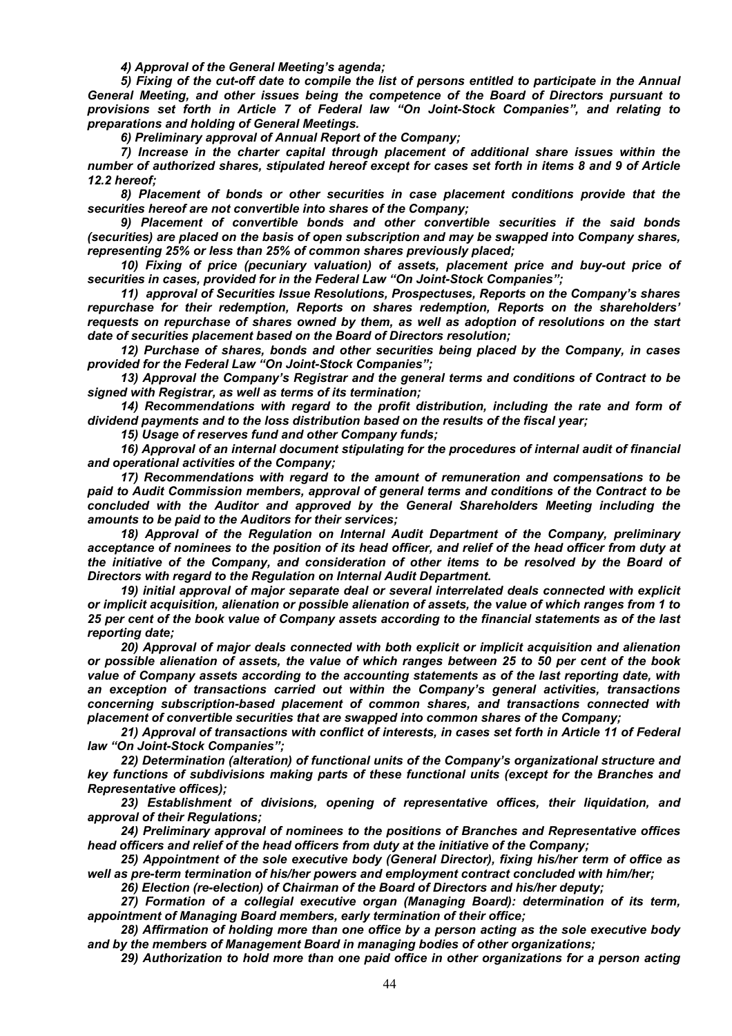*4) Approval of the General Meeting's agenda;*

*5) Fixing of the cut-off date to compile the list of persons entitled to participate in the Annual General Meeting, and other issues being the competence of the Board of Directors pursuant to provisions set forth in Article 7 of Federal law "On Joint-Stock Companies", and relating to preparations and holding of General Meetings.*

*6) Preliminary approval of Annual Report of the Company;*

*7) Increase in the charter capital through placement of additional share issues within the number of authorized shares, stipulated hereof except for cases set forth in items 8 and 9 of Article 12.2 hereof;*

*8) Placement of bonds or other securities in case placement conditions provide that the securities hereof are not convertible into shares of the Company;*

*9) Placement of convertible bonds and other convertible securities if the said bonds (securities) are placed on the basis of open subscription and may be swapped into Company shares, representing 25% or less than 25% of common shares previously placed;*

*10) Fixing of price (pecuniary valuation) of assets, placement price and buy-out price of securities in cases, provided for in the Federal Law "On Joint-Stock Companies";*

*11) approval of Securities Issue Resolutions, Prospectuses, Reports on the Company's shares repurchase for their redemption, Reports on shares redemption, Reports on the shareholders' requests on repurchase of shares owned by them, as well as adoption of resolutions on the start date of securities placement based on the Board of Directors resolution;*

*12) Purchase of shares, bonds and other securities being placed by the Company, in cases provided for the Federal Law "On Joint-Stock Companies";*

*13) Approval the Company's Registrar and the general terms and conditions of Contract to be signed with Registrar, as well as terms of its termination;*

*14) Recommendations with regard to the profit distribution, including the rate and form of dividend payments and to the loss distribution based on the results of the fiscal year;*

*15) Usage of reserves fund and other Company funds;*

*16) Approval of an internal document stipulating for the procedures of internal audit of financial and operational activities of the Company;*

*17) Recommendations with regard to the amount of remuneration and compensations to be paid to Audit Commission members, approval of general terms and conditions of the Contract to be concluded with the Auditor and approved by the General Shareholders Meeting including the amounts to be paid to the Auditors for their services;*

*18) Approval of the Regulation on Internal Audit Department of the Company, preliminary acceptance of nominees to the position of its head officer, and relief of the head officer from duty at the initiative of the Company, and consideration of other items to be resolved by the Board of Directors with regard to the Regulation on Internal Audit Department.*

*19) initial approval of major separate deal or several interrelated deals connected with explicit or implicit acquisition, alienation or possible alienation of assets, the value of which ranges from 1 to 25 per cent of the book value of Company assets according to the financial statements as of the last reporting date;*

*20) Approval of major deals connected with both explicit or implicit acquisition and alienation or possible alienation of assets, the value of which ranges between 25 to 50 per cent of the book value of Company assets according to the accounting statements as of the last reporting date, with an exception of transactions carried out within the Company's general activities, transactions concerning subscription-based placement of common shares, and transactions connected with placement of convertible securities that are swapped into common shares of the Company;*

*21) Approval of transactions with conflict of interests, in cases set forth in Article 11 of Federal law "On Joint-Stock Companies";*

*22) Determination (alteration) of functional units of the Company's organizational structure and key functions of subdivisions making parts of these functional units (except for the Branches and Representative offices);*

*23) Establishment of divisions, opening of representative offices, their liquidation, and approval of their Regulations;*

*24) Preliminary approval of nominees to the positions of Branches and Representative offices head officers and relief of the head officers from duty at the initiative of the Company;*

*25) Appointment of the sole executive body (General Director), fixing his/her term of office as well as pre-term termination of his/her powers and employment contract concluded with him/her;*

*26) Election (re-election) of Chairman of the Board of Directors and his/her deputy;*

*27) Formation of a collegial executive organ (Managing Board): determination of its term, appointment of Managing Board members, early termination of their office;*

*28) Affirmation of holding more than one office by a person acting as the sole executive body and by the members of Management Board in managing bodies of other organizations;*

*29) Authorization to hold more than one paid office in other organizations for a person acting*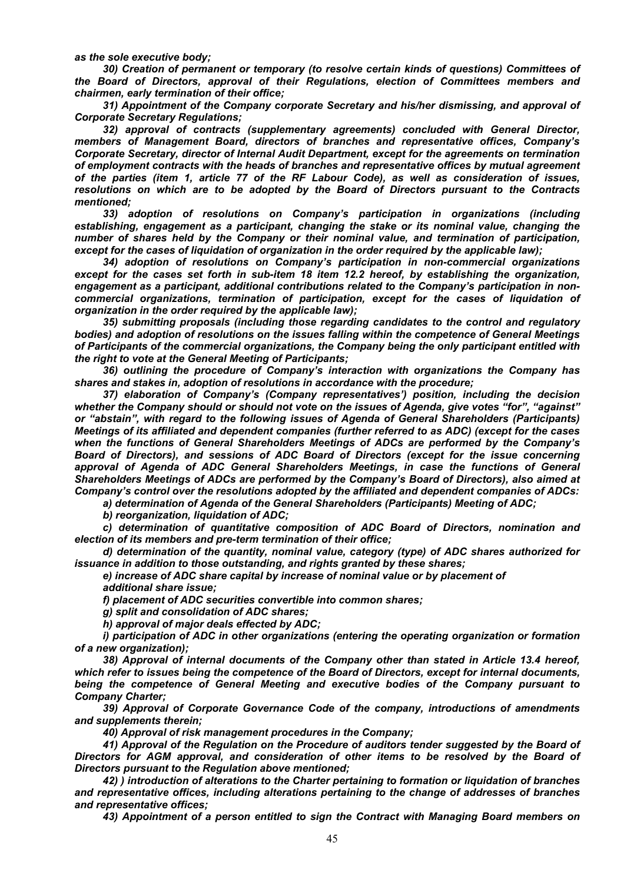*as the sole executive body;*

*30) Creation of permanent or temporary (to resolve certain kinds of questions) Committees of the Board of Directors, approval of their Regulations, election of Committees members and chairmen, early termination of their office;*

*31) Appointment of the Company corporate Secretary and his/her dismissing, and approval of Corporate Secretary Regulations;*

*32) approval of contracts (supplementary agreements) concluded with General Director, members of Management Board, directors of branches and representative offices, Company's Corporate Secretary, director of Internal Audit Department, except for the agreements on termination of employment contracts with the heads of branches and representative offices by mutual agreement of the parties (item 1, article 77 of the RF Labour Code), as well as consideration of issues, resolutions on which are to be adopted by the Board of Directors pursuant to the Contracts mentioned;*

*33) adoption of resolutions on Company's participation in organizations (including establishing, engagement as a participant, changing the stake or its nominal value, changing the number of shares held by the Company or their nominal value, and termination of participation, except for the cases of liquidation of organization in the order required by the applicable law);*

*34) adoption of resolutions on Company's participation in non-commercial organizations except for the cases set forth in sub-item 18 item 12.2 hereof, by establishing the organization, engagement as a participant, additional contributions related to the Company's participation in non-commercial organizations, termination of participation, except for the cases of liquidation of organization in the order required by the applicable law);*

*35) submitting proposals (including those regarding candidates to the control and regulatory bodies) and adoption of resolutions on the issues falling within the competence of General Meetings of Participants of the commercial organizations, the Company being the only participant entitled with the right to vote at the General Meeting of Participants;*

*36) outlining the procedure of Company's interaction with organizations the Company has shares and stakes in, adoption of resolutions in accordance with the procedure;*

*37) elaboration of Company's (Company representatives') position, including the decision whether the Company should or should not vote on the issues of Agenda, give votes "for", "against" or "abstain", with regard to the following issues of Agenda of General Shareholders (Participants) Meetings of its affiliated and dependent companies (further referred to as ADC) (except for the cases when the functions of General Shareholders Meetings of ADCs are performed by the Company's Board of Directors), and sessions of ADC Board of Directors (except for the issue concerning approval of Agenda of ADC General Shareholders Meetings, in case the functions of General Shareholders Meetings of ADCs are performed by the Company's Board of Directors), also aimed at Company's control over the resolutions adopted by the affiliated and dependent companies of ADCs:*

*a) determination of Agenda of the General Shareholders (Participants) Meeting of ADC;*

*b) reorganization, liquidation of ADC;*

*c) determination of quantitative composition of ADC Board of Directors, nomination and election of its members and pre-term termination of their office;*

*d) determination of the quantity, nominal value, category (type) of ADC shares authorized for issuance in addition to those outstanding, and rights granted by these shares;*

*e) increase of ADC share capital by increase of nominal value or by placement of additional share issue;*

*f) placement of ADC securities convertible into common shares;*

*g) split and consolidation of ADC shares;*

*h) approval of major deals effected by ADC;*

*i) participation of ADC in other organizations (entering the operating organization or formation of a new organization);*

*38) Approval of internal documents of the Company other than stated in Article 13.4 hereof, which refer to issues being the competence of the Board of Directors, except for internal documents, being the competence of General Meeting and executive bodies of the Company pursuant to Company Charter;*

*39) Approval of Corporate Governance Code of the company, introductions of amendments and supplements therein;*

*40) Approval of risk management procedures in the Company;*

*41) Approval of the Regulation on the Procedure of auditors tender suggested by the Board of Directors for AGM approval, and consideration of other items to be resolved by the Board of Directors pursuant to the Regulation above mentioned;*

*42) ) introduction of alterations to the Charter pertaining to formation or liquidation of branches and representative offices, including alterations pertaining to the change of addresses of branches and representative offices;*

*43) Appointment of a person entitled to sign the Contract with Managing Board members on*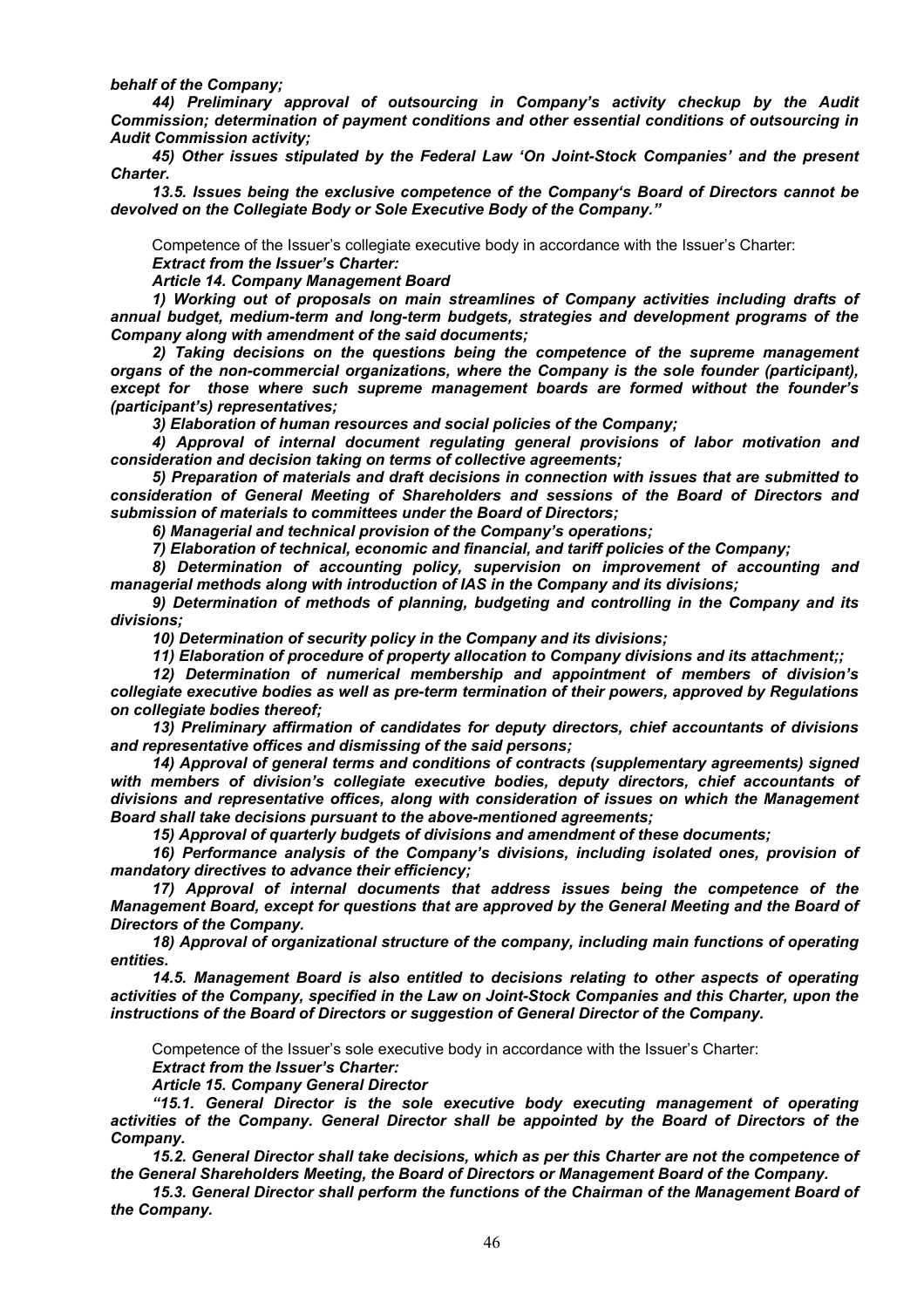***behalf of the Company;***

***44) Preliminary approval of outsourcing in Company's activity checkup by the Audit Commission; determination of payment conditions and other essential conditions of outsourcing in Audit Commission activity;***

***45) Other issues stipulated by the Federal Law 'On Joint-Stock Companies' and the present Charter.***

***13.5. Issues being the exclusive competence of the Company's Board of Directors cannot be devolved on the Collegiate Body or Sole Executive Body of the Company."***

Competence of the Issuer's collegiate executive body in accordance with the Issuer's Charter:

***Extract from the Issuer's Charter:***

***Article 14. Company Management Board***

***1) Working out of proposals on main streamlines of Company activities including drafts of annual budget, medium-term and long-term budgets, strategies and development programs of the Company along with amendment of the said documents;***

***2) Taking decisions on the questions being the competence of the supreme management organs of the non-commercial organizations, where the Company is the sole founder (participant), except for those where such supreme management boards are formed without the founder's (participant's) representatives;***

***3) Elaboration of human resources and social policies of the Company;***

***4) Approval of internal document regulating general provisions of labor motivation and consideration and decision taking on terms of collective agreements;***

***5) Preparation of materials and draft decisions in connection with issues that are submitted to consideration of General Meeting of Shareholders and sessions of the Board of Directors and submission of materials to committees under the Board of Directors;***

***6) Managerial and technical provision of the Company's operations;***

***7) Elaboration of technical, economic and financial, and tariff policies of the Company;***

***8) Determination of accounting policy, supervision on improvement of accounting and managerial methods along with introduction of IAS in the Company and its divisions;***

***9) Determination of methods of planning, budgeting and controlling in the Company and its divisions;***

***10) Determination of security policy in the Company and its divisions;***

***11) Elaboration of procedure of property allocation to Company divisions and its attachment;;***

***12) Determination of numerical membership and appointment of members of division's collegiate executive bodies as well as pre-term termination of their powers, approved by Regulations on collegiate bodies thereof;***

***13) Preliminary affirmation of candidates for deputy directors, chief accountants of divisions and representative offices and dismissing of the said persons;***

***14) Approval of general terms and conditions of contracts (supplementary agreements) signed with members of division's collegiate executive bodies, deputy directors, chief accountants of divisions and representative offices, along with consideration of issues on which the Management Board shall take decisions pursuant to the above-mentioned agreements;***

***15) Approval of quarterly budgets of divisions and amendment of these documents;***

***16) Performance analysis of the Company's divisions, including isolated ones, provision of mandatory directives to advance their efficiency;***

***17) Approval of internal documents that address issues being the competence of the Management Board, except for questions that are approved by the General Meeting and the Board of Directors of the Company.***

***18) Approval of organizational structure of the company, including main functions of operating entities.***

***14.5. Management Board is also entitled to decisions relating to other aspects of operating activities of the Company, specified in the Law on Joint-Stock Companies and this Charter, upon the instructions of the Board of Directors or suggestion of General Director of the Company.***

Competence of the Issuer's sole executive body in accordance with the Issuer's Charter:

***Extract from the Issuer's Charter:***

***Article 15. Company General Director***

***"15.1. General Director is the sole executive body executing management of operating activities of the Company. General Director shall be appointed by the Board of Directors of the Company.***

***15.2. General Director shall take decisions, which as per this Charter are not the competence of the General Shareholders Meeting, the Board of Directors or Management Board of the Company.***

***15.3. General Director shall perform the functions of the Chairman of the Management Board of the Company.***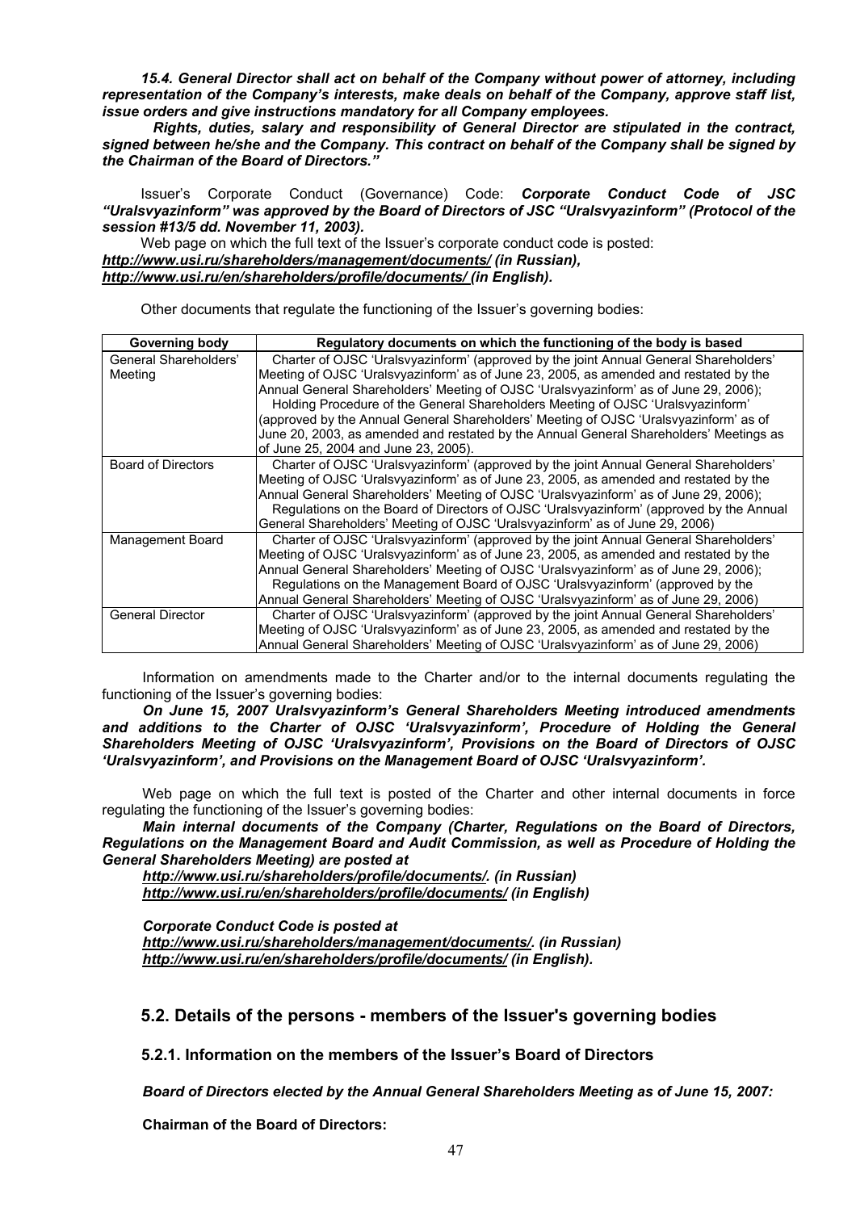***15.4. General Director shall act on behalf of the Company without power of attorney, including representation of the Company's interests, make deals on behalf of the Company, approve staff list, issue orders and give instructions mandatory for all Company employees.***

***Rights, duties, salary and responsibility of General Director are stipulated in the contract, signed between he/she and the Company. This contract on behalf of the Company shall be signed by the Chairman of the Board of Directors."***

Issuer's Corporate Conduct (Governance) Code: ***Corporate Conduct Code of JSC "Uralsvyazinform" was approved by the Board of Directors of JSC "Uralsvyazinform" (Protocol of the session #13/5 dd. November 11, 2003).***

Web page on which the full text of the Issuer's corporate conduct code is posted:
***http://www.usi.ru/shareholders/management/documents/ (in Russian),***
***http://www.usi.ru/en/shareholders/profile/documents/ (in English).***

Other documents that regulate the functioning of the Issuer's governing bodies:

| Governing body | Regulatory documents on which the functioning of the body is based |
|---|---|
| General Shareholders' Meeting | Charter of OJSC 'Uralsvyazinform' (approved by the joint Annual General Shareholders' Meeting of OJSC 'Uralsvyazinform' as of June 23, 2005, as amended and restated by the Annual General Shareholders' Meeting of OJSC 'Uralsvyazinform' as of June 29, 2006); Holding Procedure of the General Shareholders Meeting of OJSC 'Uralsvyazinform' (approved by the Annual General Shareholders' Meeting of OJSC 'Uralsvyazinform' as of June 20, 2003, as amended and restated by the Annual General Shareholders' Meetings as of June 25, 2004 and June 23, 2005). |
| Board of Directors | Charter of OJSC 'Uralsvyazinform' (approved by the joint Annual General Shareholders' Meeting of OJSC 'Uralsvyazinform' as of June 23, 2005, as amended and restated by the Annual General Shareholders' Meeting of OJSC 'Uralsvyazinform' as of June 29, 2006); Regulations on the Board of Directors of OJSC 'Uralsvyazinform' (approved by the Annual General Shareholders' Meeting of OJSC 'Uralsvyazinform' as of June 29, 2006) |
| Management Board | Charter of OJSC 'Uralsvyazinform' (approved by the joint Annual General Shareholders' Meeting of OJSC 'Uralsvyazinform' as of June 23, 2005, as amended and restated by the Annual General Shareholders' Meeting of OJSC 'Uralsvyazinform' as of June 29, 2006); Regulations on the Management Board of OJSC 'Uralsvyazinform' (approved by the Annual General Shareholders' Meeting of OJSC 'Uralsvyazinform' as of June 29, 2006) |
| General Director | Charter of OJSC 'Uralsvyazinform' (approved by the joint Annual General Shareholders' Meeting of OJSC 'Uralsvyazinform' as of June 23, 2005, as amended and restated by the Annual General Shareholders' Meeting of OJSC 'Uralsvyazinform' as of June 29, 2006) |

Information on amendments made to the Charter and/or to the internal documents regulating the functioning of the Issuer's governing bodies:

***On June 15, 2007 Uralsvyazinform's General Shareholders Meeting introduced amendments and additions to the Charter of OJSC 'Uralsvyazinform', Procedure of Holding the General Shareholders Meeting of OJSC 'Uralsvyazinform', Provisions on the Board of Directors of OJSC 'Uralsvyazinform', and Provisions on the Management Board of OJSC 'Uralsvyazinform'.***

Web page on which the full text is posted of the Charter and other internal documents in force regulating the functioning of the Issuer's governing bodies:

***Main internal documents of the Company (Charter, Regulations on the Board of Directors, Regulations on the Management Board and Audit Commission, as well as Procedure of Holding the General Shareholders Meeting) are posted at***

***http://www.usi.ru/shareholders/profile/documents/. (in Russian)***
***http://www.usi.ru/en/shareholders/profile/documents/ (in English)***

***Corporate Conduct Code is posted at***
***http://www.usi.ru/shareholders/management/documents/. (in Russian)***
***http://www.usi.ru/en/shareholders/profile/documents/ (in English).***

## 5.2. Details of the persons - members of the Issuer's governing bodies

### 5.2.1. Information on the members of the Issuer's Board of Directors

***Board of Directors elected by the Annual General Shareholders Meeting as of June 15, 2007:***

**Chairman of the Board of Directors:**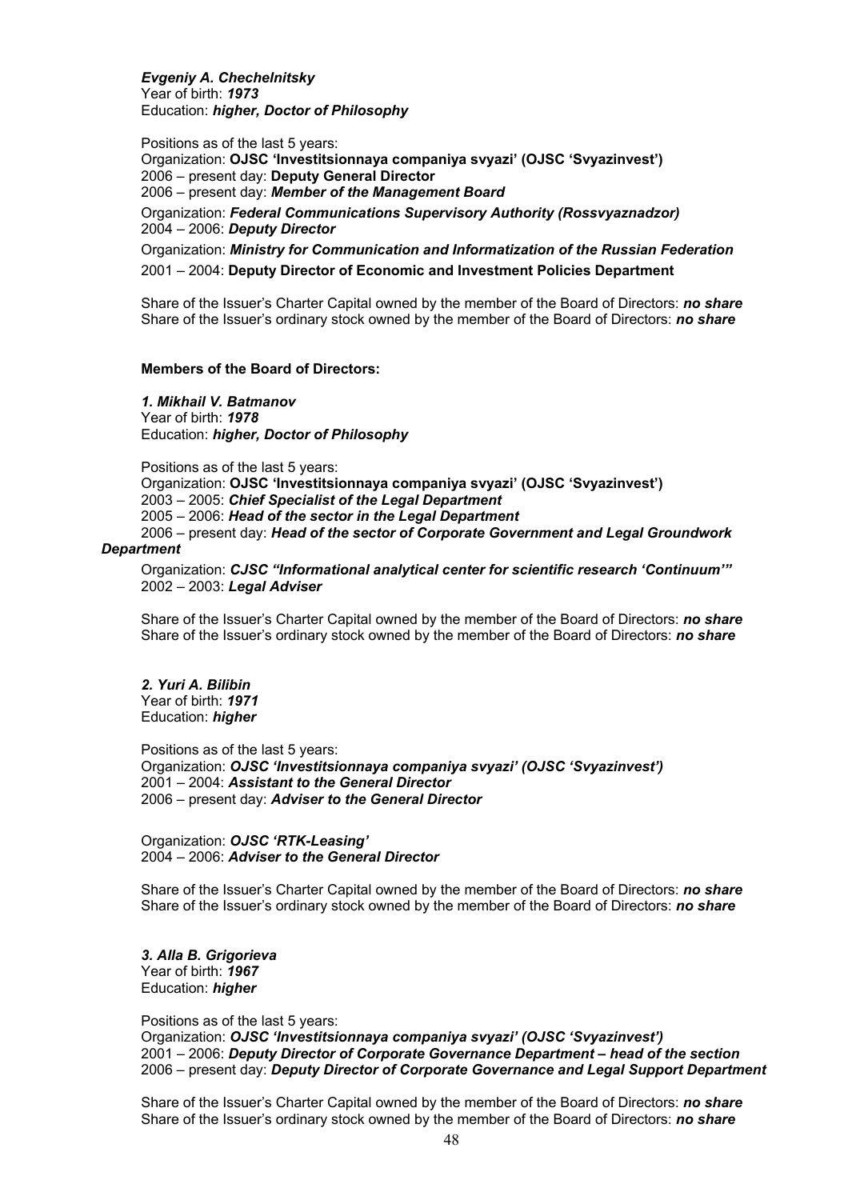***Evgeniy A. Chechelnitsky***
Year of birth: ***1973***
Education: ***higher, Doctor of Philosophy***

Positions as of the last 5 years:
Organization: **OJSC 'Investitsionnaya companiya svyazi' (OJSC 'Svyazinvest')**
2006 – present day: **Deputy General Director**
2006 – present day: ***Member of the Management Board***
Organization: ***Federal Communications Supervisory Authority (Rossvyaznadzor)***
2004 – 2006: ***Deputy Director***
Organization: ***Ministry for Communication and Informatization of the Russian Federation***
2001 – 2004: **Deputy Director of Economic and Investment Policies Department**

Share of the Issuer's Charter Capital owned by the member of the Board of Directors: ***no share***
Share of the Issuer's ordinary stock owned by the member of the Board of Directors: ***no share***

**Members of the Board of Directors:**

***1. Mikhail V. Batmanov***
Year of birth: ***1978***
Education: ***higher, Doctor of Philosophy***

Positions as of the last 5 years:
Organization: **OJSC 'Investitsionnaya companiya svyazi' (OJSC 'Svyazinvest')**
2003 – 2005: ***Chief Specialist of the Legal Department***
2005 – 2006: ***Head of the sector in the Legal Department***
2006 – present day: ***Head of the sector of Corporate Government and Legal Groundwork Department***

Organization: ***CJSC "Informational analytical center for scientific research 'Continuum'"***
2002 – 2003: ***Legal Adviser***

Share of the Issuer's Charter Capital owned by the member of the Board of Directors: ***no share***
Share of the Issuer's ordinary stock owned by the member of the Board of Directors: ***no share***

***2. Yuri A. Bilibin***
Year of birth: ***1971***
Education: ***higher***

Positions as of the last 5 years:
Organization: ***OJSC 'Investitsionnaya companiya svyazi' (OJSC 'Svyazinvest')***
2001 – 2004: ***Assistant to the General Director***
2006 – present day: ***Adviser to the General Director***

Organization: ***OJSC 'RTK-Leasing'***
2004 – 2006: ***Adviser to the General Director***

Share of the Issuer's Charter Capital owned by the member of the Board of Directors: ***no share***
Share of the Issuer's ordinary stock owned by the member of the Board of Directors: ***no share***

***3. Alla B. Grigorieva***
Year of birth: ***1967***
Education: ***higher***

Positions as of the last 5 years:
Organization: ***OJSC 'Investitsionnaya companiya svyazi' (OJSC 'Svyazinvest')***
2001 – 2006: ***Deputy Director of Corporate Governance Department – head of the section***
2006 – present day: ***Deputy Director of Corporate Governance and Legal Support Department***

Share of the Issuer's Charter Capital owned by the member of the Board of Directors: ***no share***
Share of the Issuer's ordinary stock owned by the member of the Board of Directors: ***no share***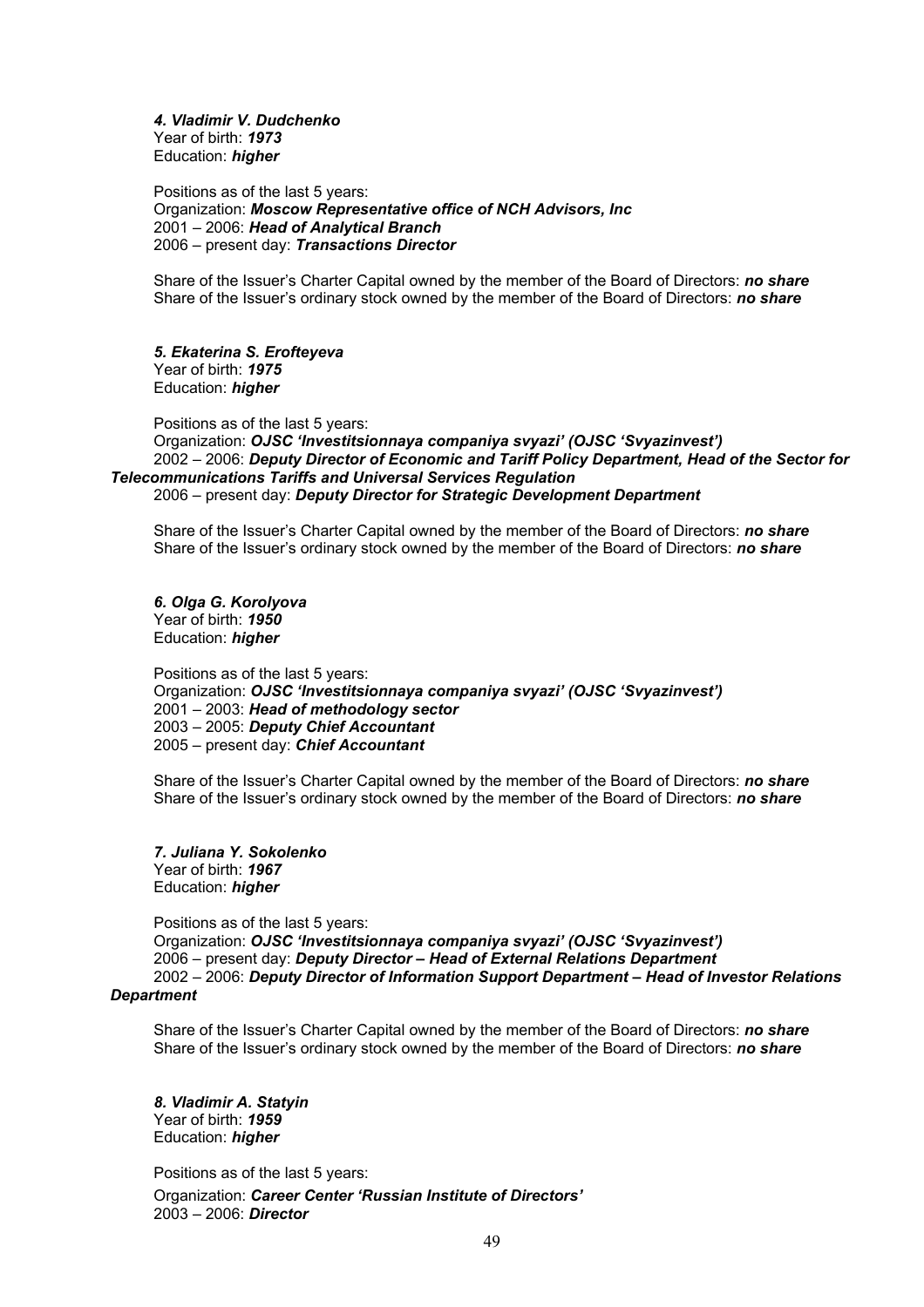***4. Vladimir V. Dudchenko***
Year of birth: ***1973***
Education: ***higher***

Positions as of the last 5 years:
Organization: ***Moscow Representative office of NCH Advisors, Inc***
2001 – 2006: ***Head of Analytical Branch***
2006 – present day: ***Transactions Director***

Share of the Issuer's Charter Capital owned by the member of the Board of Directors: ***no share***
Share of the Issuer's ordinary stock owned by the member of the Board of Directors: ***no share***

***5. Ekaterina S. Erofteyeva***
Year of birth: ***1975***
Education: ***higher***

Positions as of the last 5 years:
Organization: ***OJSC 'Investitsionnaya companiya svyazi' (OJSC 'Svyazinvest')***
2002 – 2006: ***Deputy Director of Economic and Tariff Policy Department, Head of the Sector for Telecommunications Tariffs and Universal Services Regulation***
2006 – present day: ***Deputy Director for Strategic Development Department***

Share of the Issuer's Charter Capital owned by the member of the Board of Directors: ***no share***
Share of the Issuer's ordinary stock owned by the member of the Board of Directors: ***no share***

***6. Olga G. Korolyova***
Year of birth: ***1950***
Education: ***higher***

Positions as of the last 5 years:
Organization: ***OJSC 'Investitsionnaya companiya svyazi' (OJSC 'Svyazinvest')***
2001 – 2003: ***Head of methodology sector***
2003 – 2005: ***Deputy Chief Accountant***
2005 – present day: ***Chief Accountant***

Share of the Issuer's Charter Capital owned by the member of the Board of Directors: ***no share***
Share of the Issuer's ordinary stock owned by the member of the Board of Directors: ***no share***

***7. Juliana Y. Sokolenko***
Year of birth: ***1967***
Education: ***higher***

Positions as of the last 5 years:
Organization: ***OJSC 'Investitsionnaya companiya svyazi' (OJSC 'Svyazinvest')***
2006 – present day: ***Deputy Director – Head of External Relations Department***
2002 – 2006: ***Deputy Director of Information Support Department – Head of Investor Relations Department***

Share of the Issuer's Charter Capital owned by the member of the Board of Directors: ***no share***
Share of the Issuer's ordinary stock owned by the member of the Board of Directors: ***no share***

***8. Vladimir A. Statyin***
Year of birth: ***1959***
Education: ***higher***

Positions as of the last 5 years:
Organization: ***Career Center 'Russian Institute of Directors'***
2003 – 2006: ***Director***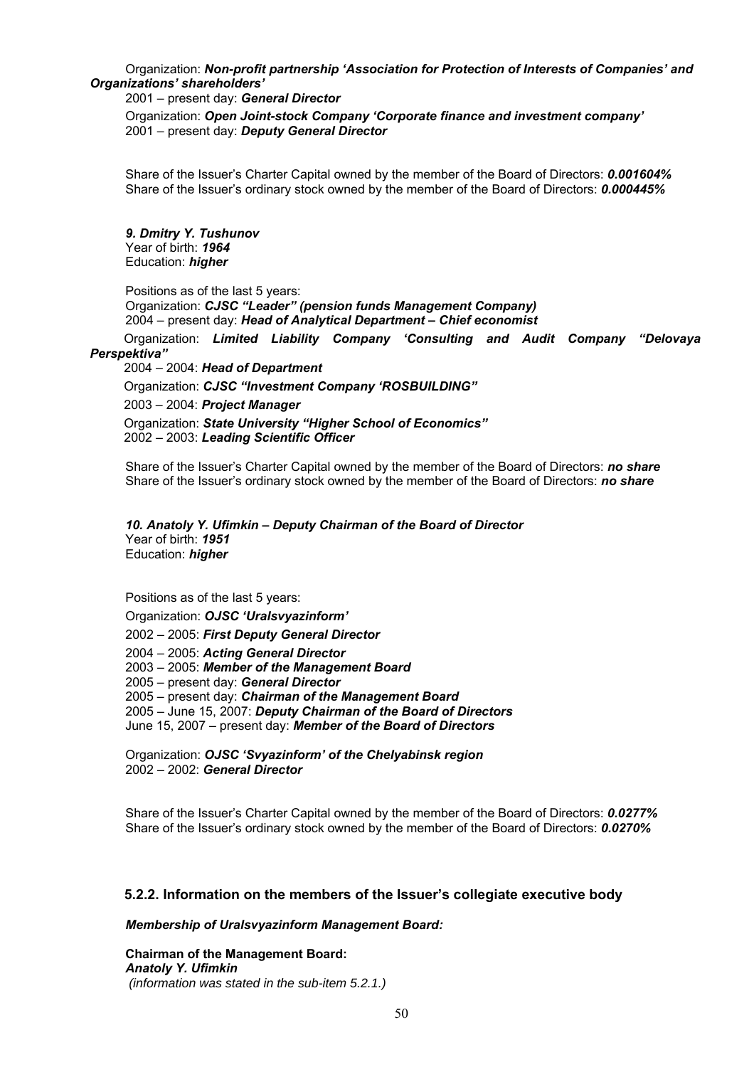Organization: ***Non-profit partnership 'Association for Protection of Interests of Companies' and Organizations' shareholders'***
2001 – present day: ***General Director***
Organization: ***Open Joint-stock Company 'Corporate finance and investment company'***
2001 – present day: ***Deputy General Director***

Share of the Issuer's Charter Capital owned by the member of the Board of Directors: ***0.001604%***
Share of the Issuer's ordinary stock owned by the member of the Board of Directors: ***0.000445%***

***9. Dmitry Y. Tushunov***
Year of birth: ***1964***
Education: ***higher***

Positions as of the last 5 years:
Organization: ***CJSC "Leader" (pension funds Management Company)***
2004 – present day: ***Head of Analytical Department – Chief economist***
Organization: ***Limited Liability Company 'Consulting and Audit Company "Delovaya Perspektiva"***
2004 – 2004: ***Head of Department***
Organization: ***CJSC "Investment Company 'ROSBUILDING"***
2003 – 2004: ***Project Manager***
Organization: ***State University "Higher School of Economics"***
2002 – 2003: ***Leading Scientific Officer***

Share of the Issuer's Charter Capital owned by the member of the Board of Directors: ***no share***
Share of the Issuer's ordinary stock owned by the member of the Board of Directors: ***no share***

***10. Anatoly Y. Ufimkin – Deputy Chairman of the Board of Director***
Year of birth: ***1951***
Education: ***higher***

Positions as of the last 5 years:
Organization: ***OJSC 'Uralsvyazinform'***
2002 – 2005: ***First Deputy General Director***
2004 – 2005: ***Acting General Director***
2003 – 2005: ***Member of the Management Board***
2005 – present day: ***General Director***
2005 – present day: ***Chairman of the Management Board***
2005 – June 15, 2007: ***Deputy Chairman of the Board of Directors***
June 15, 2007 – present day: ***Member of the Board of Directors***

Organization: ***OJSC 'Svyazinform' of the Chelyabinsk region***
2002 – 2002: ***General Director***

Share of the Issuer's Charter Capital owned by the member of the Board of Directors: ***0.0277%***
Share of the Issuer's ordinary stock owned by the member of the Board of Directors: ***0.0270%***

### 5.2.2. Information on the members of the Issuer's collegiate executive body

***Membership of Uralsvyazinform Management Board:***

**Chairman of the Management Board:**
***Anatoly Y. Ufimkin***
*(information was stated in the sub-item 5.2.1.)*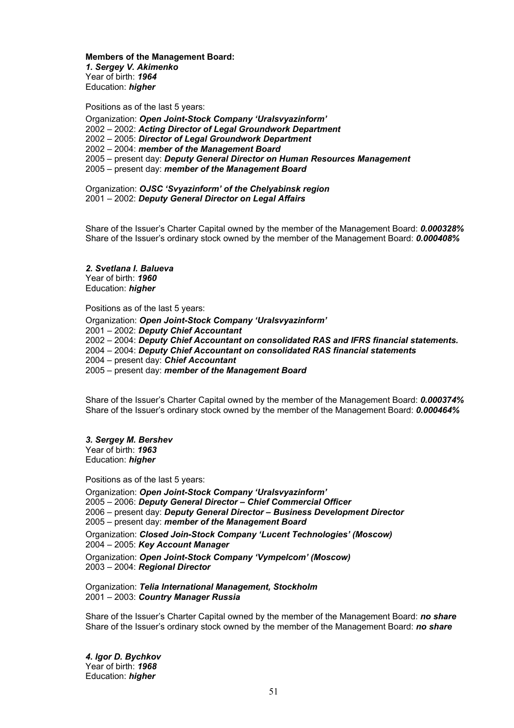**Members of the Management Board:**

***1. Sergey V. Akimenko***
Year of birth: ***1964***
Education: ***higher***

Positions as of the last 5 years:

Organization: ***Open Joint-Stock Company 'Uralsvyazinform'***
2002 – 2002: ***Acting Director of Legal Groundwork Department***
2002 – 2005: ***Director of Legal Groundwork Department***
2002 – 2004: ***member of the Management Board***
2005 – present day: ***Deputy General Director on Human Resources Management***
2005 – present day: ***member of the Management Board***

Organization: ***OJSC 'Svyazinform' of the Chelyabinsk region***
2001 – 2002: ***Deputy General Director on Legal Affairs***

Share of the Issuer's Charter Capital owned by the member of the Management Board: ***0.000328%***
Share of the Issuer's ordinary stock owned by the member of the Management Board: ***0.000408%***

***2. Svetlana I. Balueva***
Year of birth: ***1960***
Education: ***higher***

Positions as of the last 5 years:

Organization: ***Open Joint-Stock Company 'Uralsvyazinform'***
2001 – 2002: ***Deputy Chief Accountant***
2002 – 2004: ***Deputy Chief Accountant on consolidated RAS and IFRS financial statements.***
2004 – 2004: ***Deputy Chief Accountant on consolidated RAS financial statements***
2004 – present day: ***Chief Accountant***
2005 – present day: ***member of the Management Board***

Share of the Issuer's Charter Capital owned by the member of the Management Board: ***0.000374%***
Share of the Issuer's ordinary stock owned by the member of the Management Board: ***0.000464%***

***3. Sergey M. Bershev***
Year of birth: ***1963***
Education: ***higher***

Positions as of the last 5 years:

Organization: ***Open Joint-Stock Company 'Uralsvyazinform'***
2005 – 2006: ***Deputy General Director – Chief Commercial Officer***
2006 – present day: ***Deputy General Director – Business Development Director***
2005 – present day: ***member of the Management Board***

Organization: ***Closed Join-Stock Company 'Lucent Technologies' (Moscow)***
2004 – 2005: ***Key Account Manager***

Organization: ***Open Joint-Stock Company 'Vympelcom' (Moscow)***
2003 – 2004: ***Regional Director***

Organization: ***Telia International Management, Stockholm***
2001 – 2003: ***Country Manager Russia***

Share of the Issuer's Charter Capital owned by the member of the Management Board: ***no share***
Share of the Issuer's ordinary stock owned by the member of the Management Board: ***no share***

***4. Igor D. Bychkov***
Year of birth: ***1968***
Education: ***higher***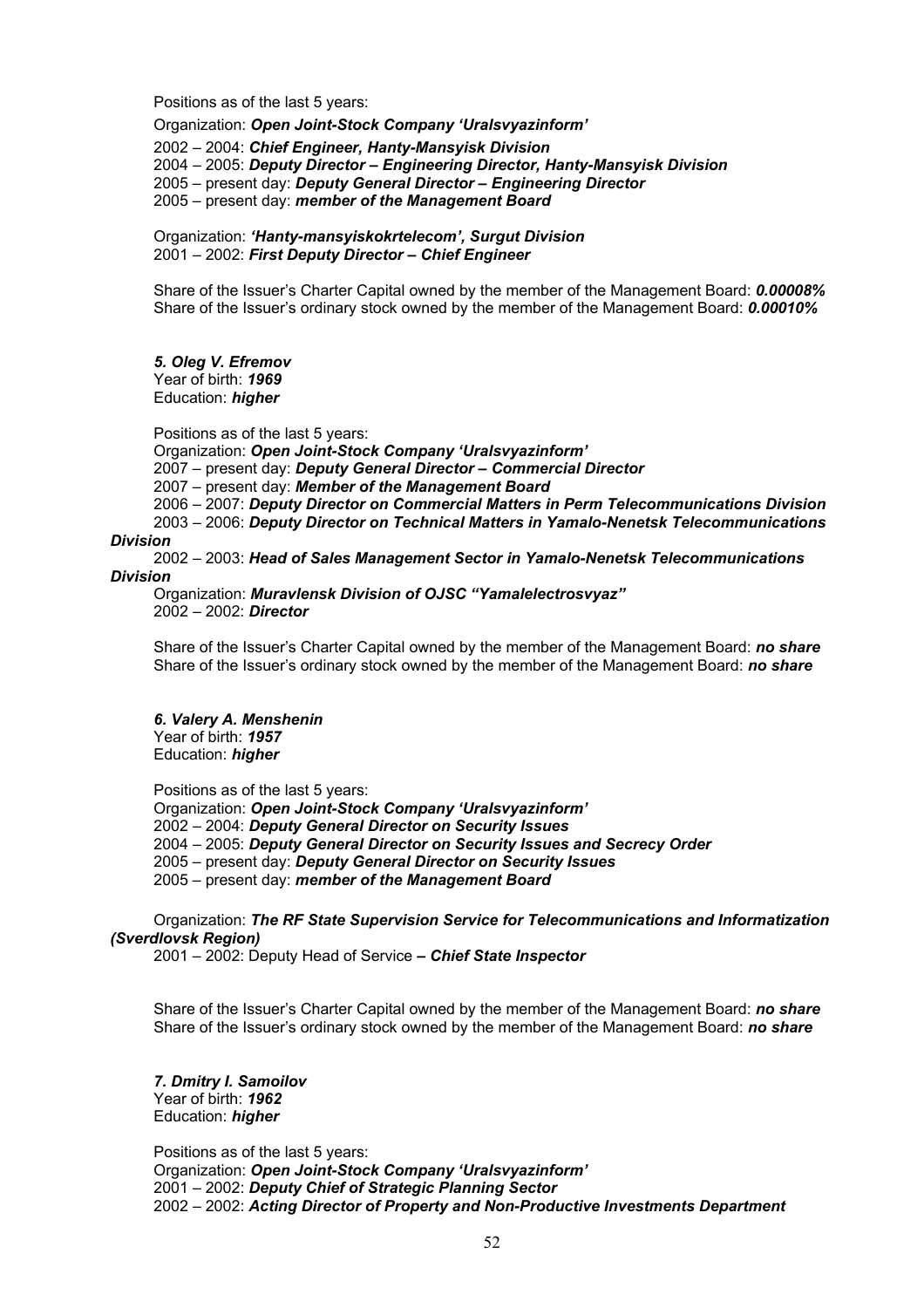Positions as of the last 5 years:

Organization: ***Open Joint-Stock Company 'Uralsvyazinform'***

2002 – 2004: ***Chief Engineer, Hanty-Mansyisk Division***
2004 – 2005: ***Deputy Director – Engineering Director, Hanty-Mansyisk Division***
2005 – present day: ***Deputy General Director – Engineering Director***
2005 – present day: ***member of the Management Board***

Organization: ***'Hanty-mansyiskokrtelecom', Surgut Division***
2001 – 2002: ***First Deputy Director – Chief Engineer***

Share of the Issuer's Charter Capital owned by the member of the Management Board: ***0.00008%***
Share of the Issuer's ordinary stock owned by the member of the Management Board: ***0.00010%***

***5. Oleg V. Efremov***
Year of birth: ***1969***
Education: ***higher***

Positions as of the last 5 years:
Organization: ***Open Joint-Stock Company 'Uralsvyazinform'***
2007 – present day: ***Deputy General Director – Commercial Director***
2007 – present day: ***Member of the Management Board***
2006 – 2007: ***Deputy Director on Commercial Matters in Perm Telecommunications Division***
2003 – 2006: ***Deputy Director on Technical Matters in Yamalo-Nenetsk Telecommunications Division***
2002 – 2003: ***Head of Sales Management Sector in Yamalo-Nenetsk Telecommunications Division***
Organization: ***Muravlensk Division of OJSC "Yamalelectrosvyaz"***
2002 – 2002: ***Director***

Share of the Issuer's Charter Capital owned by the member of the Management Board: ***no share***
Share of the Issuer's ordinary stock owned by the member of the Management Board: ***no share***

***6. Valery A. Menshenin***
Year of birth: ***1957***
Education: ***higher***

Positions as of the last 5 years:
Organization: ***Open Joint-Stock Company 'Uralsvyazinform'***
2002 – 2004: ***Deputy General Director on Security Issues***
2004 – 2005: ***Deputy General Director on Security Issues and Secrecy Order***
2005 – present day: ***Deputy General Director on Security Issues***
2005 – present day: ***member of the Management Board***

Organization: ***The RF State Supervision Service for Telecommunications and Informatization (Sverdlovsk Region)***
2001 – 2002: Deputy Head of Service ***– Chief State Inspector***

Share of the Issuer's Charter Capital owned by the member of the Management Board: ***no share***
Share of the Issuer's ordinary stock owned by the member of the Management Board: ***no share***

***7. Dmitry I. Samoilov***
Year of birth: ***1962***
Education: ***higher***

Positions as of the last 5 years:
Organization: ***Open Joint-Stock Company 'Uralsvyazinform'***
2001 – 2002: ***Deputy Chief of Strategic Planning Sector***
2002 – 2002: ***Acting Director of Property and Non-Productive Investments Department***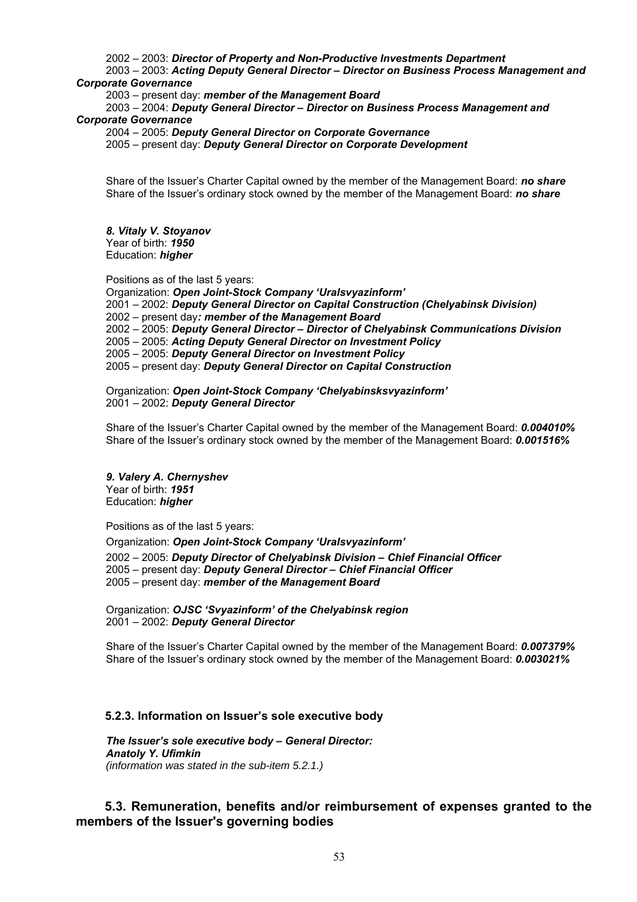2002 – 2003: ***Director of Property and Non-Productive Investments Department***

2003 – 2003: ***Acting Deputy General Director – Director on Business Process Management and Corporate Governance***

2003 – present day: ***member of the Management Board***

2003 – 2004: ***Deputy General Director – Director on Business Process Management and Corporate Governance***

2004 – 2005: ***Deputy General Director on Corporate Governance***

2005 – present day: ***Deputy General Director on Corporate Development***

Share of the Issuer's Charter Capital owned by the member of the Management Board: ***no share***
Share of the Issuer's ordinary stock owned by the member of the Management Board: ***no share***

***8. Vitaly V. Stoyanov***
Year of birth: ***1950***
Education: ***higher***

Positions as of the last 5 years:

Organization: ***Open Joint-Stock Company 'Uralsvyazinform'***
2001 – 2002: ***Deputy General Director on Capital Construction (Chelyabinsk Division)***
2002 – present day***: member of the Management Board***
2002 – 2005: ***Deputy General Director – Director of Chelyabinsk Communications Division***
2005 – 2005: ***Acting Deputy General Director on Investment Policy***
2005 – 2005: ***Deputy General Director on Investment Policy***
2005 – present day: ***Deputy General Director on Capital Construction***

Organization: ***Open Joint-Stock Company 'Chelyabinsksvyazinform'***
2001 – 2002: ***Deputy General Director***

Share of the Issuer's Charter Capital owned by the member of the Management Board: ***0.004010%***
Share of the Issuer's ordinary stock owned by the member of the Management Board: ***0.001516%***

***9. Valery A. Chernyshev***
Year of birth: ***1951***
Education: ***higher***

Positions as of the last 5 years:

Organization: ***Open Joint-Stock Company 'Uralsvyazinform'***
2002 – 2005: ***Deputy Director of Chelyabinsk Division – Chief Financial Officer***
2005 – present day: ***Deputy General Director – Chief Financial Officer***
2005 – present day: ***member of the Management Board***

Organization: ***OJSC 'Svyazinform' of the Chelyabinsk region***
2001 – 2002: ***Deputy General Director***

Share of the Issuer's Charter Capital owned by the member of the Management Board: ***0.007379%***
Share of the Issuer's ordinary stock owned by the member of the Management Board: ***0.003021%***

### 5.2.3. Information on Issuer's sole executive body

***The Issuer's sole executive body – General Director:***
***Anatoly Y. Ufimkin***
*(information was stated in the sub-item 5.2.1.)*

## 5.3. Remuneration, benefits and/or reimbursement of expenses granted to the members of the Issuer's governing bodies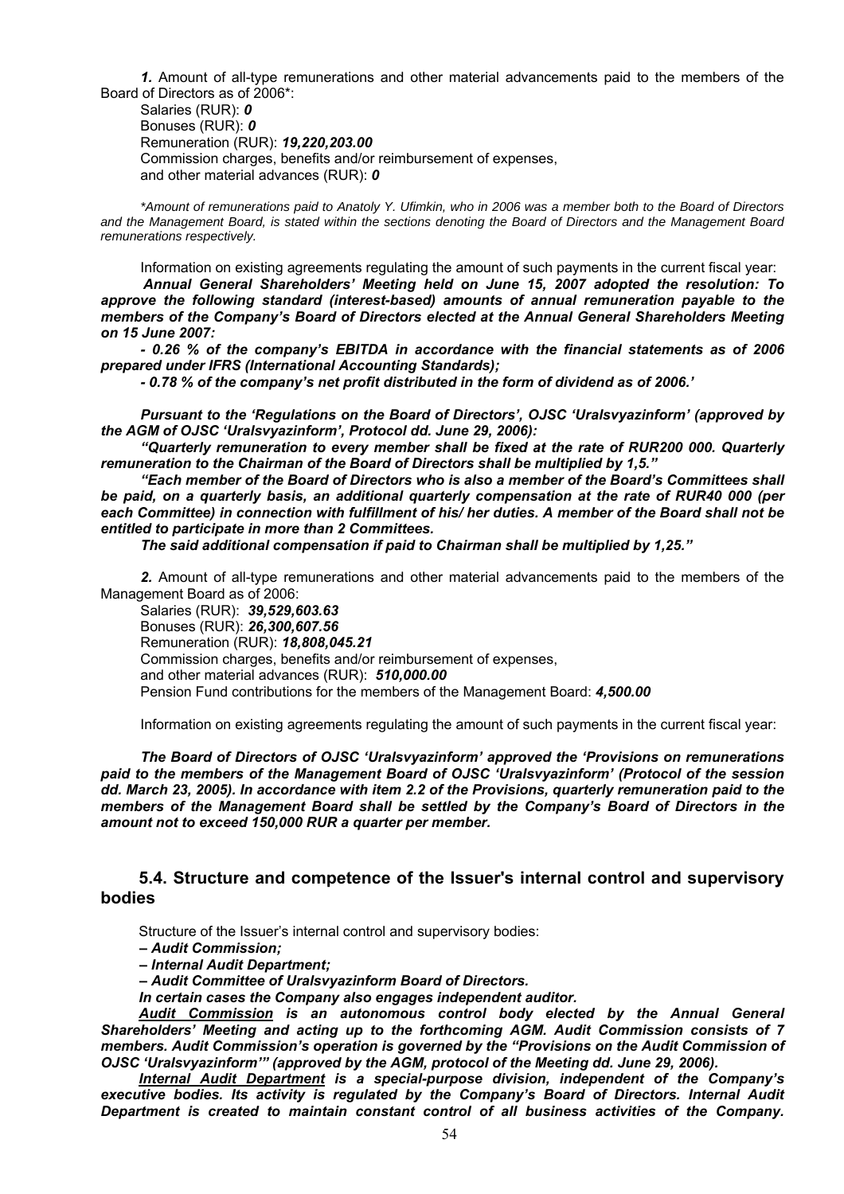***1.*** Amount of all-type remunerations and other material advancements paid to the members of the Board of Directors as of 2006*:

Salaries (RUR): ***0***
Bonuses (RUR): ***0***
Remuneration (RUR): ***19,220,203.00***
Commission charges, benefits and/or reimbursement of expenses,
and other material advances (RUR): ***0***

*\*Amount of remunerations paid to Anatoly Y. Ufimkin, who in 2006 was a member both to the Board of Directors and the Management Board, is stated within the sections denoting the Board of Directors and the Management Board remunerations respectively.*

Information on existing agreements regulating the amount of such payments in the current fiscal year:

***Annual General Shareholders' Meeting held on June 15, 2007 adopted the resolution: To approve the following standard (interest-based) amounts of annual remuneration payable to the members of the Company's Board of Directors elected at the Annual General Shareholders Meeting on 15 June 2007:***

***- 0.26 % of the company's EBITDA in accordance with the financial statements as of 2006 prepared under IFRS (International Accounting Standards);***

***- 0.78 % of the company's net profit distributed in the form of dividend as of 2006.'***

***Pursuant to the 'Regulations on the Board of Directors', OJSC 'Uralsvyazinform' (approved by the AGM of OJSC 'Uralsvyazinform', Protocol dd. June 29, 2006):***

***"Quarterly remuneration to every member shall be fixed at the rate of RUR200 000. Quarterly remuneration to the Chairman of the Board of Directors shall be multiplied by 1,5."***

***"Each member of the Board of Directors who is also a member of the Board's Committees shall be paid, on a quarterly basis, an additional quarterly compensation at the rate of RUR40 000 (per each Committee) in connection with fulfillment of his/ her duties. A member of the Board shall not be entitled to participate in more than 2 Committees.***

***The said additional compensation if paid to Chairman shall be multiplied by 1,25."***

***2.*** Amount of all-type remunerations and other material advancements paid to the members of the Management Board as of 2006:

Salaries (RUR): ***39,529,603.63***
Bonuses (RUR): ***26,300,607.56***
Remuneration (RUR): ***18,808,045.21***
Commission charges, benefits and/or reimbursement of expenses,
and other material advances (RUR): ***510,000.00***
Pension Fund contributions for the members of the Management Board: ***4,500.00***

Information on existing agreements regulating the amount of such payments in the current fiscal year:

***The Board of Directors of OJSC 'Uralsvyazinform' approved the 'Provisions on remunerations paid to the members of the Management Board of OJSC 'Uralsvyazinform' (Protocol of the session dd. March 23, 2005). In accordance with item 2.2 of the Provisions, quarterly remuneration paid to the members of the Management Board shall be settled by the Company's Board of Directors in the amount not to exceed 150,000 RUR a quarter per member.***

## 5.4. Structure and competence of the Issuer's internal control and supervisory bodies

Structure of the Issuer's internal control and supervisory bodies:

***– Audit Commission;***

***– Internal Audit Department;***

***– Audit Committee of Uralsvyazinform Board of Directors.***

***In certain cases the Company also engages independent auditor.***

***<u>Audit Commission</u> is an autonomous control body elected by the Annual General Shareholders' Meeting and acting up to the forthcoming AGM. Audit Commission consists of 7 members. Audit Commission's operation is governed by the "Provisions on the Audit Commission of OJSC 'Uralsvyazinform'" (approved by the AGM, protocol of the Meeting dd. June 29, 2006).***

***<u>Internal Audit Department</u> is a special-purpose division, independent of the Company's executive bodies. Its activity is regulated by the Company's Board of Directors. Internal Audit Department is created to maintain constant control of all business activities of the Company.***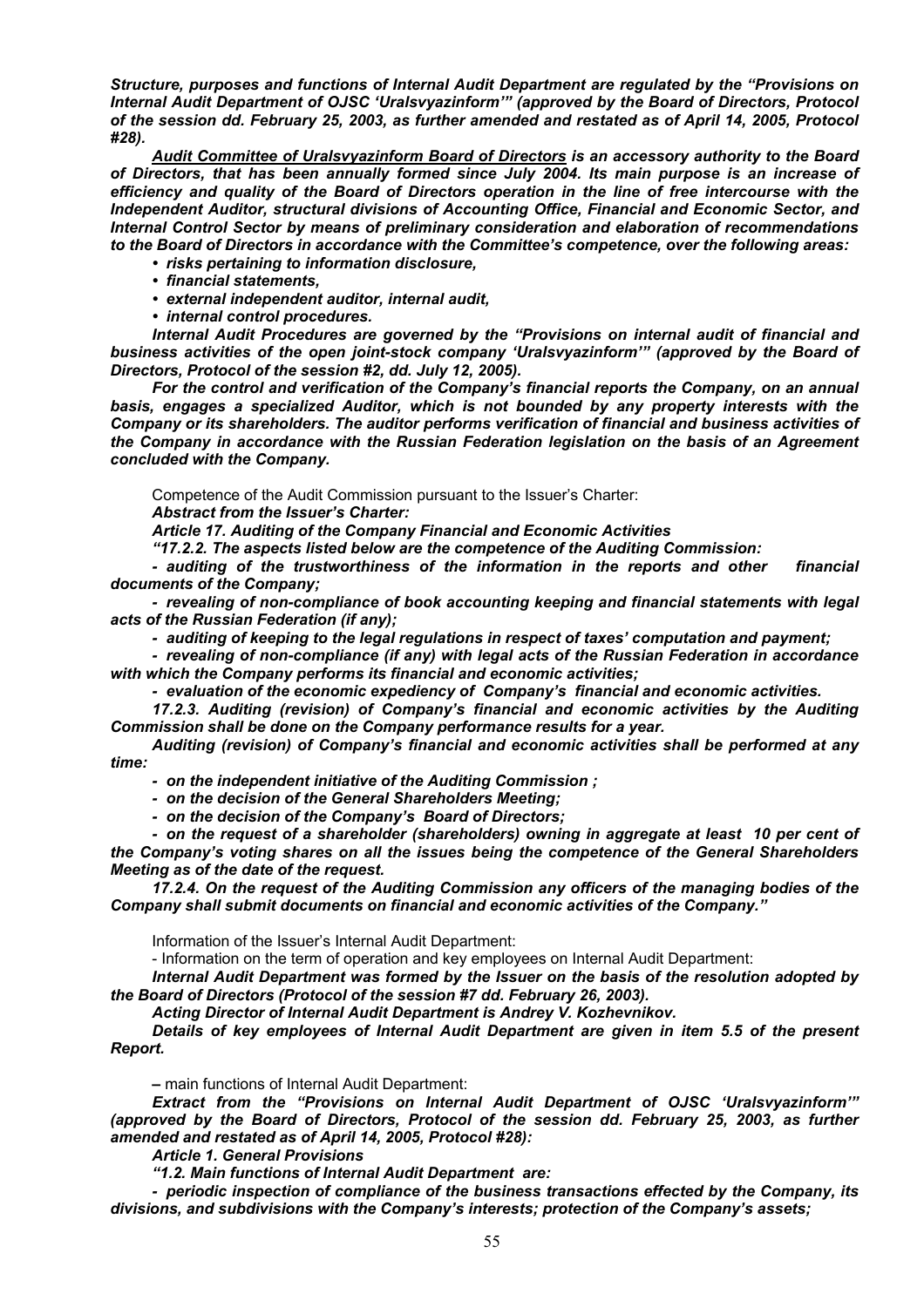*Structure, purposes and functions of Internal Audit Department are regulated by the "Provisions on Internal Audit Department of OJSC 'Uralsvyazinform'" (approved by the Board of Directors, Protocol of the session dd. February 25, 2003, as further amended and restated as of April 14, 2005, Protocol #28).*

***Audit Committee of Uralsvyazinform Board of Directors** is an accessory authority to the Board of Directors, that has been annually formed since July 2004. Its main purpose is an increase of efficiency and quality of the Board of Directors operation in the line of free intercourse with the Independent Auditor, structural divisions of Accounting Office, Financial and Economic Sector, and Internal Control Sector by means of preliminary consideration and elaboration of recommendations to the Board of Directors in accordance with the Committee's competence, over the following areas:*

- *risks pertaining to information disclosure,*
- *financial statements,*
- *external independent auditor, internal audit,*
- *internal control procedures.*

*Internal Audit Procedures are governed by the "Provisions on internal audit of financial and business activities of the open joint-stock company 'Uralsvyazinform'" (approved by the Board of Directors, Protocol of the session #2, dd. July 12, 2005).*

*For the control and verification of the Company's financial reports the Company, on an annual basis, engages a specialized Auditor, which is not bounded by any property interests with the Company or its shareholders. The auditor performs verification of financial and business activities of the Company in accordance with the Russian Federation legislation on the basis of an Agreement concluded with the Company.*

Competence of the Audit Commission pursuant to the Issuer's Charter:

*Abstract from the Issuer's Charter:*

*Article 17. Auditing of the Company Financial and Economic Activities*

*"17.2.2. The aspects listed below are the competence of the Auditing Commission:*

*- auditing of the trustworthiness of the information in the reports and other financial documents of the Company;*

*- revealing of non-compliance of book accounting keeping and financial statements with legal acts of the Russian Federation (if any);*

*- auditing of keeping to the legal regulations in respect of taxes' computation and payment;*

*- revealing of non-compliance (if any) with legal acts of the Russian Federation in accordance with which the Company performs its financial and economic activities;*

*- evaluation of the economic expediency of Company's financial and economic activities.*

*17.2.3. Auditing (revision) of Company's financial and economic activities by the Auditing Commission shall be done on the Company performance results for a year.*

*Auditing (revision) of Company's financial and economic activities shall be performed at any time:*

*- on the independent initiative of the Auditing Commission ;*

*- on the decision of the General Shareholders Meeting;*

*- on the decision of the Company's Board of Directors;*

*- on the request of a shareholder (shareholders) owning in aggregate at least 10 per cent of the Company's voting shares on all the issues being the competence of the General Shareholders Meeting as of the date of the request.*

*17.2.4. On the request of the Auditing Commission any officers of the managing bodies of the Company shall submit documents on financial and economic activities of the Company."*

Information of the Issuer's Internal Audit Department:

- Information on the term of operation and key employees on Internal Audit Department:

*Internal Audit Department was formed by the Issuer on the basis of the resolution adopted by the Board of Directors (Protocol of the session #7 dd. February 26, 2003).*

*Acting Director of Internal Audit Department is Andrey V. Kozhevnikov.*

*Details of key employees of Internal Audit Department are given in item 5.5 of the present Report.*

**–** main functions of Internal Audit Department:

*Extract from the "Provisions on Internal Audit Department of OJSC 'Uralsvyazinform'" (approved by the Board of Directors, Protocol of the session dd. February 25, 2003, as further amended and restated as of April 14, 2005, Protocol #28):*

*Article 1. General Provisions*

*"1.2. Main functions of Internal Audit Department are:*

*- periodic inspection of compliance of the business transactions effected by the Company, its divisions, and subdivisions with the Company's interests; protection of the Company's assets;*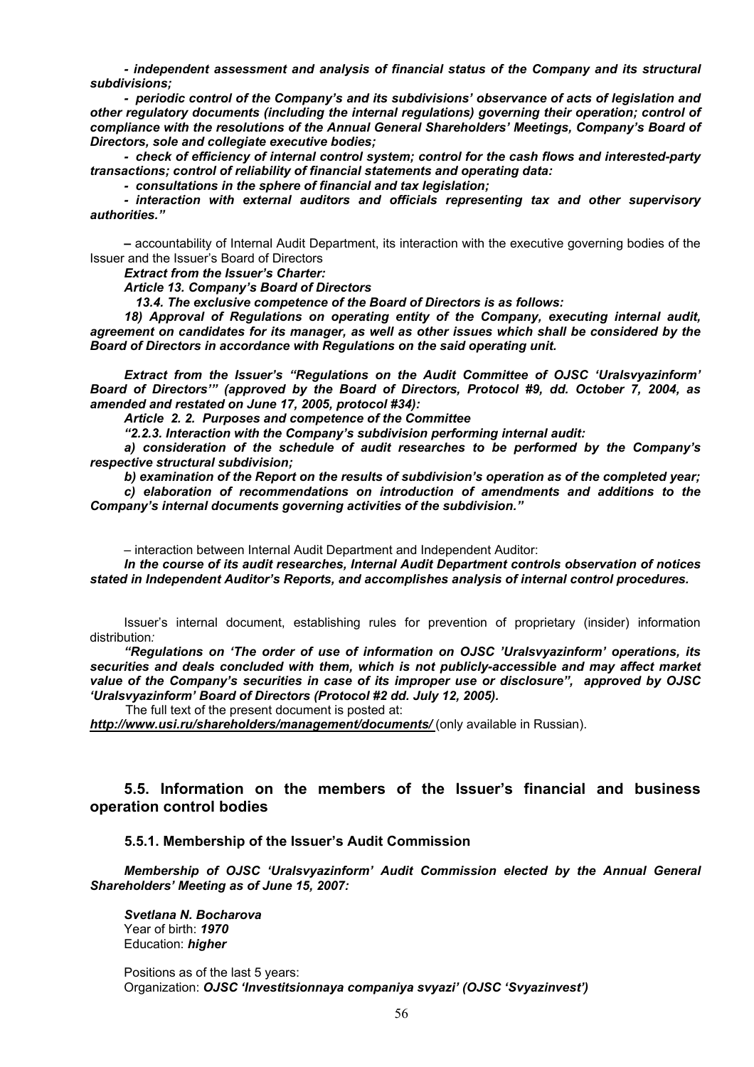***- independent assessment and analysis of financial status of the Company and its structural subdivisions;***

***- periodic control of the Company's and its subdivisions' observance of acts of legislation and other regulatory documents (including the internal regulations) governing their operation; control of compliance with the resolutions of the Annual General Shareholders' Meetings, Company's Board of Directors, sole and collegiate executive bodies;***

***- check of efficiency of internal control system; control for the cash flows and interested-party transactions; control of reliability of financial statements and operating data:***

***- consultations in the sphere of financial and tax legislation;***

***- interaction with external auditors and officials representing tax and other supervisory authorities."***

**–** accountability of Internal Audit Department, its interaction with the executive governing bodies of the Issuer and the Issuer's Board of Directors

***Extract from the Issuer's Charter:***

***Article 13. Company's Board of Directors***

***13.4. The exclusive competence of the Board of Directors is as follows:***

***18) Approval of Regulations on operating entity of the Company, executing internal audit, agreement on candidates for its manager, as well as other issues which shall be considered by the Board of Directors in accordance with Regulations on the said operating unit.***

***Extract from the Issuer's "Regulations on the Audit Committee of OJSC 'Uralsvyazinform' Board of Directors'" (approved by the Board of Directors, Protocol #9, dd. October 7, 2004, as amended and restated on June 17, 2005, protocol #34):***

***Article 2. 2. Purposes and competence of the Committee***

***"2.2.3. Interaction with the Company's subdivision performing internal audit:***

***a) consideration of the schedule of audit researches to be performed by the Company's respective structural subdivision;***

***b) examination of the Report on the results of subdivision's operation as of the completed year;***

***c) elaboration of recommendations on introduction of amendments and additions to the Company's internal documents governing activities of the subdivision."***

– interaction between Internal Audit Department and Independent Auditor:

***In the course of its audit researches, Internal Audit Department controls observation of notices stated in Independent Auditor's Reports, and accomplishes analysis of internal control procedures.***

Issuer's internal document, establishing rules for prevention of proprietary (insider) information distribution*:*

***"Regulations on 'The order of use of information on OJSC 'Uralsvyazinform' operations, its securities and deals concluded with them, which is not publicly-accessible and may affect market value of the Company's securities in case of its improper use or disclosure", approved by OJSC 'Uralsvyazinform' Board of Directors (Protocol #2 dd. July 12, 2005).***

The full text of the present document is posted at:

***http://www.usi.ru/shareholders/management/documents/*** (only available in Russian).

## 5.5. Information on the members of the Issuer's financial and business operation control bodies

### 5.5.1. Membership of the Issuer's Audit Commission

***Membership of OJSC 'Uralsvyazinform' Audit Commission elected by the Annual General Shareholders' Meeting as of June 15, 2007:***

***Svetlana N. Bocharova***
Year of birth: ***1970***
Education: ***higher***

Positions as of the last 5 years:
Organization: ***OJSC 'Investitsionnaya companiya svyazi' (OJSC 'Svyazinvest')***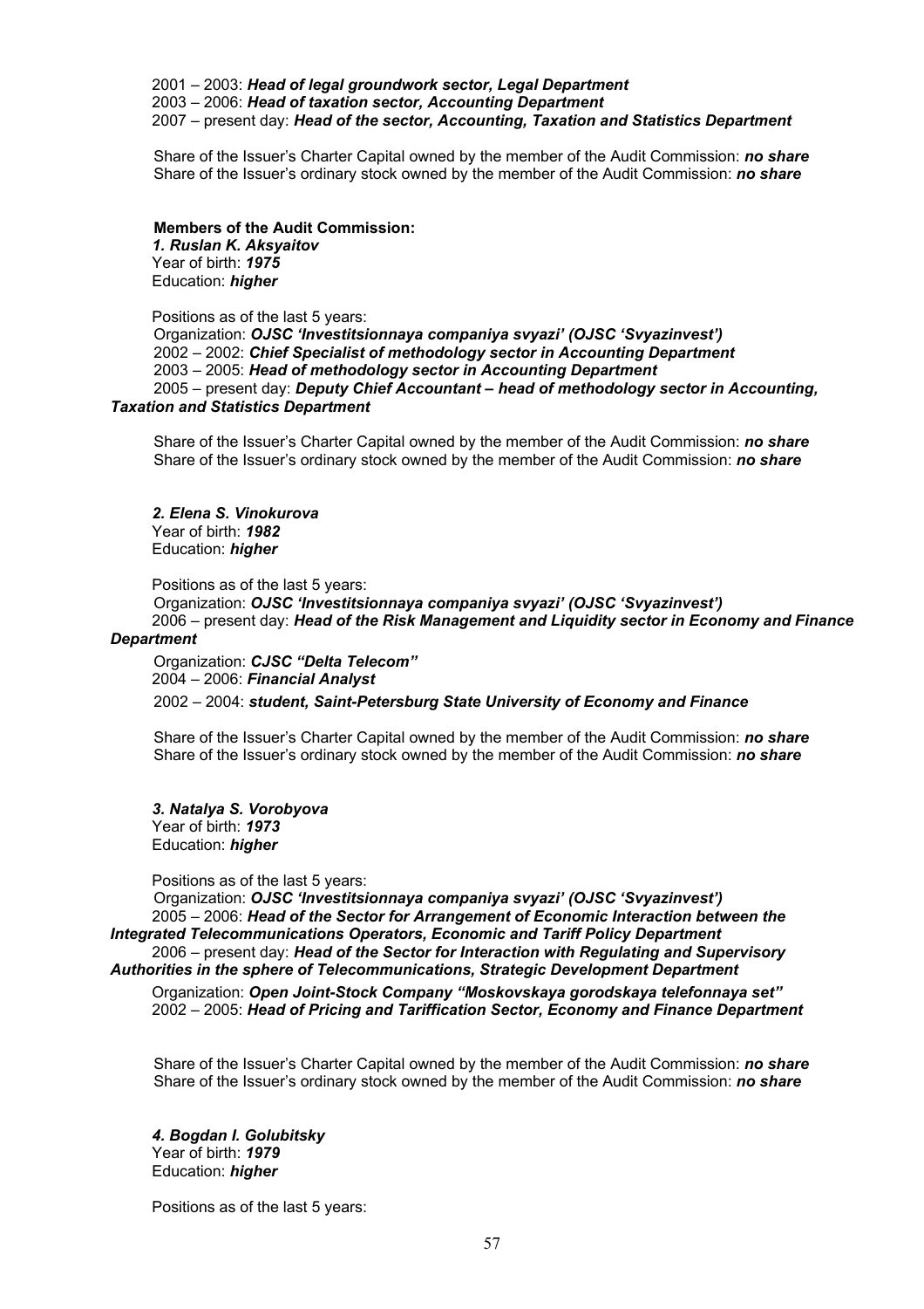2001 – 2003: ***Head of legal groundwork sector, Legal Department***
2003 – 2006: ***Head of taxation sector, Accounting Department***
2007 – present day: ***Head of the sector, Accounting, Taxation and Statistics Department***

Share of the Issuer's Charter Capital owned by the member of the Audit Commission: ***no share***
Share of the Issuer's ordinary stock owned by the member of the Audit Commission: ***no share***

**Members of the Audit Commission:**

***1. Ruslan K. Aksyaitov***
Year of birth: ***1975***
Education: ***higher***

Positions as of the last 5 years:
Organization: ***OJSC 'Investitsionnaya companiya svyazi' (OJSC 'Svyazinvest')***
2002 – 2002: ***Chief Specialist of methodology sector in Accounting Department***
2003 – 2005: ***Head of methodology sector in Accounting Department***
2005 – present day: ***Deputy Chief Accountant – head of methodology sector in Accounting, Taxation and Statistics Department***

Share of the Issuer's Charter Capital owned by the member of the Audit Commission: ***no share***
Share of the Issuer's ordinary stock owned by the member of the Audit Commission: ***no share***

***2. Elena S. Vinokurova***
Year of birth: ***1982***
Education: ***higher***

Positions as of the last 5 years:
Organization: ***OJSC 'Investitsionnaya companiya svyazi' (OJSC 'Svyazinvest')***
2006 – present day: ***Head of the Risk Management and Liquidity sector in Economy and Finance Department***

Organization: ***CJSC "Delta Telecom"***
2004 – 2006: ***Financial Analyst***

2002 – 2004: ***student, Saint-Petersburg State University of Economy and Finance***

Share of the Issuer's Charter Capital owned by the member of the Audit Commission: ***no share***
Share of the Issuer's ordinary stock owned by the member of the Audit Commission: ***no share***

***3. Natalya S. Vorobyova***
Year of birth: ***1973***
Education: ***higher***

Positions as of the last 5 years:
Organization: ***OJSC 'Investitsionnaya companiya svyazi' (OJSC 'Svyazinvest')***
2005 – 2006: ***Head of the Sector for Arrangement of Economic Interaction between the Integrated Telecommunications Operators, Economic and Tariff Policy Department***
2006 – present day: ***Head of the Sector for Interaction with Regulating and Supervisory Authorities in the sphere of Telecommunications, Strategic Development Department***

Organization: ***Open Joint-Stock Company "Moskovskaya gorodskaya telefonnaya set"***
2002 – 2005: ***Head of Pricing and Tariffication Sector, Economy and Finance Department***

Share of the Issuer's Charter Capital owned by the member of the Audit Commission: ***no share***
Share of the Issuer's ordinary stock owned by the member of the Audit Commission: ***no share***

***4. Bogdan I. Golubitsky***
Year of birth: ***1979***
Education: ***higher***

Positions as of the last 5 years: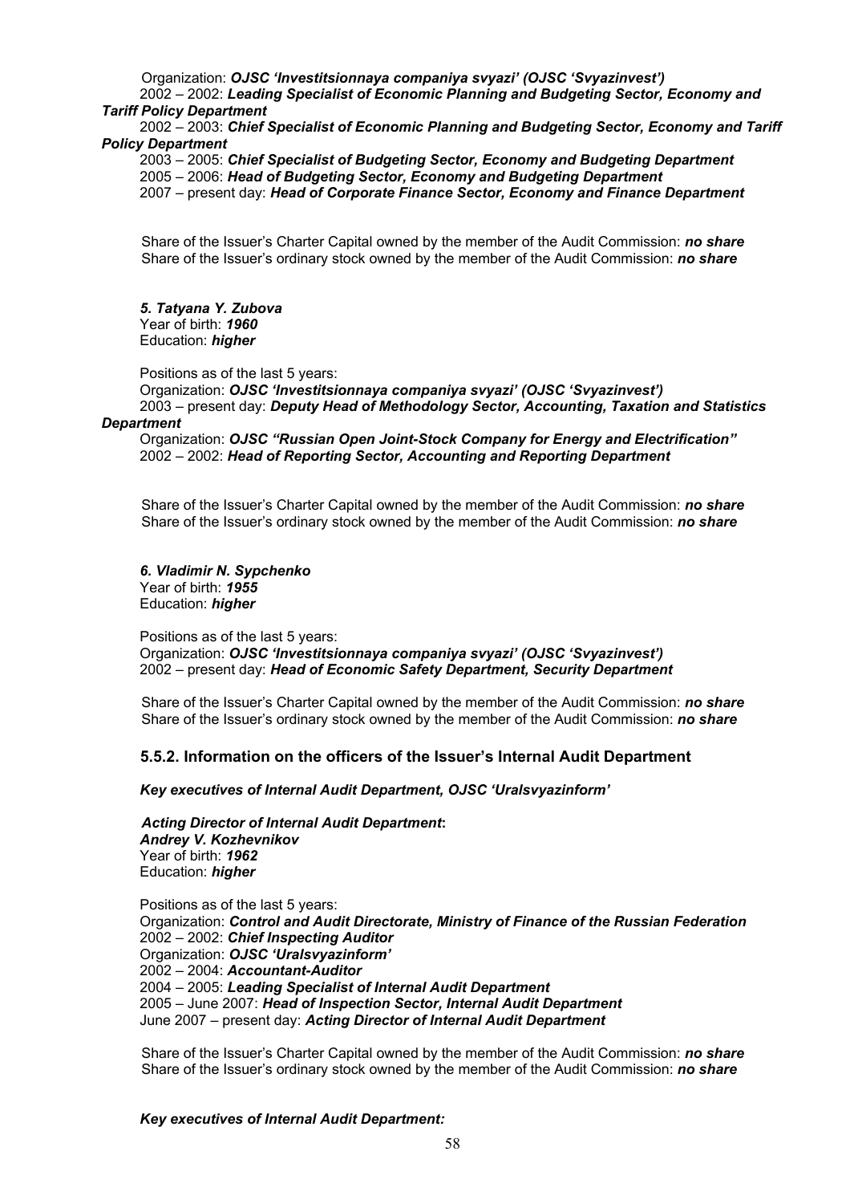Organization: ***OJSC 'Investitsionnaya companiya svyazi' (OJSC 'Svyazinvest')***

2002 – 2002: ***Leading Specialist of Economic Planning and Budgeting Sector, Economy and Tariff Policy Department***

2002 – 2003: ***Chief Specialist of Economic Planning and Budgeting Sector, Economy and Tariff Policy Department***

2003 – 2005: ***Chief Specialist of Budgeting Sector, Economy and Budgeting Department***

2005 – 2006: ***Head of Budgeting Sector, Economy and Budgeting Department***

2007 – present day: ***Head of Corporate Finance Sector, Economy and Finance Department***

Share of the Issuer's Charter Capital owned by the member of the Audit Commission: ***no share***

Share of the Issuer's ordinary stock owned by the member of the Audit Commission: ***no share***

***5. Tatyana Y. Zubova***

Year of birth: ***1960***

Education: ***higher***

Positions as of the last 5 years:

Organization: ***OJSC 'Investitsionnaya companiya svyazi' (OJSC 'Svyazinvest')***

2003 – present day: ***Deputy Head of Methodology Sector, Accounting, Taxation and Statistics Department***

Organization: ***OJSC "Russian Open Joint-Stock Company for Energy and Electrification"***

2002 – 2002: ***Head of Reporting Sector, Accounting and Reporting Department***

Share of the Issuer's Charter Capital owned by the member of the Audit Commission: ***no share***

Share of the Issuer's ordinary stock owned by the member of the Audit Commission: ***no share***

***6. Vladimir N. Sypchenko***

Year of birth: ***1955***

Education: ***higher***

Positions as of the last 5 years:

Organization: ***OJSC 'Investitsionnaya companiya svyazi' (OJSC 'Svyazinvest')***

2002 – present day: ***Head of Economic Safety Department, Security Department***

Share of the Issuer's Charter Capital owned by the member of the Audit Commission: ***no share***

Share of the Issuer's ordinary stock owned by the member of the Audit Commission: ***no share***

### 5.5.2. Information on the officers of the Issuer's Internal Audit Department

***Key executives of Internal Audit Department, OJSC 'Uralsvyazinform'***

***Acting Director of Internal Audit Department*:**

***Andrey V. Kozhevnikov***

Year of birth: ***1962***

Education: ***higher***

Positions as of the last 5 years:

Organization: ***Control and Audit Directorate, Ministry of Finance of the Russian Federation***

2002 – 2002: ***Chief Inspecting Auditor***

Organization: ***OJSC 'Uralsvyazinform'***

2002 – 2004: ***Accountant-Auditor***

2004 – 2005: ***Leading Specialist of Internal Audit Department***

2005 – June 2007: ***Head of Inspection Sector, Internal Audit Department***

June 2007 – present day: ***Acting Director of Internal Audit Department***

Share of the Issuer's Charter Capital owned by the member of the Audit Commission: ***no share***

Share of the Issuer's ordinary stock owned by the member of the Audit Commission: ***no share***

***Key executives of Internal Audit Department:***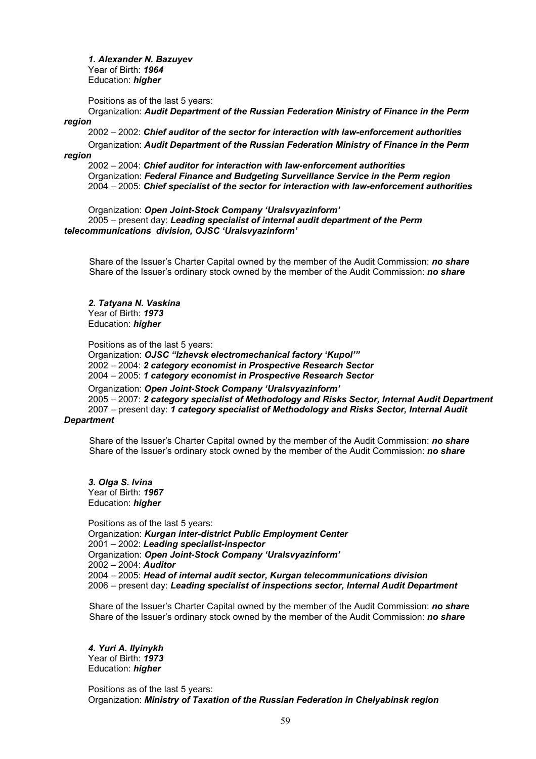*1. Alexander N. Bazuyev*
Year of Birth: ***1964***
Education: ***higher***

Positions as of the last 5 years:
Organization: ***Audit Department of the Russian Federation Ministry of Finance in the Perm region***
2002 – 2002: ***Chief auditor of the sector for interaction with law-enforcement authorities***
Organization: ***Audit Department of the Russian Federation Ministry of Finance in the Perm region***
2002 – 2004: ***Chief auditor for interaction with law-enforcement authorities***
Organization: ***Federal Finance and Budgeting Surveillance Service in the Perm region***
2004 – 2005: ***Chief specialist of the sector for interaction with law-enforcement authorities***

Organization: ***Open Joint-Stock Company 'Uralsvyazinform'***
2005 – present day: ***Leading specialist of internal audit department of the Perm telecommunications division, OJSC 'Uralsvyazinform'***

Share of the Issuer's Charter Capital owned by the member of the Audit Commission: ***no share***
Share of the Issuer's ordinary stock owned by the member of the Audit Commission: ***no share***

*2. Tatyana N. Vaskina*
Year of Birth: ***1973***
Education: ***higher***

Positions as of the last 5 years:
Organization: ***OJSC "Izhevsk electromechanical factory 'Kupol'"***
2002 – 2004: ***2 category economist in Prospective Research Sector***
2004 – 2005: ***1 category economist in Prospective Research Sector***
Organization: ***Open Joint-Stock Company 'Uralsvyazinform'***
2005 – 2007: ***2 category specialist of Methodology and Risks Sector, Internal Audit Department***
2007 – present day: ***1 category specialist of Methodology and Risks Sector, Internal Audit Department***

Share of the Issuer's Charter Capital owned by the member of the Audit Commission: ***no share***
Share of the Issuer's ordinary stock owned by the member of the Audit Commission: ***no share***

*3. Olga S. Ivina*
Year of Birth: ***1967***
Education: ***higher***

Positions as of the last 5 years:
Organization: ***Kurgan inter-district Public Employment Center***
2001 – 2002: ***Leading specialist-inspector***
Organization: ***Open Joint-Stock Company 'Uralsvyazinform'***
2002 – 2004: ***Auditor***
2004 – 2005: ***Head of internal audit sector, Kurgan telecommunications division***
2006 – present day: ***Leading specialist of inspections sector, Internal Audit Department***

Share of the Issuer's Charter Capital owned by the member of the Audit Commission: ***no share***
Share of the Issuer's ordinary stock owned by the member of the Audit Commission: ***no share***

*4. Yuri A. Ilyinykh*
Year of Birth: ***1973***
Education: ***higher***

Positions as of the last 5 years:
Organization: ***Ministry of Taxation of the Russian Federation in Chelyabinsk region***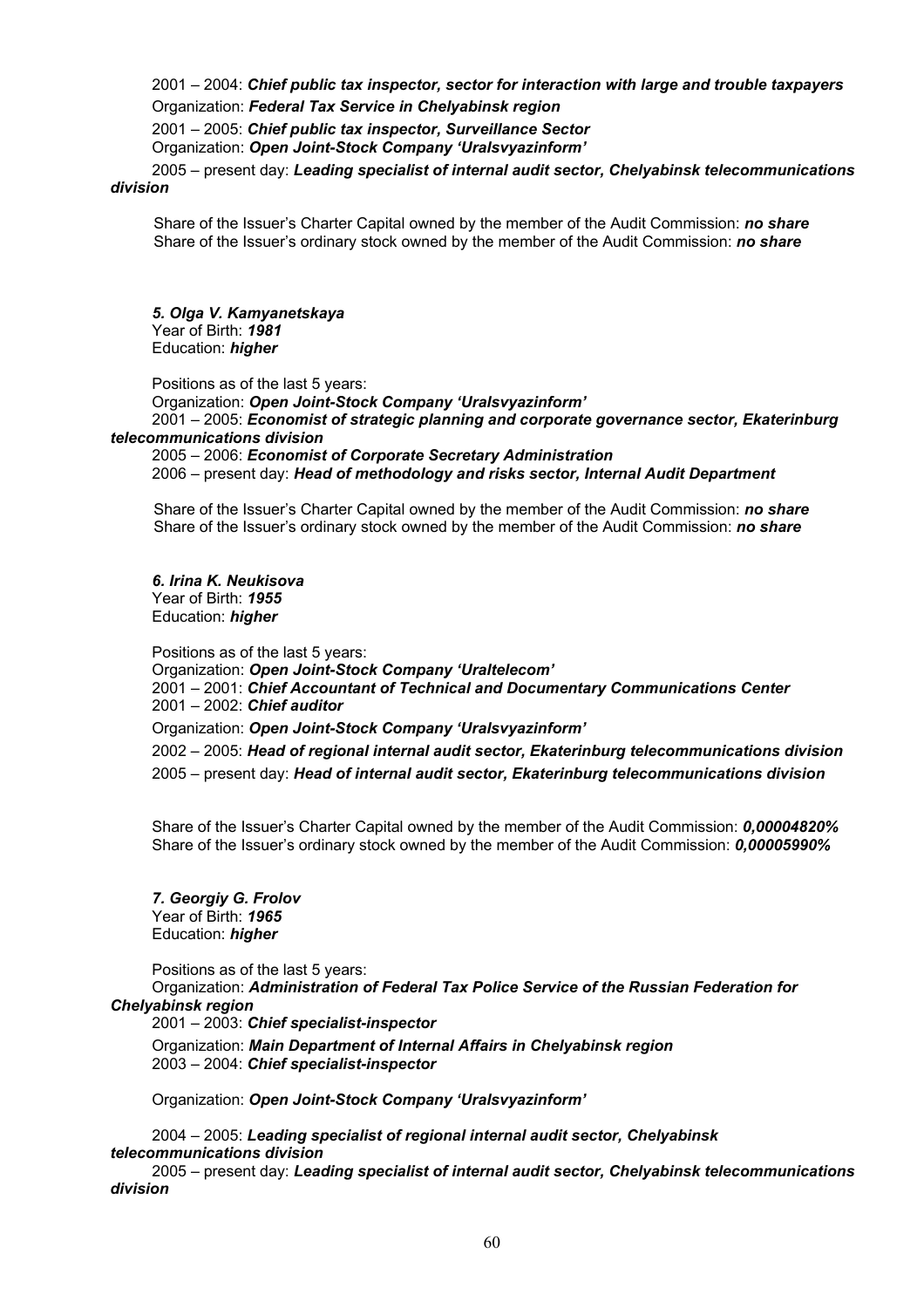2001 – 2004: ***Chief public tax inspector, sector for interaction with large and trouble taxpayers***

Organization: ***Federal Tax Service in Chelyabinsk region***

2001 – 2005: ***Chief public tax inspector, Surveillance Sector***

Organization: ***Open Joint-Stock Company 'Uralsvyazinform'***

2005 – present day: ***Leading specialist of internal audit sector, Chelyabinsk telecommunications division***

Share of the Issuer's Charter Capital owned by the member of the Audit Commission: ***no share***
Share of the Issuer's ordinary stock owned by the member of the Audit Commission: ***no share***

***5. Olga V. Kamyanetskaya***
Year of Birth: ***1981***
Education: ***higher***

Positions as of the last 5 years:
Organization: ***Open Joint-Stock Company 'Uralsvyazinform'***
2001 – 2005: ***Economist of strategic planning and corporate governance sector, Ekaterinburg telecommunications division***
2005 – 2006: ***Economist of Corporate Secretary Administration***
2006 – present day: ***Head of methodology and risks sector, Internal Audit Department***

Share of the Issuer's Charter Capital owned by the member of the Audit Commission: ***no share***
Share of the Issuer's ordinary stock owned by the member of the Audit Commission: ***no share***

***6. Irina K. Neukisova***
Year of Birth: ***1955***
Education: ***higher***

Positions as of the last 5 years:
Organization: ***Open Joint-Stock Company 'Uraltelecom'***
2001 – 2001: ***Chief Accountant of Technical and Documentary Communications Center***
2001 – 2002: ***Chief auditor***

Organization: ***Open Joint-Stock Company 'Uralsvyazinform'***

2002 – 2005: ***Head of regional internal audit sector, Ekaterinburg telecommunications division***

2005 – present day: ***Head of internal audit sector, Ekaterinburg telecommunications division***

Share of the Issuer's Charter Capital owned by the member of the Audit Commission: ***0,00004820%***
Share of the Issuer's ordinary stock owned by the member of the Audit Commission: ***0,00005990%***

***7. Georgiy G. Frolov***
Year of Birth: ***1965***
Education: ***higher***

Positions as of the last 5 years:
Organization: ***Administration of Federal Tax Police Service of the Russian Federation for Chelyabinsk region***
2001 – 2003: ***Chief specialist-inspector***

Organization: ***Main Department of Internal Affairs in Chelyabinsk region***
2003 – 2004: ***Chief specialist-inspector***

Organization: ***Open Joint-Stock Company 'Uralsvyazinform'***

2004 – 2005: ***Leading specialist of regional internal audit sector, Chelyabinsk telecommunications division***
2005 – present day: ***Leading specialist of internal audit sector, Chelyabinsk telecommunications division***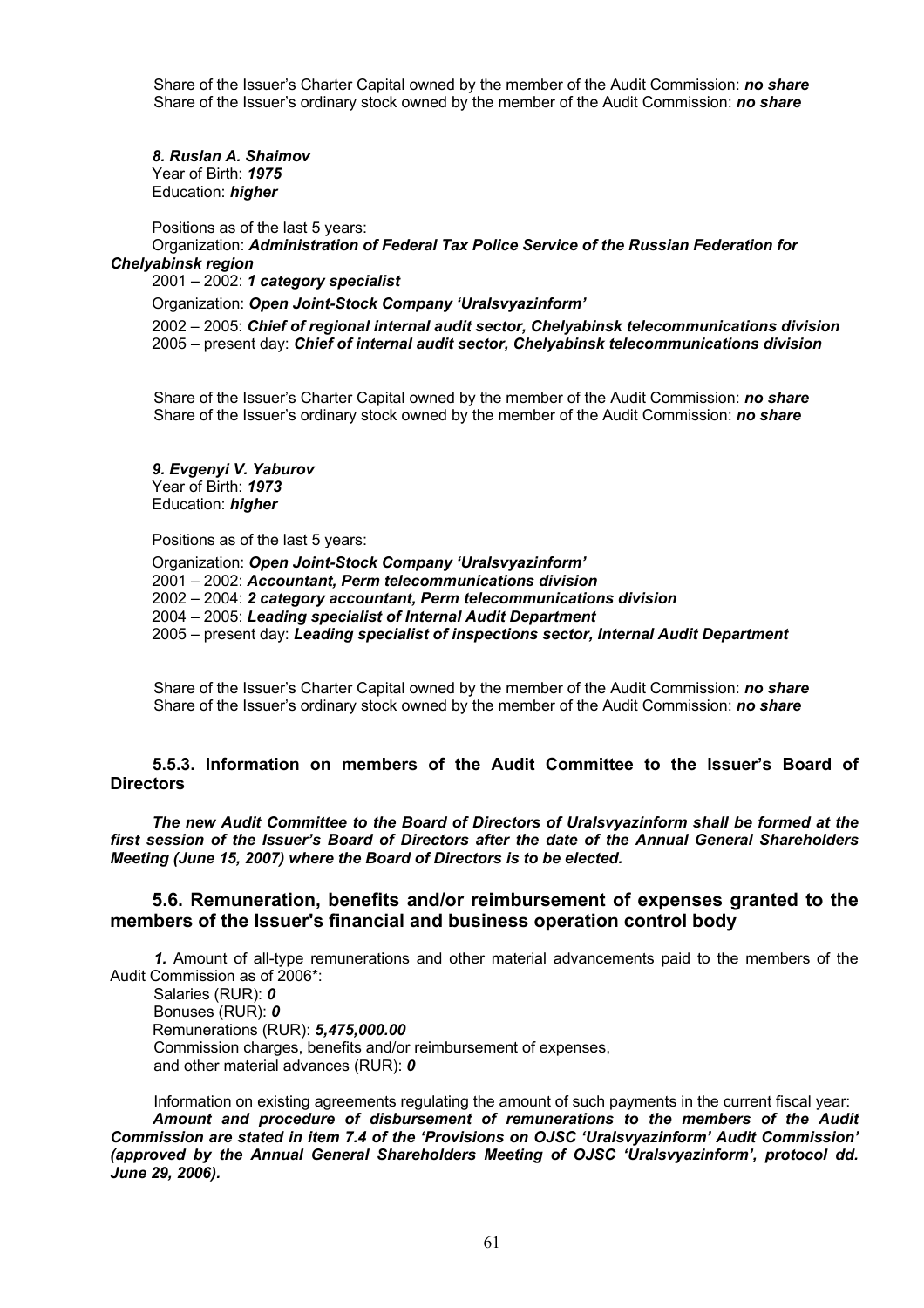Share of the Issuer's Charter Capital owned by the member of the Audit Commission: ***no share***
Share of the Issuer's ordinary stock owned by the member of the Audit Commission: ***no share***

***8. Ruslan A. Shaimov***
Year of Birth: ***1975***
Education: ***higher***

Positions as of the last 5 years:
Organization: ***Administration of Federal Tax Police Service of the Russian Federation for Chelyabinsk region***
2001 – 2002: ***1 category specialist***
Organization: ***Open Joint-Stock Company 'Uralsvyazinform'***
2002 – 2005: ***Chief of regional internal audit sector, Chelyabinsk telecommunications division***
2005 – present day: ***Chief of internal audit sector, Chelyabinsk telecommunications division***

Share of the Issuer's Charter Capital owned by the member of the Audit Commission: ***no share***
Share of the Issuer's ordinary stock owned by the member of the Audit Commission: ***no share***

***9. Evgenyi V. Yaburov***
Year of Birth: ***1973***
Education: ***higher***

Positions as of the last 5 years:

Organization: ***Open Joint-Stock Company 'Uralsvyazinform'***
2001 – 2002: ***Accountant, Perm telecommunications division***
2002 – 2004: ***2 category accountant, Perm telecommunications division***
2004 – 2005: ***Leading specialist of Internal Audit Department***
2005 – present day: ***Leading specialist of inspections sector, Internal Audit Department***

Share of the Issuer's Charter Capital owned by the member of the Audit Commission: ***no share***
Share of the Issuer's ordinary stock owned by the member of the Audit Commission: ***no share***

### 5.5.3. Information on members of the Audit Committee to the Issuer's Board of Directors

***The new Audit Committee to the Board of Directors of Uralsvyazinform shall be formed at the first session of the Issuer's Board of Directors after the date of the Annual General Shareholders Meeting (June 15, 2007) where the Board of Directors is to be elected.***

## 5.6. Remuneration, benefits and/or reimbursement of expenses granted to the members of the Issuer's financial and business operation control body

***1.*** Amount of all-type remunerations and other material advancements paid to the members of the Audit Commission as of 2006*:
Salaries (RUR): ***0***
Bonuses (RUR): ***0***
Remunerations (RUR): ***5,475,000.00***
Commission charges, benefits and/or reimbursement of expenses,
and other material advances (RUR): ***0***

Information on existing agreements regulating the amount of such payments in the current fiscal year:
***Amount and procedure of disbursement of remunerations to the members of the Audit Commission are stated in item 7.4 of the 'Provisions on OJSC 'Uralsvyazinform' Audit Commission' (approved by the Annual General Shareholders Meeting of OJSC 'Uralsvyazinform', protocol dd. June 29, 2006).***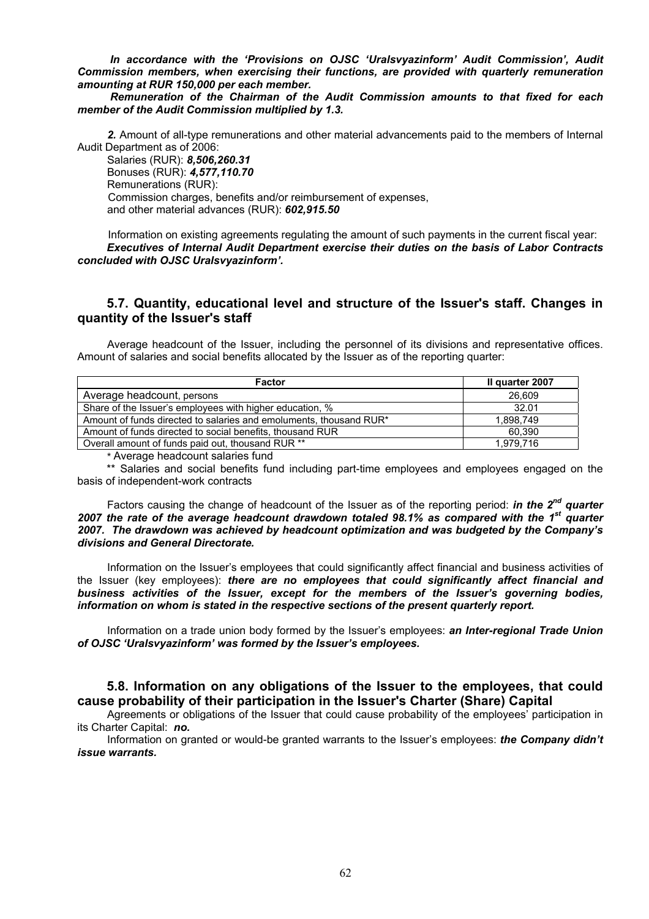***In accordance with the 'Provisions on OJSC 'Uralsvyazinform' Audit Commission', Audit Commission members, when exercising their functions, are provided with quarterly remuneration amounting at RUR 150,000 per each member.***

***Remuneration of the Chairman of the Audit Commission amounts to that fixed for each member of the Audit Commission multiplied by 1.3.***

***2.*** Amount of all-type remunerations and other material advancements paid to the members of Internal Audit Department as of 2006:

Salaries (RUR): ***8,506,260.31***
Bonuses (RUR): ***4,577,110.70***
Remunerations (RUR):
Commission charges, benefits and/or reimbursement of expenses, and other material advances (RUR): ***602,915.50***

Information on existing agreements regulating the amount of such payments in the current fiscal year:
***Executives of Internal Audit Department exercise their duties on the basis of Labor Contracts concluded with OJSC Uralsvyazinform'.***

## 5.7. Quantity, educational level and structure of the Issuer's staff. Changes in quantity of the Issuer's staff

Average headcount of the Issuer, including the personnel of its divisions and representative offices. Amount of salaries and social benefits allocated by the Issuer as of the reporting quarter:

| Factor | II quarter 2007 |
|---|---|
| Average headcount, persons | 26,609 |
| Share of the Issuer's employees with higher education, % | 32.01 |
| Amount of funds directed to salaries and emoluments, thousand RUR* | 1,898,749 |
| Amount of funds directed to social benefits, thousand RUR | 60,390 |
| Overall amount of funds paid out, thousand RUR ** | 1,979,716 |

\* Average headcount salaries fund

\** Salaries and social benefits fund including part-time employees and employees engaged on the basis of independent-work contracts

Factors causing the change of headcount of the Issuer as of the reporting period: ***in the 2nd quarter 2007 the rate of the average headcount drawdown totaled 98.1% as compared with the 1st quarter 2007. The drawdown was achieved by headcount optimization and was budgeted by the Company's divisions and General Directorate.***

Information on the Issuer's employees that could significantly affect financial and business activities of the Issuer (key employees): ***there are no employees that could significantly affect financial and business activities of the Issuer, except for the members of the Issuer's governing bodies, information on whom is stated in the respective sections of the present quarterly report.***

Information on a trade union body formed by the Issuer's employees: ***an Inter-regional Trade Union of OJSC 'Uralsvyazinform' was formed by the Issuer's employees.***

## 5.8. Information on any obligations of the Issuer to the employees, that could cause probability of their participation in the Issuer's Charter (Share) Capital

Agreements or obligations of the Issuer that could cause probability of the employees' participation in its Charter Capital: ***no.***

Information on granted or would-be granted warrants to the Issuer's employees: ***the Company didn't issue warrants.***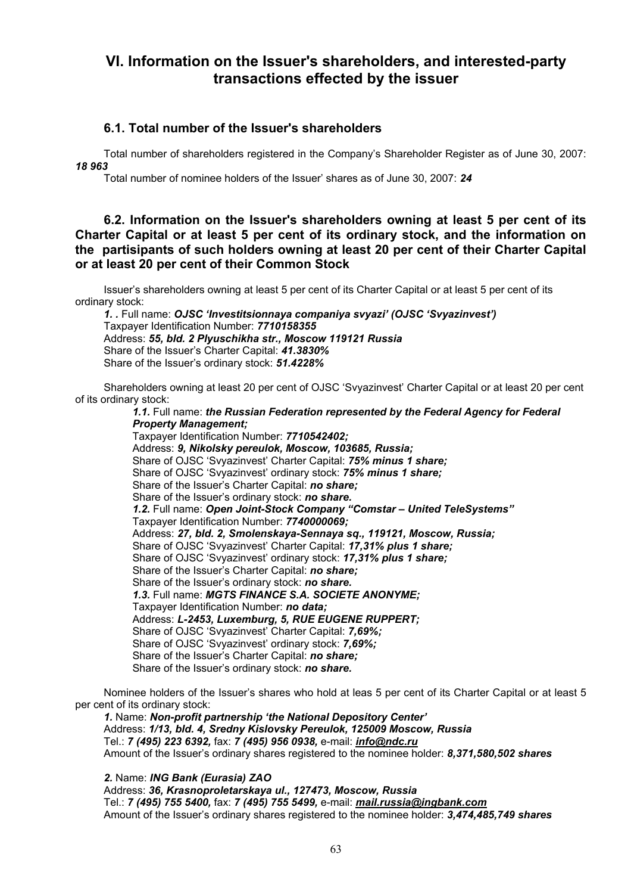# VI. Information on the Issuer's shareholders, and interested-party transactions effected by the issuer

## 6.1. Total number of the Issuer's shareholders

Total number of shareholders registered in the Company's Shareholder Register as of June 30, 2007: ***18 963***

Total number of nominee holders of the Issuer' shares as of June 30, 2007: ***24***

## 6.2. Information on the Issuer's shareholders owning at least 5 per cent of its Charter Capital or at least 5 per cent of its ordinary stock, and the information on the partisipants of such holders owning at least 20 per cent of their Charter Capital or at least 20 per cent of their Common Stock

Issuer's shareholders owning at least 5 per cent of its Charter Capital or at least 5 per cent of its ordinary stock:

***1. .*** Full name: ***OJSC 'Investitsionnaya companiya svyazi' (OJSC 'Svyazinvest')***
Taxpayer Identification Number: ***7710158355***
Address: ***55, bld. 2 Plyuschikha str., Moscow 119121 Russia***
Share of the Issuer's Charter Capital: ***41.3830%***
Share of the Issuer's ordinary stock: ***51.4228%***

Shareholders owning at least 20 per cent of OJSC 'Svyazinvest' Charter Capital or at least 20 per cent of its ordinary stock:

***1.1.*** Full name: ***the Russian Federation represented by the Federal Agency for Federal Property Management;***
Taxpayer Identification Number: ***7710542402;***
Address: ***9, Nikolsky pereulok, Moscow, 103685, Russia;***
Share of OJSC 'Svyazinvest' Charter Capital: ***75% minus 1 share;***
Share of OJSC 'Svyazinvest' ordinary stock: ***75% minus 1 share;***
Share of the Issuer's Charter Capital: ***no share;***
Share of the Issuer's ordinary stock: ***no share.***

***1.2.*** Full name: ***Open Joint-Stock Company "Comstar – United TeleSystems"***
Taxpayer Identification Number: ***7740000069;***
Address: ***27, bld. 2, Smolenskaya-Sennaya sq., 119121, Moscow, Russia;***
Share of OJSC 'Svyazinvest' Charter Capital: ***17,31% plus 1 share;***
Share of OJSC 'Svyazinvest' ordinary stock: ***17,31% plus 1 share;***
Share of the Issuer's Charter Capital: ***no share;***
Share of the Issuer's ordinary stock: ***no share.***

***1.3.*** Full name: ***MGTS FINANCE S.A. SOCIETE ANONYME;***
Taxpayer Identification Number: ***no data;***
Address: ***L-2453, Luxemburg, 5, RUE EUGENE RUPPERT;***
Share of OJSC 'Svyazinvest' Charter Capital: ***7,69%;***
Share of OJSC 'Svyazinvest' ordinary stock: ***7,69%;***
Share of the Issuer's Charter Capital: ***no share;***
Share of the Issuer's ordinary stock: ***no share.***

Nominee holders of the Issuer's shares who hold at leas 5 per cent of its Charter Capital or at least 5 per cent of its ordinary stock:

***1.*** Name: ***Non-profit partnership 'the National Depository Center'***
Address: ***1/13, bld. 4, Sredny Kislovsky Pereulok, 125009 Moscow, Russia***
Tel.: ***7 (495) 223 6392,*** fax: ***7 (495) 956 0938,*** e-mail: ***info@ndc.ru***
Amount of the Issuer's ordinary shares registered to the nominee holder: ***8,371,580,502 shares***

***2.*** Name: ***ING Bank (Eurasia) ZAO***
Address: ***36, Krasnoproletarskaya ul., 127473, Moscow, Russia***
Tel.: ***7 (495) 755 5400,*** fax: ***7 (495) 755 5499,*** e-mail: ***mail.russia@ingbank.com***
Amount of the Issuer's ordinary shares registered to the nominee holder: ***3,474,485,749 shares***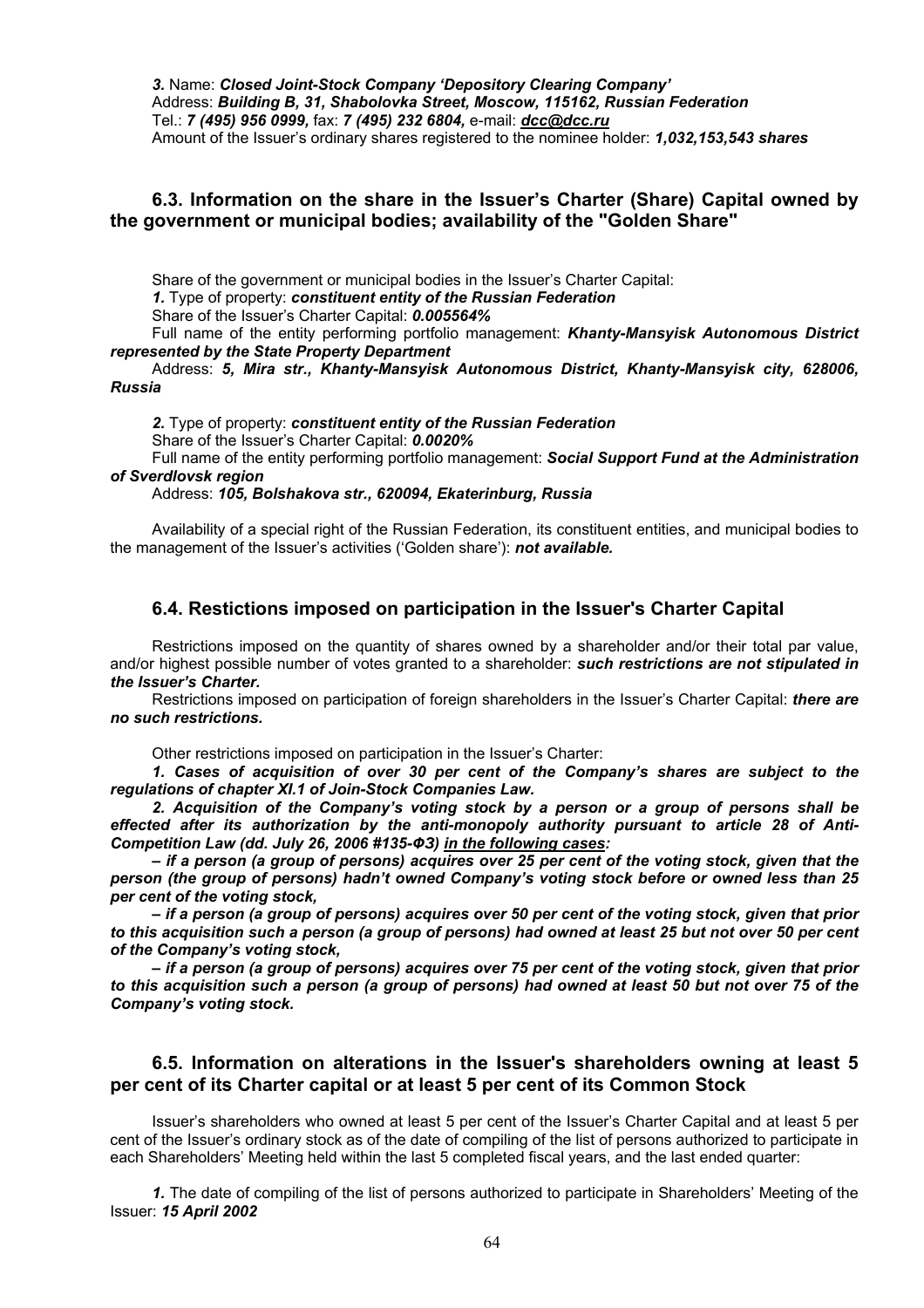*3.* Name: ***Closed Joint-Stock Company 'Depository Clearing Company'***
Address: ***Building B, 31, Shabolovka Street, Moscow, 115162, Russian Federation***
Tel.: ***7 (495) 956 0999,*** fax: ***7 (495) 232 6804,*** e-mail: ***dcc@dcc.ru***
Amount of the Issuer's ordinary shares registered to the nominee holder: ***1,032,153,543 shares***

## 6.3. Information on the share in the Issuer's Charter (Share) Capital owned by the government or municipal bodies; availability of the "Golden Share"

Share of the government or municipal bodies in the Issuer's Charter Capital:

*1.* Type of property: ***constituent entity of the Russian Federation***
Share of the Issuer's Charter Capital: ***0.005564%***
Full name of the entity performing portfolio management: ***Khanty-Mansyisk Autonomous District represented by the State Property Department***
Address: ***5, Mira str., Khanty-Mansyisk Autonomous District, Khanty-Mansyisk city, 628006, Russia***

*2.* Type of property: ***constituent entity of the Russian Federation***
Share of the Issuer's Charter Capital: ***0.0020%***
Full name of the entity performing portfolio management: ***Social Support Fund at the Administration of Sverdlovsk region***
Address: ***105, Bolshakova str., 620094, Ekaterinburg, Russia***

Availability of a special right of the Russian Federation, its constituent entities, and municipal bodies to the management of the Issuer's activities ('Golden share'): ***not available.***

## 6.4. Restictions imposed on participation in the Issuer's Charter Capital

Restrictions imposed on the quantity of shares owned by a shareholder and/or their total par value, and/or highest possible number of votes granted to a shareholder: ***such restrictions are not stipulated in the Issuer's Charter.***

Restrictions imposed on participation of foreign shareholders in the Issuer's Charter Capital: ***there are no such restrictions.***

Other restrictions imposed on participation in the Issuer's Charter:

***1. Cases of acquisition of over 30 per cent of the Company's shares are subject to the regulations of chapter XI.1 of Join-Stock Companies Law.***

***2. Acquisition of the Company's voting stock by a person or a group of persons shall be effected after its authorization by the anti-monopoly authority pursuant to article 28 of Anti-Competition Law (dd. July 26, 2006 #135-ФЗ) <u>in the following cases</u>:***

***– if a person (a group of persons) acquires over 25 per cent of the voting stock, given that the person (the group of persons) hadn't owned Company's voting stock before or owned less than 25 per cent of the voting stock,***

***– if a person (a group of persons) acquires over 50 per cent of the voting stock, given that prior to this acquisition such a person (a group of persons) had owned at least 25 but not over 50 per cent of the Company's voting stock,***

***– if a person (a group of persons) acquires over 75 per cent of the voting stock, given that prior to this acquisition such a person (a group of persons) had owned at least 50 but not over 75 of the Company's voting stock.***

## 6.5. Information on alterations in the Issuer's shareholders owning at least 5 per cent of its Charter capital or at least 5 per cent of its Common Stock

Issuer's shareholders who owned at least 5 per cent of the Issuer's Charter Capital and at least 5 per cent of the Issuer's ordinary stock as of the date of compiling of the list of persons authorized to participate in each Shareholders' Meeting held within the last 5 completed fiscal years, and the last ended quarter:

*1.* The date of compiling of the list of persons authorized to participate in Shareholders' Meeting of the Issuer: ***15 April 2002***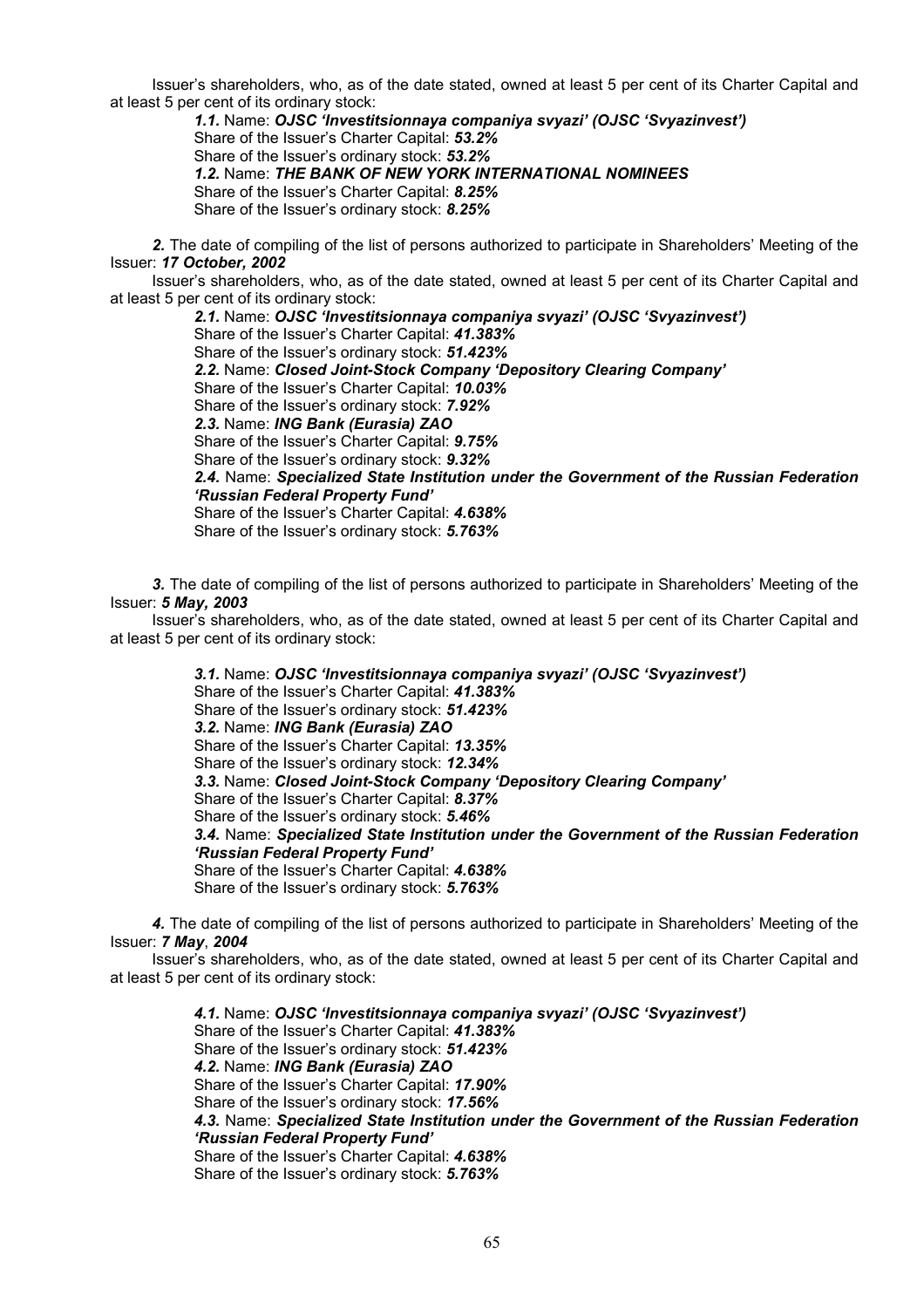Issuer’s shareholders, who, as of the date stated, owned at least 5 per cent of its Charter Capital and at least 5 per cent of its ordinary stock:

> ***1.1.*** Name: ***OJSC ‘Investitsionnaya companiya svyazi’ (OJSC ‘Svyazinvest’)***
> Share of the Issuer’s Charter Capital: ***53.2%***
> Share of the Issuer’s ordinary stock: ***53.2%***
> ***1.2.*** Name: ***THE BANK OF NEW YORK INTERNATIONAL NOMINEES***
> Share of the Issuer’s Charter Capital: ***8.25%***
> Share of the Issuer’s ordinary stock: ***8.25%***

***2.*** The date of compiling of the list of persons authorized to participate in Shareholders’ Meeting of the Issuer: ***17 October, 2002***

Issuer’s shareholders, who, as of the date stated, owned at least 5 per cent of its Charter Capital and at least 5 per cent of its ordinary stock:

> ***2.1.*** Name: ***OJSC ‘Investitsionnaya companiya svyazi’ (OJSC ‘Svyazinvest’)***
> Share of the Issuer’s Charter Capital: ***41.383%***
> Share of the Issuer’s ordinary stock: ***51.423%***
> ***2.2.*** Name: ***Closed Joint-Stock Company ‘Depository Clearing Company’***
> Share of the Issuer’s Charter Capital: ***10.03%***
> Share of the Issuer’s ordinary stock: ***7.92%***
> ***2.3.*** Name: ***ING Bank (Eurasia) ZAO***
> Share of the Issuer’s Charter Capital: ***9.75%***
> Share of the Issuer’s ordinary stock: ***9.32%***
> ***2.4.*** Name: ***Specialized State Institution under the Government of the Russian Federation ‘Russian Federal Property Fund’***
> Share of the Issuer’s Charter Capital: ***4.638%***
> Share of the Issuer’s ordinary stock: ***5.763%***

***3.*** The date of compiling of the list of persons authorized to participate in Shareholders’ Meeting of the Issuer: ***5 May, 2003***

Issuer’s shareholders, who, as of the date stated, owned at least 5 per cent of its Charter Capital and at least 5 per cent of its ordinary stock:

> ***3.1.*** Name: ***OJSC ‘Investitsionnaya companiya svyazi’ (OJSC ‘Svyazinvest’)***
> Share of the Issuer’s Charter Capital: ***41.383%***
> Share of the Issuer’s ordinary stock: ***51.423%***
> ***3.2.*** Name: ***ING Bank (Eurasia) ZAO***
> Share of the Issuer’s Charter Capital: ***13.35%***
> Share of the Issuer’s ordinary stock: ***12.34%***
> ***3.3.*** Name: ***Closed Joint-Stock Company ‘Depository Clearing Company’***
> Share of the Issuer’s Charter Capital: ***8.37%***
> Share of the Issuer’s ordinary stock: ***5.46%***
> ***3.4.*** Name: ***Specialized State Institution under the Government of the Russian Federation ‘Russian Federal Property Fund’***
> Share of the Issuer’s Charter Capital: ***4.638%***
> Share of the Issuer’s ordinary stock: ***5.763%***

***4.*** The date of compiling of the list of persons authorized to participate in Shareholders’ Meeting of the Issuer: ***7 May***, ***2004***

Issuer’s shareholders, who, as of the date stated, owned at least 5 per cent of its Charter Capital and at least 5 per cent of its ordinary stock:

> ***4.1.*** Name: ***OJSC ‘Investitsionnaya companiya svyazi’ (OJSC ‘Svyazinvest’)***
> Share of the Issuer’s Charter Capital: ***41.383%***
> Share of the Issuer’s ordinary stock: ***51.423%***
> ***4.2.*** Name: ***ING Bank (Eurasia) ZAO***
> Share of the Issuer’s Charter Capital: ***17.90%***
> Share of the Issuer’s ordinary stock: ***17.56%***
> ***4.3.*** Name: ***Specialized State Institution under the Government of the Russian Federation ‘Russian Federal Property Fund’***
> Share of the Issuer’s Charter Capital: ***4.638%***
> Share of the Issuer’s ordinary stock: ***5.763%***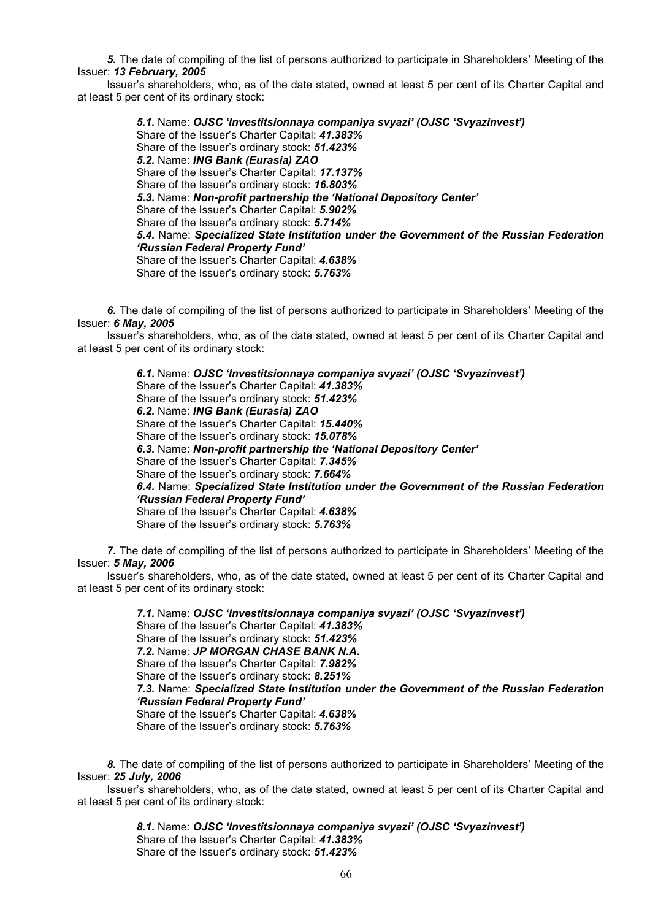***5.*** The date of compiling of the list of persons authorized to participate in Shareholders' Meeting of the Issuer: ***13 February, 2005***

Issuer's shareholders, who, as of the date stated, owned at least 5 per cent of its Charter Capital and at least 5 per cent of its ordinary stock:

> ***5.1.*** Name: ***OJSC 'Investitsionnaya companiya svyazi' (OJSC 'Svyazinvest')***
> Share of the Issuer's Charter Capital: ***41.383%***
> Share of the Issuer's ordinary stock: ***51.423%***
> ***5.2.*** Name: ***ING Bank (Eurasia) ZAO***
> Share of the Issuer's Charter Capital: ***17.137%***
> Share of the Issuer's ordinary stock: ***16.803%***
> ***5.3.*** Name: ***Non-profit partnership the 'National Depository Center'***
> Share of the Issuer's Charter Capital: ***5.902%***
> Share of the Issuer's ordinary stock: ***5.714%***
> ***5.4.*** Name: ***Specialized State Institution under the Government of the Russian Federation 'Russian Federal Property Fund'***
> Share of the Issuer's Charter Capital: ***4.638%***
> Share of the Issuer's ordinary stock: ***5.763%***

***6.*** The date of compiling of the list of persons authorized to participate in Shareholders' Meeting of the Issuer: ***6 May, 2005***

Issuer's shareholders, who, as of the date stated, owned at least 5 per cent of its Charter Capital and at least 5 per cent of its ordinary stock:

> ***6.1.*** Name: ***OJSC 'Investitsionnaya companiya svyazi' (OJSC 'Svyazinvest')***
> Share of the Issuer's Charter Capital: ***41.383%***
> Share of the Issuer's ordinary stock: ***51.423%***
> ***6.2.*** Name: ***ING Bank (Eurasia) ZAO***
> Share of the Issuer's Charter Capital: ***15.440%***
> Share of the Issuer's ordinary stock: ***15.078%***
> ***6.3.*** Name: ***Non-profit partnership the 'National Depository Center'***
> Share of the Issuer's Charter Capital: ***7.345%***
> Share of the Issuer's ordinary stock: ***7.664%***
> ***6.4.*** Name: ***Specialized State Institution under the Government of the Russian Federation 'Russian Federal Property Fund'***
> Share of the Issuer's Charter Capital: ***4.638%***
> Share of the Issuer's ordinary stock: ***5.763%***

***7.*** The date of compiling of the list of persons authorized to participate in Shareholders' Meeting of the Issuer: ***5 May, 2006***

Issuer's shareholders, who, as of the date stated, owned at least 5 per cent of its Charter Capital and at least 5 per cent of its ordinary stock:

> ***7.1.*** Name: ***OJSC 'Investitsionnaya companiya svyazi' (OJSC 'Svyazinvest')***
> Share of the Issuer's Charter Capital: ***41.383%***
> Share of the Issuer's ordinary stock: ***51.423%***
> ***7.2.*** Name: ***JP MORGAN CHASE BANK N.A.***
> Share of the Issuer's Charter Capital: ***7.982%***
> Share of the Issuer's ordinary stock: ***8.251%***
> ***7.3.*** Name: ***Specialized State Institution under the Government of the Russian Federation 'Russian Federal Property Fund'***
> Share of the Issuer's Charter Capital: ***4.638%***
> Share of the Issuer's ordinary stock: ***5.763%***

***8.*** The date of compiling of the list of persons authorized to participate in Shareholders' Meeting of the Issuer: ***25 July, 2006***

Issuer's shareholders, who, as of the date stated, owned at least 5 per cent of its Charter Capital and at least 5 per cent of its ordinary stock:

> ***8.1.*** Name: ***OJSC 'Investitsionnaya companiya svyazi' (OJSC 'Svyazinvest')***
> Share of the Issuer's Charter Capital: ***41.383%***
> Share of the Issuer's ordinary stock: ***51.423%***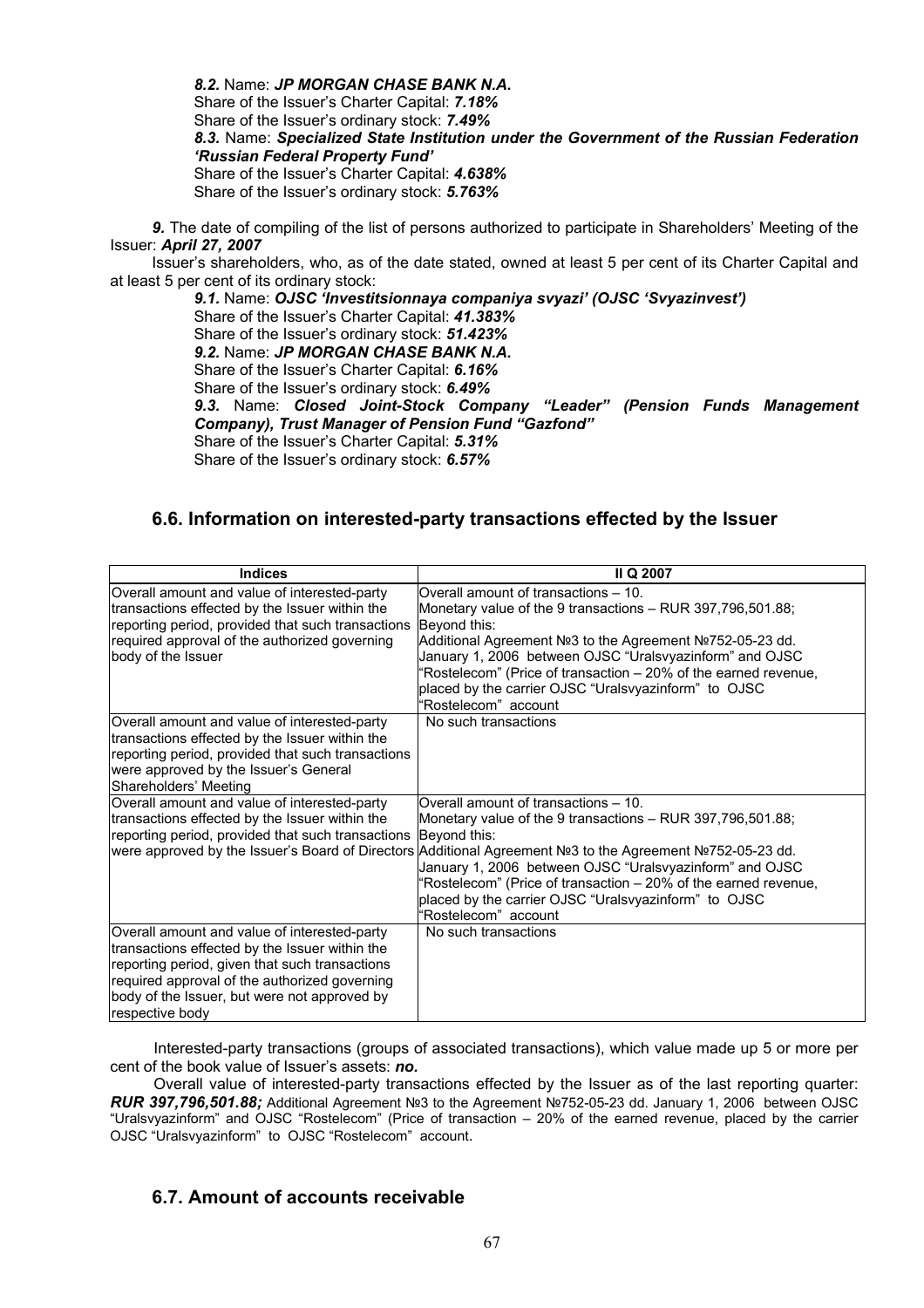*8.2.* Name: ***JP MORGAN CHASE BANK N.A.***
Share of the Issuer's Charter Capital: ***7.18%***
Share of the Issuer's ordinary stock: ***7.49%***
*8.3.* Name: ***Specialized State Institution under the Government of the Russian Federation 'Russian Federal Property Fund'***
Share of the Issuer's Charter Capital: ***4.638%***
Share of the Issuer's ordinary stock: ***5.763%***

***9.*** The date of compiling of the list of persons authorized to participate in Shareholders' Meeting of the Issuer: ***April 27, 2007***

Issuer's shareholders, who, as of the date stated, owned at least 5 per cent of its Charter Capital and at least 5 per cent of its ordinary stock:

*9.1.* Name: ***OJSC 'Investitsionnaya companiya svyazi' (OJSC 'Svyazinvest')***
Share of the Issuer's Charter Capital: ***41.383%***
Share of the Issuer's ordinary stock: ***51.423%***
*9.2.* Name: ***JP MORGAN CHASE BANK N.A.***
Share of the Issuer's Charter Capital: ***6.16%***
Share of the Issuer's ordinary stock: ***6.49%***
*9.3.* Name: ***Closed Joint-Stock Company "Leader" (Pension Funds Management Company), Trust Manager of Pension Fund "Gazfond"***
Share of the Issuer's Charter Capital: ***5.31%***
Share of the Issuer's ordinary stock: ***6.57%***

## 6.6. Information on interested-party transactions effected by the Issuer

| Indices | II Q 2007 |
|---|---|
| Overall amount and value of interested-party transactions effected by the Issuer within the reporting period, provided that such transactions required approval of the authorized governing body of the Issuer | Overall amount of transactions – 10. Monetary value of the 9 transactions – RUR 397,796,501.88; Beyond this: Additional Agreement №3 to the Agreement №752-05-23 dd. January 1, 2006 between OJSC "Uralsvyazinform" and OJSC "Rostelecom" (Price of transaction – 20% of the earned revenue, placed by the carrier OJSC "Uralsvyazinform" to OJSC "Rostelecom" account |
| Overall amount and value of interested-party transactions effected by the Issuer within the reporting period, provided that such transactions were approved by the Issuer's General Shareholders' Meeting | No such transactions |
| Overall amount and value of interested-party transactions effected by the Issuer within the reporting period, provided that such transactions were approved by the Issuer's Board of Directors | Overall amount of transactions – 10. Monetary value of the 9 transactions – RUR 397,796,501.88; Beyond this: Additional Agreement №3 to the Agreement №752-05-23 dd. January 1, 2006 between OJSC "Uralsvyazinform" and OJSC "Rostelecom" (Price of transaction – 20% of the earned revenue, placed by the carrier OJSC "Uralsvyazinform" to OJSC "Rostelecom" account |
| Overall amount and value of interested-party transactions effected by the Issuer within the reporting period, given that such transactions required approval of the authorized governing body of the Issuer, but were not approved by respective body | No such transactions |

Interested-party transactions (groups of associated transactions), which value made up 5 or more per cent of the book value of Issuer's assets: ***no.***

Overall value of interested-party transactions effected by the Issuer as of the last reporting quarter: ***RUR 397,796,501.88;*** Additional Agreement №3 to the Agreement №752-05-23 dd. January 1, 2006 between OJSC "Uralsvyazinform" and OJSC "Rostelecom" (Price of transaction – 20% of the earned revenue, placed by the carrier OJSC "Uralsvyazinform" to OJSC "Rostelecom" account.

## 6.7. Amount of accounts receivable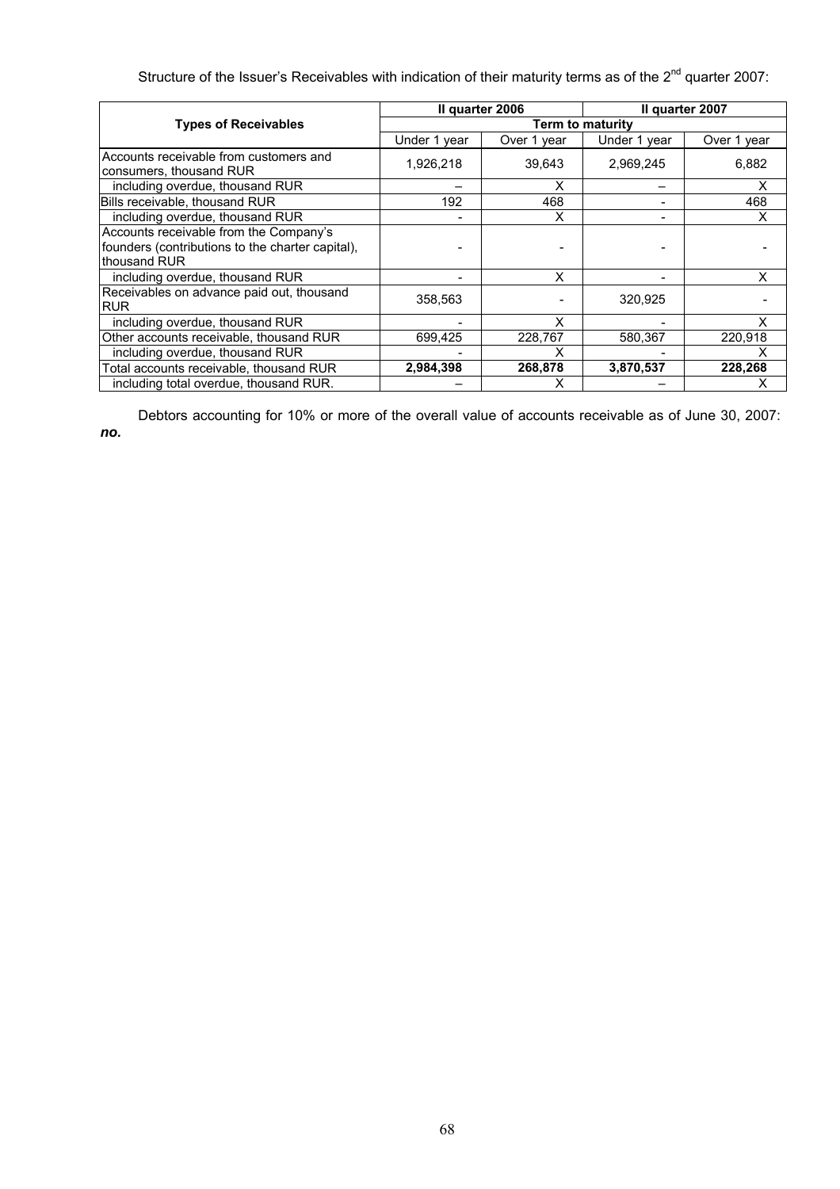Structure of the Issuer's Receivables with indication of their maturity terms as of the 2nd quarter 2007:

| Types of Receivables | II quarter 2006 | | II quarter 2007 | |
|---|---|---|---|---|
| | Term to maturity | | | |
| | Under 1 year | Over 1 year | Under 1 year | Over 1 year |
| Accounts receivable from customers and consumers, thousand RUR | 1,926,218 | 39,643 | 2,969,245 | 6,882 |
| including overdue, thousand RUR | – | X | – | X |
| Bills receivable, thousand RUR | 192 | 468 | - | 468 |
| including overdue, thousand RUR | - | X | - | X |
| Accounts receivable from the Company's founders (contributions to the charter capital), thousand RUR | - | - | - | - |
| including overdue, thousand RUR | - | X | - | X |
| Receivables on advance paid out, thousand RUR | 358,563 | - | 320,925 | - |
| including overdue, thousand RUR | - | X | - | X |
| Other accounts receivable, thousand RUR | 699,425 | 228,767 | 580,367 | 220,918 |
| including overdue, thousand RUR | - | X | - | X |
| Total accounts receivable, thousand RUR | **2,984,398** | **268,878** | **3,870,537** | **228,268** |
| including total overdue, thousand RUR. | – | X | – | X |

Debtors accounting for 10% or more of the overall value of accounts receivable as of June 30, 2007: ***no.***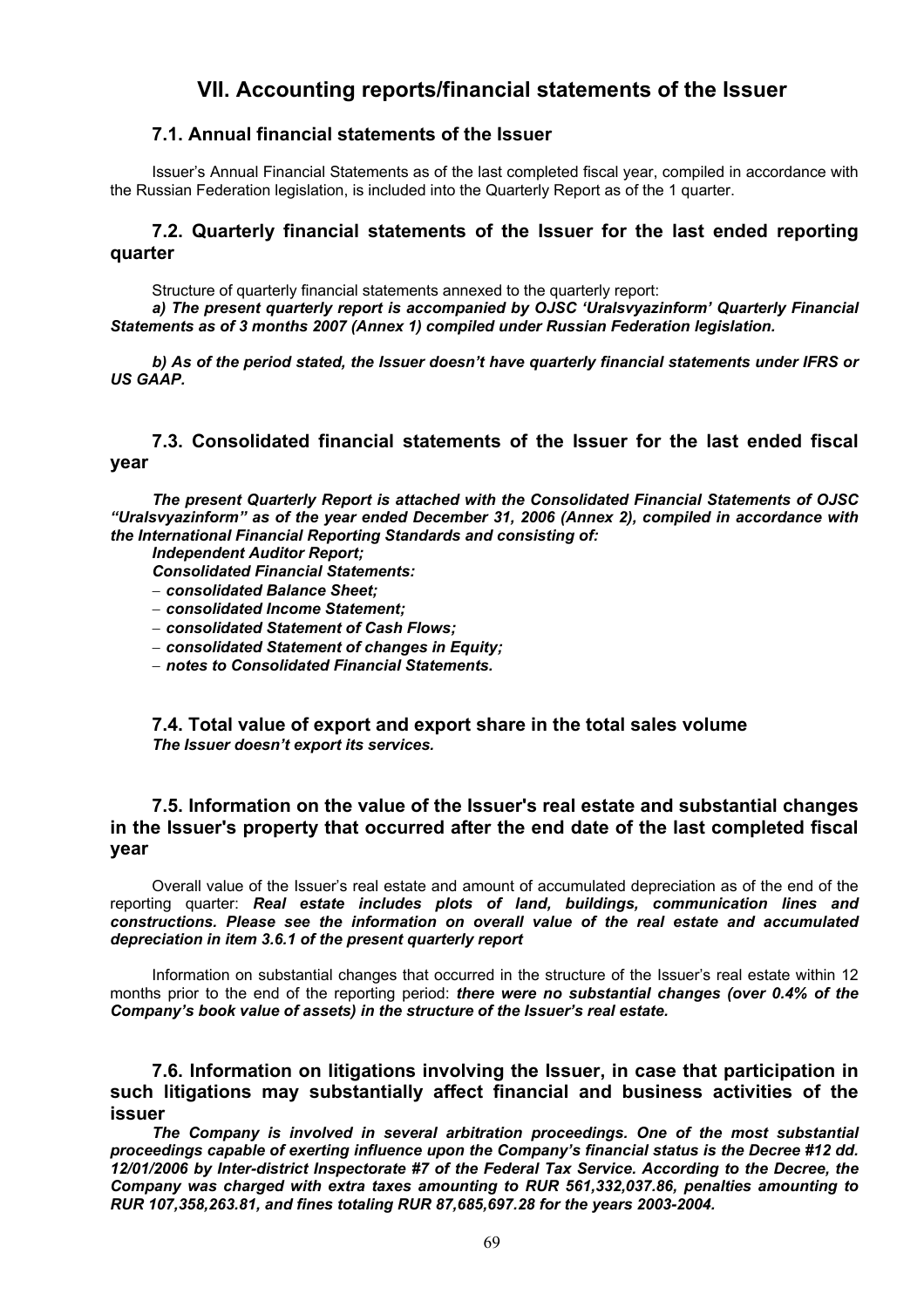# VII. Accounting reports/financial statements of the Issuer

## 7.1. Annual financial statements of the Issuer

Issuer's Annual Financial Statements as of the last completed fiscal year, compiled in accordance with the Russian Federation legislation, is included into the Quarterly Report as of the 1 quarter.

## 7.2. Quarterly financial statements of the Issuer for the last ended reporting quarter

Structure of quarterly financial statements annexed to the quarterly report:

***a) The present quarterly report is accompanied by OJSC 'Uralsvyazinform' Quarterly Financial Statements as of 3 months 2007 (Annex 1) compiled under Russian Federation legislation.***

***b) As of the period stated, the Issuer doesn't have quarterly financial statements under IFRS or US GAAP.***

## 7.3. Consolidated financial statements of the Issuer for the last ended fiscal year

***The present Quarterly Report is attached with the Consolidated Financial Statements of OJSC "Uralsvyazinform" as of the year ended December 31, 2006 (Annex 2), compiled in accordance with the International Financial Reporting Standards and consisting of:***

***Independent Auditor Report;***

***Consolidated Financial Statements:***

- ***consolidated Balance Sheet;***
- ***consolidated Income Statement;***
- ***consolidated Statement of Cash Flows;***
- ***consolidated Statement of changes in Equity;***
- ***notes to Consolidated Financial Statements.***

## 7.4. Total value of export and export share in the total sales volume

***The Issuer doesn't export its services.***

## 7.5. Information on the value of the Issuer's real estate and substantial changes in the Issuer's property that occurred after the end date of the last completed fiscal year

Overall value of the Issuer's real estate and amount of accumulated depreciation as of the end of the reporting quarter: ***Real estate includes plots of land, buildings, communication lines and constructions. Please see the information on overall value of the real estate and accumulated depreciation in item 3.6.1 of the present quarterly report***

Information on substantial changes that occurred in the structure of the Issuer's real estate within 12 months prior to the end of the reporting period: ***there were no substantial changes (over 0.4% of the Company's book value of assets) in the structure of the Issuer's real estate.***

## 7.6. Information on litigations involving the Issuer, in case that participation in such litigations may substantially affect financial and business activities of the issuer

***The Company is involved in several arbitration proceedings. One of the most substantial proceedings capable of exerting influence upon the Company's financial status is the Decree #12 dd. 12/01/2006 by Inter-district Inspectorate #7 of the Federal Tax Service. According to the Decree, the Company was charged with extra taxes amounting to RUR 561,332,037.86, penalties amounting to RUR 107,358,263.81, and fines totaling RUR 87,685,697.28 for the years 2003-2004.***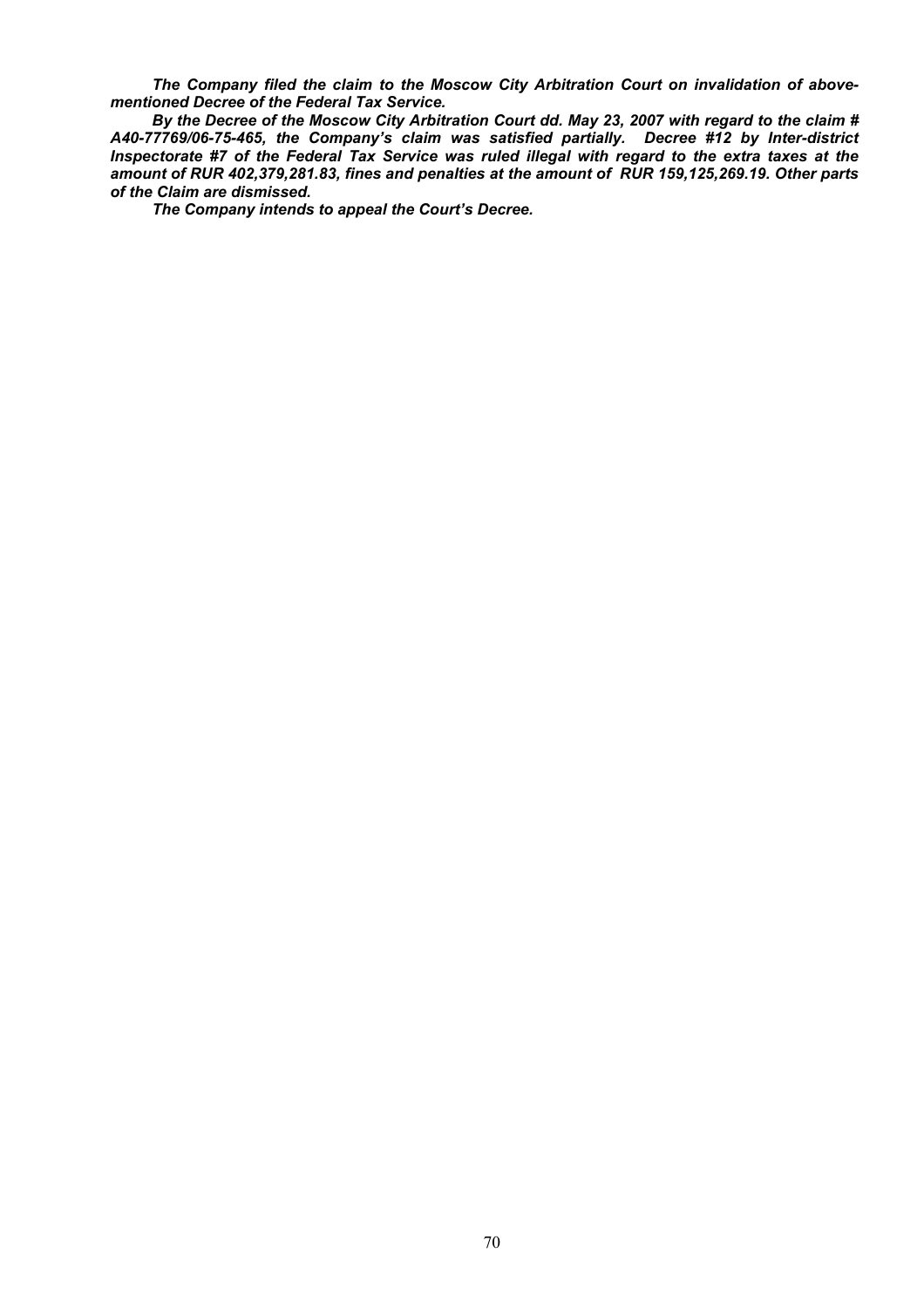***The Company filed the claim to the Moscow City Arbitration Court on invalidation of above-mentioned Decree of the Federal Tax Service.***

***By the Decree of the Moscow City Arbitration Court dd. May 23, 2007 with regard to the claim # A40-77769/06-75-465, the Company's claim was satisfied partially. Decree #12 by Inter-district Inspectorate #7 of the Federal Tax Service was ruled illegal with regard to the extra taxes at the amount of RUR 402,379,281.83, fines and penalties at the amount of RUR 159,125,269.19. Other parts of the Claim are dismissed.***

***The Company intends to appeal the Court's Decree.***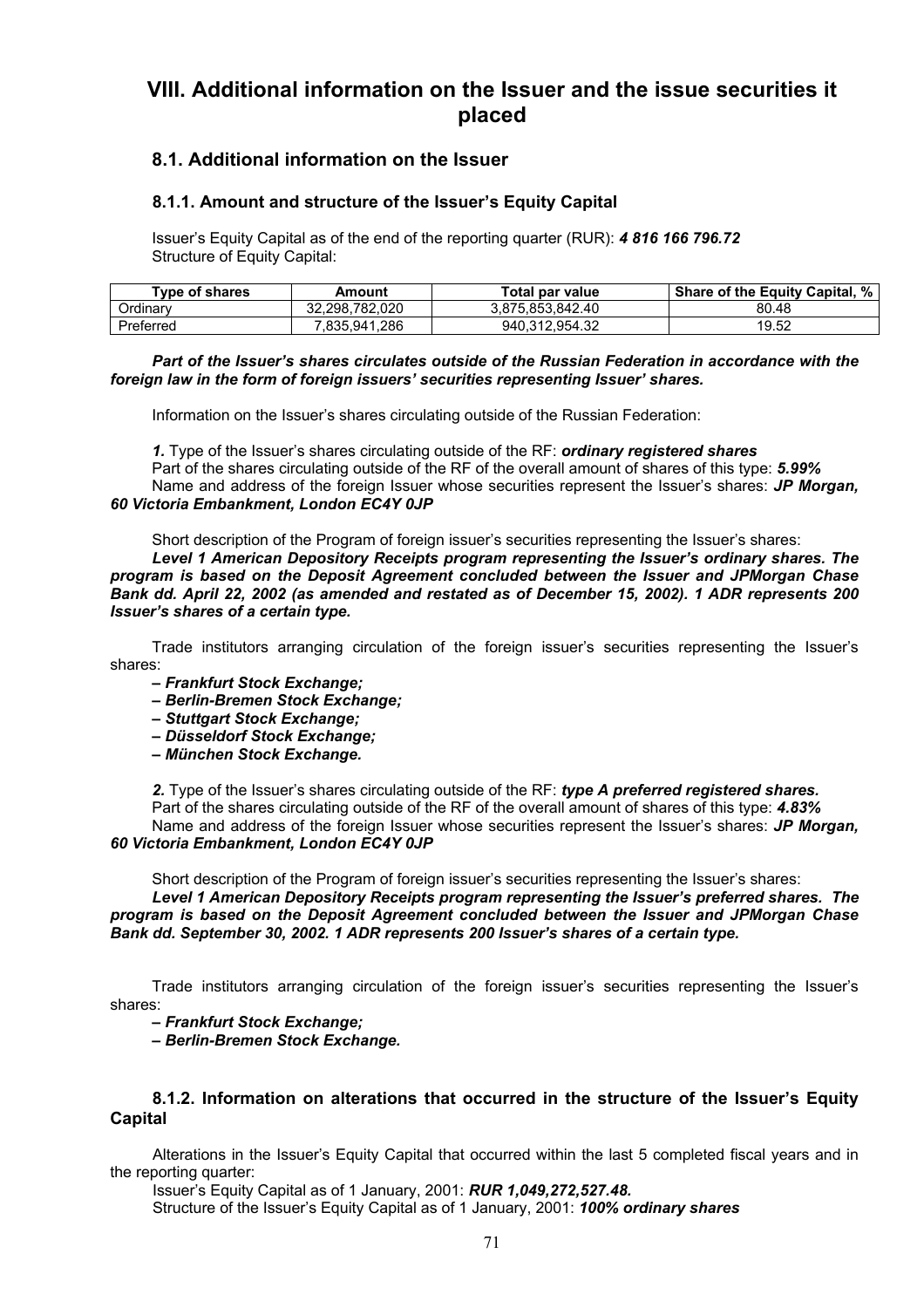# VIII. Additional information on the Issuer and the issue securities it placed

## 8.1. Additional information on the Issuer

### 8.1.1. Amount and structure of the Issuer's Equity Capital

Issuer's Equity Capital as of the end of the reporting quarter (RUR): ***4 816 166 796.72***
Structure of Equity Capital:

| Type of shares | Amount | Total par value | Share of the Equity Capital, % |
|---|---|---|---|
| Ordinary | 32,298,782,020 | 3,875,853,842.40 | 80.48 |
| Preferred | 7,835,941,286 | 940,312,954.32 | 19.52 |

***Part of the Issuer's shares circulates outside of the Russian Federation in accordance with the foreign law in the form of foreign issuers' securities representing Issuer' shares.***

Information on the Issuer's shares circulating outside of the Russian Federation:

***1.*** Type of the Issuer's shares circulating outside of the RF: ***ordinary registered shares***
Part of the shares circulating outside of the RF of the overall amount of shares of this type: ***5.99%***
Name and address of the foreign Issuer whose securities represent the Issuer's shares: ***JP Morgan, 60 Victoria Embankment, London EC4Y 0JP***

Short description of the Program of foreign issuer's securities representing the Issuer's shares:
***Level 1 American Depository Receipts program representing the Issuer's ordinary shares. The program is based on the Deposit Agreement concluded between the Issuer and JPMorgan Chase Bank dd. April 22, 2002 (as amended and restated as of December 15, 2002). 1 ADR represents 200 Issuer's shares of a certain type.***

Trade institutors arranging circulation of the foreign issuer's securities representing the Issuer's shares:

***– Frankfurt Stock Exchange;***
***– Berlin-Bremen Stock Exchange;***
***– Stuttgart Stock Exchange;***
***– Düsseldorf Stock Exchange;***
***– München Stock Exchange.***

***2.*** Type of the Issuer's shares circulating outside of the RF: ***type A preferred registered shares.***
Part of the shares circulating outside of the RF of the overall amount of shares of this type: ***4.83%***
Name and address of the foreign Issuer whose securities represent the Issuer's shares: ***JP Morgan, 60 Victoria Embankment, London EC4Y 0JP***

Short description of the Program of foreign issuer's securities representing the Issuer's shares:
***Level 1 American Depository Receipts program representing the Issuer's preferred shares. The program is based on the Deposit Agreement concluded between the Issuer and JPMorgan Chase Bank dd. September 30, 2002. 1 ADR represents 200 Issuer's shares of a certain type.***

Trade institutors arranging circulation of the foreign issuer's securities representing the Issuer's shares:

***– Frankfurt Stock Exchange;***
***– Berlin-Bremen Stock Exchange.***

### 8.1.2. Information on alterations that occurred in the structure of the Issuer's Equity Capital

Alterations in the Issuer's Equity Capital that occurred within the last 5 completed fiscal years and in the reporting quarter:
Issuer's Equity Capital as of 1 January, 2001: ***RUR 1,049,272,527.48.***
Structure of the Issuer's Equity Capital as of 1 January, 2001: ***100% ordinary shares***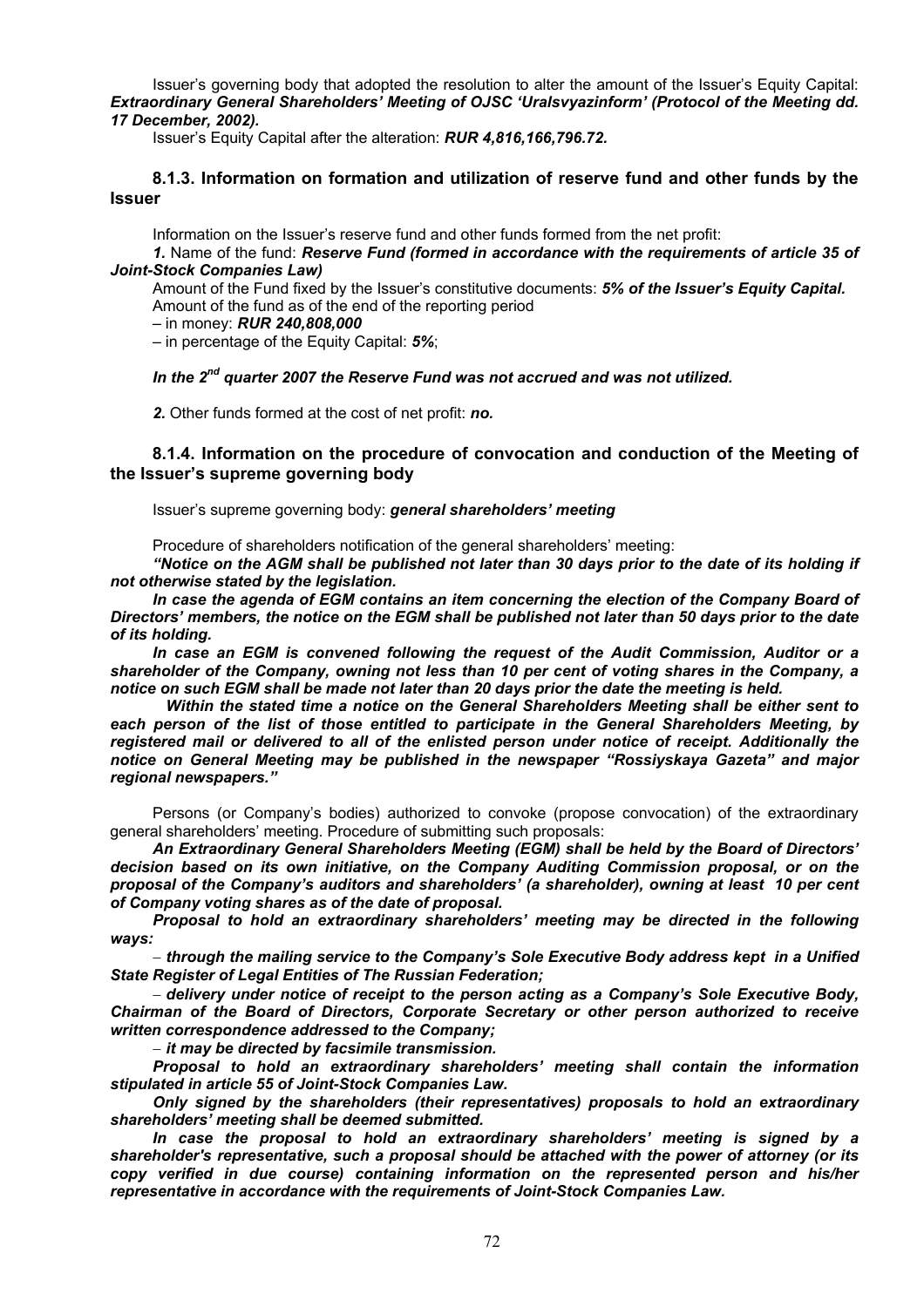Issuer's governing body that adopted the resolution to alter the amount of the Issuer's Equity Capital: ***Extraordinary General Shareholders' Meeting of OJSC 'Uralsvyazinform' (Protocol of the Meeting dd. 17 December, 2002).***

Issuer's Equity Capital after the alteration: ***RUR 4,816,166,796.72.***

### 8.1.3. Information on formation and utilization of reserve fund and other funds by the Issuer

Information on the Issuer's reserve fund and other funds formed from the net profit:

***1.*** Name of the fund: ***Reserve Fund (formed in accordance with the requirements of article 35 of Joint-Stock Companies Law)***

Amount of the Fund fixed by the Issuer's constitutive documents: ***5% of the Issuer's Equity Capital.***

Amount of the fund as of the end of the reporting period

– in money: ***RUR 240,808,000***

– in percentage of the Equity Capital: ***5%***;

***In the 2nd quarter 2007 the Reserve Fund was not accrued and was not utilized.***

***2.*** Other funds formed at the cost of net profit: ***no.***

### 8.1.4. Information on the procedure of convocation and conduction of the Meeting of the Issuer's supreme governing body

Issuer's supreme governing body: ***general shareholders' meeting***

Procedure of shareholders notification of the general shareholders' meeting:

***"Notice on the AGM shall be published not later than 30 days prior to the date of its holding if not otherwise stated by the legislation.***

***In case the agenda of EGM contains an item concerning the election of the Company Board of Directors' members, the notice on the EGM shall be published not later than 50 days prior to the date of its holding.***

***In case an EGM is convened following the request of the Audit Commission, Auditor or a shareholder of the Company, owning not less than 10 per cent of voting shares in the Company, a notice on such EGM shall be made not later than 20 days prior the date the meeting is held.***

***Within the stated time a notice on the General Shareholders Meeting shall be either sent to each person of the list of those entitled to participate in the General Shareholders Meeting, by registered mail or delivered to all of the enlisted person under notice of receipt. Additionally the notice on General Meeting may be published in the newspaper "Rossiyskaya Gazeta" and major regional newspapers."***

Persons (or Company's bodies) authorized to convoke (propose convocation) of the extraordinary general shareholders' meeting. Procedure of submitting such proposals:

***An Extraordinary General Shareholders Meeting (EGM) shall be held by the Board of Directors' decision based on its own initiative, on the Company Auditing Commission proposal, or on the proposal of the Company's auditors and shareholders' (a shareholder), owning at least 10 per cent of Company voting shares as of the date of proposal.***

***Proposal to hold an extraordinary shareholders' meeting may be directed in the following ways:***

– ***through the mailing service to the Company's Sole Executive Body address kept in a Unified State Register of Legal Entities of The Russian Federation;***

– ***delivery under notice of receipt to the person acting as a Company's Sole Executive Body, Chairman of the Board of Directors, Corporate Secretary or other person authorized to receive written correspondence addressed to the Company;***

– ***it may be directed by facsimile transmission.***

***Proposal to hold an extraordinary shareholders' meeting shall contain the information stipulated in article 55 of Joint-Stock Companies Law.***

***Only signed by the shareholders (their representatives) proposals to hold an extraordinary shareholders' meeting shall be deemed submitted.***

***In case the proposal to hold an extraordinary shareholders' meeting is signed by a shareholder's representative, such a proposal should be attached with the power of attorney (or its copy verified in due course) containing information on the represented person and his/her representative in accordance with the requirements of Joint-Stock Companies Law.***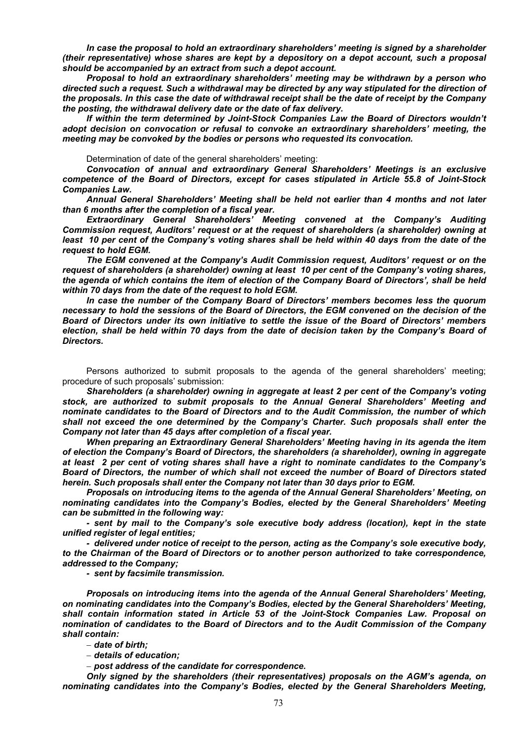***In case the proposal to hold an extraordinary shareholders' meeting is signed by a shareholder (their representative) whose shares are kept by a depository on a depot account, such a proposal should be accompanied by an extract from such a depot account.***

***Proposal to hold an extraordinary shareholders' meeting may be withdrawn by a person who directed such a request. Such a withdrawal may be directed by any way stipulated for the direction of the proposals. In this case the date of withdrawal receipt shall be the date of receipt by the Company the posting, the withdrawal delivery date or the date of fax delivery.***

***If within the term determined by Joint-Stock Companies Law the Board of Directors wouldn't adopt decision on convocation or refusal to convoke an extraordinary shareholders' meeting, the meeting may be convoked by the bodies or persons who requested its convocation.***

Determination of date of the general shareholders' meeting:

***Convocation of annual and extraordinary General Shareholders' Meetings is an exclusive competence of the Board of Directors, except for cases stipulated in Article 55.8 of Joint-Stock Companies Law.***

***Annual General Shareholders' Meeting shall be held not earlier than 4 months and not later than 6 months after the completion of a fiscal year.***

***Extraordinary General Shareholders' Meeting convened at the Company's Auditing Commission request, Auditors' request or at the request of shareholders (a shareholder) owning at least 10 per cent of the Company's voting shares shall be held within 40 days from the date of the request to hold EGM.***

***The EGM convened at the Company's Audit Commission request, Auditors' request or on the request of shareholders (a shareholder) owning at least 10 per cent of the Company's voting shares, the agenda of which contains the item of election of the Company Board of Directors', shall be held within 70 days from the date of the request to hold EGM.***

***In case the number of the Company Board of Directors' members becomes less the quorum necessary to hold the sessions of the Board of Directors, the EGM convened on the decision of the Board of Directors under its own initiative to settle the issue of the Board of Directors' members election, shall be held within 70 days from the date of decision taken by the Company's Board of Directors.***

Persons authorized to submit proposals to the agenda of the general shareholders' meeting; procedure of such proposals' submission:

***Shareholders (a shareholder) owning in aggregate at least 2 per cent of the Company's voting stock, are authorized to submit proposals to the Annual General Shareholders' Meeting and nominate candidates to the Board of Directors and to the Audit Commission, the number of which shall not exceed the one determined by the Company's Charter. Such proposals shall enter the Company not later than 45 days after completion of a fiscal year.***

***When preparing an Extraordinary General Shareholders' Meeting having in its agenda the item of election the Company's Board of Directors, the shareholders (a shareholder), owning in aggregate at least 2 per cent of voting shares shall have a right to nominate candidates to the Company's Board of Directors, the number of which shall not exceed the number of Board of Directors stated herein. Such proposals shall enter the Company not later than 30 days prior to EGM.***

***Proposals on introducing items to the agenda of the Annual General Shareholders' Meeting, on nominating candidates into the Company's Bodies, elected by the General Shareholders' Meeting can be submitted in the following way:***

***- sent by mail to the Company's sole executive body address (location), kept in the state unified register of legal entities;***

***- delivered under notice of receipt to the person, acting as the Company's sole executive body, to the Chairman of the Board of Directors or to another person authorized to take correspondence, addressed to the Company;***

***- sent by facsimile transmission.***

***Proposals on introducing items into the agenda of the Annual General Shareholders' Meeting, on nominating candidates into the Company's Bodies, elected by the General Shareholders' Meeting, shall contain information stated in Article 53 of the Joint-Stock Companies Law. Proposal on nomination of candidates to the Board of Directors and to the Audit Commission of the Company shall contain:***

- ***date of birth;***
- ***details of education;***
- ***post address of the candidate for correspondence.***

***Only signed by the shareholders (their representatives) proposals on the AGM's agenda, on nominating candidates into the Company's Bodies, elected by the General Shareholders Meeting,***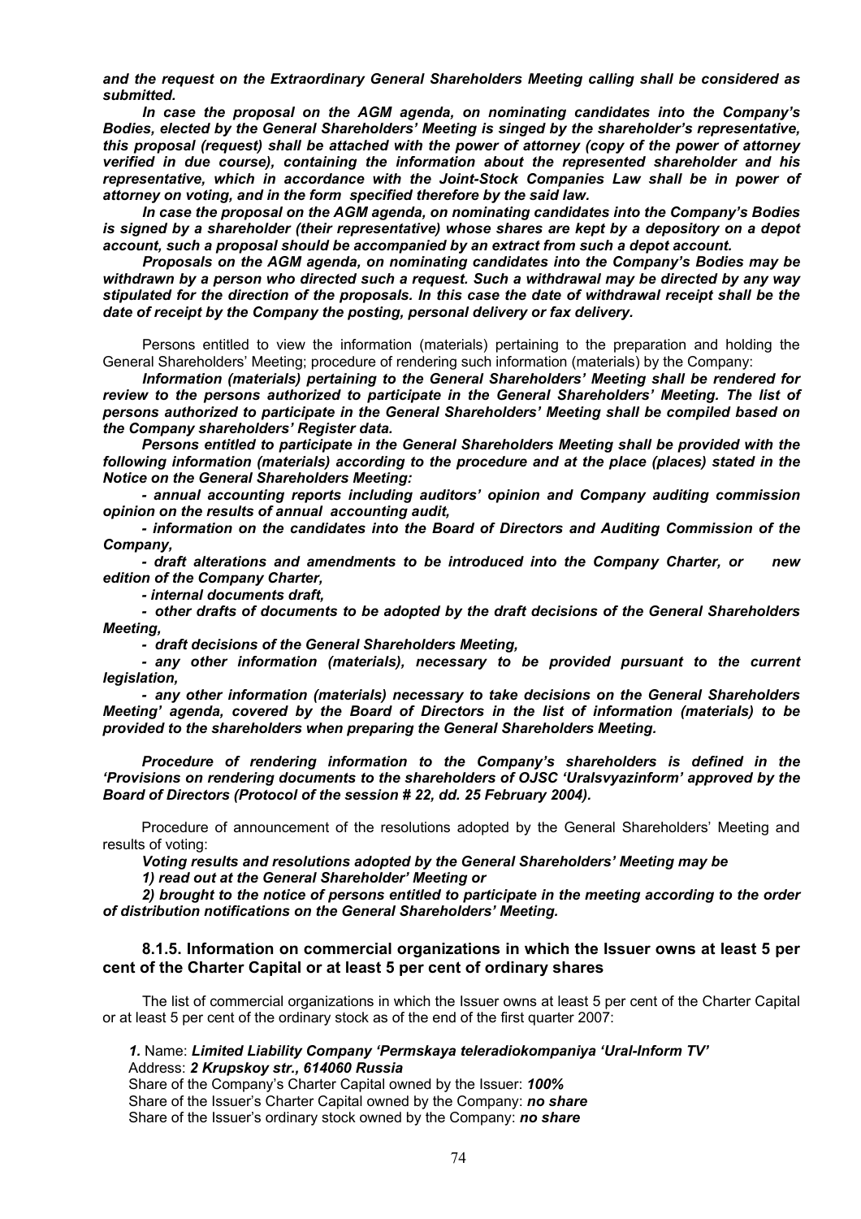***and the request on the Extraordinary General Shareholders Meeting calling shall be considered as submitted.***

***In case the proposal on the AGM agenda, on nominating candidates into the Company's Bodies, elected by the General Shareholders' Meeting is singed by the shareholder's representative, this proposal (request) shall be attached with the power of attorney (copy of the power of attorney verified in due course), containing the information about the represented shareholder and his representative, which in accordance with the Joint-Stock Companies Law shall be in power of attorney on voting, and in the form specified therefore by the said law.***

***In case the proposal on the AGM agenda, on nominating candidates into the Company's Bodies is signed by a shareholder (their representative) whose shares are kept by a depository on a depot account, such a proposal should be accompanied by an extract from such a depot account.***

***Proposals on the AGM agenda, on nominating candidates into the Company's Bodies may be withdrawn by a person who directed such a request. Such a withdrawal may be directed by any way stipulated for the direction of the proposals. In this case the date of withdrawal receipt shall be the date of receipt by the Company the posting, personal delivery or fax delivery.***

Persons entitled to view the information (materials) pertaining to the preparation and holding the General Shareholders' Meeting; procedure of rendering such information (materials) by the Company:

***Information (materials) pertaining to the General Shareholders' Meeting shall be rendered for review to the persons authorized to participate in the General Shareholders' Meeting. The list of persons authorized to participate in the General Shareholders' Meeting shall be compiled based on the Company shareholders' Register data.***

***Persons entitled to participate in the General Shareholders Meeting shall be provided with the following information (materials) according to the procedure and at the place (places) stated in the Notice on the General Shareholders Meeting:***

***- annual accounting reports including auditors' opinion and Company auditing commission opinion on the results of annual accounting audit,***

***- information on the candidates into the Board of Directors and Auditing Commission of the Company,***

***- draft alterations and amendments to be introduced into the Company Charter, or new edition of the Company Charter,***

***- internal documents draft,***

***- other drafts of documents to be adopted by the draft decisions of the General Shareholders Meeting,***

***- draft decisions of the General Shareholders Meeting,***

***- any other information (materials), necessary to be provided pursuant to the current legislation,***

***- any other information (materials) necessary to take decisions on the General Shareholders Meeting' agenda, covered by the Board of Directors in the list of information (materials) to be provided to the shareholders when preparing the General Shareholders Meeting.***

***Procedure of rendering information to the Company's shareholders is defined in the 'Provisions on rendering documents to the shareholders of OJSC 'Uralsvyazinform' approved by the Board of Directors (Protocol of the session # 22, dd. 25 February 2004).***

Procedure of announcement of the resolutions adopted by the General Shareholders' Meeting and results of voting:

***Voting results and resolutions adopted by the General Shareholders' Meeting may be***

***1) read out at the General Shareholder' Meeting or***

***2) brought to the notice of persons entitled to participate in the meeting according to the order of distribution notifications on the General Shareholders' Meeting.***

### 8.1.5. Information on commercial organizations in which the Issuer owns at least 5 per cent of the Charter Capital or at least 5 per cent of ordinary shares

The list of commercial organizations in which the Issuer owns at least 5 per cent of the Charter Capital or at least 5 per cent of the ordinary stock as of the end of the first quarter 2007:

***1.*** Name: ***Limited Liability Company 'Permskaya teleradiokompaniya 'Ural-Inform TV'***
Address: ***2 Krupskoy str., 614060 Russia***
Share of the Company's Charter Capital owned by the Issuer: ***100%***
Share of the Issuer's Charter Capital owned by the Company: ***no share***
Share of the Issuer's ordinary stock owned by the Company: ***no share***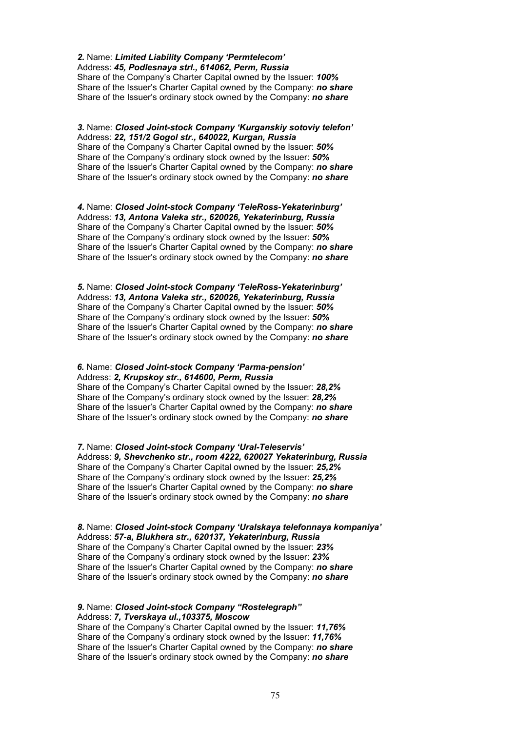*2.* Name: ***Limited Liability Company 'Permtelecom'***
Address: ***45, Podlesnaya strl., 614062, Perm, Russia***
Share of the Company's Charter Capital owned by the Issuer: ***100%***
Share of the Issuer's Charter Capital owned by the Company: ***no share***
Share of the Issuer's ordinary stock owned by the Company: ***no share***

*3.* Name: ***Closed Joint-stock Company 'Kurganskiy sotoviy telefon'***
Address: ***22, 151/2 Gogol str., 640022, Kurgan, Russia***
Share of the Company's Charter Capital owned by the Issuer: ***50%***
Share of the Company's ordinary stock owned by the Issuer: ***50%***
Share of the Issuer's Charter Capital owned by the Company: ***no share***
Share of the Issuer's ordinary stock owned by the Company: ***no share***

*4.* Name: ***Closed Joint-stock Company 'TeleRoss-Yekaterinburg'***
Address: ***13, Antona Valeka str., 620026, Yekaterinburg, Russia***
Share of the Company's Charter Capital owned by the Issuer: ***50%***
Share of the Company's ordinary stock owned by the Issuer: ***50%***
Share of the Issuer's Charter Capital owned by the Company: ***no share***
Share of the Issuer's ordinary stock owned by the Company: ***no share***

*5.* Name: ***Closed Joint-stock Company 'TeleRoss-Yekaterinburg'***
Address: ***13, Antona Valeka str., 620026, Yekaterinburg, Russia***
Share of the Company's Charter Capital owned by the Issuer: ***50%***
Share of the Company's ordinary stock owned by the Issuer: ***50%***
Share of the Issuer's Charter Capital owned by the Company: ***no share***
Share of the Issuer's ordinary stock owned by the Company: ***no share***

*6.* Name: ***Closed Joint-stock Company 'Parma-pension'***
Address: ***2, Krupskoy str., 614600, Perm, Russia***
Share of the Company's Charter Capital owned by the Issuer: ***28,2%***
Share of the Company's ordinary stock owned by the Issuer: ***28,2%***
Share of the Issuer's Charter Capital owned by the Company: ***no share***
Share of the Issuer's ordinary stock owned by the Company: ***no share***

*7.* Name: ***Closed Joint-stock Company 'Ural-Teleservis'***
Address: ***9, Shevchenko str., room 4222, 620027 Yekaterinburg, Russia***
Share of the Company's Charter Capital owned by the Issuer: ***25,2%***
Share of the Company's ordinary stock owned by the Issuer: ***25,2%***
Share of the Issuer's Charter Capital owned by the Company: ***no share***
Share of the Issuer's ordinary stock owned by the Company: ***no share***

*8.* Name: ***Closed Joint-stock Company 'Uralskaya telefonnaya kompaniya'***
Address: ***57-a, Blukhera str., 620137, Yekaterinburg, Russia***
Share of the Company's Charter Capital owned by the Issuer: ***23%***
Share of the Company's ordinary stock owned by the Issuer: ***23%***
Share of the Issuer's Charter Capital owned by the Company: ***no share***
Share of the Issuer's ordinary stock owned by the Company: ***no share***

*9.* Name: ***Closed Joint-stock Company "Rostelegraph"***
Address: ***7, Tverskaya ul.,103375, Moscow***
Share of the Company's Charter Capital owned by the Issuer: ***11,76%***
Share of the Company's ordinary stock owned by the Issuer: ***11,76%***
Share of the Issuer's Charter Capital owned by the Company: ***no share***
Share of the Issuer's ordinary stock owned by the Company: ***no share***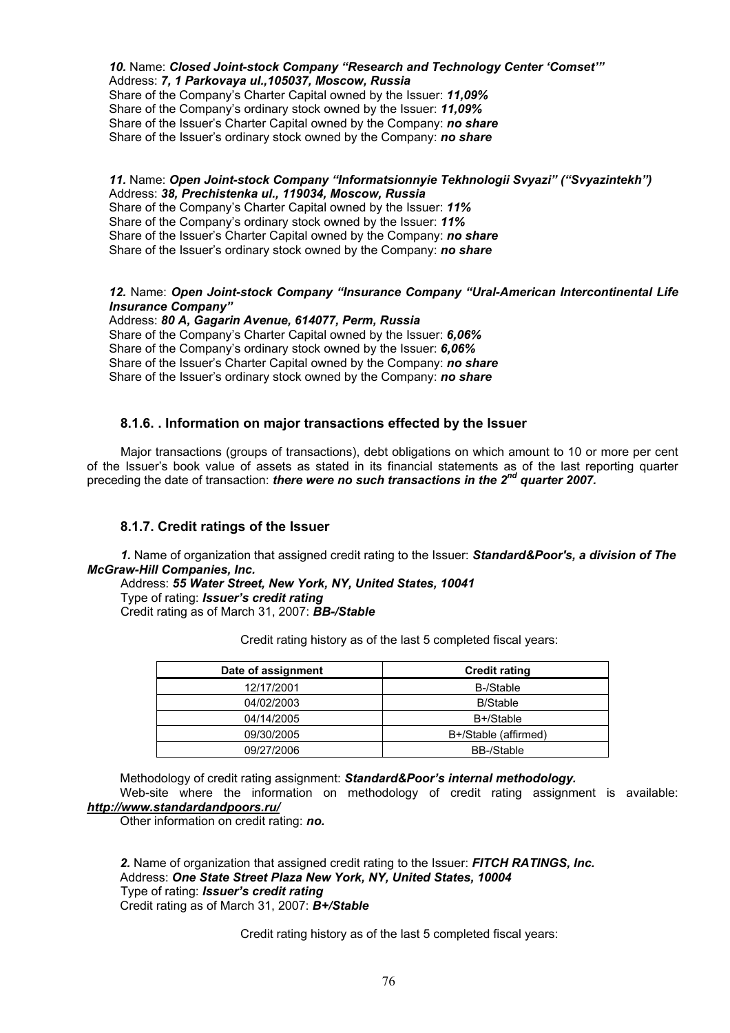***10.*** Name: ***Closed Joint-stock Company "Research and Technology Center 'Comset'"***
Address: ***7, 1 Parkovaya ul.,105037, Moscow, Russia***
Share of the Company's Charter Capital owned by the Issuer: ***11,09%***
Share of the Company's ordinary stock owned by the Issuer: ***11,09%***
Share of the Issuer's Charter Capital owned by the Company: ***no share***
Share of the Issuer's ordinary stock owned by the Company: ***no share***

***11.*** Name: ***Open Joint-stock Company "Informatsionnyie Tekhnologii Svyazi" ("Svyazintekh")***
Address: ***38, Prechistenka ul., 119034, Moscow, Russia***
Share of the Company's Charter Capital owned by the Issuer: ***11%***
Share of the Company's ordinary stock owned by the Issuer: ***11%***
Share of the Issuer's Charter Capital owned by the Company: ***no share***
Share of the Issuer's ordinary stock owned by the Company: ***no share***

***12.*** Name: ***Open Joint-stock Company "Insurance Company "Ural-American Intercontinental Life Insurance Company"***
Address: ***80 A, Gagarin Avenue, 614077, Perm, Russia***
Share of the Company's Charter Capital owned by the Issuer: ***6,06%***
Share of the Company's ordinary stock owned by the Issuer: ***6,06%***
Share of the Issuer's Charter Capital owned by the Company: ***no share***
Share of the Issuer's ordinary stock owned by the Company: ***no share***

### 8.1.6. . Information on major transactions effected by the Issuer

Major transactions (groups of transactions), debt obligations on which amount to 10 or more per cent of the Issuer's book value of assets as stated in its financial statements as of the last reporting quarter preceding the date of transaction: ***there were no such transactions in the 2nd quarter 2007.***

### 8.1.7. Credit ratings of the Issuer

***1.*** Name of organization that assigned credit rating to the Issuer: ***Standard&Poor's, a division of The McGraw-Hill Companies, Inc.***
Address: ***55 Water Street, New York, NY, United States, 10041***
Type of rating: ***Issuer's credit rating***
Credit rating as of March 31, 2007: ***BB-/Stable***

Credit rating history as of the last 5 completed fiscal years:

| Date of assignment | Credit rating |
|---|---|
| 12/17/2001 | B-/Stable |
| 04/02/2003 | B/Stable |
| 04/14/2005 | B+/Stable |
| 09/30/2005 | B+/Stable (affirmed) |
| 09/27/2006 | BB-/Stable |

Methodology of credit rating assignment: ***Standard&Poor's internal methodology.***
Web-site where the information on methodology of credit rating assignment is available: ***http://www.standardandpoors.ru/***
Other information on credit rating: ***no.***

***2.*** Name of organization that assigned credit rating to the Issuer: ***FITCH RATINGS, Inc.***
Address: ***One State Street Plaza New York, NY, United States, 10004***
Type of rating: ***Issuer's credit rating***
Credit rating as of March 31, 2007: ***B+/Stable***

Credit rating history as of the last 5 completed fiscal years: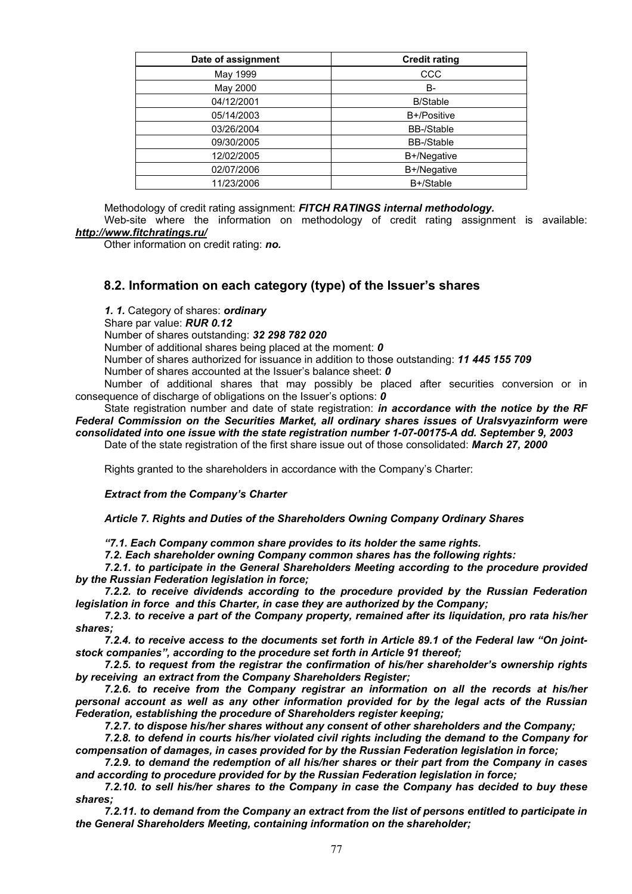| Date of assignment | Credit rating |
|---|---|
| May 1999 | CCC |
| May 2000 | B- |
| 04/12/2001 | B/Stable |
| 05/14/2003 | B+/Positive |
| 03/26/2004 | BB-/Stable |
| 09/30/2005 | BB-/Stable |
| 12/02/2005 | B+/Negative |
| 02/07/2006 | B+/Negative |
| 11/23/2006 | B+/Stable |

Methodology of credit rating assignment: ***FITCH RATINGS internal methodology.***

Web-site where the information on methodology of credit rating assignment is available: ***http://www.fitchratings.ru/***

Other information on credit rating: ***no.***

## 8.2. Information on each category (type) of the Issuer's shares

***1. 1.*** Category of shares: ***ordinary***

Share par value: ***RUR 0.12***

Number of shares outstanding: ***32 298 782 020***

Number of additional shares being placed at the moment: ***0***

Number of shares authorized for issuance in addition to those outstanding: ***11 445 155 709***

Number of shares accounted at the Issuer's balance sheet: ***0***

Number of additional shares that may possibly be placed after securities conversion or in consequence of discharge of obligations on the Issuer's options: ***0***

State registration number and date of state registration: ***in accordance with the notice by the RF Federal Commission on the Securities Market, all ordinary shares issues of Uralsvyazinform were consolidated into one issue with the state registration number 1-07-00175-A dd. September 9, 2003***

Date of the state registration of the first share issue out of those consolidated: ***March 27, 2000***

Rights granted to the shareholders in accordance with the Company's Charter:

***Extract from the Company's Charter***

***Article 7. Rights and Duties of the Shareholders Owning Company Ordinary Shares***

***"7.1. Each Company common share provides to its holder the same rights.***

***7.2. Each shareholder owning Company common shares has the following rights:***

***7.2.1. to participate in the General Shareholders Meeting according to the procedure provided by the Russian Federation legislation in force;***

***7.2.2. to receive dividends according to the procedure provided by the Russian Federation legislation in force and this Charter, in case they are authorized by the Company;***

***7.2.3. to receive a part of the Company property, remained after its liquidation, pro rata his/her shares;***

***7.2.4. to receive access to the documents set forth in Article 89.1 of the Federal law "On joint-stock companies", according to the procedure set forth in Article 91 thereof;***

***7.2.5. to request from the registrar the confirmation of his/her shareholder's ownership rights by receiving an extract from the Company Shareholders Register;***

***7.2.6. to receive from the Company registrar an information on all the records at his/her personal account as well as any other information provided for by the legal acts of the Russian Federation, establishing the procedure of Shareholders register keeping;***

***7.2.7. to dispose his/her shares without any consent of other shareholders and the Company;***

***7.2.8. to defend in courts his/her violated civil rights including the demand to the Company for compensation of damages, in cases provided for by the Russian Federation legislation in force;***

***7.2.9. to demand the redemption of all his/her shares or their part from the Company in cases and according to procedure provided for by the Russian Federation legislation in force;***

***7.2.10. to sell his/her shares to the Company in case the Company has decided to buy these shares;***

***7.2.11. to demand from the Company an extract from the list of persons entitled to participate in the General Shareholders Meeting, containing information on the shareholder;***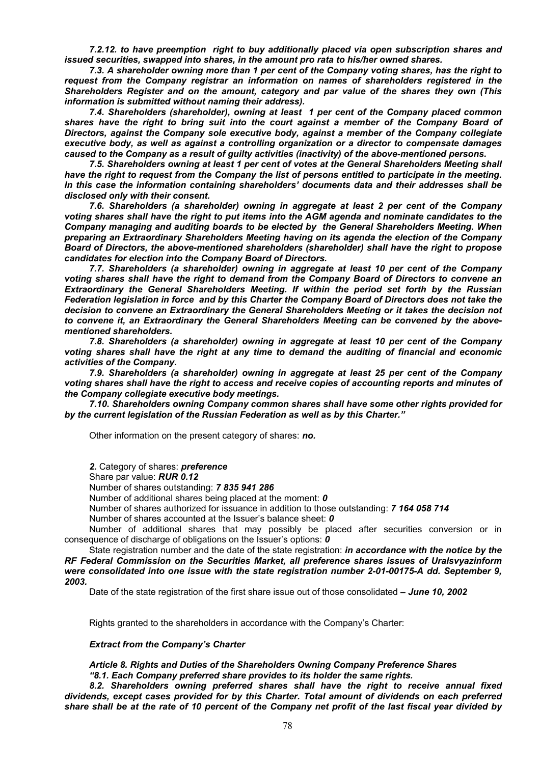*7.2.12. to have preemption  right to buy additionally placed via open subscription shares and issued securities, swapped into shares, in the amount pro rata to his/her owned shares.*

*7.3. A shareholder owning more than 1 per cent of the Company voting shares, has the right to request from the Company registrar an information on names of shareholders registered in the Shareholders Register and on the amount, category and par value of the shares they own (This information is submitted without naming their address).*

*7.4. Shareholders (shareholder), owning at least  1 per cent of the Company placed common shares have the right to bring suit into the court against a member of the Company Board of Directors, against the Company sole executive body, against a member of the Company collegiate executive body, as well as against a controlling organization or a director to compensate damages caused to the Company as a result of guilty activities (inactivity) of the above-mentioned persons.*

*7.5. Shareholders owning at least 1 per cent of votes at the General Shareholders Meeting shall have the right to request from the Company the list of persons entitled to participate in the meeting. In this case the information containing shareholders' documents data and their addresses shall be disclosed only with their consent.*

*7.6. Shareholders (a shareholder) owning in aggregate at least 2 per cent of the Company voting shares shall have the right to put items into the AGM agenda and nominate candidates to the Company managing and auditing boards to be elected by  the General Shareholders Meeting. When preparing an Extraordinary Shareholders Meeting having on its agenda the election of the Company Board of Directors, the above-mentioned shareholders (shareholder) shall have the right to propose candidates for election into the Company Board of Directors.*

*7.7. Shareholders (a shareholder) owning in aggregate at least 10 per cent of the Company voting shares shall have the right to demand from the Company Board of Directors to convene an Extraordinary the General Shareholders Meeting. If within the period set forth by the Russian Federation legislation in force  and by this Charter the Company Board of Directors does not take the decision to convene an Extraordinary the General Shareholders Meeting or it takes the decision not to convene it, an Extraordinary the General Shareholders Meeting can be convened by the above-mentioned shareholders.*

*7.8. Shareholders (a shareholder) owning in aggregate at least 10 per cent of the Company voting shares shall have the right at any time to demand the auditing of financial and economic activities of the Company.*

*7.9. Shareholders (a shareholder) owning in aggregate at least 25 per cent of the Company voting shares shall have the right to access and receive copies of accounting reports and minutes of the Company collegiate executive body meetings.*

*7.10. Shareholders owning Company common shares shall have some other rights provided for by the current legislation of the Russian Federation as well as by this Charter."*

Other information on the present category of shares: ***no.***

***2.*** Category of shares: ***preference***

Share par value: ***RUR 0.12***

Number of shares outstanding: ***7 835 941 286***

Number of additional shares being placed at the moment: ***0***

Number of shares authorized for issuance in addition to those outstanding: ***7 164 058 714***

Number of shares accounted at the Issuer's balance sheet: ***0***

Number of additional shares that may possibly be placed after securities conversion or in consequence of discharge of obligations on the Issuer's options: ***0***

State registration number and the date of the state registration: ***in accordance with the notice by the RF Federal Commission on the Securities Market, all preference shares issues of Uralsvyazinform were consolidated into one issue with the state registration number 2-01-00175-A dd. September 9, 2003.***

Date of the state registration of the first share issue out of those consolidated ***– June 10, 2002***

Rights granted to the shareholders in accordance with the Company's Charter:

***Extract from the Company's Charter***

***Article 8. Rights and Duties of the Shareholders Owning Company Preference Shares***

*"8.1. Each Company preferred share provides to its holder the same rights.*

*8.2. Shareholders owning preferred shares shall have the right to receive annual fixed dividends, except cases provided for by this Charter. Total amount of dividends on each preferred share shall be at the rate of 10 percent of the Company net profit of the last fiscal year divided by*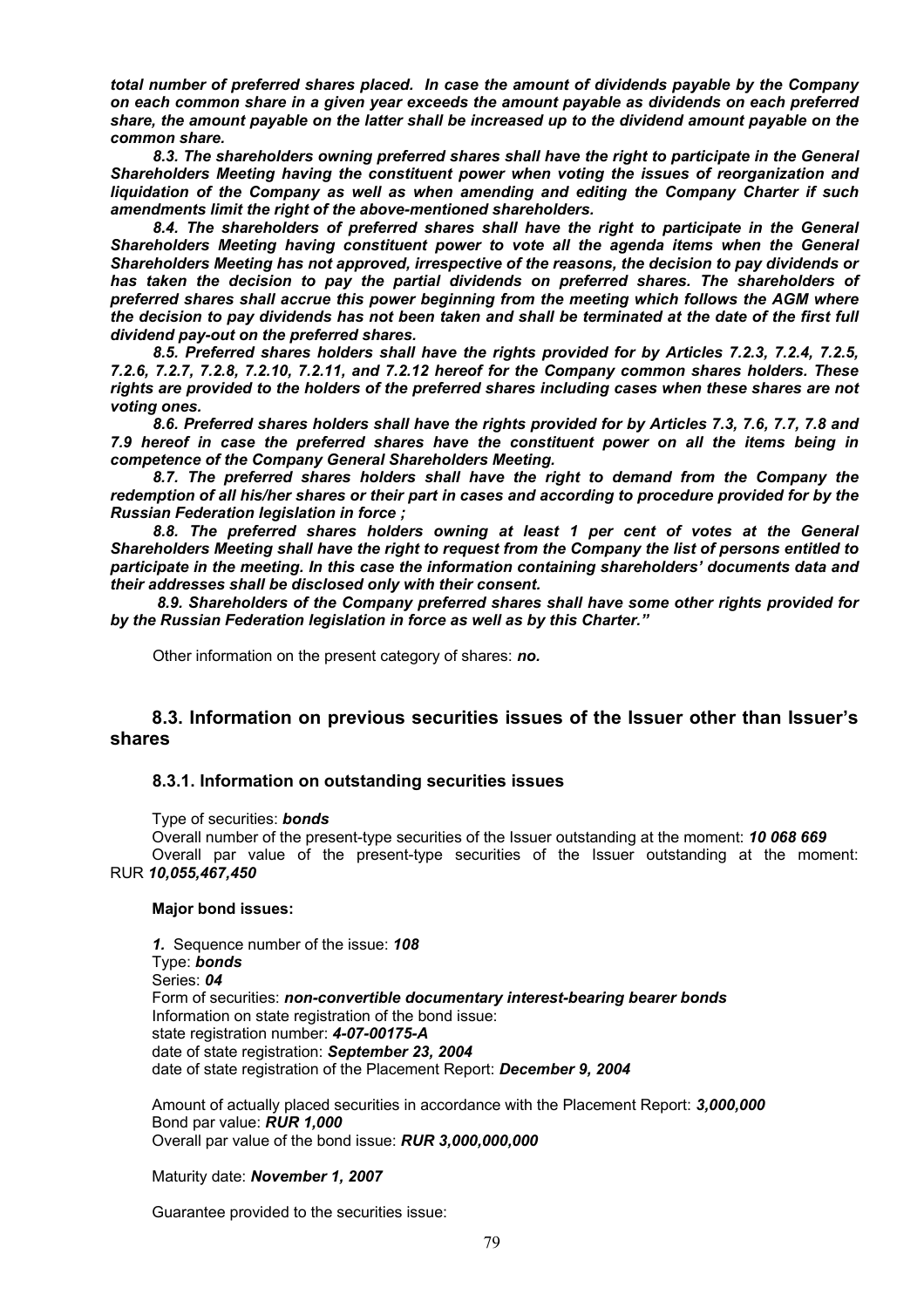***total number of preferred shares placed. In case the amount of dividends payable by the Company on each common share in a given year exceeds the amount payable as dividends on each preferred share, the amount payable on the latter shall be increased up to the dividend amount payable on the common share.***

***8.3. The shareholders owning preferred shares shall have the right to participate in the General Shareholders Meeting having the constituent power when voting the issues of reorganization and liquidation of the Company as well as when amending and editing the Company Charter if such amendments limit the right of the above-mentioned shareholders.***

***8.4. The shareholders of preferred shares shall have the right to participate in the General Shareholders Meeting having constituent power to vote all the agenda items when the General Shareholders Meeting has not approved, irrespective of the reasons, the decision to pay dividends or has taken the decision to pay the partial dividends on preferred shares. The shareholders of preferred shares shall accrue this power beginning from the meeting which follows the AGM where the decision to pay dividends has not been taken and shall be terminated at the date of the first full dividend pay-out on the preferred shares.***

***8.5. Preferred shares holders shall have the rights provided for by Articles 7.2.3, 7.2.4, 7.2.5, 7.2.6, 7.2.7, 7.2.8, 7.2.10, 7.2.11, and 7.2.12 hereof for the Company common shares holders. These rights are provided to the holders of the preferred shares including cases when these shares are not voting ones.***

***8.6. Preferred shares holders shall have the rights provided for by Articles 7.3, 7.6, 7.7, 7.8 and 7.9 hereof in case the preferred shares have the constituent power on all the items being in competence of the Company General Shareholders Meeting.***

***8.7. The preferred shares holders shall have the right to demand from the Company the redemption of all his/her shares or their part in cases and according to procedure provided for by the Russian Federation legislation in force ;***

***8.8. The preferred shares holders owning at least 1 per cent of votes at the General Shareholders Meeting shall have the right to request from the Company the list of persons entitled to participate in the meeting. In this case the information containing shareholders' documents data and their addresses shall be disclosed only with their consent.***

***8.9. Shareholders of the Company preferred shares shall have some other rights provided for by the Russian Federation legislation in force as well as by this Charter."***

Other information on the present category of shares: ***no.***

## 8.3. Information on previous securities issues of the Issuer other than Issuer's shares

### 8.3.1. Information on outstanding securities issues

Type of securities: ***bonds***

Overall number of the present-type securities of the Issuer outstanding at the moment: ***10 068 669***

Overall par value of the present-type securities of the Issuer outstanding at the moment: RUR ***10,055,467,450***

**Major bond issues:**

***1.*** Sequence number of the issue: ***108***
Type: ***bonds***
Series: ***04***
Form of securities: ***non-convertible documentary interest-bearing bearer bonds***
Information on state registration of the bond issue:
state registration number: ***4-07-00175-A***
date of state registration: ***September 23, 2004***
date of state registration of the Placement Report: ***December 9, 2004***

Amount of actually placed securities in accordance with the Placement Report: ***3,000,000***
Bond par value: ***RUR 1,000***
Overall par value of the bond issue: ***RUR 3,000,000,000***

Maturity date: ***November 1, 2007***

Guarantee provided to the securities issue: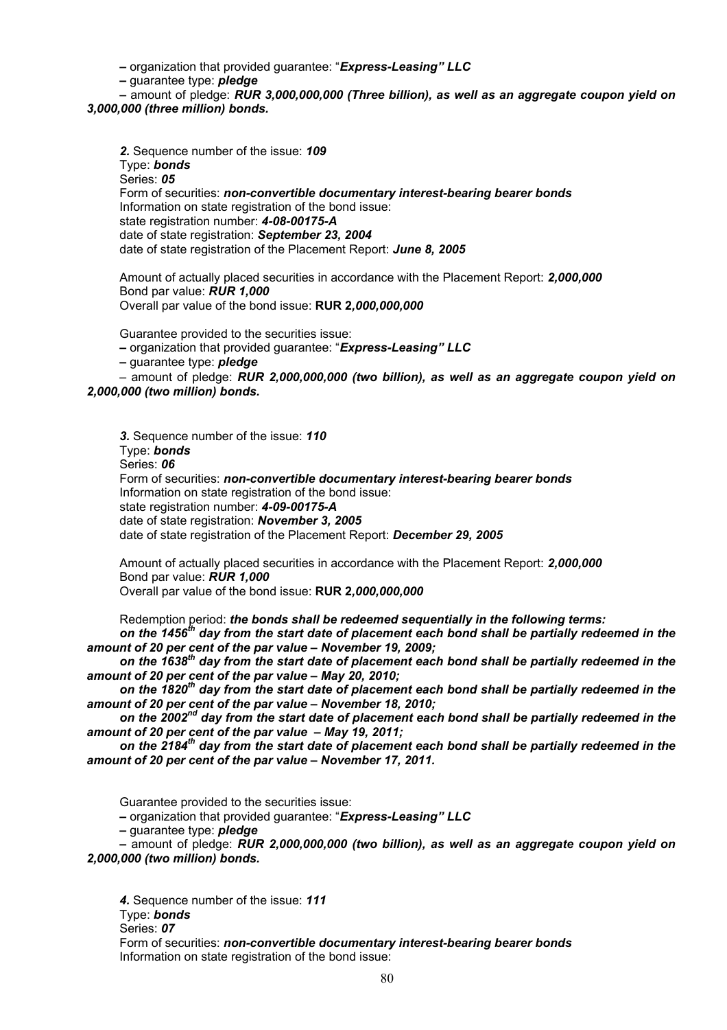– organization that provided guarantee: "*Express-Leasing" LLC*

– guarantee type: ***pledge***

– amount of pledge: ***RUR 3,000,000,000 (Three billion), as well as an aggregate coupon yield on 3,000,000 (three million) bonds.***

***2.*** Sequence number of the issue: ***109***
Type: ***bonds***
Series: ***05***
Form of securities: ***non-convertible documentary interest-bearing bearer bonds***
Information on state registration of the bond issue:
state registration number: ***4-08-00175-A***
date of state registration: ***September 23, 2004***
date of state registration of the Placement Report: ***June 8, 2005***

Amount of actually placed securities in accordance with the Placement Report: ***2,000,000***
Bond par value: ***RUR 1,000***
Overall par value of the bond issue: **RUR 2*,000,000,000***

Guarantee provided to the securities issue:

– organization that provided guarantee: "*Express-Leasing" LLC*

– guarantee type: ***pledge***

– amount of pledge: ***RUR 2,000,000,000 (two billion), as well as an aggregate coupon yield on 2,000,000 (two million) bonds.***

***3.*** Sequence number of the issue: ***110***
Type: ***bonds***
Series: ***06***
Form of securities: ***non-convertible documentary interest-bearing bearer bonds***
Information on state registration of the bond issue:
state registration number: ***4-09-00175-A***
date of state registration: ***November 3, 2005***
date of state registration of the Placement Report: ***December 29, 2005***

Amount of actually placed securities in accordance with the Placement Report: ***2,000,000***
Bond par value: ***RUR 1,000***
Overall par value of the bond issue: **RUR 2*,000,000,000***

Redemption period: ***the bonds shall be redeemed sequentially in the following terms:***

***on the 1456th day from the start date of placement each bond shall be partially redeemed in the amount of 20 per cent of the par value – November 19, 2009;***

***on the 1638th day from the start date of placement each bond shall be partially redeemed in the amount of 20 per cent of the par value – May 20, 2010;***

***on the 1820th day from the start date of placement each bond shall be partially redeemed in the amount of 20 per cent of the par value – November 18, 2010;***

***on the 2002nd day from the start date of placement each bond shall be partially redeemed in the amount of 20 per cent of the par value – May 19, 2011;***

***on the 2184th day from the start date of placement each bond shall be partially redeemed in the amount of 20 per cent of the par value – November 17, 2011.***

Guarantee provided to the securities issue:

– organization that provided guarantee: "*Express-Leasing" LLC*

– guarantee type: ***pledge***

– amount of pledge: ***RUR 2,000,000,000 (two billion), as well as an aggregate coupon yield on 2,000,000 (two million) bonds.***

***4.*** Sequence number of the issue: ***111***
Type: ***bonds***
Series: ***07***
Form of securities: ***non-convertible documentary interest-bearing bearer bonds***
Information on state registration of the bond issue: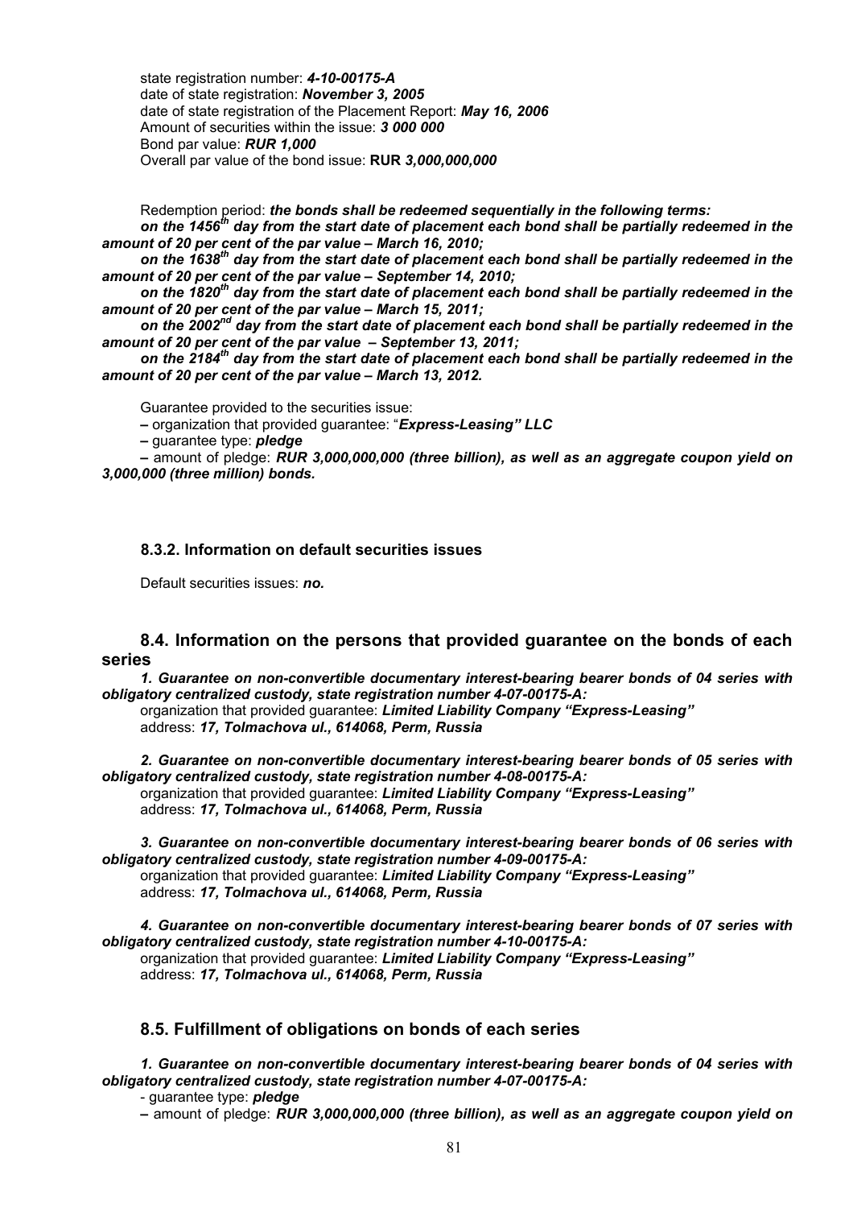state registration number: ***4-10-00175-A***
date of state registration: ***November 3, 2005***
date of state registration of the Placement Report: ***May 16, 2006***
Amount of securities within the issue: ***3 000 000***
Bond par value: ***RUR 1,000***
Overall par value of the bond issue: **RUR *3,000,000,000***

Redemption period: ***the bonds shall be redeemed sequentially in the following terms:***
***on the 1456th day from the start date of placement each bond shall be partially redeemed in the amount of 20 per cent of the par value – March 16, 2010;***
***on the 1638th day from the start date of placement each bond shall be partially redeemed in the amount of 20 per cent of the par value – September 14, 2010;***
***on the 1820th day from the start date of placement each bond shall be partially redeemed in the amount of 20 per cent of the par value – March 15, 2011;***
***on the 2002nd day from the start date of placement each bond shall be partially redeemed in the amount of 20 per cent of the par value – September 13, 2011;***
***on the 2184th day from the start date of placement each bond shall be partially redeemed in the amount of 20 per cent of the par value – March 13, 2012.***

Guarantee provided to the securities issue:
– organization that provided guarantee: "***Express-Leasing" LLC***
– guarantee type: ***pledge***
– amount of pledge: ***RUR 3,000,000,000 (three billion), as well as an aggregate coupon yield on 3,000,000 (three million) bonds.***

### 8.3.2. Information on default securities issues

Default securities issues: ***no.***

## 8.4. Information on the persons that provided guarantee on the bonds of each series

***1. Guarantee on non-convertible documentary interest-bearing bearer bonds of 04 series with obligatory centralized custody, state registration number 4-07-00175-A:***
organization that provided guarantee: ***Limited Liability Company "Express-Leasing"***
address: ***17, Tolmachova ul., 614068, Perm, Russia***

***2. Guarantee on non-convertible documentary interest-bearing bearer bonds of 05 series with obligatory centralized custody, state registration number 4-08-00175-A:***
organization that provided guarantee: ***Limited Liability Company "Express-Leasing"***
address: ***17, Tolmachova ul., 614068, Perm, Russia***

***3. Guarantee on non-convertible documentary interest-bearing bearer bonds of 06 series with obligatory centralized custody, state registration number 4-09-00175-A:***
organization that provided guarantee: ***Limited Liability Company "Express-Leasing"***
address: ***17, Tolmachova ul., 614068, Perm, Russia***

***4. Guarantee on non-convertible documentary interest-bearing bearer bonds of 07 series with obligatory centralized custody, state registration number 4-10-00175-A:***
organization that provided guarantee: ***Limited Liability Company "Express-Leasing"***
address: ***17, Tolmachova ul., 614068, Perm, Russia***

## 8.5. Fulfillment of obligations on bonds of each series

***1. Guarantee on non-convertible documentary interest-bearing bearer bonds of 04 series with obligatory centralized custody, state registration number 4-07-00175-A:***
- guarantee type: ***pledge***
– amount of pledge: ***RUR 3,000,000,000 (three billion), as well as an aggregate coupon yield on***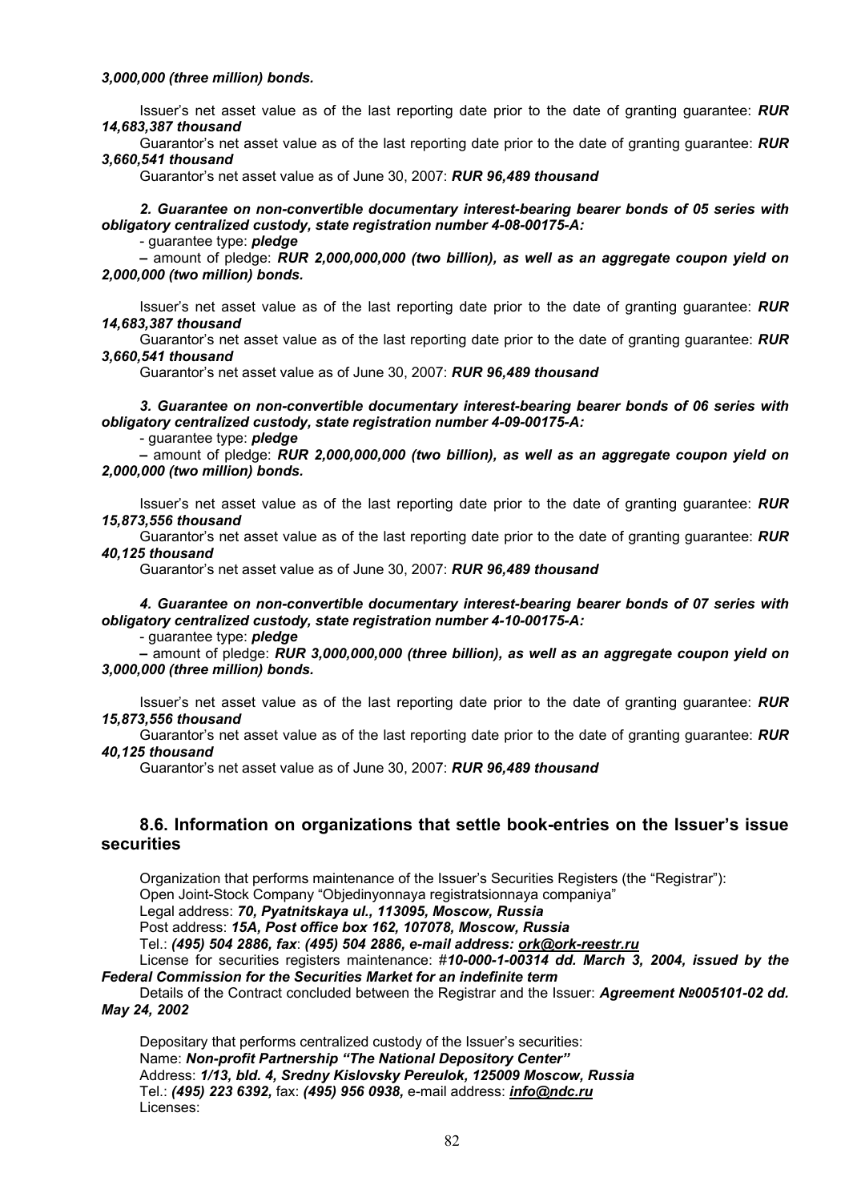***3,000,000 (three million) bonds.***

Issuer's net asset value as of the last reporting date prior to the date of granting guarantee: ***RUR 14,683,387 thousand***

Guarantor's net asset value as of the last reporting date prior to the date of granting guarantee: ***RUR 3,660,541 thousand***

Guarantor's net asset value as of June 30, 2007: ***RUR 96,489 thousand***

***2. Guarantee on non-convertible documentary interest-bearing bearer bonds of 05 series with obligatory centralized custody, state registration number 4-08-00175-A:***

- guarantee type: ***pledge***

– amount of pledge: ***RUR 2,000,000,000 (two billion), as well as an aggregate coupon yield on 2,000,000 (two million) bonds.***

Issuer's net asset value as of the last reporting date prior to the date of granting guarantee: ***RUR 14,683,387 thousand***

Guarantor's net asset value as of the last reporting date prior to the date of granting guarantee: ***RUR 3,660,541 thousand***

Guarantor's net asset value as of June 30, 2007: ***RUR 96,489 thousand***

***3. Guarantee on non-convertible documentary interest-bearing bearer bonds of 06 series with obligatory centralized custody, state registration number 4-09-00175-A:***

- guarantee type: ***pledge***

– amount of pledge: ***RUR 2,000,000,000 (two billion), as well as an aggregate coupon yield on 2,000,000 (two million) bonds.***

Issuer's net asset value as of the last reporting date prior to the date of granting guarantee: ***RUR 15,873,556 thousand***

Guarantor's net asset value as of the last reporting date prior to the date of granting guarantee: ***RUR 40,125 thousand***

Guarantor's net asset value as of June 30, 2007: ***RUR 96,489 thousand***

***4. Guarantee on non-convertible documentary interest-bearing bearer bonds of 07 series with obligatory centralized custody, state registration number 4-10-00175-A:***

- guarantee type: ***pledge***

– amount of pledge: ***RUR 3,000,000,000 (three billion), as well as an aggregate coupon yield on 3,000,000 (three million) bonds.***

Issuer's net asset value as of the last reporting date prior to the date of granting guarantee: ***RUR 15,873,556 thousand***

Guarantor's net asset value as of the last reporting date prior to the date of granting guarantee: ***RUR 40,125 thousand***

Guarantor's net asset value as of June 30, 2007: ***RUR 96,489 thousand***

## 8.6. Information on organizations that settle book-entries on the Issuer's issue securities

Organization that performs maintenance of the Issuer's Securities Registers (the "Registrar"):
Open Joint-Stock Company "Objedinyonnaya registratsionnaya companiya"
Legal address: ***70, Pyatnitskaya ul., 113095, Moscow, Russia***
Post address: ***15A, Post office box 162, 107078, Moscow, Russia***
Tel.: ***(495) 504 2886, fax***: ***(495) 504 2886, e-mail address: ork@ork-reestr.ru***
License for securities registers maintenance: #***10-000-1-00314 dd. March 3, 2004, issued by the Federal Commission for the Securities Market for an indefinite term***
Details of the Contract concluded between the Registrar and the Issuer: ***Agreement №005101-02 dd. May 24, 2002***

Depositary that performs centralized custody of the Issuer's securities:
Name: ***Non-profit Partnership "The National Depository Center"***
Address: ***1/13, bld. 4, Sredny Kislovsky Pereulok, 125009 Moscow, Russia***
Tel.: ***(495) 223 6392,*** fax: ***(495) 956 0938,*** e-mail address: ***info@ndc.ru***
Licenses: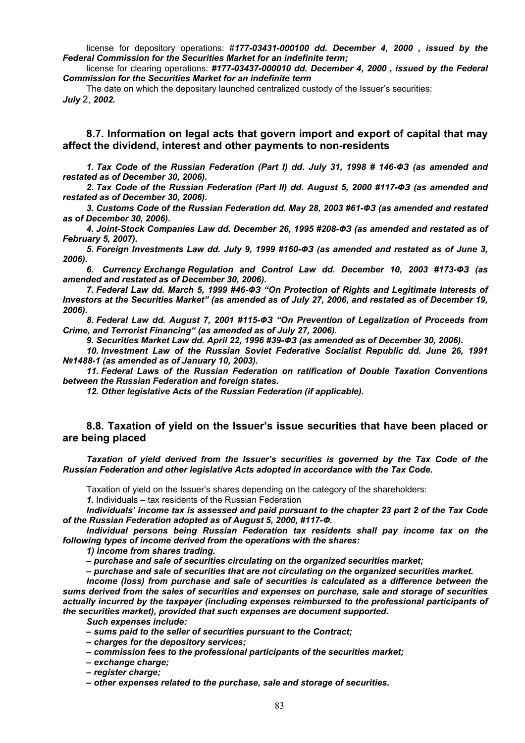license for depository operations: #*177-03431-000100 dd. December 4, 2000 , issued by the Federal Commission for the Securities Market for an indefinite term;*

license for clearing operations: ***#177-03437-000010 dd. December 4, 2000 , issued by the Federal Commission for the Securities Market for an indefinite term***

The date on which the depositary launched centralized custody of the Issuer's securities: ***July** 2, **2002.***

## 8.7. Information on legal acts that govern import and export of capital that may affect the dividend, interest and other payments to non-residents

***1. Tax Code of the Russian Federation (Part I) dd. July 31, 1998 # 146-ФЗ (as amended and restated as of December 30, 2006).***

***2. Tax Code of the Russian Federation (Part II) dd. August 5, 2000 #117-ФЗ (as amended and restated as of December 30, 2006).***

***3. Customs Code of the Russian Federation dd. May 28, 2003 #61-ФЗ (as amended and restated as of December 30, 2006).***

***4. Joint-Stock Companies Law dd. December 26, 1995 #208-ФЗ (as amended and restated as of February 5, 2007).***

***5. Foreign Investments Law dd. July 9, 1999 #160-ФЗ (as amended and restated as of June 3, 2006).***

***6. Currency Exchange Regulation and Control Law dd. December 10, 2003 #173-ФЗ (as amended and restated as of December 30, 2006).***

***7. Federal Law dd. March 5, 1999 #46-ФЗ "On Protection of Rights and Legitimate Interests of Investors at the Securities Market" (as amended as of July 27, 2006, and restated as of December 19, 2006).***

***8. Federal Law dd. August 7, 2001 #115-ФЗ "On Prevention of Legalization of Proceeds from Crime, and Terrorist Financing" (as amended as of July 27, 2006).***

***9. Securities Market Law dd. April 22, 1996 #39-ФЗ (as amended as of December 30, 2006).***

***10. Investment Law of the Russian Soviet Federative Socialist Republic dd. June 26, 1991 №1488-1 (as amended as of January 10, 2003).***

***11. Federal Laws of the Russian Federation on ratification of Double Taxation Conventions between the Russian Federation and foreign states.***

***12. Other legislative Acts of the Russian Federation (if applicable).***

## 8.8. Taxation of yield on the Issuer's issue securities that have been placed or are being placed

***Taxation of yield derived from the Issuer's securities is governed by the Tax Code of the Russian Federation and other legislative Acts adopted in accordance with the Tax Code.***

Taxation of yield on the Issuer's shares depending on the category of the shareholders:

***1.*** Individuals – tax residents of the Russian Federation

***Individuals' income tax is assessed and paid pursuant to the chapter 23 part 2 of the Tax Code of the Russian Federation adopted as of August 5, 2000, #117-Ф.***

***Individual persons being Russian Federation tax residents shall pay income tax on the following types of income derived from the operations with the shares:***

***1) income from shares trading.***

***– purchase and sale of securities circulating on the organized securities market;***

***– purchase and sale of securities that are not circulating on the organized securities market.***

***Income (loss) from purchase and sale of securities is calculated as a difference between the sums derived from the sales of securities and expenses on purchase, sale and storage of securities actually incurred by the taxpayer (including expenses reimbursed to the professional participants of the securities market), provided that such expenses are document supported.***

***Such expenses include:***

***– sums paid to the seller of securities pursuant to the Contract;***

***– charges for the depository services;***

***– commission fees to the professional participants of the securities market;***

***– exchange charge;***

***– register charge;***

***– other expenses related to the purchase, sale and storage of securities.***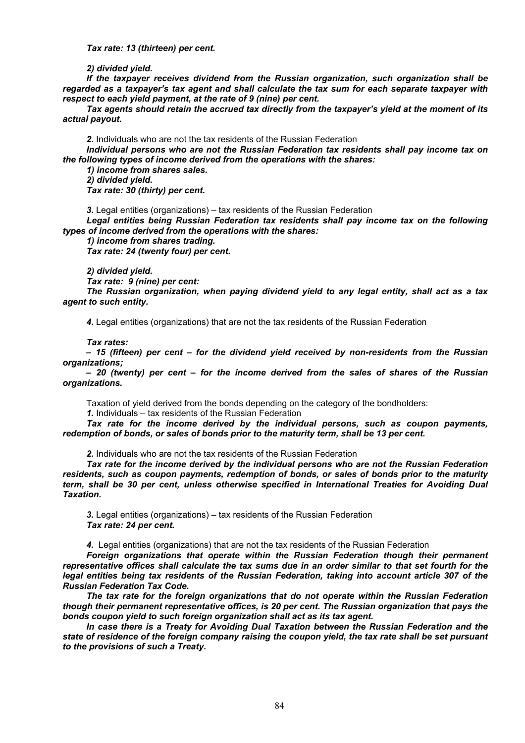***Tax rate: 13 (thirteen) per cent.***

***2) divided yield.***

***If the taxpayer receives dividend from the Russian organization, such organization shall be regarded as a taxpayer's tax agent and shall calculate the tax sum for each separate taxpayer with respect to each yield payment, at the rate of 9 (nine) per cent.***

***Tax agents should retain the accrued tax directly from the taxpayer's yield at the moment of its actual payout.***

***2.*** Individuals who are not the tax residents of the Russian Federation

***Individual persons who are not the Russian Federation tax residents shall pay income tax on the following types of income derived from the operations with the shares:***

***1) income from shares sales.***

***2) divided yield.***

***Tax rate: 30 (thirty) per cent.***

***3.*** Legal entities (organizations) – tax residents of the Russian Federation

***Legal entities being Russian Federation tax residents shall pay income tax on the following types of income derived from the operations with the shares:***

***1) income from shares trading.***

***Tax rate: 24 (twenty four) per cent.***

***2) divided yield.***

***Tax rate: 9 (nine) per cent:***

***The Russian organization, when paying dividend yield to any legal entity, shall act as a tax agent to such entity.***

***4.*** Legal entities (organizations) that are not the tax residents of the Russian Federation

***Tax rates:***

***– 15 (fifteen) per cent – for the dividend yield received by non-residents from the Russian organizations;***

***– 20 (twenty) per cent – for the income derived from the sales of shares of the Russian organizations.***

Taxation of yield derived from the bonds depending on the category of the bondholders:

***1.*** Individuals – tax residents of the Russian Federation

***Tax rate for the income derived by the individual persons, such as coupon payments, redemption of bonds, or sales of bonds prior to the maturity term, shall be 13 per cent.***

***2.*** Individuals who are not the tax residents of the Russian Federation

***Tax rate for the income derived by the individual persons who are not the Russian Federation residents, such as coupon payments, redemption of bonds, or sales of bonds prior to the maturity term, shall be 30 per cent, unless otherwise specified in International Treaties for Avoiding Dual Taxation.***

***3.*** Legal entities (organizations) – tax residents of the Russian Federation

***Tax rate: 24 per cent.***

***4.*** Legal entities (organizations) that are not the tax residents of the Russian Federation

***Foreign organizations that operate within the Russian Federation though their permanent representative offices shall calculate the tax sums due in an order similar to that set fourth for the legal entities being tax residents of the Russian Federation, taking into account article 307 of the Russian Federation Tax Code.***

***The tax rate for the foreign organizations that do not operate within the Russian Federation though their permanent representative offices, is 20 per cent. The Russian organization that pays the bonds coupon yield to such foreign organization shall act as its tax agent.***

***In case there is a Treaty for Avoiding Dual Taxation between the Russian Federation and the state of residence of the foreign company raising the coupon yield, the tax rate shall be set pursuant to the provisions of such a Treaty.***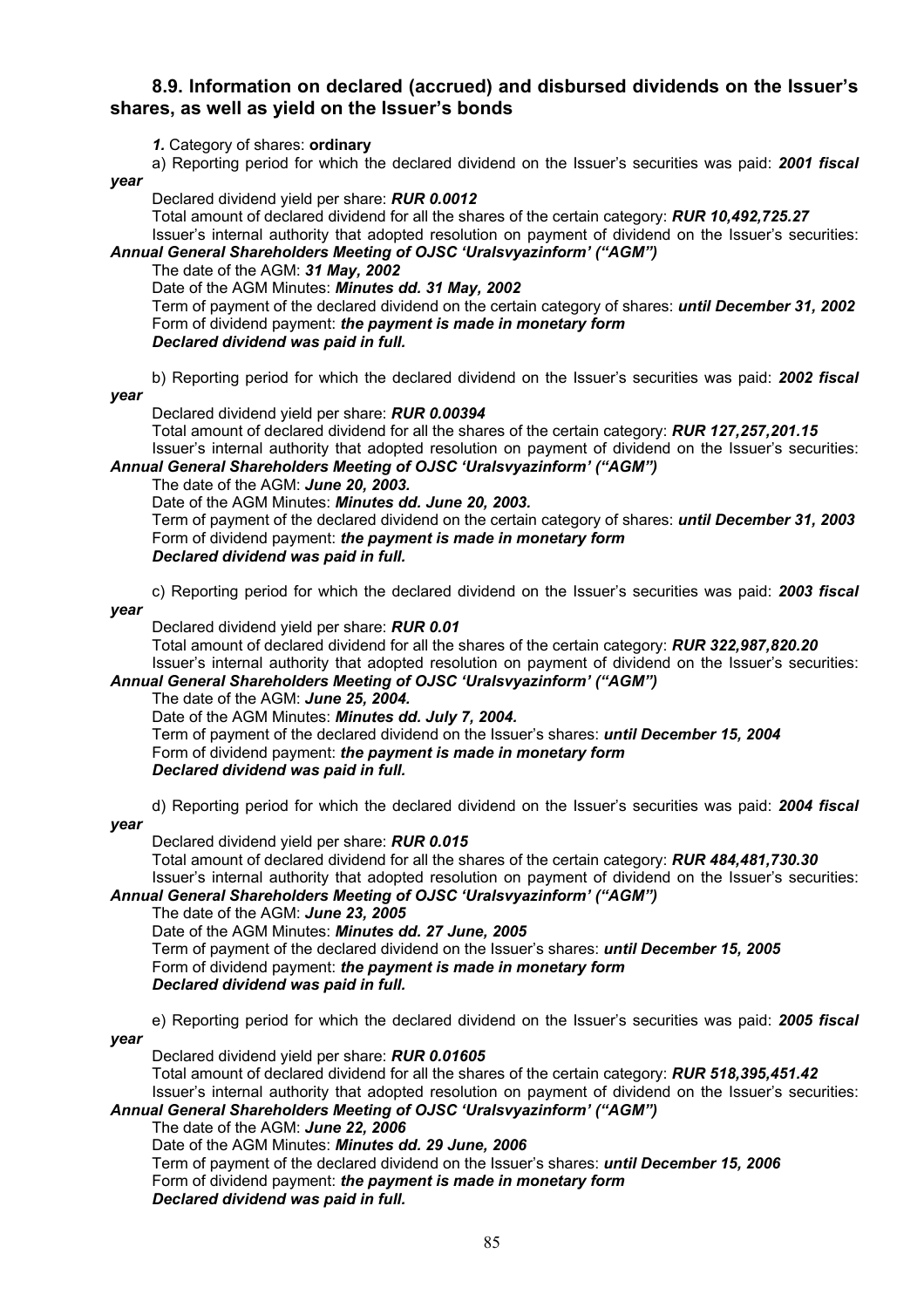## 8.9. Information on declared (accrued) and disbursed dividends on the Issuer's shares, as well as yield on the Issuer's bonds

***1.*** Category of shares: **ordinary**

a) Reporting period for which the declared dividend on the Issuer's securities was paid: ***2001 fiscal year***

Declared dividend yield per share: ***RUR 0.0012***

Total amount of declared dividend for all the shares of the certain category: ***RUR 10,492,725.27***

Issuer's internal authority that adopted resolution on payment of dividend on the Issuer's securities: ***Annual General Shareholders Meeting of OJSC 'Uralsvyazinform' ("AGM")***

The date of the AGM: ***31 May, 2002***

Date of the AGM Minutes: ***Minutes dd. 31 May, 2002***

Term of payment of the declared dividend on the certain category of shares: ***until December 31, 2002***

Form of dividend payment: ***the payment is made in monetary form***

***Declared dividend was paid in full.***

b) Reporting period for which the declared dividend on the Issuer's securities was paid: ***2002 fiscal year***

Declared dividend yield per share: ***RUR 0.00394***

Total amount of declared dividend for all the shares of the certain category: ***RUR 127,257,201.15***

Issuer's internal authority that adopted resolution on payment of dividend on the Issuer's securities: ***Annual General Shareholders Meeting of OJSC 'Uralsvyazinform' ("AGM")***

The date of the AGM: ***June 20, 2003.***

Date of the AGM Minutes: ***Minutes dd. June 20, 2003.***

Term of payment of the declared dividend on the certain category of shares: ***until December 31, 2003***

Form of dividend payment: ***the payment is made in monetary form***

***Declared dividend was paid in full.***

c) Reporting period for which the declared dividend on the Issuer's securities was paid: ***2003 fiscal year***

Declared dividend yield per share: ***RUR 0.01***

Total amount of declared dividend for all the shares of the certain category: ***RUR 322,987,820.20***

Issuer's internal authority that adopted resolution on payment of dividend on the Issuer's securities: ***Annual General Shareholders Meeting of OJSC 'Uralsvyazinform' ("AGM")***

The date of the AGM: ***June 25, 2004.***

Date of the AGM Minutes: ***Minutes dd. July 7, 2004.***

Term of payment of the declared dividend on the Issuer's shares: ***until December 15, 2004***

Form of dividend payment: ***the payment is made in monetary form***

***Declared dividend was paid in full.***

d) Reporting period for which the declared dividend on the Issuer's securities was paid: ***2004 fiscal year***

Declared dividend yield per share: ***RUR 0.015***

Total amount of declared dividend for all the shares of the certain category: ***RUR 484,481,730.30***

Issuer's internal authority that adopted resolution on payment of dividend on the Issuer's securities: ***Annual General Shareholders Meeting of OJSC 'Uralsvyazinform' ("AGM")***

The date of the AGM: ***June 23, 2005***

Date of the AGM Minutes: ***Minutes dd. 27 June, 2005***

Term of payment of the declared dividend on the Issuer's shares: ***until December 15, 2005***

Form of dividend payment: ***the payment is made in monetary form***

***Declared dividend was paid in full.***

e) Reporting period for which the declared dividend on the Issuer's securities was paid: ***2005 fiscal year***

Declared dividend yield per share: ***RUR 0.01605***

Total amount of declared dividend for all the shares of the certain category: ***RUR 518,395,451.42***

Issuer's internal authority that adopted resolution on payment of dividend on the Issuer's securities: ***Annual General Shareholders Meeting of OJSC 'Uralsvyazinform' ("AGM")***

The date of the AGM: ***June 22, 2006***

Date of the AGM Minutes: ***Minutes dd. 29 June, 2006***

Term of payment of the declared dividend on the Issuer's shares: ***until December 15, 2006***

Form of dividend payment: ***the payment is made in monetary form***

***Declared dividend was paid in full.***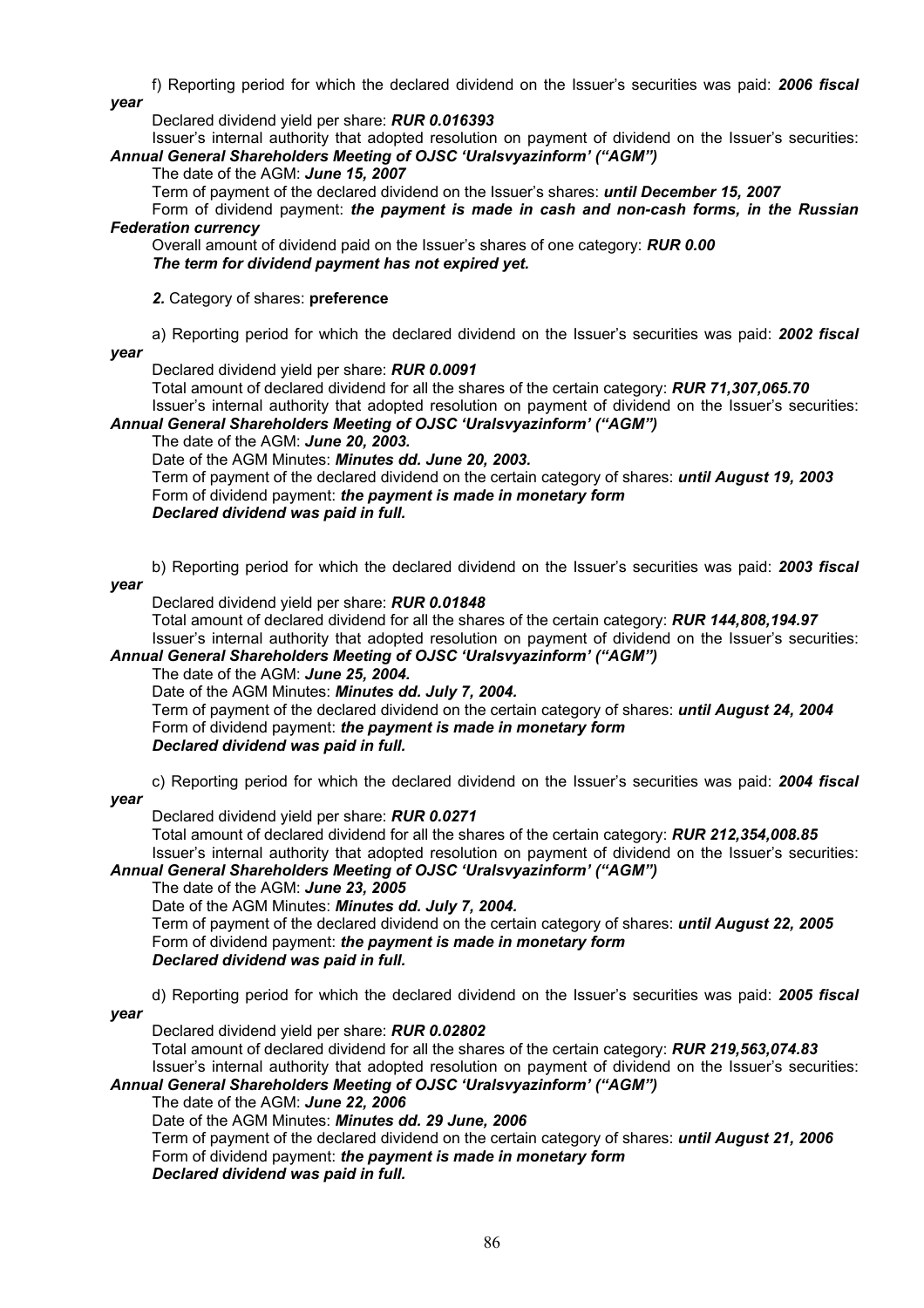f) Reporting period for which the declared dividend on the Issuer's securities was paid: ***2006 fiscal year***

Declared dividend yield per share: ***RUR 0.016393***

Issuer's internal authority that adopted resolution on payment of dividend on the Issuer's securities: ***Annual General Shareholders Meeting of OJSC 'Uralsvyazinform' ("AGM")***

The date of the AGM: ***June 15, 2007***

Term of payment of the declared dividend on the Issuer's shares: ***until December 15, 2007***

Form of dividend payment: ***the payment is made in cash and non-cash forms, in the Russian Federation currency***

Overall amount of dividend paid on the Issuer's shares of one category: ***RUR 0.00***

***The term for dividend payment has not expired yet.***

***2.*** Category of shares: **preference**

a) Reporting period for which the declared dividend on the Issuer's securities was paid: ***2002 fiscal year***

Declared dividend yield per share: ***RUR 0.0091***

Total amount of declared dividend for all the shares of the certain category: ***RUR 71,307,065.70***

Issuer's internal authority that adopted resolution on payment of dividend on the Issuer's securities: ***Annual General Shareholders Meeting of OJSC 'Uralsvyazinform' ("AGM")***

The date of the AGM: ***June 20, 2003.***

Date of the AGM Minutes: ***Minutes dd. June 20, 2003.***

Term of payment of the declared dividend on the certain category of shares: ***until August 19, 2003***

Form of dividend payment: ***the payment is made in monetary form***

***Declared dividend was paid in full.***

b) Reporting period for which the declared dividend on the Issuer's securities was paid: ***2003 fiscal year***

Declared dividend yield per share: ***RUR 0.01848***

Total amount of declared dividend for all the shares of the certain category: ***RUR 144,808,194.97***

Issuer's internal authority that adopted resolution on payment of dividend on the Issuer's securities: ***Annual General Shareholders Meeting of OJSC 'Uralsvyazinform' ("AGM")***

The date of the AGM: ***June 25, 2004.***

Date of the AGM Minutes: ***Minutes dd. July 7, 2004.***

Term of payment of the declared dividend on the certain category of shares: ***until August 24, 2004***

Form of dividend payment: ***the payment is made in monetary form***

***Declared dividend was paid in full.***

c) Reporting period for which the declared dividend on the Issuer's securities was paid: ***2004 fiscal year***

Declared dividend yield per share: ***RUR 0.0271***

Total amount of declared dividend for all the shares of the certain category: ***RUR 212,354,008.85***

Issuer's internal authority that adopted resolution on payment of dividend on the Issuer's securities: ***Annual General Shareholders Meeting of OJSC 'Uralsvyazinform' ("AGM")***

The date of the AGM: ***June 23, 2005***

Date of the AGM Minutes: ***Minutes dd. July 7, 2004.***

Term of payment of the declared dividend on the certain category of shares: ***until August 22, 2005***

Form of dividend payment: ***the payment is made in monetary form***

***Declared dividend was paid in full.***

d) Reporting period for which the declared dividend on the Issuer's securities was paid: ***2005 fiscal year***

Declared dividend yield per share: ***RUR 0.02802***

Total amount of declared dividend for all the shares of the certain category: ***RUR 219,563,074.83***

Issuer's internal authority that adopted resolution on payment of dividend on the Issuer's securities: ***Annual General Shareholders Meeting of OJSC 'Uralsvyazinform' ("AGM")***

The date of the AGM: ***June 22, 2006***

Date of the AGM Minutes: ***Minutes dd. 29 June, 2006***

Term of payment of the declared dividend on the certain category of shares: ***until August 21, 2006***

Form of dividend payment: ***the payment is made in monetary form***

***Declared dividend was paid in full.***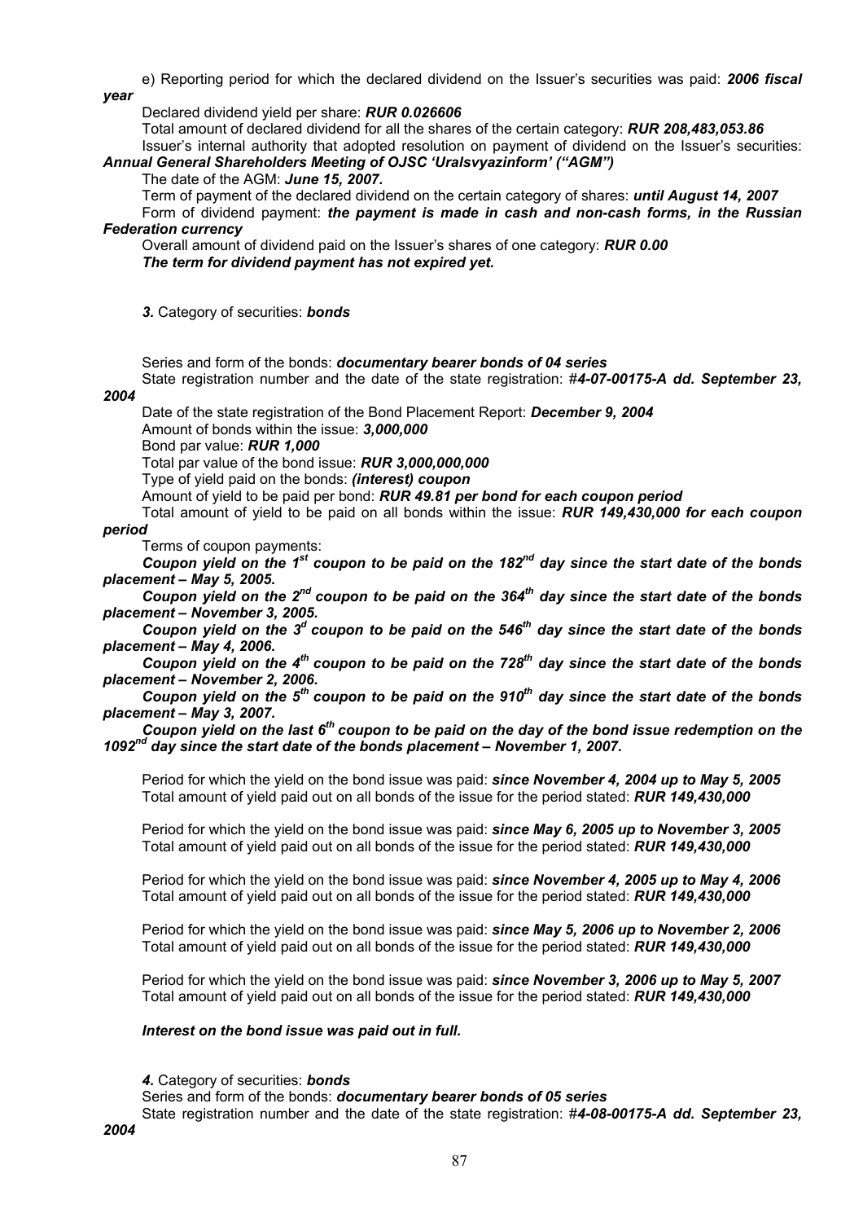e) Reporting period for which the declared dividend on the Issuer's securities was paid: ***2006 fiscal year***

Declared dividend yield per share: ***RUR 0.026606***

Total amount of declared dividend for all the shares of the certain category: ***RUR 208,483,053.86***

Issuer's internal authority that adopted resolution on payment of dividend on the Issuer's securities: ***Annual General Shareholders Meeting of OJSC 'Uralsvyazinform' ("AGM")***

The date of the AGM: ***June 15, 2007.***

Term of payment of the declared dividend on the certain category of shares: ***until August 14, 2007***

Form of dividend payment: ***the payment is made in cash and non-cash forms, in the Russian Federation currency***

Overall amount of dividend paid on the Issuer's shares of one category: ***RUR 0.00***

***The term for dividend payment has not expired yet.***

***3.*** Category of securities: ***bonds***

Series and form of the bonds: ***documentary bearer bonds of 04 series***

State registration number and the date of the state registration: #***4-07-00175-A dd. September 23, 2004***

Date of the state registration of the Bond Placement Report: ***December 9, 2004***

Amount of bonds within the issue: ***3,000,000***

Bond par value: ***RUR 1,000***

Total par value of the bond issue: ***RUR 3,000,000,000***

Type of yield paid on the bonds: ***(interest) coupon***

Amount of yield to be paid per bond: ***RUR 49.81 per bond for each coupon period***

Total amount of yield to be paid on all bonds within the issue: ***RUR 149,430,000 for each coupon period***

Terms of coupon payments:

***Coupon yield on the 1st coupon to be paid on the 182nd day since the start date of the bonds placement – May 5, 2005.***

***Coupon yield on the 2nd coupon to be paid on the 364th day since the start date of the bonds placement – November 3, 2005.***

***Coupon yield on the 3d coupon to be paid on the 546th day since the start date of the bonds placement – May 4, 2006.***

***Coupon yield on the 4th coupon to be paid on the 728th day since the start date of the bonds placement – November 2, 2006.***

***Coupon yield on the 5th coupon to be paid on the 910th day since the start date of the bonds placement – May 3, 2007.***

***Coupon yield on the last 6th coupon to be paid on the day of the bond issue redemption on the 1092nd day since the start date of the bonds placement – November 1, 2007.***

Period for which the yield on the bond issue was paid: ***since November 4, 2004 up to May 5, 2005***
Total amount of yield paid out on all bonds of the issue for the period stated: ***RUR 149,430,000***

Period for which the yield on the bond issue was paid: ***since May 6, 2005 up to November 3, 2005***
Total amount of yield paid out on all bonds of the issue for the period stated: ***RUR 149,430,000***

Period for which the yield on the bond issue was paid: ***since November 4, 2005 up to May 4, 2006***
Total amount of yield paid out on all bonds of the issue for the period stated: ***RUR 149,430,000***

Period for which the yield on the bond issue was paid: ***since May 5, 2006 up to November 2, 2006***
Total amount of yield paid out on all bonds of the issue for the period stated: ***RUR 149,430,000***

Period for which the yield on the bond issue was paid: ***since November 3, 2006 up to May 5, 2007***
Total amount of yield paid out on all bonds of the issue for the period stated: ***RUR 149,430,000***

***Interest on the bond issue was paid out in full.***

***4.*** Category of securities: ***bonds***

Series and form of the bonds: ***documentary bearer bonds of 05 series***

State registration number and the date of the state registration: #***4-08-00175-A dd. September 23, 2004***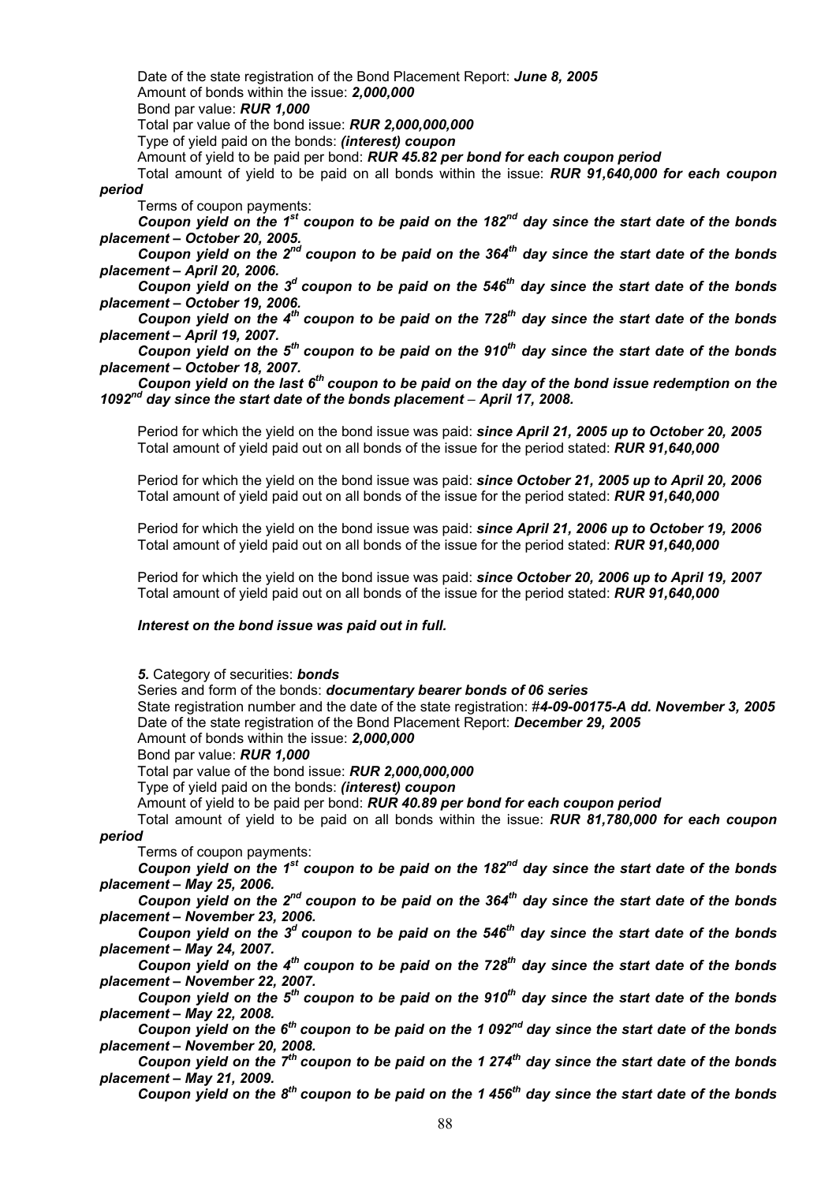Date of the state registration of the Bond Placement Report: ***June 8, 2005***

Amount of bonds within the issue: ***2,000,000***

Bond par value: ***RUR 1,000***

Total par value of the bond issue: ***RUR 2,000,000,000***

Type of yield paid on the bonds: ***(interest) coupon***

Amount of yield to be paid per bond: ***RUR 45.82 per bond for each coupon period***

Total amount of yield to be paid on all bonds within the issue: ***RUR 91,640,000 for each coupon period***

Terms of coupon payments:

***Coupon yield on the 1st coupon to be paid on the 182nd day since the start date of the bonds placement – October 20, 2005.***

***Coupon yield on the 2nd coupon to be paid on the 364th day since the start date of the bonds placement – April 20, 2006.***

***Coupon yield on the 3d coupon to be paid on the 546th day since the start date of the bonds placement – October 19, 2006.***

***Coupon yield on the 4th coupon to be paid on the 728th day since the start date of the bonds placement – April 19, 2007.***

***Coupon yield on the 5th coupon to be paid on the 910th day since the start date of the bonds placement – October 18, 2007.***

***Coupon yield on the last 6th coupon to be paid on the day of the bond issue redemption on the 1092nd day since the start date of the bonds placement – April 17, 2008.***

Period for which the yield on the bond issue was paid: ***since April 21, 2005 up to October 20, 2005***
Total amount of yield paid out on all bonds of the issue for the period stated: ***RUR 91,640,000***

Period for which the yield on the bond issue was paid: ***since October 21, 2005 up to April 20, 2006***
Total amount of yield paid out on all bonds of the issue for the period stated: ***RUR 91,640,000***

Period for which the yield on the bond issue was paid: ***since April 21, 2006 up to October 19, 2006***
Total amount of yield paid out on all bonds of the issue for the period stated: ***RUR 91,640,000***

Period for which the yield on the bond issue was paid: ***since October 20, 2006 up to April 19, 2007***
Total amount of yield paid out on all bonds of the issue for the period stated: ***RUR 91,640,000***

***Interest on the bond issue was paid out in full.***

***5.*** Category of securities: ***bonds***

Series and form of the bonds: ***documentary bearer bonds of 06 series***

State registration number and the date of the state registration: #***4-09-00175-A dd. November 3, 2005***

Date of the state registration of the Bond Placement Report: ***December 29, 2005***

Amount of bonds within the issue: ***2,000,000***

Bond par value: ***RUR 1,000***

Total par value of the bond issue: ***RUR 2,000,000,000***

Type of yield paid on the bonds: ***(interest) coupon***

Amount of yield to be paid per bond: ***RUR 40.89 per bond for each coupon period***

Total amount of yield to be paid on all bonds within the issue: ***RUR 81,780,000 for each coupon period***

Terms of coupon payments:

***Coupon yield on the 1st coupon to be paid on the 182nd day since the start date of the bonds placement – May 25, 2006.***

***Coupon yield on the 2nd coupon to be paid on the 364th day since the start date of the bonds placement – November 23, 2006.***

***Coupon yield on the 3d coupon to be paid on the 546th day since the start date of the bonds placement – May 24, 2007.***

***Coupon yield on the 4th coupon to be paid on the 728th day since the start date of the bonds placement – November 22, 2007.***

***Coupon yield on the 5th coupon to be paid on the 910th day since the start date of the bonds placement – May 22, 2008.***

***Coupon yield on the 6th coupon to be paid on the 1 092nd day since the start date of the bonds placement – November 20, 2008.***

***Coupon yield on the 7th coupon to be paid on the 1 274th day since the start date of the bonds placement – May 21, 2009.***

***Coupon yield on the 8th coupon to be paid on the 1 456th day since the start date of the bonds***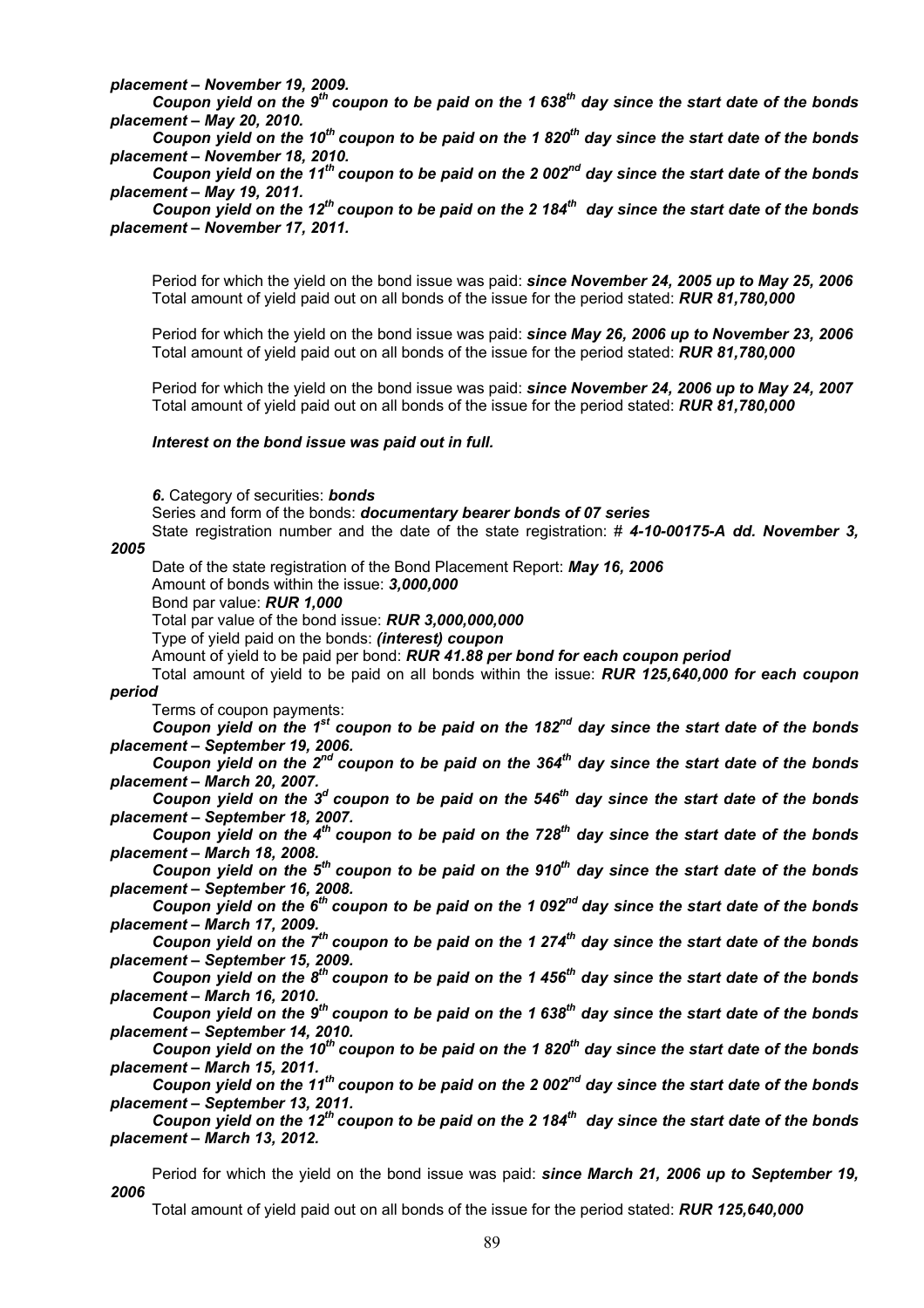***placement – November 19, 2009.***

***Coupon yield on the 9th coupon to be paid on the 1 638th day since the start date of the bonds placement – May 20, 2010.***

***Coupon yield on the 10th coupon to be paid on the 1 820th day since the start date of the bonds placement – November 18, 2010.***

***Coupon yield on the 11th coupon to be paid on the 2 002nd day since the start date of the bonds placement – May 19, 2011.***

***Coupon yield on the 12th coupon to be paid on the 2 184th day since the start date of the bonds placement – November 17, 2011.***

Period for which the yield on the bond issue was paid: ***since November 24, 2005 up to May 25, 2006***
Total amount of yield paid out on all bonds of the issue for the period stated: ***RUR 81,780,000***

Period for which the yield on the bond issue was paid: ***since May 26, 2006 up to November 23, 2006***
Total amount of yield paid out on all bonds of the issue for the period stated: ***RUR 81,780,000***

Period for which the yield on the bond issue was paid: ***since November 24, 2006 up to May 24, 2007***
Total amount of yield paid out on all bonds of the issue for the period stated: ***RUR 81,780,000***

***Interest on the bond issue was paid out in full.***

***6.*** Category of securities: ***bonds***

Series and form of the bonds: ***documentary bearer bonds of 07 series***

State registration number and the date of the state registration: # ***4-10-00175-A dd. November 3, 2005***

Date of the state registration of the Bond Placement Report: ***May 16, 2006***

Amount of bonds within the issue: ***3,000,000***

Bond par value: ***RUR 1,000***

Total par value of the bond issue: ***RUR 3,000,000,000***

Type of yield paid on the bonds: ***(interest) coupon***

Amount of yield to be paid per bond: ***RUR 41.88 per bond for each coupon period***

Total amount of yield to be paid on all bonds within the issue: ***RUR 125,640,000 for each coupon period***

Terms of coupon payments:

***Coupon yield on the 1st coupon to be paid on the 182nd day since the start date of the bonds placement – September 19, 2006.***

***Coupon yield on the 2nd coupon to be paid on the 364th day since the start date of the bonds placement – March 20, 2007.***

***Coupon yield on the 3d coupon to be paid on the 546th day since the start date of the bonds placement – September 18, 2007.***

***Coupon yield on the 4th coupon to be paid on the 728th day since the start date of the bonds placement – March 18, 2008.***

***Coupon yield on the 5th coupon to be paid on the 910th day since the start date of the bonds placement – September 16, 2008.***

***Coupon yield on the 6th coupon to be paid on the 1 092nd day since the start date of the bonds placement – March 17, 2009.***

***Coupon yield on the 7th coupon to be paid on the 1 274th day since the start date of the bonds placement – September 15, 2009.***

***Coupon yield on the 8th coupon to be paid on the 1 456th day since the start date of the bonds placement – March 16, 2010.***

***Coupon yield on the 9th coupon to be paid on the 1 638th day since the start date of the bonds placement – September 14, 2010.***

***Coupon yield on the 10th coupon to be paid on the 1 820th day since the start date of the bonds placement – March 15, 2011.***

***Coupon yield on the 11th coupon to be paid on the 2 002nd day since the start date of the bonds placement – September 13, 2011.***

***Coupon yield on the 12th coupon to be paid on the 2 184th day since the start date of the bonds placement – March 13, 2012.***

Period for which the yield on the bond issue was paid: ***since March 21, 2006 up to September 19, 2006***

Total amount of yield paid out on all bonds of the issue for the period stated: ***RUR 125,640,000***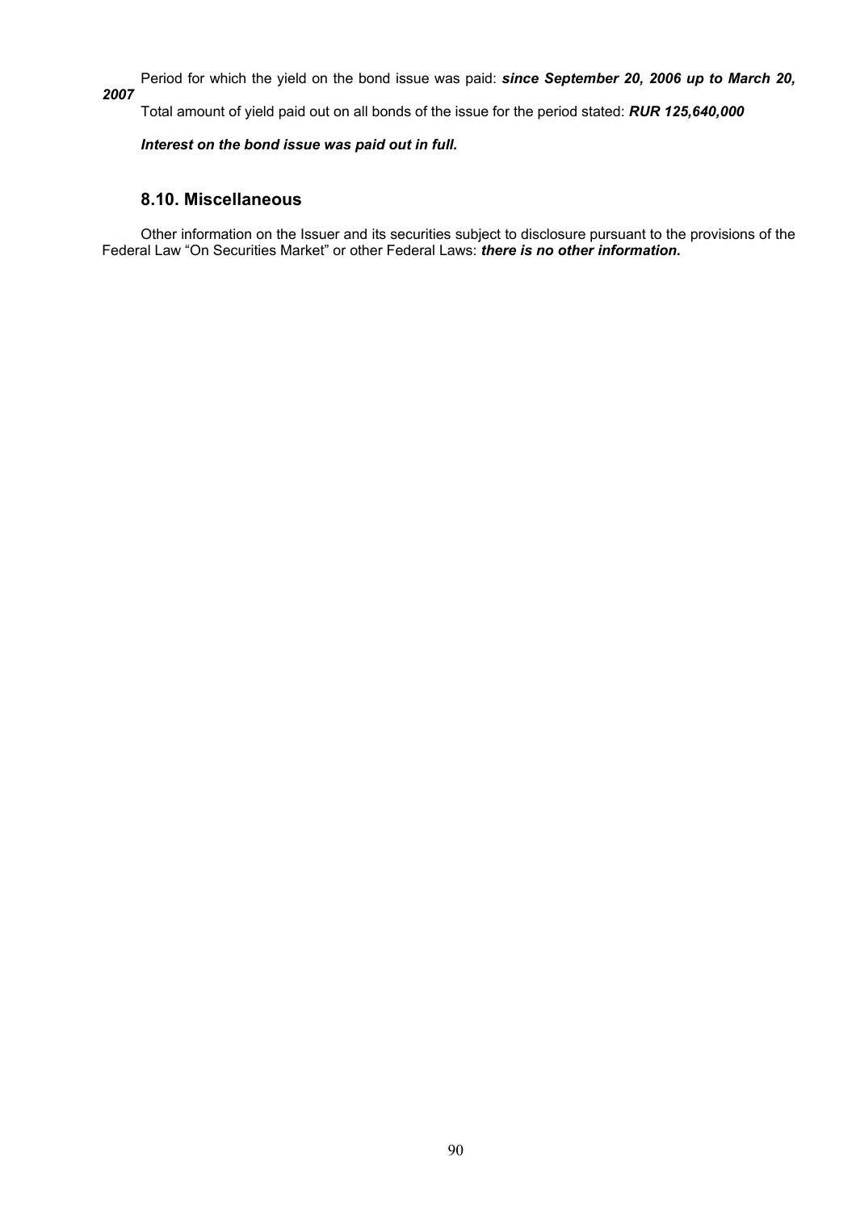Period for which the yield on the bond issue was paid: ***since September 20, 2006 up to March 20, 2007***

Total amount of yield paid out on all bonds of the issue for the period stated: ***RUR 125,640,000***

***Interest on the bond issue was paid out in full.***

## 8.10. Miscellaneous

Other information on the Issuer and its securities subject to disclosure pursuant to the provisions of the Federal Law "On Securities Market" or other Federal Laws: ***there is no other information.***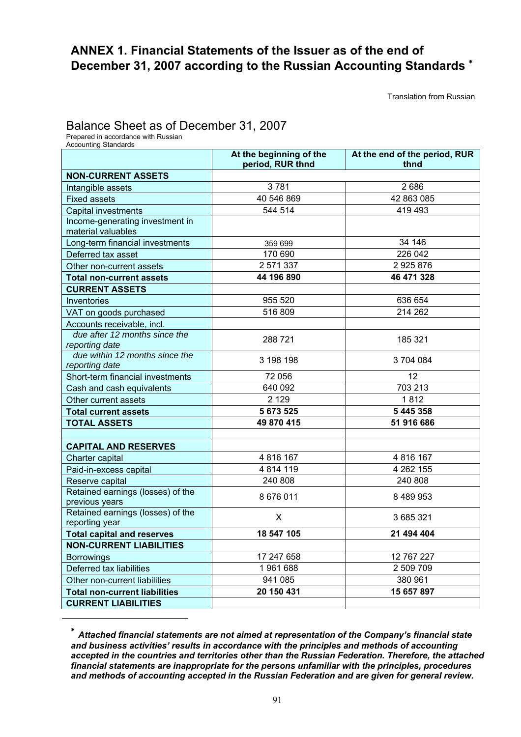# ANNEX 1. Financial Statements of the Issuer as of the end of December 31, 2007 according to the Russian Accounting Standards *

Translation from Russian

## Balance Sheet as of December 31, 2007

Prepared in accordance with Russian Accounting Standards

| | At the beginning of the period, RUR thnd | At the end of the period, RUR thnd |
|---|---|---|
| **NON-CURRENT ASSETS** | | |
| Intangible assets | 3 781 | 2 686 |
| Fixed assets | 40 546 869 | 42 863 085 |
| Capital investments | 544 514 | 419 493 |
| Income-generating investment in material valuables | | |
| Long-term financial investments | 359 699 | 34 146 |
| Deferred tax asset | 170 690 | 226 042 |
| Other non-current assets | 2 571 337 | 2 925 876 |
| **Total non-current assets** | **44 196 890** | **46 471 328** |
| **CURRENT ASSETS** | | |
| Inventories | 955 520 | 636 654 |
| VAT on goods purchased | 516 809 | 214 262 |
| Accounts receivable, incl. | | |
| *due after 12 months since the reporting date* | 288 721 | 185 321 |
| *due within 12 months since the reporting date* | 3 198 198 | 3 704 084 |
| Short-term financial investments | 72 056 | 12 |
| Cash and cash equivalents | 640 092 | 703 213 |
| Other current assets | 2 129 | 1 812 |
| **Total current assets** | **5 673 525** | **5 445 358** |
| **TOTAL ASSETS** | **49 870 415** | **51 916 686** |
| | | |
| **CAPITAL AND RESERVES** | | |
| Charter capital | 4 816 167 | 4 816 167 |
| Paid-in-excess capital | 4 814 119 | 4 262 155 |
| Reserve capital | 240 808 | 240 808 |
| Retained earnings (losses) of the previous years | 8 676 011 | 8 489 953 |
| Retained earnings (losses) of the reporting year | X | 3 685 321 |
| **Total capital and reserves** | **18 547 105** | **21 494 404** |
| **NON-CURRENT LIABILITIES** | | |
| Borrowings | 17 247 658 | 12 767 227 |
| Deferred tax liabilities | 1 961 688 | 2 509 709 |
| Other non-current liabilities | 941 085 | 380 961 |
| **Total non-current liabilities** | **20 150 431** | **15 657 897** |
| **CURRENT LIABILITIES** | | |

* ***Attached financial statements are not aimed at representation of the Company's financial state and business activities' results in accordance with the principles and methods of accounting accepted in the countries and territories other than the Russian Federation. Therefore, the attached financial statements are inappropriate for the persons unfamiliar with the principles, procedures and methods of accounting accepted in the Russian Federation and are given for general review.***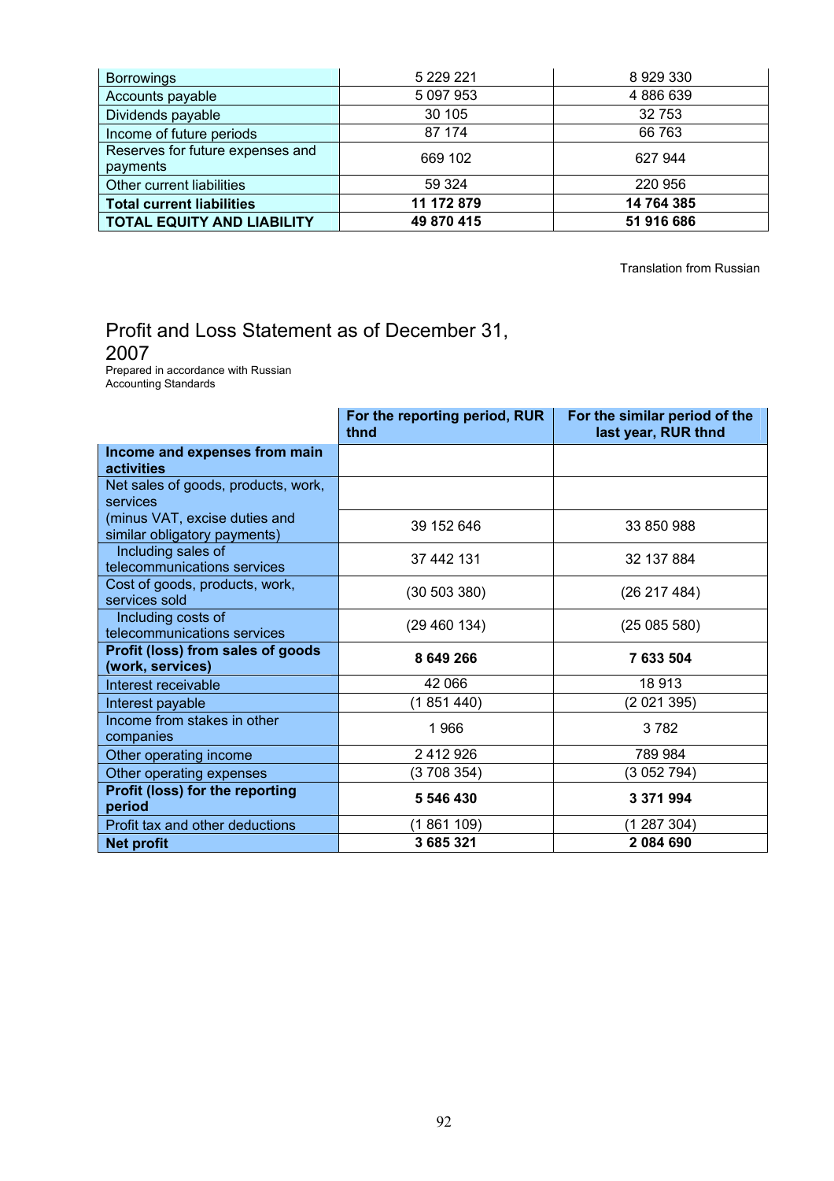| | | |
|---|---|---|
| Borrowings | 5 229 221 | 8 929 330 |
| Accounts payable | 5 097 953 | 4 886 639 |
| Dividends payable | 30 105 | 32 753 |
| Income of future periods | 87 174 | 66 763 |
| Reserves for future expenses and payments | 669 102 | 627 944 |
| Other current liabilities | 59 324 | 220 956 |
| **Total current liabilities** | **11 172 879** | **14 764 385** |
| **TOTAL EQUITY AND LIABILITY** | **49 870 415** | **51 916 686** |

Translation from Russian

## Profit and Loss Statement as of December 31, 2007

Prepared in accordance with Russian Accounting Standards

| | For the reporting period, RUR thnd | For the similar period of the last year, RUR thnd |
|---|---|---|
| **Income and expenses from main activities** | | |
| Net sales of goods, products, work, services | | |
| (minus VAT, excise duties and similar obligatory payments) | 39 152 646 | 33 850 988 |
| Including sales of telecommunications services | 37 442 131 | 32 137 884 |
| Cost of goods, products, work, services sold | (30 503 380) | (26 217 484) |
| Including costs of telecommunications services | (29 460 134) | (25 085 580) |
| **Profit (loss) from sales of goods (work, services)** | **8 649 266** | **7 633 504** |
| Interest receivable | 42 066 | 18 913 |
| Interest payable | (1 851 440) | (2 021 395) |
| Income from stakes in other companies | 1 966 | 3 782 |
| Other operating income | 2 412 926 | 789 984 |
| Other operating expenses | (3 708 354) | (3 052 794) |
| **Profit (loss) for the reporting period** | **5 546 430** | **3 371 994** |
| Profit tax and other deductions | (1 861 109) | (1 287 304) |
| **Net profit** | **3 685 321** | **2 084 690** |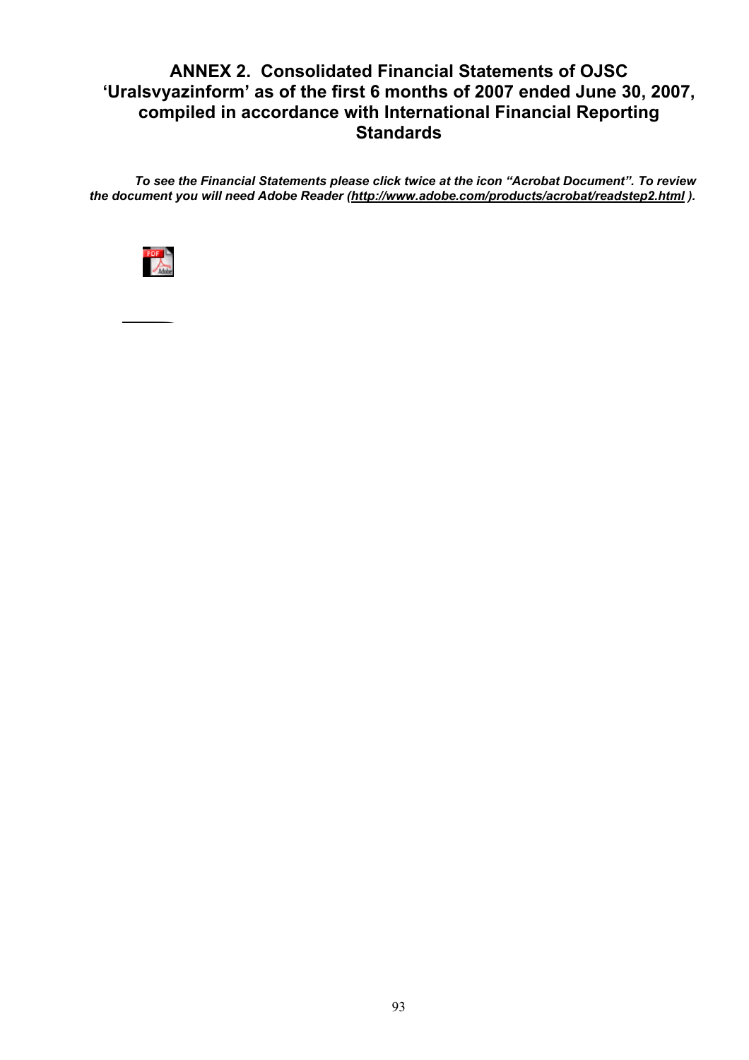# ANNEX 2. Consolidated Financial Statements of OJSC 'Uralsvyazinform' as of the first 6 months of 2007 ended June 30, 2007, compiled in accordance with International Financial Reporting Standards

***To see the Financial Statements please click twice at the icon "Acrobat Document". To review the document you will need Adobe Reader (http://www.adobe.com/products/acrobat/readstep2.html ).***